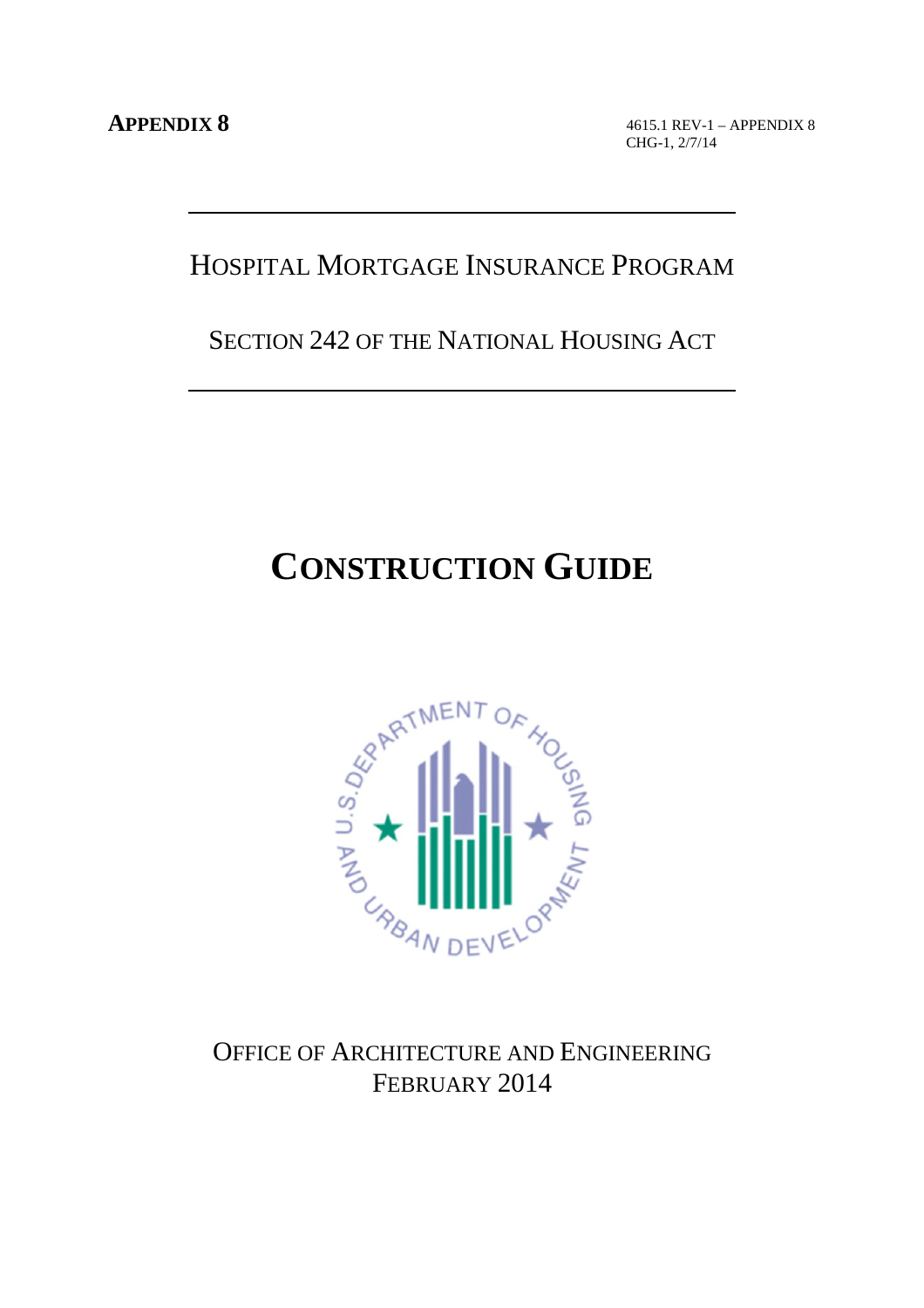**APPENDIX 8**

4615.1 REV-1 – APPENDIX 8
CHG-1, 2/7/14

## HOSPITAL MORTGAGE INSURANCE PROGRAM

## SECTION 242 OF THE NATIONAL HOUSING ACT

# CONSTRUCTION GUIDE

OFFICE OF ARCHITECTURE AND ENGINEERING
FEBRUARY 2014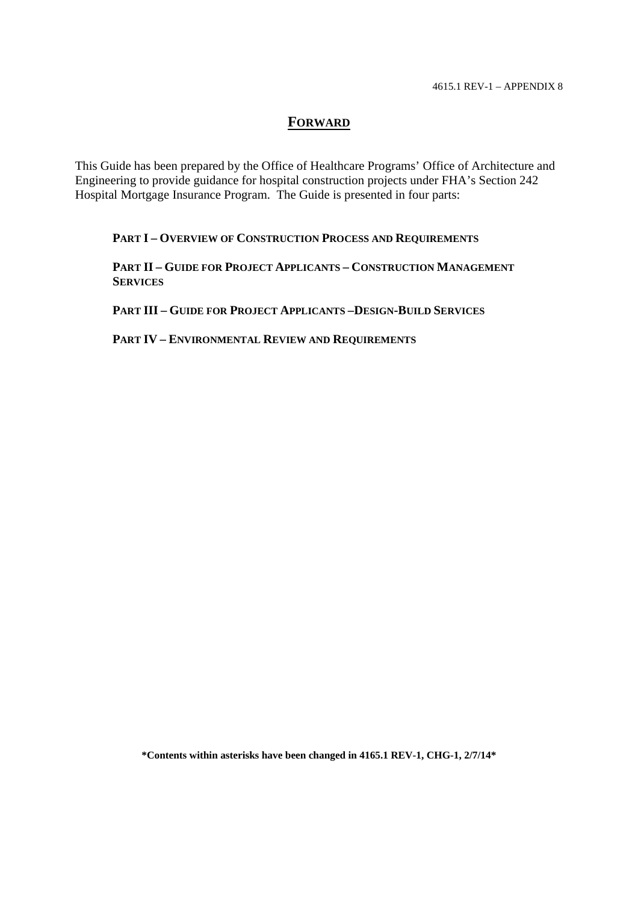## FORWARD

This Guide has been prepared by the Office of Healthcare Programs' Office of Architecture and Engineering to provide guidance for hospital construction projects under FHA's Section 242 Hospital Mortgage Insurance Program. The Guide is presented in four parts:

**PART I – OVERVIEW OF CONSTRUCTION PROCESS AND REQUIREMENTS**

**PART II – GUIDE FOR PROJECT APPLICANTS – CONSTRUCTION MANAGEMENT SERVICES**

**PART III – GUIDE FOR PROJECT APPLICANTS –DESIGN-BUILD SERVICES**

**PART IV – ENVIRONMENTAL REVIEW AND REQUIREMENTS**

**\*Contents within asterisks have been changed in 4165.1 REV-1, CHG-1, 2/7/14\***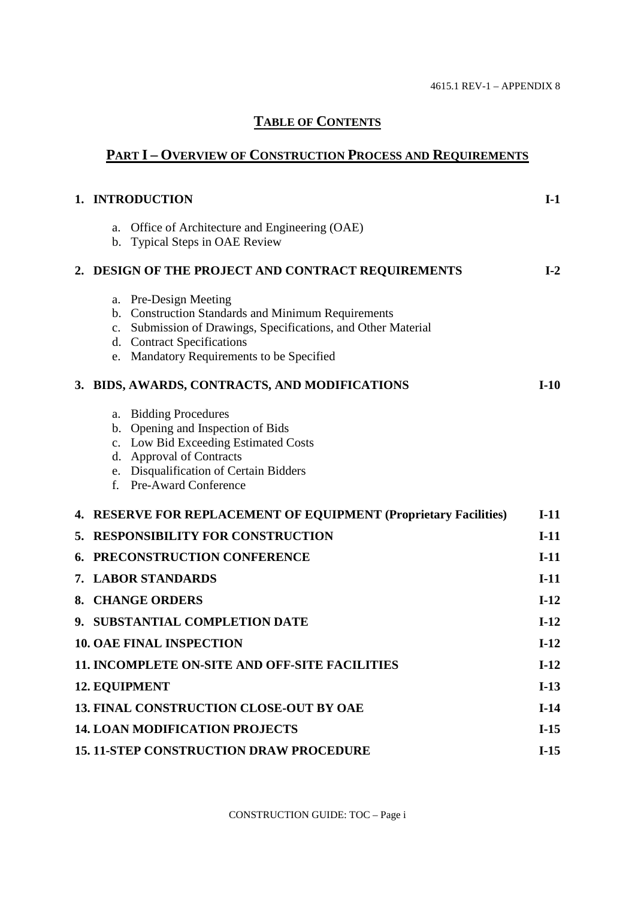# TABLE OF CONTENTS

## PART I – OVERVIEW OF CONSTRUCTION PROCESS AND REQUIREMENTS

| | |
|---|---|
| **1. INTRODUCTION** | **I-1** |
| a. Office of Architecture and Engineering (OAE) | |
| b. Typical Steps in OAE Review | |
| **2. DESIGN OF THE PROJECT AND CONTRACT REQUIREMENTS** | **I-2** |
| a. Pre-Design Meeting | |
| b. Construction Standards and Minimum Requirements | |
| c. Submission of Drawings, Specifications, and Other Material | |
| d. Contract Specifications | |
| e. Mandatory Requirements to be Specified | |
| **3. BIDS, AWARDS, CONTRACTS, AND MODIFICATIONS** | **I-10** |
| a. Bidding Procedures | |
| b. Opening and Inspection of Bids | |
| c. Low Bid Exceeding Estimated Costs | |
| d. Approval of Contracts | |
| e. Disqualification of Certain Bidders | |
| f. Pre-Award Conference | |
| **4. RESERVE FOR REPLACEMENT OF EQUIPMENT (Proprietary Facilities)** | **I-11** |
| **5. RESPONSIBILITY FOR CONSTRUCTION** | **I-11** |
| **6. PRECONSTRUCTION CONFERENCE** | **I-11** |
| **7. LABOR STANDARDS** | **I-11** |
| **8. CHANGE ORDERS** | **I-12** |
| **9. SUBSTANTIAL COMPLETION DATE** | **I-12** |
| **10. OAE FINAL INSPECTION** | **I-12** |
| **11. INCOMPLETE ON-SITE AND OFF-SITE FACILITIES** | **I-12** |
| **12. EQUIPMENT** | **I-13** |
| **13. FINAL CONSTRUCTION CLOSE-OUT BY OAE** | **I-14** |
| **14. LOAN MODIFICATION PROJECTS** | **I-15** |
| **15. 11-STEP CONSTRUCTION DRAW PROCEDURE** | **I-15** |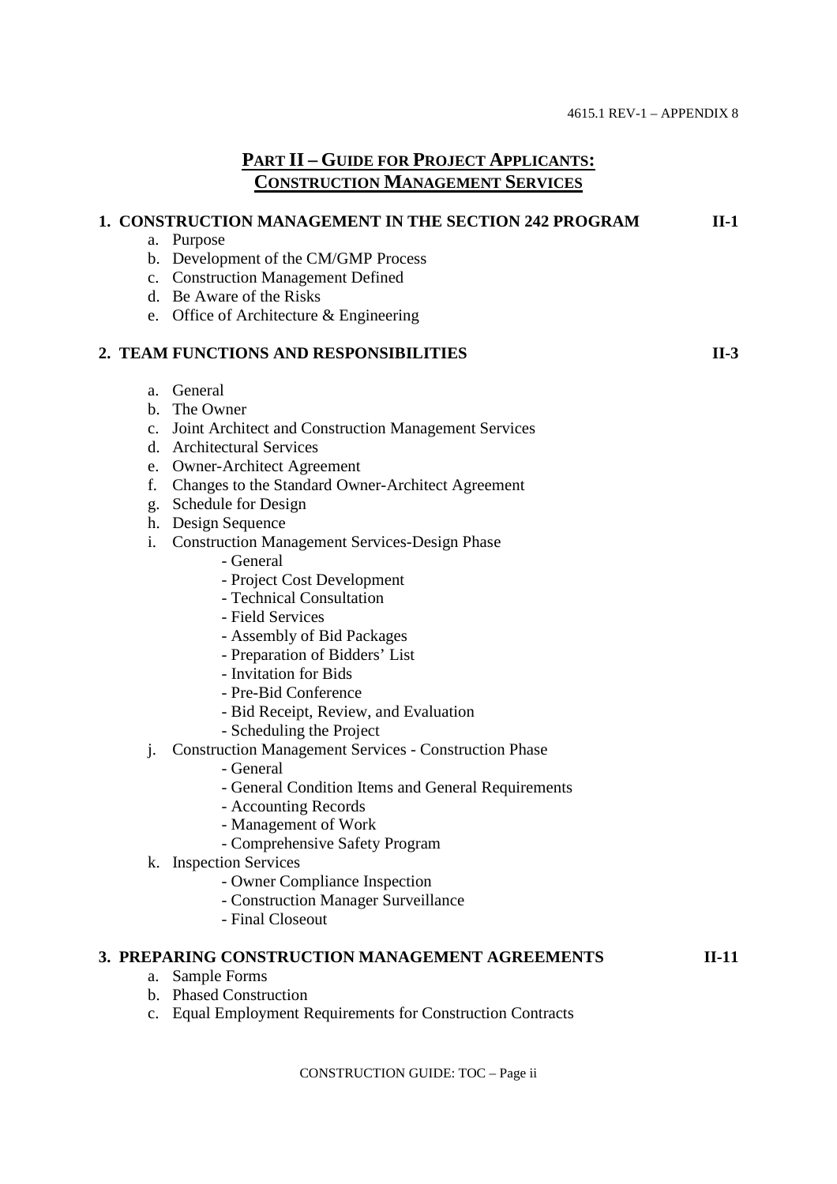## PART II – GUIDE FOR PROJECT APPLICANTS: CONSTRUCTION MANAGEMENT SERVICES

**1. CONSTRUCTION MANAGEMENT IN THE SECTION 242 PROGRAM II-1**

a. Purpose
b. Development of the CM/GMP Process
c. Construction Management Defined
d. Be Aware of the Risks
e. Office of Architecture & Engineering

**2. TEAM FUNCTIONS AND RESPONSIBILITIES II-3**

a. General
b. The Owner
c. Joint Architect and Construction Management Services
d. Architectural Services
e. Owner-Architect Agreement
f. Changes to the Standard Owner-Architect Agreement
g. Schedule for Design
h. Design Sequence
i. Construction Management Services-Design Phase
   - General
   - Project Cost Development
   - Technical Consultation
   - Field Services
   - Assembly of Bid Packages
   - Preparation of Bidders' List
   - Invitation for Bids
   - Pre-Bid Conference
   - Bid Receipt, Review, and Evaluation
   - Scheduling the Project
j. Construction Management Services - Construction Phase
   - General
   - General Condition Items and General Requirements
   - Accounting Records
   - Management of Work
   - Comprehensive Safety Program
k. Inspection Services
   - Owner Compliance Inspection
   - Construction Manager Surveillance
   - Final Closeout

**3. PREPARING CONSTRUCTION MANAGEMENT AGREEMENTS II-11**

a. Sample Forms
b. Phased Construction
c. Equal Employment Requirements for Construction Contracts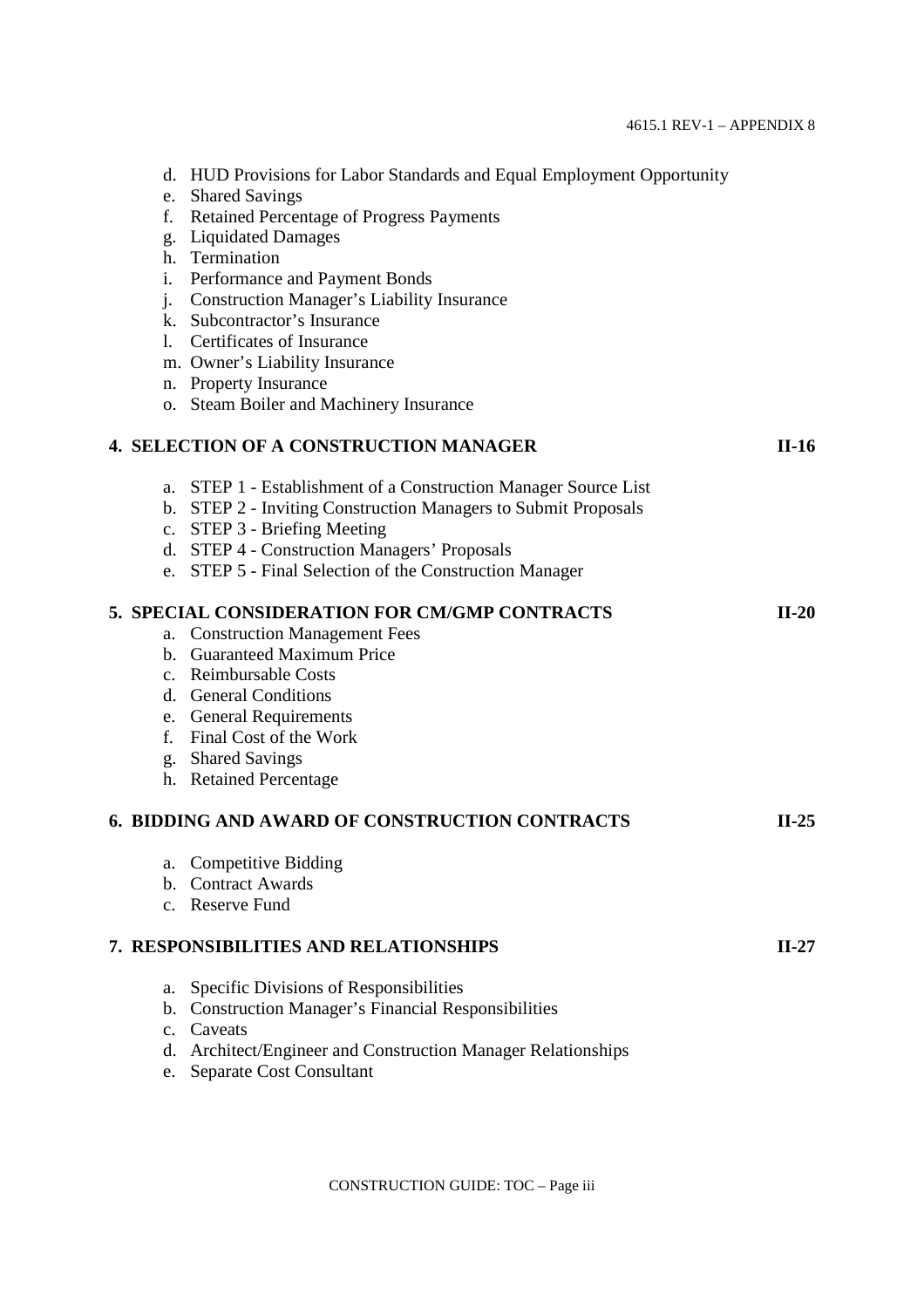d. HUD Provisions for Labor Standards and Equal Employment Opportunity
e. Shared Savings
f. Retained Percentage of Progress Payments
g. Liquidated Damages
h. Termination
i. Performance and Payment Bonds
j. Construction Manager's Liability Insurance
k. Subcontractor's Insurance
l. Certificates of Insurance
m. Owner's Liability Insurance
n. Property Insurance
o. Steam Boiler and Machinery Insurance

**4. SELECTION OF A CONSTRUCTION MANAGER** **II-16**

a. STEP 1 - Establishment of a Construction Manager Source List
b. STEP 2 - Inviting Construction Managers to Submit Proposals
c. STEP 3 - Briefing Meeting
d. STEP 4 - Construction Managers' Proposals
e. STEP 5 - Final Selection of the Construction Manager

**5. SPECIAL CONSIDERATION FOR CM/GMP CONTRACTS** **II-20**

a. Construction Management Fees
b. Guaranteed Maximum Price
c. Reimbursable Costs
d. General Conditions
e. General Requirements
f. Final Cost of the Work
g. Shared Savings
h. Retained Percentage

**6. BIDDING AND AWARD OF CONSTRUCTION CONTRACTS** **II-25**

a. Competitive Bidding
b. Contract Awards
c. Reserve Fund

**7. RESPONSIBILITIES AND RELATIONSHIPS** **II-27**

a. Specific Divisions of Responsibilities
b. Construction Manager's Financial Responsibilities
c. Caveats
d. Architect/Engineer and Construction Manager Relationships
e. Separate Cost Consultant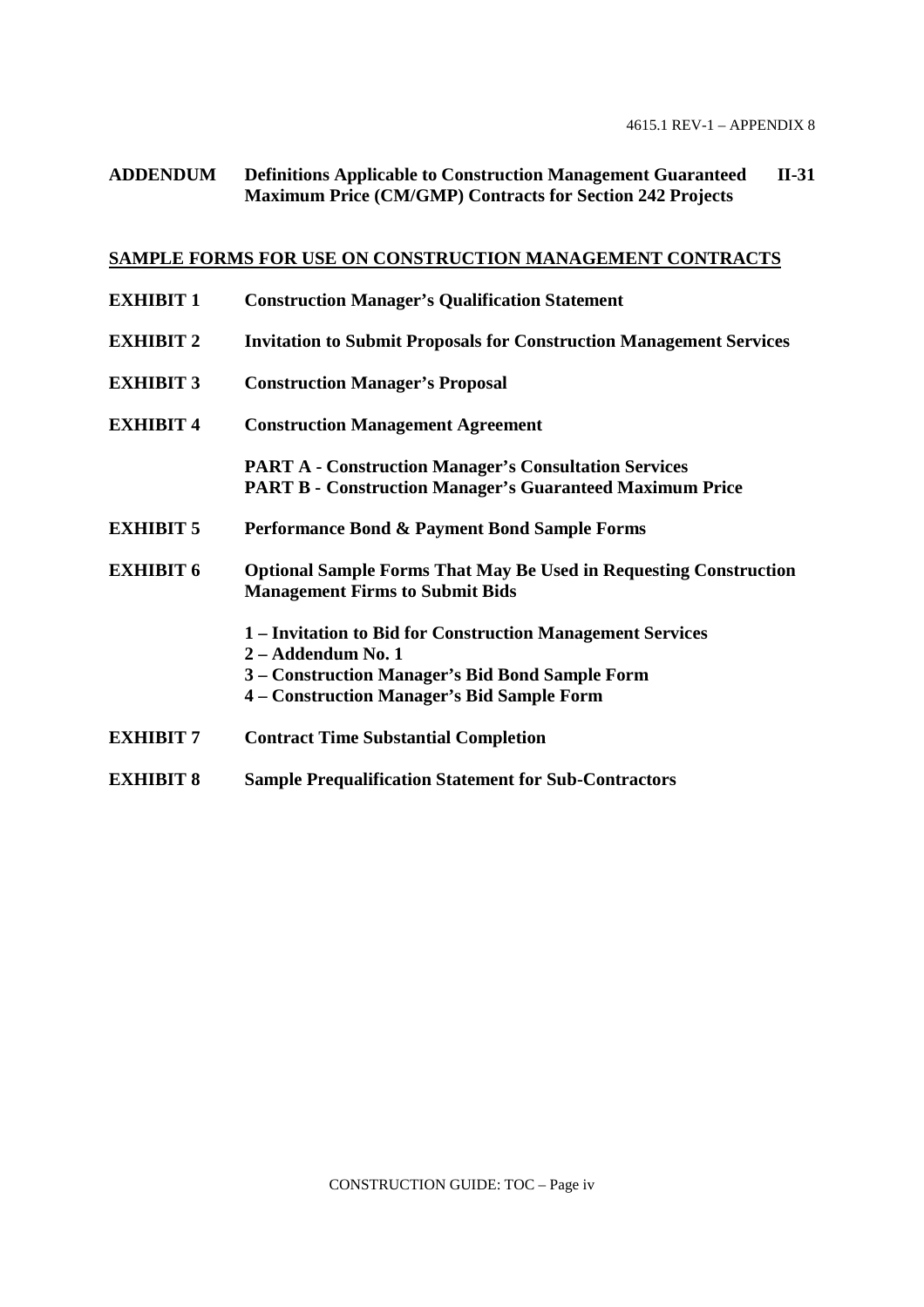**ADDENDUM** **Definitions Applicable to Construction Management Guaranteed Maximum Price (CM/GMP) Contracts for Section 242 Projects** **II-31**

## SAMPLE FORMS FOR USE ON CONSTRUCTION MANAGEMENT CONTRACTS

**EXHIBIT 1** **Construction Manager's Qualification Statement**

**EXHIBIT 2** **Invitation to Submit Proposals for Construction Management Services**

**EXHIBIT 3** **Construction Manager's Proposal**

**EXHIBIT 4** **Construction Management Agreement**

**PART A - Construction Manager's Consultation Services**
**PART B - Construction Manager's Guaranteed Maximum Price**

**EXHIBIT 5** **Performance Bond & Payment Bond Sample Forms**

**EXHIBIT 6** **Optional Sample Forms That May Be Used in Requesting Construction Management Firms to Submit Bids**

**1 – Invitation to Bid for Construction Management Services**
**2 – Addendum No. 1**
**3 – Construction Manager's Bid Bond Sample Form**
**4 – Construction Manager's Bid Sample Form**

**EXHIBIT 7** **Contract Time Substantial Completion**

**EXHIBIT 8** **Sample Prequalification Statement for Sub-Contractors**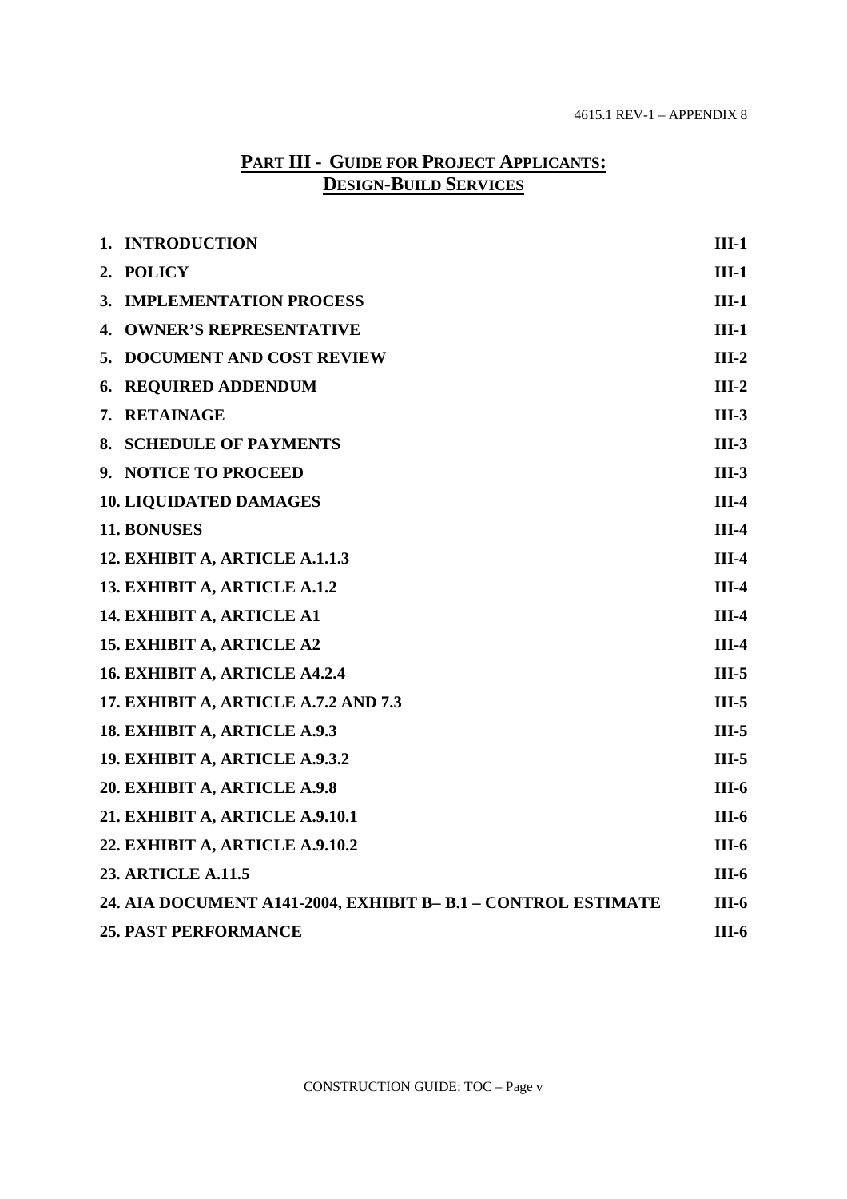## PART III - GUIDE FOR PROJECT APPLICANTS: DESIGN-BUILD SERVICES

| | |
|---|---|
| **1. INTRODUCTION** | **III-1** |
| **2. POLICY** | **III-1** |
| **3. IMPLEMENTATION PROCESS** | **III-1** |
| **4. OWNER'S REPRESENTATIVE** | **III-1** |
| **5. DOCUMENT AND COST REVIEW** | **III-2** |
| **6. REQUIRED ADDENDUM** | **III-2** |
| **7. RETAINAGE** | **III-3** |
| **8. SCHEDULE OF PAYMENTS** | **III-3** |
| **9. NOTICE TO PROCEED** | **III-3** |
| **10. LIQUIDATED DAMAGES** | **III-4** |
| **11. BONUSES** | **III-4** |
| **12. EXHIBIT A, ARTICLE A.1.1.3** | **III-4** |
| **13. EXHIBIT A, ARTICLE A.1.2** | **III-4** |
| **14. EXHIBIT A, ARTICLE A1** | **III-4** |
| **15. EXHIBIT A, ARTICLE A2** | **III-4** |
| **16. EXHIBIT A, ARTICLE A4.2.4** | **III-5** |
| **17. EXHIBIT A, ARTICLE A.7.2 AND 7.3** | **III-5** |
| **18. EXHIBIT A, ARTICLE A.9.3** | **III-5** |
| **19. EXHIBIT A, ARTICLE A.9.3.2** | **III-5** |
| **20. EXHIBIT A, ARTICLE A.9.8** | **III-6** |
| **21. EXHIBIT A, ARTICLE A.9.10.1** | **III-6** |
| **22. EXHIBIT A, ARTICLE A.9.10.2** | **III-6** |
| **23. ARTICLE A.11.5** | **III-6** |
| **24. AIA DOCUMENT A141-2004, EXHIBIT B– B.1 – CONTROL ESTIMATE** | **III-6** |
| **25. PAST PERFORMANCE** | **III-6** |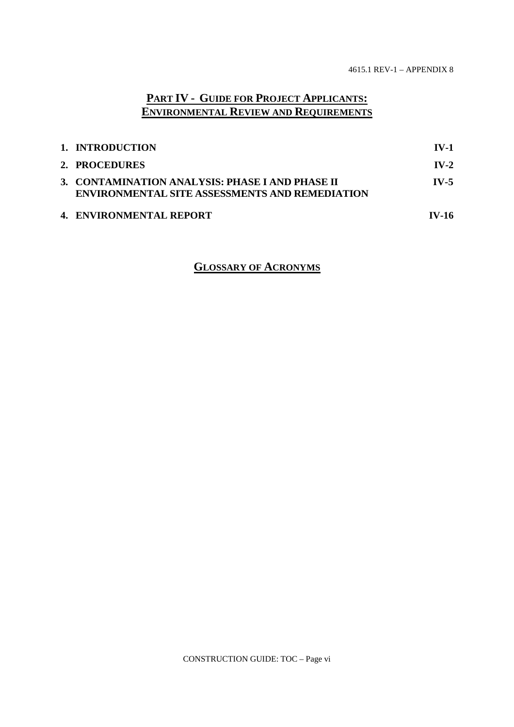## PART IV - GUIDE FOR PROJECT APPLICANTS: ENVIRONMENTAL REVIEW AND REQUIREMENTS

| | |
|---|---|
| **1. INTRODUCTION** | **IV-1** |
| **2. PROCEDURES** | **IV-2** |
| **3. CONTAMINATION ANALYSIS: PHASE I AND PHASE II ENVIRONMENTAL SITE ASSESSMENTS AND REMEDIATION** | **IV-5** |
| **4. ENVIRONMENTAL REPORT** | **IV-16** |

## GLOSSARY OF ACRONYMS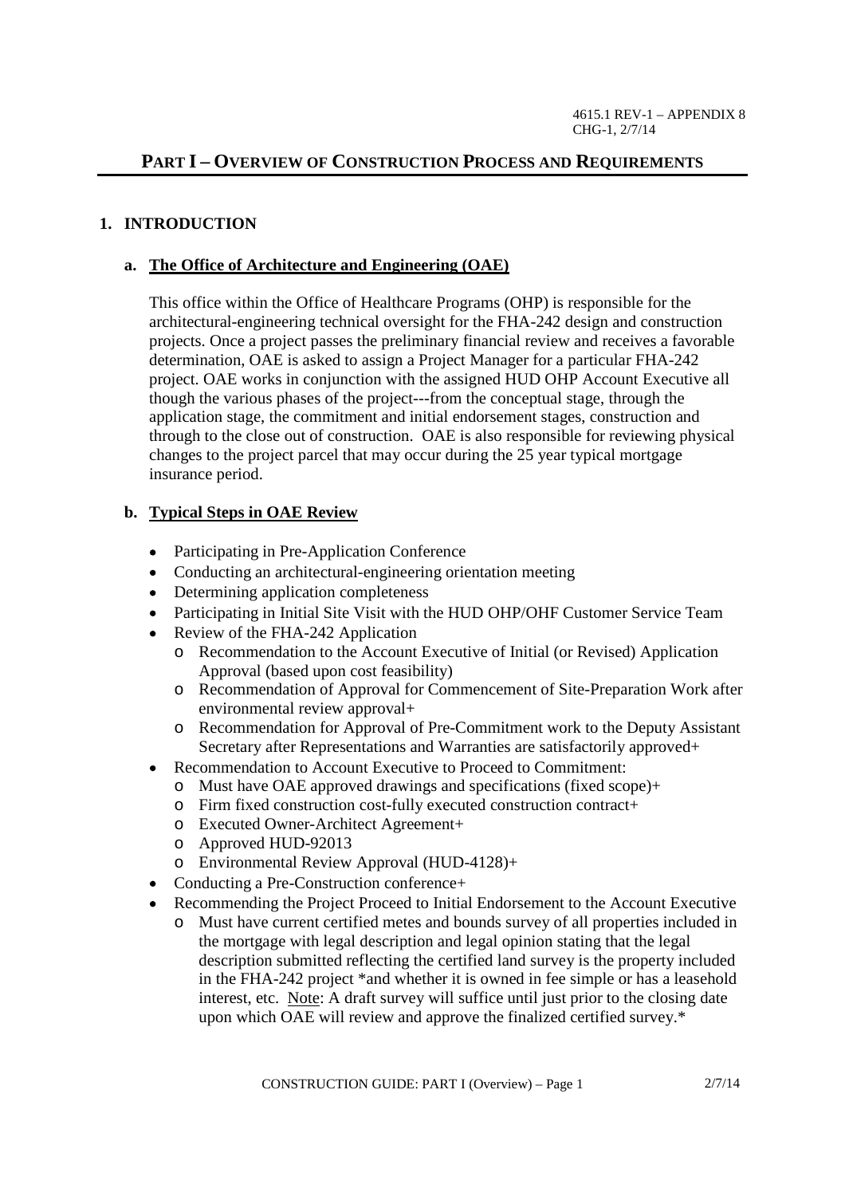# PART I – OVERVIEW OF CONSTRUCTION PROCESS AND REQUIREMENTS

## 1. INTRODUCTION

### a. The Office of Architecture and Engineering (OAE)

This office within the Office of Healthcare Programs (OHP) is responsible for the architectural-engineering technical oversight for the FHA-242 design and construction projects. Once a project passes the preliminary financial review and receives a favorable determination, OAE is asked to assign a Project Manager for a particular FHA-242 project. OAE works in conjunction with the assigned HUD OHP Account Executive all though the various phases of the project---from the conceptual stage, through the application stage, the commitment and initial endorsement stages, construction and through to the close out of construction. OAE is also responsible for reviewing physical changes to the project parcel that may occur during the 25 year typical mortgage insurance period.

### b. Typical Steps in OAE Review

- Participating in Pre-Application Conference
- Conducting an architectural-engineering orientation meeting
- Determining application completeness
- Participating in Initial Site Visit with the HUD OHP/OHF Customer Service Team
- Review of the FHA-242 Application
  - Recommendation to the Account Executive of Initial (or Revised) Application Approval (based upon cost feasibility)
  - Recommendation of Approval for Commencement of Site-Preparation Work after environmental review approval+
  - Recommendation for Approval of Pre-Commitment work to the Deputy Assistant Secretary after Representations and Warranties are satisfactorily approved+
- Recommendation to Account Executive to Proceed to Commitment:
  - Must have OAE approved drawings and specifications (fixed scope)+
  - Firm fixed construction cost-fully executed construction contract+
  - Executed Owner-Architect Agreement+
  - Approved HUD-92013
  - Environmental Review Approval (HUD-4128)+
- Conducting a Pre-Construction conference+
- Recommending the Project Proceed to Initial Endorsement to the Account Executive
  - Must have current certified metes and bounds survey of all properties included in the mortgage with legal description and legal opinion stating that the legal description submitted reflecting the certified land survey is the property included in the FHA-242 project *and whether it is owned in fee simple or has a leasehold interest, etc. Note: A draft survey will suffice until just prior to the closing date upon which OAE will review and approve the finalized certified survey.*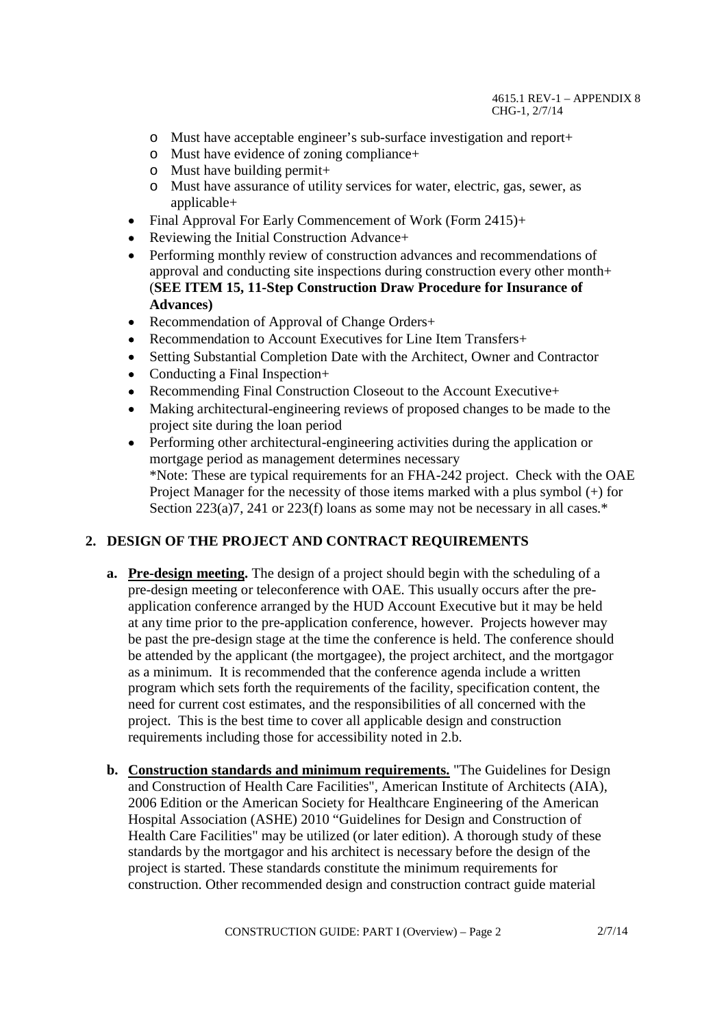- Must have acceptable engineer's sub-surface investigation and report+
  - Must have evidence of zoning compliance+
  - Must have building permit+
  - Must have assurance of utility services for water, electric, gas, sewer, as applicable+
- Final Approval For Early Commencement of Work (Form 2415)+
- Reviewing the Initial Construction Advance+
- Performing monthly review of construction advances and recommendations of approval and conducting site inspections during construction every other month+ (**SEE ITEM 15, 11-Step Construction Draw Procedure for Insurance of Advances)**
- Recommendation of Approval of Change Orders+
- Recommendation to Account Executives for Line Item Transfers+
- Setting Substantial Completion Date with the Architect, Owner and Contractor
- Conducting a Final Inspection+
- Recommending Final Construction Closeout to the Account Executive+
- Making architectural-engineering reviews of proposed changes to be made to the project site during the loan period
- Performing other architectural-engineering activities during the application or mortgage period as management determines necessary
  *Note: These are typical requirements for an FHA-242 project. Check with the OAE Project Manager for the necessity of those items marked with a plus symbol (+) for Section 223(a)7, 241 or 223(f) loans as some may not be necessary in all cases.*

## 2. DESIGN OF THE PROJECT AND CONTRACT REQUIREMENTS

**a. Pre-design meeting.** The design of a project should begin with the scheduling of a pre-design meeting or teleconference with OAE. This usually occurs after the pre-application conference arranged by the HUD Account Executive but it may be held at any time prior to the pre-application conference, however. Projects however may be past the pre-design stage at the time the conference is held. The conference should be attended by the applicant (the mortgagee), the project architect, and the mortgagor as a minimum. It is recommended that the conference agenda include a written program which sets forth the requirements of the facility, specification content, the need for current cost estimates, and the responsibilities of all concerned with the project. This is the best time to cover all applicable design and construction requirements including those for accessibility noted in 2.b.

**b. Construction standards and minimum requirements.** "The Guidelines for Design and Construction of Health Care Facilities", American Institute of Architects (AIA), 2006 Edition or the American Society for Healthcare Engineering of the American Hospital Association (ASHE) 2010 "Guidelines for Design and Construction of Health Care Facilities" may be utilized (or later edition). A thorough study of these standards by the mortgagor and his architect is necessary before the design of the project is started. These standards constitute the minimum requirements for construction. Other recommended design and construction contract guide material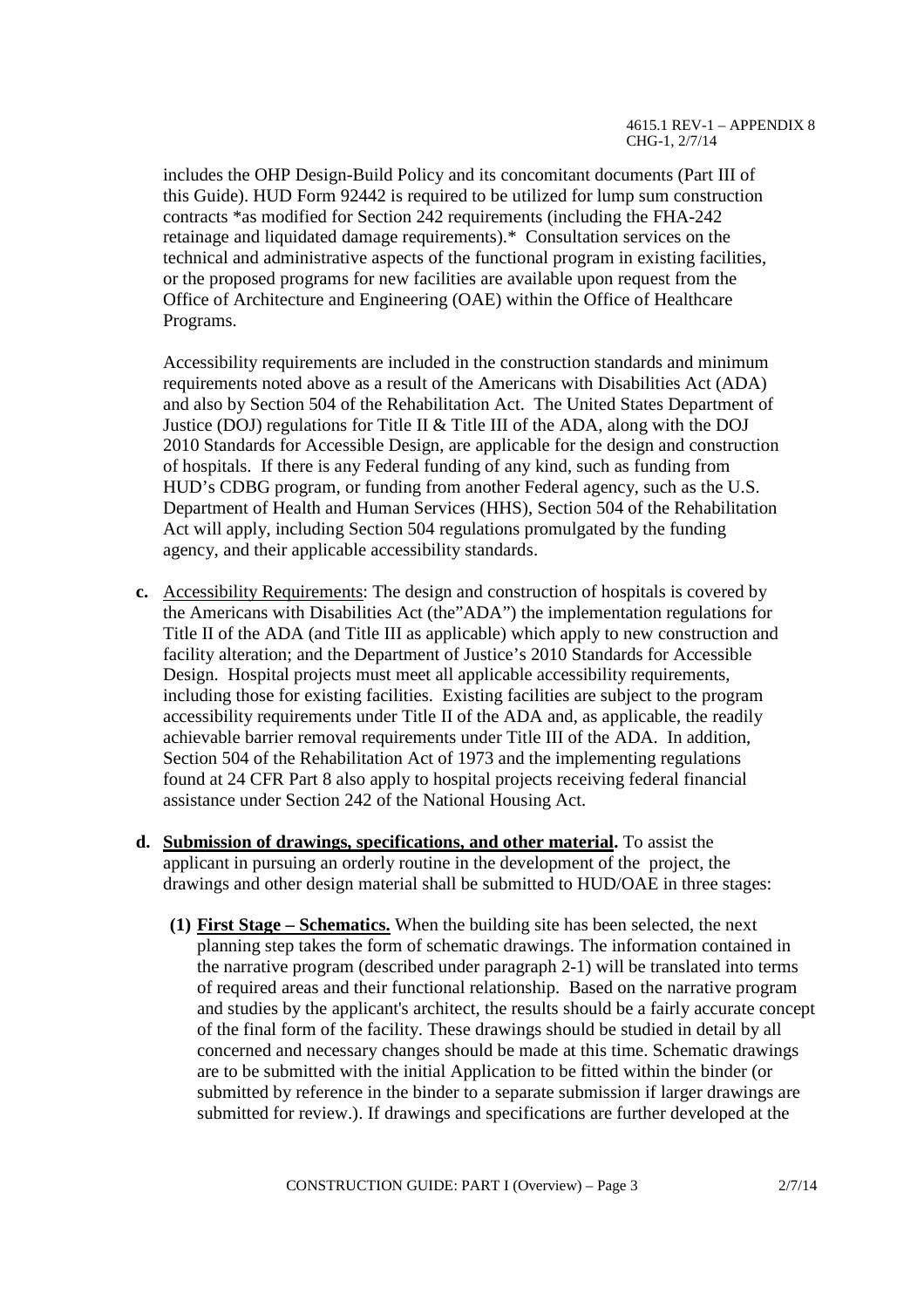includes the OHP Design-Build Policy and its concomitant documents (Part III of this Guide). HUD Form 92442 is required to be utilized for lump sum construction contracts *as modified for Section 242 requirements (including the FHA-242 retainage and liquidated damage requirements).* Consultation services on the technical and administrative aspects of the functional program in existing facilities, or the proposed programs for new facilities are available upon request from the Office of Architecture and Engineering (OAE) within the Office of Healthcare Programs.

Accessibility requirements are included in the construction standards and minimum requirements noted above as a result of the Americans with Disabilities Act (ADA) and also by Section 504 of the Rehabilitation Act. The United States Department of Justice (DOJ) regulations for Title II & Title III of the ADA, along with the DOJ 2010 Standards for Accessible Design, are applicable for the design and construction of hospitals. If there is any Federal funding of any kind, such as funding from HUD's CDBG program, or funding from another Federal agency, such as the U.S. Department of Health and Human Services (HHS), Section 504 of the Rehabilitation Act will apply, including Section 504 regulations promulgated by the funding agency, and their applicable accessibility standards.

**c.** Accessibility Requirements: The design and construction of hospitals is covered by the Americans with Disabilities Act (the"ADA") the implementation regulations for Title II of the ADA (and Title III as applicable) which apply to new construction and facility alteration; and the Department of Justice's 2010 Standards for Accessible Design. Hospital projects must meet all applicable accessibility requirements, including those for existing facilities. Existing facilities are subject to the program accessibility requirements under Title II of the ADA and, as applicable, the readily achievable barrier removal requirements under Title III of the ADA. In addition, Section 504 of the Rehabilitation Act of 1973 and the implementing regulations found at 24 CFR Part 8 also apply to hospital projects receiving federal financial assistance under Section 242 of the National Housing Act.

**d. Submission of drawings, specifications, and other material.** To assist the applicant in pursuing an orderly routine in the development of the project, the drawings and other design material shall be submitted to HUD/OAE in three stages:

**(1) First Stage – Schematics.** When the building site has been selected, the next planning step takes the form of schematic drawings. The information contained in the narrative program (described under paragraph 2-1) will be translated into terms of required areas and their functional relationship. Based on the narrative program and studies by the applicant's architect, the results should be a fairly accurate concept of the final form of the facility. These drawings should be studied in detail by all concerned and necessary changes should be made at this time. Schematic drawings are to be submitted with the initial Application to be fitted within the binder (or submitted by reference in the binder to a separate submission if larger drawings are submitted for review.). If drawings and specifications are further developed at the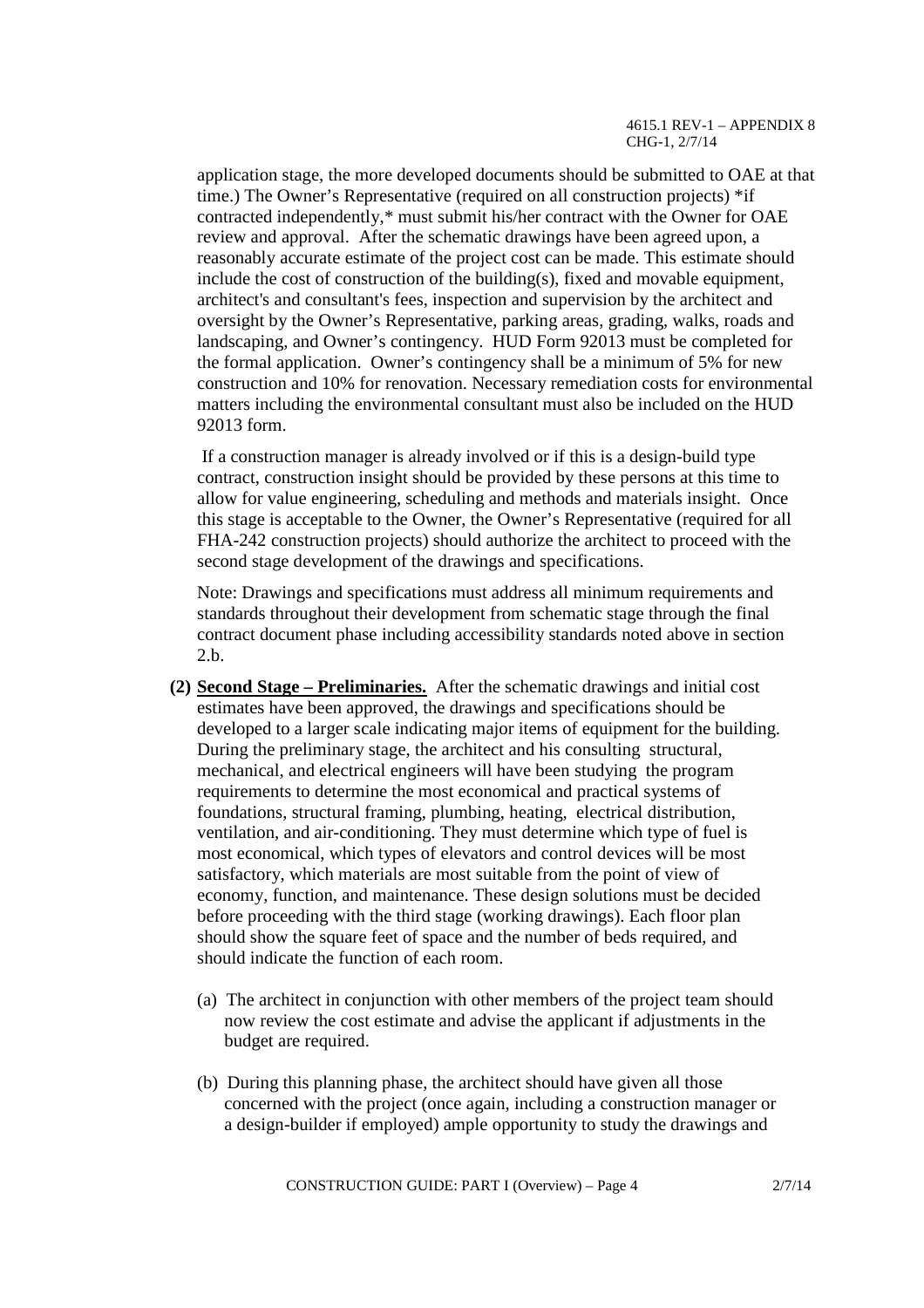application stage, the more developed documents should be submitted to OAE at that time.) The Owner's Representative (required on all construction projects) *if contracted independently,* must submit his/her contract with the Owner for OAE review and approval. After the schematic drawings have been agreed upon, a reasonably accurate estimate of the project cost can be made. This estimate should include the cost of construction of the building(s), fixed and movable equipment, architect's and consultant's fees, inspection and supervision by the architect and oversight by the Owner's Representative, parking areas, grading, walks, roads and landscaping, and Owner's contingency. HUD Form 92013 must be completed for the formal application. Owner's contingency shall be a minimum of 5% for new construction and 10% for renovation. Necessary remediation costs for environmental matters including the environmental consultant must also be included on the HUD 92013 form.

If a construction manager is already involved or if this is a design-build type contract, construction insight should be provided by these persons at this time to allow for value engineering, scheduling and methods and materials insight. Once this stage is acceptable to the Owner, the Owner's Representative (required for all FHA-242 construction projects) should authorize the architect to proceed with the second stage development of the drawings and specifications.

Note: Drawings and specifications must address all minimum requirements and standards throughout their development from schematic stage through the final contract document phase including accessibility standards noted above in section 2.b.

**(2) Second Stage – Preliminaries.** After the schematic drawings and initial cost estimates have been approved, the drawings and specifications should be developed to a larger scale indicating major items of equipment for the building. During the preliminary stage, the architect and his consulting structural, mechanical, and electrical engineers will have been studying the program requirements to determine the most economical and practical systems of foundations, structural framing, plumbing, heating, electrical distribution, ventilation, and air-conditioning. They must determine which type of fuel is most economical, which types of elevators and control devices will be most satisfactory, which materials are most suitable from the point of view of economy, function, and maintenance. These design solutions must be decided before proceeding with the third stage (working drawings). Each floor plan should show the square feet of space and the number of beds required, and should indicate the function of each room.

(a) The architect in conjunction with other members of the project team should now review the cost estimate and advise the applicant if adjustments in the budget are required.

(b) During this planning phase, the architect should have given all those concerned with the project (once again, including a construction manager or a design-builder if employed) ample opportunity to study the drawings and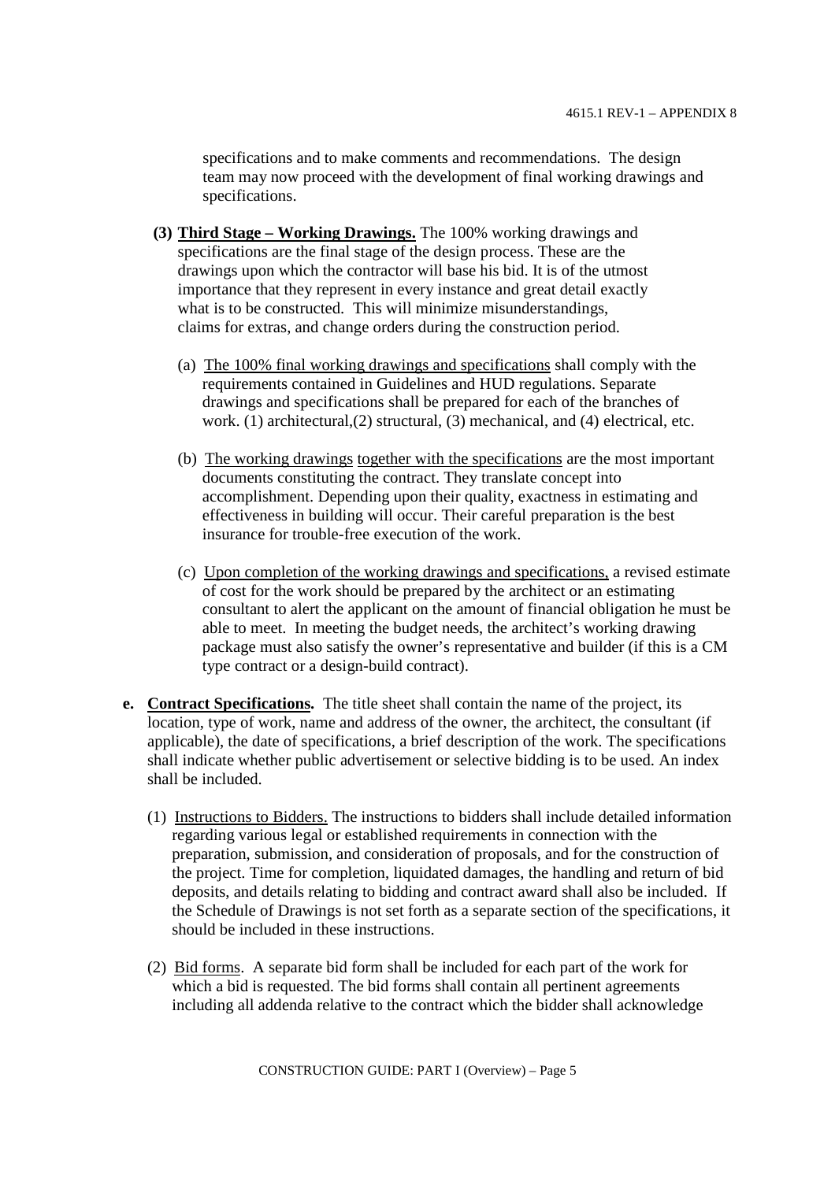specifications and to make comments and recommendations. The design team may now proceed with the development of final working drawings and specifications.

**(3) <u>Third Stage – Working Drawings.</u>** The 100% working drawings and specifications are the final stage of the design process. These are the drawings upon which the contractor will base his bid. It is of the utmost importance that they represent in every instance and great detail exactly what is to be constructed. This will minimize misunderstandings, claims for extras, and change orders during the construction period.

(a) <u>The 100% final working drawings and specifications</u> shall comply with the requirements contained in Guidelines and HUD regulations. Separate drawings and specifications shall be prepared for each of the branches of work. (1) architectural,(2) structural, (3) mechanical, and (4) electrical, etc.

(b) <u>The working drawings</u> <u>together with the specifications</u> are the most important documents constituting the contract. They translate concept into accomplishment. Depending upon their quality, exactness in estimating and effectiveness in building will occur. Their careful preparation is the best insurance for trouble-free execution of the work.

(c) <u>Upon completion of the working drawings and specifications,</u> a revised estimate of cost for the work should be prepared by the architect or an estimating consultant to alert the applicant on the amount of financial obligation he must be able to meet. In meeting the budget needs, the architect's working drawing package must also satisfy the owner's representative and builder (if this is a CM type contract or a design-build contract).

**e. <u>Contract Specifications.</u>** The title sheet shall contain the name of the project, its location, type of work, name and address of the owner, the architect, the consultant (if applicable), the date of specifications, a brief description of the work. The specifications shall indicate whether public advertisement or selective bidding is to be used. An index shall be included.

(1) <u>Instructions to Bidders.</u> The instructions to bidders shall include detailed information regarding various legal or established requirements in connection with the preparation, submission, and consideration of proposals, and for the construction of the project. Time for completion, liquidated damages, the handling and return of bid deposits, and details relating to bidding and contract award shall also be included. If the Schedule of Drawings is not set forth as a separate section of the specifications, it should be included in these instructions.

(2) <u>Bid forms</u>. A separate bid form shall be included for each part of the work for which a bid is requested. The bid forms shall contain all pertinent agreements including all addenda relative to the contract which the bidder shall acknowledge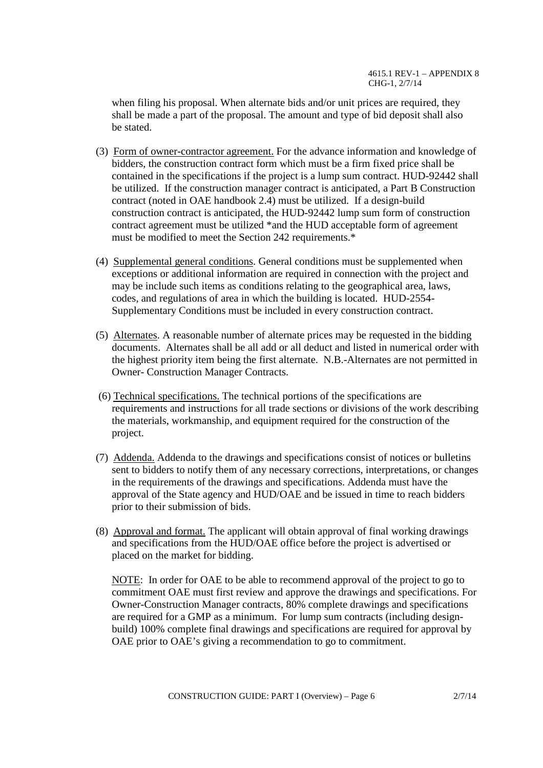when filing his proposal. When alternate bids and/or unit prices are required, they shall be made a part of the proposal. The amount and type of bid deposit shall also be stated.

(3) Form of owner-contractor agreement. For the advance information and knowledge of bidders, the construction contract form which must be a firm fixed price shall be contained in the specifications if the project is a lump sum contract. HUD-92442 shall be utilized. If the construction manager contract is anticipated, a Part B Construction contract (noted in OAE handbook 2.4) must be utilized. If a design-build construction contract is anticipated, the HUD-92442 lump sum form of construction contract agreement must be utilized *and the HUD acceptable form of agreement must be modified to meet the Section 242 requirements.*

(4) Supplemental general conditions. General conditions must be supplemented when exceptions or additional information are required in connection with the project and may be include such items as conditions relating to the geographical area, laws, codes, and regulations of area in which the building is located. HUD-2554-Supplementary Conditions must be included in every construction contract.

(5) Alternates. A reasonable number of alternate prices may be requested in the bidding documents. Alternates shall be all add or all deduct and listed in numerical order with the highest priority item being the first alternate. N.B.-Alternates are not permitted in Owner- Construction Manager Contracts.

(6) Technical specifications. The technical portions of the specifications are requirements and instructions for all trade sections or divisions of the work describing the materials, workmanship, and equipment required for the construction of the project.

(7) Addenda. Addenda to the drawings and specifications consist of notices or bulletins sent to bidders to notify them of any necessary corrections, interpretations, or changes in the requirements of the drawings and specifications. Addenda must have the approval of the State agency and HUD/OAE and be issued in time to reach bidders prior to their submission of bids.

(8) Approval and format. The applicant will obtain approval of final working drawings and specifications from the HUD/OAE office before the project is advertised or placed on the market for bidding.

NOTE: In order for OAE to be able to recommend approval of the project to go to commitment OAE must first review and approve the drawings and specifications. For Owner-Construction Manager contracts, 80% complete drawings and specifications are required for a GMP as a minimum. For lump sum contracts (including design-build) 100% complete final drawings and specifications are required for approval by OAE prior to OAE's giving a recommendation to go to commitment.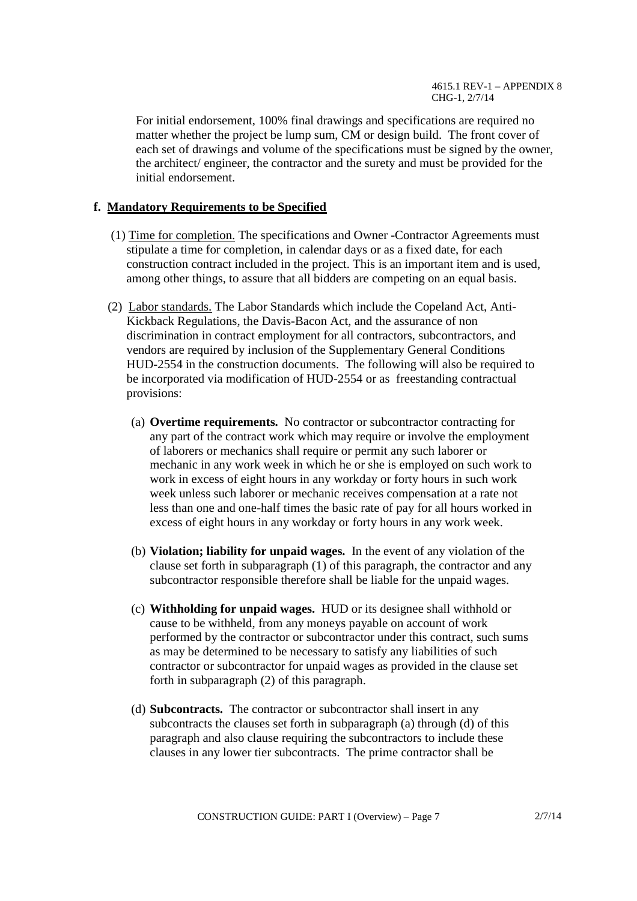For initial endorsement, 100% final drawings and specifications are required no matter whether the project be lump sum, CM or design build. The front cover of each set of drawings and volume of the specifications must be signed by the owner, the architect/ engineer, the contractor and the surety and must be provided for the initial endorsement.

**f. Mandatory Requirements to be Specified**

(1) Time for completion. The specifications and Owner -Contractor Agreements must stipulate a time for completion, in calendar days or as a fixed date, for each construction contract included in the project. This is an important item and is used, among other things, to assure that all bidders are competing on an equal basis.

(2) Labor standards. The Labor Standards which include the Copeland Act, Anti-Kickback Regulations, the Davis-Bacon Act, and the assurance of non discrimination in contract employment for all contractors, subcontractors, and vendors are required by inclusion of the Supplementary General Conditions HUD-2554 in the construction documents. The following will also be required to be incorporated via modification of HUD-2554 or as freestanding contractual provisions:

(a) **Overtime requirements.** No contractor or subcontractor contracting for any part of the contract work which may require or involve the employment of laborers or mechanics shall require or permit any such laborer or mechanic in any work week in which he or she is employed on such work to work in excess of eight hours in any workday or forty hours in such work week unless such laborer or mechanic receives compensation at a rate not less than one and one-half times the basic rate of pay for all hours worked in excess of eight hours in any workday or forty hours in any work week.

(b) **Violation; liability for unpaid wages.** In the event of any violation of the clause set forth in subparagraph (1) of this paragraph, the contractor and any subcontractor responsible therefore shall be liable for the unpaid wages.

(c) **Withholding for unpaid wages.** HUD or its designee shall withhold or cause to be withheld, from any moneys payable on account of work performed by the contractor or subcontractor under this contract, such sums as may be determined to be necessary to satisfy any liabilities of such contractor or subcontractor for unpaid wages as provided in the clause set forth in subparagraph (2) of this paragraph.

(d) **Subcontracts.** The contractor or subcontractor shall insert in any subcontracts the clauses set forth in subparagraph (a) through (d) of this paragraph and also clause requiring the subcontractors to include these clauses in any lower tier subcontracts. The prime contractor shall be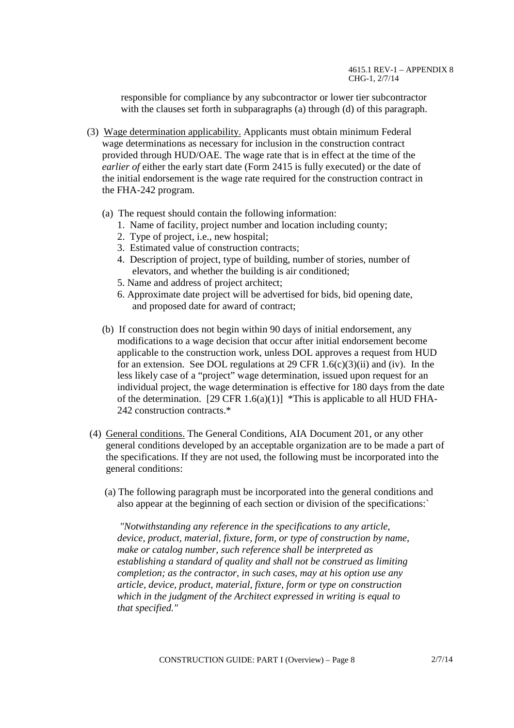responsible for compliance by any subcontractor or lower tier subcontractor with the clauses set forth in subparagraphs (a) through (d) of this paragraph.

(3) Wage determination applicability. Applicants must obtain minimum Federal wage determinations as necessary for inclusion in the construction contract provided through HUD/OAE. The wage rate that is in effect at the time of the *earlier of* either the early start date (Form 2415 is fully executed) or the date of the initial endorsement is the wage rate required for the construction contract in the FHA-242 program.

(a) The request should contain the following information:

1. Name of facility, project number and location including county;
2. Type of project, i.e., new hospital;
3. Estimated value of construction contracts;
4. Description of project, type of building, number of stories, number of elevators, and whether the building is air conditioned;
5. Name and address of project architect;
6. Approximate date project will be advertised for bids, bid opening date, and proposed date for award of contract;

(b) If construction does not begin within 90 days of initial endorsement, any modifications to a wage decision that occur after initial endorsement become applicable to the construction work, unless DOL approves a request from HUD for an extension. See DOL regulations at 29 CFR 1.6(c)(3)(ii) and (iv). In the less likely case of a "project" wage determination, issued upon request for an individual project, the wage determination is effective for 180 days from the date of the determination. [29 CFR 1.6(a)(1)] *This is applicable to all HUD FHA-242 construction contracts.*

(4) General conditions. The General Conditions, AIA Document 201, or any other general conditions developed by an acceptable organization are to be made a part of the specifications. If they are not used, the following must be incorporated into the general conditions:

(a) The following paragraph must be incorporated into the general conditions and also appear at the beginning of each section or division of the specifications:`

*"Notwithstanding any reference in the specifications to any article, device, product, material, fixture, form, or type of construction by name, make or catalog number, such reference shall be interpreted as establishing a standard of quality and shall not be construed as limiting completion; as the contractor, in such cases, may at his option use any article, device, product, material, fixture, form or type on construction which in the judgment of the Architect expressed in writing is equal to that specified."*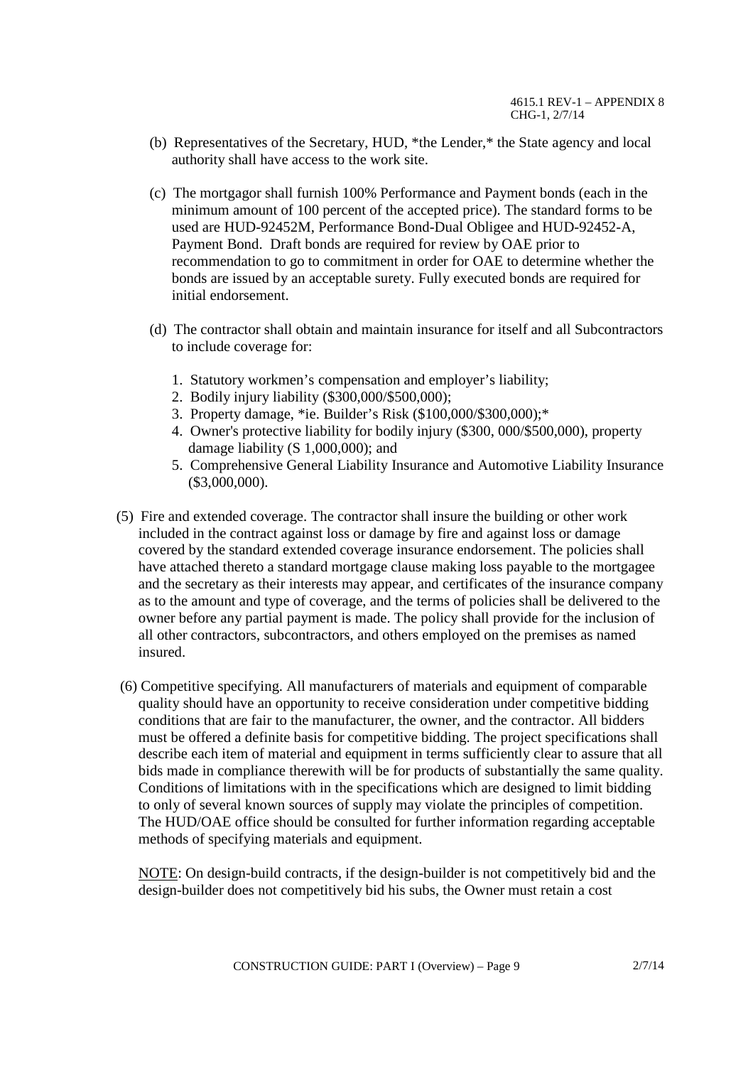(b) Representatives of the Secretary, HUD, *the Lender,* the State agency and local authority shall have access to the work site.

(c) The mortgagor shall furnish 100% Performance and Payment bonds (each in the minimum amount of 100 percent of the accepted price). The standard forms to be used are HUD-92452M, Performance Bond-Dual Obligee and HUD-92452-A, Payment Bond. Draft bonds are required for review by OAE prior to recommendation to go to commitment in order for OAE to determine whether the bonds are issued by an acceptable surety. Fully executed bonds are required for initial endorsement.

(d) The contractor shall obtain and maintain insurance for itself and all Subcontractors to include coverage for:

1. Statutory workmen's compensation and employer's liability;
2. Bodily injury liability ($300,000/$500,000);
3. Property damage, *ie. Builder's Risk ($100,000/$300,000);*
4. Owner's protective liability for bodily injury ($300, 000/$500,000), property damage liability (S 1,000,000); and
5. Comprehensive General Liability Insurance and Automotive Liability Insurance ($3,000,000).

(5) Fire and extended coverage. The contractor shall insure the building or other work included in the contract against loss or damage by fire and against loss or damage covered by the standard extended coverage insurance endorsement. The policies shall have attached thereto a standard mortgage clause making loss payable to the mortgagee and the secretary as their interests may appear, and certificates of the insurance company as to the amount and type of coverage, and the terms of policies shall be delivered to the owner before any partial payment is made. The policy shall provide for the inclusion of all other contractors, subcontractors, and others employed on the premises as named insured.

(6) Competitive specifying. All manufacturers of materials and equipment of comparable quality should have an opportunity to receive consideration under competitive bidding conditions that are fair to the manufacturer, the owner, and the contractor. All bidders must be offered a definite basis for competitive bidding. The project specifications shall describe each item of material and equipment in terms sufficiently clear to assure that all bids made in compliance therewith will be for products of substantially the same quality. Conditions of limitations with in the specifications which are designed to limit bidding to only of several known sources of supply may violate the principles of competition. The HUD/OAE office should be consulted for further information regarding acceptable methods of specifying materials and equipment.

NOTE: On design-build contracts, if the design-builder is not competitively bid and the design-builder does not competitively bid his subs, the Owner must retain a cost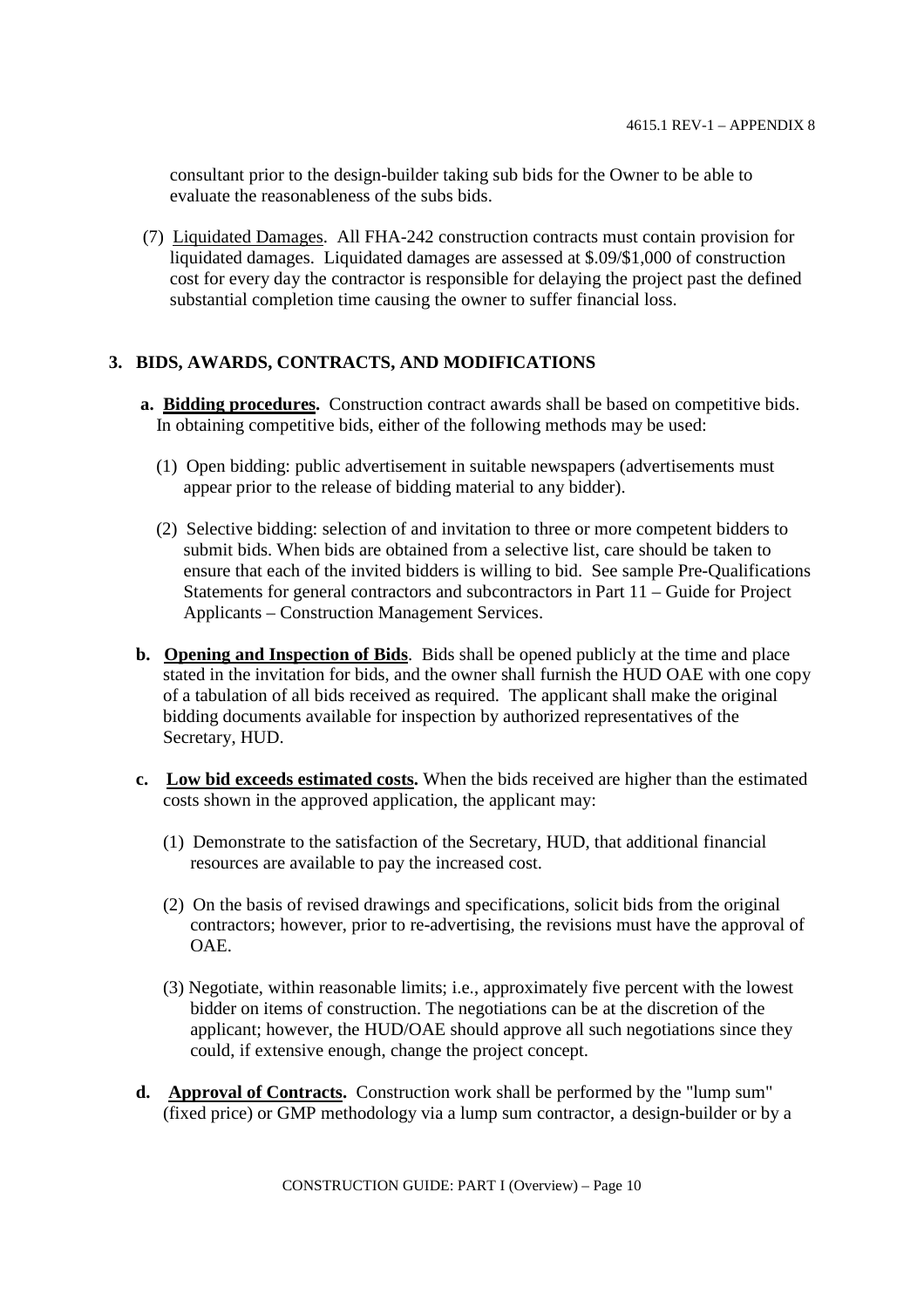consultant prior to the design-builder taking sub bids for the Owner to be able to evaluate the reasonableness of the subs bids.

(7) Liquidated Damages. All FHA-242 construction contracts must contain provision for liquidated damages. Liquidated damages are assessed at $.09/$1,000 of construction cost for every day the contractor is responsible for delaying the project past the defined substantial completion time causing the owner to suffer financial loss.

## 3. BIDS, AWARDS, CONTRACTS, AND MODIFICATIONS

**a. Bidding procedures.** Construction contract awards shall be based on competitive bids. In obtaining competitive bids, either of the following methods may be used:

(1) Open bidding: public advertisement in suitable newspapers (advertisements must appear prior to the release of bidding material to any bidder).

(2) Selective bidding: selection of and invitation to three or more competent bidders to submit bids. When bids are obtained from a selective list, care should be taken to ensure that each of the invited bidders is willing to bid. See sample Pre-Qualifications Statements for general contractors and subcontractors in Part 11 – Guide for Project Applicants – Construction Management Services.

**b. Opening and Inspection of Bids**. Bids shall be opened publicly at the time and place stated in the invitation for bids, and the owner shall furnish the HUD OAE with one copy of a tabulation of all bids received as required. The applicant shall make the original bidding documents available for inspection by authorized representatives of the Secretary, HUD.

**c. Low bid exceeds estimated costs.** When the bids received are higher than the estimated costs shown in the approved application, the applicant may:

(1) Demonstrate to the satisfaction of the Secretary, HUD, that additional financial resources are available to pay the increased cost.

(2) On the basis of revised drawings and specifications, solicit bids from the original contractors; however, prior to re-advertising, the revisions must have the approval of OAE.

(3) Negotiate, within reasonable limits; i.e., approximately five percent with the lowest bidder on items of construction. The negotiations can be at the discretion of the applicant; however, the HUD/OAE should approve all such negotiations since they could, if extensive enough, change the project concept.

**d. Approval of Contracts.** Construction work shall be performed by the "lump sum" (fixed price) or GMP methodology via a lump sum contractor, a design-builder or by a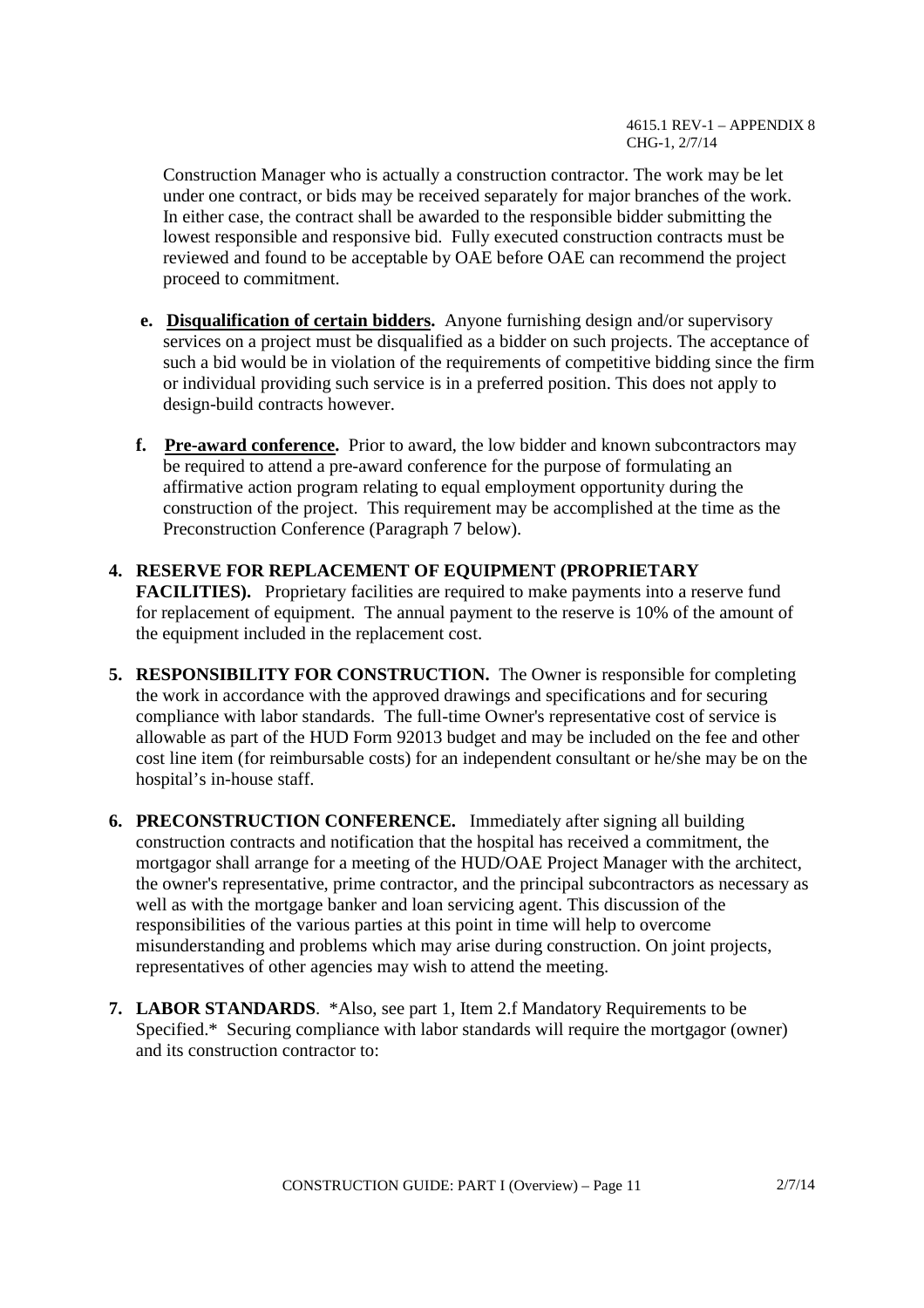Construction Manager who is actually a construction contractor. The work may be let under one contract, or bids may be received separately for major branches of the work. In either case, the contract shall be awarded to the responsible bidder submitting the lowest responsible and responsive bid. Fully executed construction contracts must be reviewed and found to be acceptable by OAE before OAE can recommend the project proceed to commitment.

**e. Disqualification of certain bidders.** Anyone furnishing design and/or supervisory services on a project must be disqualified as a bidder on such projects. The acceptance of such a bid would be in violation of the requirements of competitive bidding since the firm or individual providing such service is in a preferred position. This does not apply to design-build contracts however.

**f. Pre-award conference.** Prior to award, the low bidder and known subcontractors may be required to attend a pre-award conference for the purpose of formulating an affirmative action program relating to equal employment opportunity during the construction of the project. This requirement may be accomplished at the time as the Preconstruction Conference (Paragraph 7 below).

**4. RESERVE FOR REPLACEMENT OF EQUIPMENT (PROPRIETARY FACILITIES).** Proprietary facilities are required to make payments into a reserve fund for replacement of equipment. The annual payment to the reserve is 10% of the amount of the equipment included in the replacement cost.

**5. RESPONSIBILITY FOR CONSTRUCTION.** The Owner is responsible for completing the work in accordance with the approved drawings and specifications and for securing compliance with labor standards. The full-time Owner's representative cost of service is allowable as part of the HUD Form 92013 budget and may be included on the fee and other cost line item (for reimbursable costs) for an independent consultant or he/she may be on the hospital's in-house staff.

**6. PRECONSTRUCTION CONFERENCE.** Immediately after signing all building construction contracts and notification that the hospital has received a commitment, the mortgagor shall arrange for a meeting of the HUD/OAE Project Manager with the architect, the owner's representative, prime contractor, and the principal subcontractors as necessary as well as with the mortgage banker and loan servicing agent. This discussion of the responsibilities of the various parties at this point in time will help to overcome misunderstanding and problems which may arise during construction. On joint projects, representatives of other agencies may wish to attend the meeting.

**7. LABOR STANDARDS**. *Also, see part 1, Item 2.f Mandatory Requirements to be Specified.* Securing compliance with labor standards will require the mortgagor (owner) and its construction contractor to: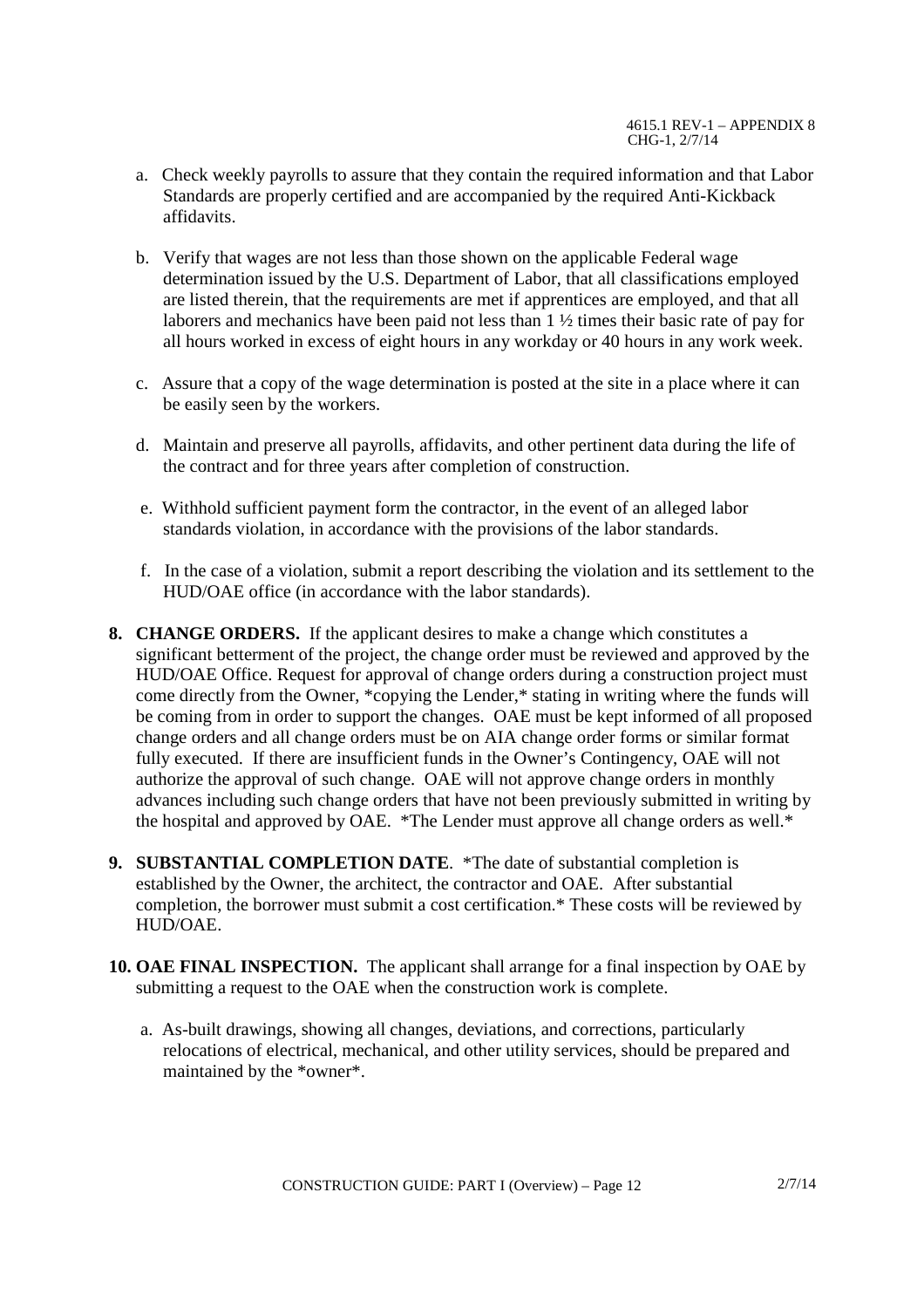a. Check weekly payrolls to assure that they contain the required information and that Labor Standards are properly certified and are accompanied by the required Anti-Kickback affidavits.

b. Verify that wages are not less than those shown on the applicable Federal wage determination issued by the U.S. Department of Labor, that all classifications employed are listed therein, that the requirements are met if apprentices are employed, and that all laborers and mechanics have been paid not less than 1 ½ times their basic rate of pay for all hours worked in excess of eight hours in any workday or 40 hours in any work week.

c. Assure that a copy of the wage determination is posted at the site in a place where it can be easily seen by the workers.

d. Maintain and preserve all payrolls, affidavits, and other pertinent data during the life of the contract and for three years after completion of construction.

e. Withhold sufficient payment form the contractor, in the event of an alleged labor standards violation, in accordance with the provisions of the labor standards.

f. In the case of a violation, submit a report describing the violation and its settlement to the HUD/OAE office (in accordance with the labor standards).

**8. CHANGE ORDERS.** If the applicant desires to make a change which constitutes a significant betterment of the project, the change order must be reviewed and approved by the HUD/OAE Office. Request for approval of change orders during a construction project must come directly from the Owner, *copying the Lender,* stating in writing where the funds will be coming from in order to support the changes. OAE must be kept informed of all proposed change orders and all change orders must be on AIA change order forms or similar format fully executed. If there are insufficient funds in the Owner's Contingency, OAE will not authorize the approval of such change. OAE will not approve change orders in monthly advances including such change orders that have not been previously submitted in writing by the hospital and approved by OAE. *The Lender must approve all change orders as well.*

**9. SUBSTANTIAL COMPLETION DATE**. *The date of substantial completion is established by the Owner, the architect, the contractor and OAE. After substantial completion, the borrower must submit a cost certification.* These costs will be reviewed by HUD/OAE.

**10. OAE FINAL INSPECTION.** The applicant shall arrange for a final inspection by OAE by submitting a request to the OAE when the construction work is complete.

a. As-built drawings, showing all changes, deviations, and corrections, particularly relocations of electrical, mechanical, and other utility services, should be prepared and maintained by the *owner*.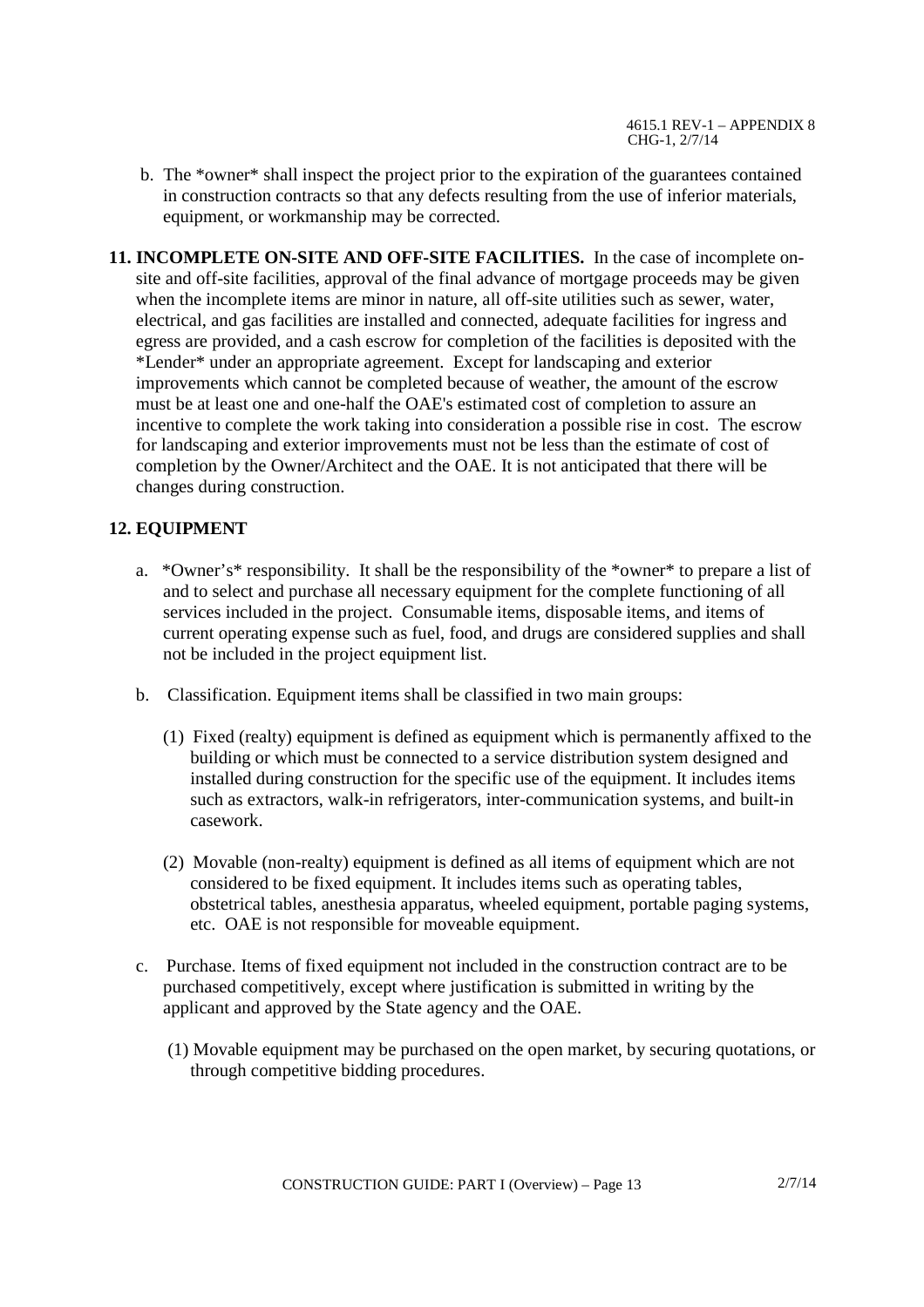b. The *owner* shall inspect the project prior to the expiration of the guarantees contained in construction contracts so that any defects resulting from the use of inferior materials, equipment, or workmanship may be corrected.

**11. INCOMPLETE ON-SITE AND OFF-SITE FACILITIES.** In the case of incomplete on-site and off-site facilities, approval of the final advance of mortgage proceeds may be given when the incomplete items are minor in nature, all off-site utilities such as sewer, water, electrical, and gas facilities are installed and connected, adequate facilities for ingress and egress are provided, and a cash escrow for completion of the facilities is deposited with the *Lender* under an appropriate agreement. Except for landscaping and exterior improvements which cannot be completed because of weather, the amount of the escrow must be at least one and one-half the OAE's estimated cost of completion to assure an incentive to complete the work taking into consideration a possible rise in cost. The escrow for landscaping and exterior improvements must not be less than the estimate of cost of completion by the Owner/Architect and the OAE. It is not anticipated that there will be changes during construction.

**12. EQUIPMENT**

a. *Owner's* responsibility. It shall be the responsibility of the *owner* to prepare a list of and to select and purchase all necessary equipment for the complete functioning of all services included in the project. Consumable items, disposable items, and items of current operating expense such as fuel, food, and drugs are considered supplies and shall not be included in the project equipment list.

b. Classification. Equipment items shall be classified in two main groups:

   (1) Fixed (realty) equipment is defined as equipment which is permanently affixed to the building or which must be connected to a service distribution system designed and installed during construction for the specific use of the equipment. It includes items such as extractors, walk-in refrigerators, inter-communication systems, and built-in casework.

   (2) Movable (non-realty) equipment is defined as all items of equipment which are not considered to be fixed equipment. It includes items such as operating tables, obstetrical tables, anesthesia apparatus, wheeled equipment, portable paging systems, etc. OAE is not responsible for moveable equipment.

c. Purchase. Items of fixed equipment not included in the construction contract are to be purchased competitively, except where justification is submitted in writing by the applicant and approved by the State agency and the OAE.

   (1) Movable equipment may be purchased on the open market, by securing quotations, or through competitive bidding procedures.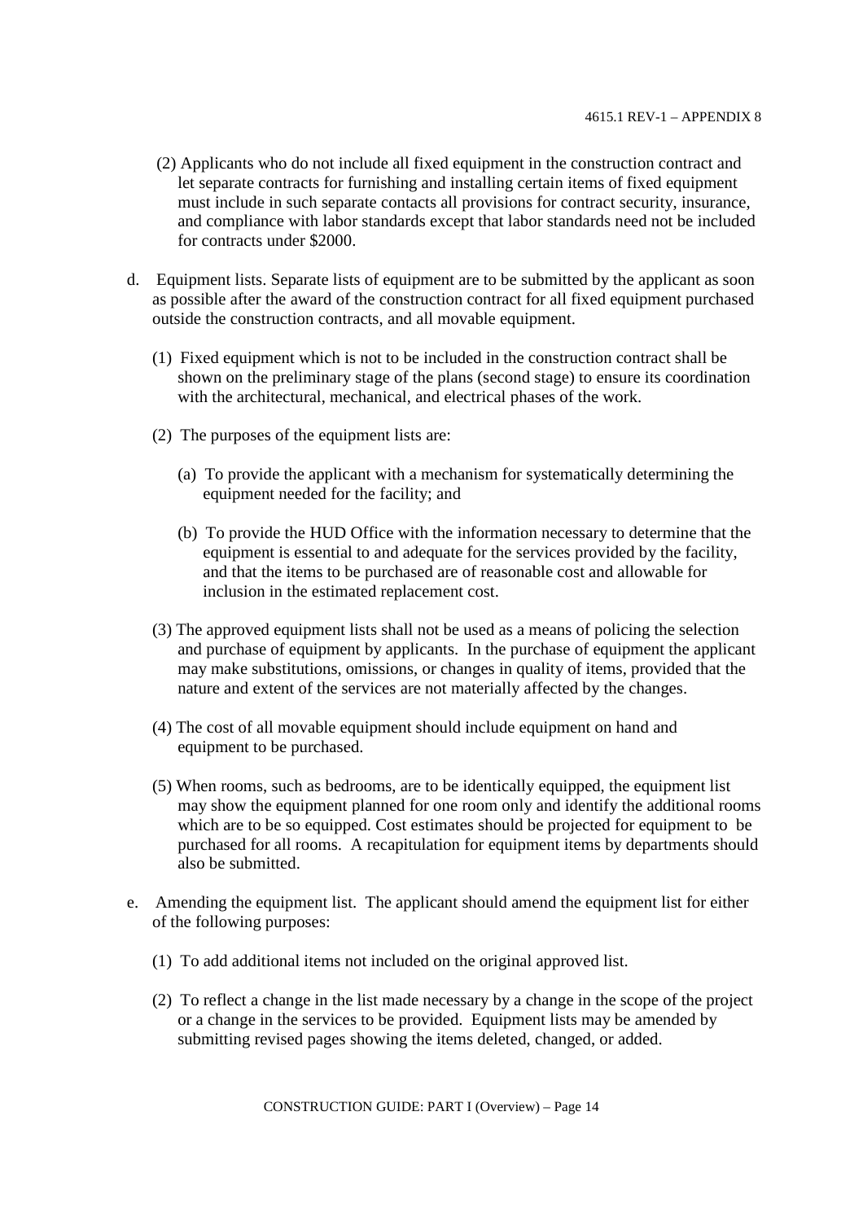(2) Applicants who do not include all fixed equipment in the construction contract and let separate contracts for furnishing and installing certain items of fixed equipment must include in such separate contacts all provisions for contract security, insurance, and compliance with labor standards except that labor standards need not be included for contracts under $2000.

d. Equipment lists. Separate lists of equipment are to be submitted by the applicant as soon as possible after the award of the construction contract for all fixed equipment purchased outside the construction contracts, and all movable equipment.

   (1) Fixed equipment which is not to be included in the construction contract shall be shown on the preliminary stage of the plans (second stage) to ensure its coordination with the architectural, mechanical, and electrical phases of the work.

   (2) The purposes of the equipment lists are:

      (a) To provide the applicant with a mechanism for systematically determining the equipment needed for the facility; and

      (b) To provide the HUD Office with the information necessary to determine that the equipment is essential to and adequate for the services provided by the facility, and that the items to be purchased are of reasonable cost and allowable for inclusion in the estimated replacement cost.

   (3) The approved equipment lists shall not be used as a means of policing the selection and purchase of equipment by applicants. In the purchase of equipment the applicant may make substitutions, omissions, or changes in quality of items, provided that the nature and extent of the services are not materially affected by the changes.

   (4) The cost of all movable equipment should include equipment on hand and equipment to be purchased.

   (5) When rooms, such as bedrooms, are to be identically equipped, the equipment list may show the equipment planned for one room only and identify the additional rooms which are to be so equipped. Cost estimates should be projected for equipment to be purchased for all rooms. A recapitulation for equipment items by departments should also be submitted.

e. Amending the equipment list. The applicant should amend the equipment list for either of the following purposes:

   (1) To add additional items not included on the original approved list.

   (2) To reflect a change in the list made necessary by a change in the scope of the project or a change in the services to be provided. Equipment lists may be amended by submitting revised pages showing the items deleted, changed, or added.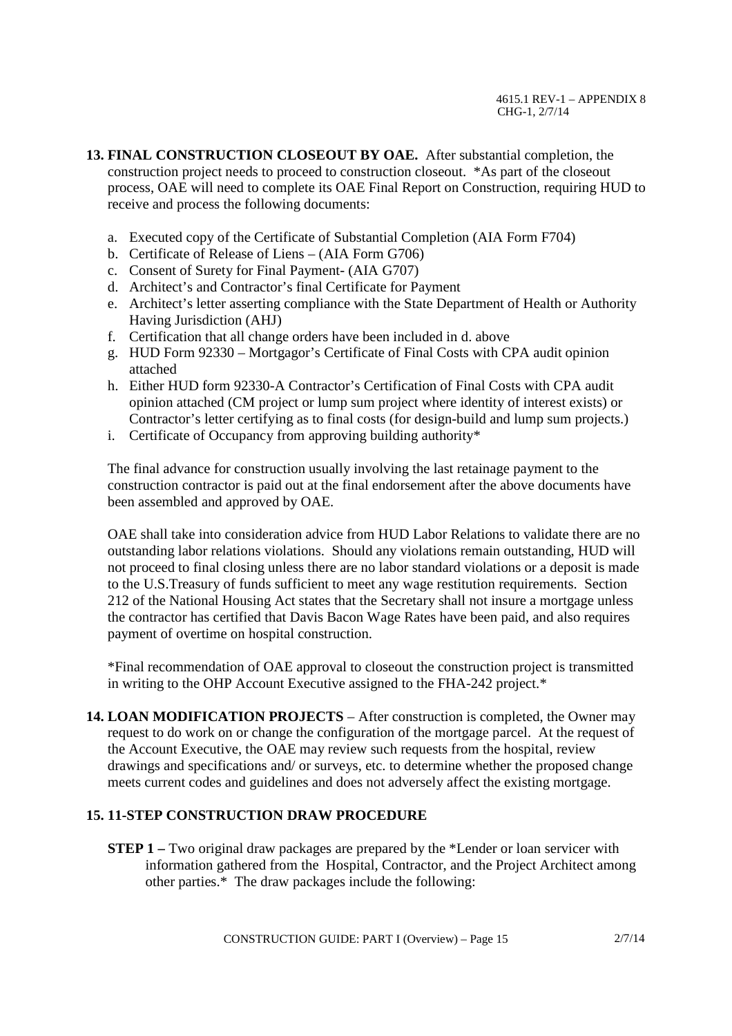**13. FINAL CONSTRUCTION CLOSEOUT BY OAE.** After substantial completion, the construction project needs to proceed to construction closeout. *As part of the closeout process, OAE will need to complete its OAE Final Report on Construction, requiring HUD to receive and process the following documents:

a. Executed copy of the Certificate of Substantial Completion (AIA Form F704)
b. Certificate of Release of Liens – (AIA Form G706)
c. Consent of Surety for Final Payment- (AIA G707)
d. Architect's and Contractor's final Certificate for Payment
e. Architect's letter asserting compliance with the State Department of Health or Authority Having Jurisdiction (AHJ)
f. Certification that all change orders have been included in d. above
g. HUD Form 92330 – Mortgagor's Certificate of Final Costs with CPA audit opinion attached
h. Either HUD form 92330-A Contractor's Certification of Final Costs with CPA audit opinion attached (CM project or lump sum project where identity of interest exists) or Contractor's letter certifying as to final costs (for design-build and lump sum projects.)
i. Certificate of Occupancy from approving building authority*

The final advance for construction usually involving the last retainage payment to the construction contractor is paid out at the final endorsement after the above documents have been assembled and approved by OAE.

OAE shall take into consideration advice from HUD Labor Relations to validate there are no outstanding labor relations violations. Should any violations remain outstanding, HUD will not proceed to final closing unless there are no labor standard violations or a deposit is made to the U.S.Treasury of funds sufficient to meet any wage restitution requirements. Section 212 of the National Housing Act states that the Secretary shall not insure a mortgage unless the contractor has certified that Davis Bacon Wage Rates have been paid, and also requires payment of overtime on hospital construction.

*Final recommendation of OAE approval to closeout the construction project is transmitted in writing to the OHP Account Executive assigned to the FHA-242 project.*

**14. LOAN MODIFICATION PROJECTS** – After construction is completed, the Owner may request to do work on or change the configuration of the mortgage parcel. At the request of the Account Executive, the OAE may review such requests from the hospital, review drawings and specifications and/ or surveys, etc. to determine whether the proposed change meets current codes and guidelines and does not adversely affect the existing mortgage.

**15. 11-STEP CONSTRUCTION DRAW PROCEDURE**

**STEP 1 –** Two original draw packages are prepared by the *Lender or loan servicer with information gathered from the Hospital, Contractor, and the Project Architect among other parties.* The draw packages include the following: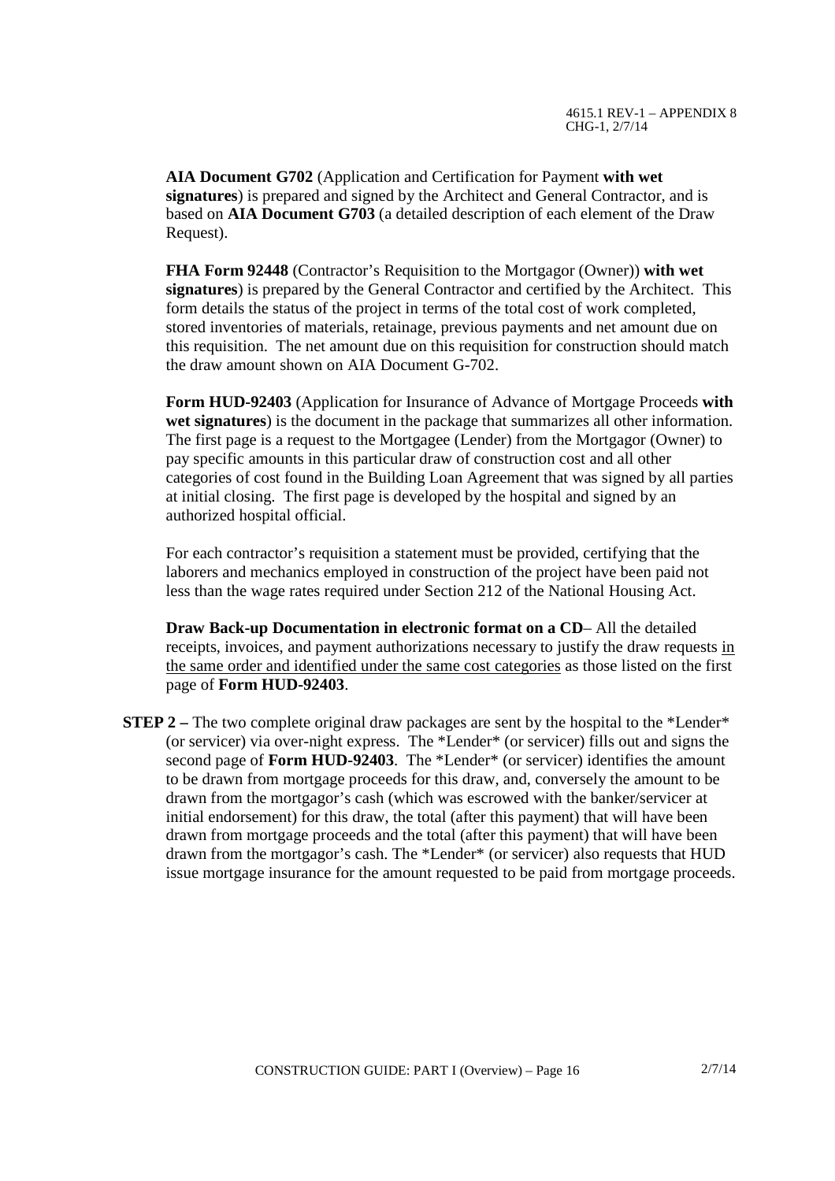**AIA Document G702** (Application and Certification for Payment **with wet signatures**) is prepared and signed by the Architect and General Contractor, and is based on **AIA Document G703** (a detailed description of each element of the Draw Request).

**FHA Form 92448** (Contractor's Requisition to the Mortgagor (Owner)) **with wet signatures**) is prepared by the General Contractor and certified by the Architect. This form details the status of the project in terms of the total cost of work completed, stored inventories of materials, retainage, previous payments and net amount due on this requisition. The net amount due on this requisition for construction should match the draw amount shown on AIA Document G-702.

**Form HUD-92403** (Application for Insurance of Advance of Mortgage Proceeds **with wet signatures**) is the document in the package that summarizes all other information. The first page is a request to the Mortgagee (Lender) from the Mortgagor (Owner) to pay specific amounts in this particular draw of construction cost and all other categories of cost found in the Building Loan Agreement that was signed by all parties at initial closing. The first page is developed by the hospital and signed by an authorized hospital official.

For each contractor's requisition a statement must be provided, certifying that the laborers and mechanics employed in construction of the project have been paid not less than the wage rates required under Section 212 of the National Housing Act.

**Draw Back-up Documentation in electronic format on a CD**– All the detailed receipts, invoices, and payment authorizations necessary to justify the draw requests <u>in the same order and identified under the same cost categories</u> as those listed on the first page of **Form HUD-92403**.

**STEP 2 –** The two complete original draw packages are sent by the hospital to the *Lender* (or servicer) via over-night express. The *Lender* (or servicer) fills out and signs the second page of **Form HUD-92403**. The *Lender* (or servicer) identifies the amount to be drawn from mortgage proceeds for this draw, and, conversely the amount to be drawn from the mortgagor's cash (which was escrowed with the banker/servicer at initial endorsement) for this draw, the total (after this payment) that will have been drawn from mortgage proceeds and the total (after this payment) that will have been drawn from the mortgagor's cash. The *Lender* (or servicer) also requests that HUD issue mortgage insurance for the amount requested to be paid from mortgage proceeds.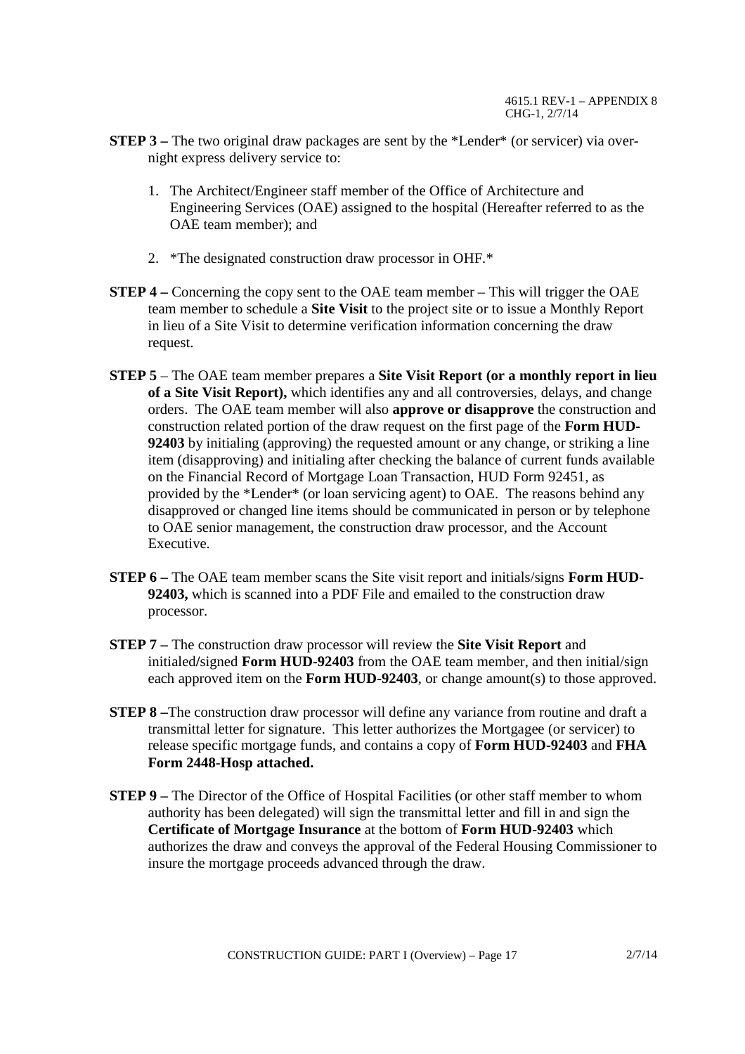**STEP 3 –** The two original draw packages are sent by the *Lender* (or servicer) via over-night express delivery service to:

1. The Architect/Engineer staff member of the Office of Architecture and Engineering Services (OAE) assigned to the hospital (Hereafter referred to as the OAE team member); and

2. *The designated construction draw processor in OHF.*

**STEP 4 –** Concerning the copy sent to the OAE team member – This will trigger the OAE team member to schedule a **Site Visit** to the project site or to issue a Monthly Report in lieu of a Site Visit to determine verification information concerning the draw request.

**STEP 5** – The OAE team member prepares a **Site Visit Report (or a monthly report in lieu of a Site Visit Report),** which identifies any and all controversies, delays, and change orders. The OAE team member will also **approve or disapprove** the construction and construction related portion of the draw request on the first page of the **Form HUD-92403** by initialing (approving) the requested amount or any change, or striking a line item (disapproving) and initialing after checking the balance of current funds available on the Financial Record of Mortgage Loan Transaction, HUD Form 92451, as provided by the *Lender* (or loan servicing agent) to OAE. The reasons behind any disapproved or changed line items should be communicated in person or by telephone to OAE senior management, the construction draw processor, and the Account Executive.

**STEP 6 –** The OAE team member scans the Site visit report and initials/signs **Form HUD-92403,** which is scanned into a PDF File and emailed to the construction draw processor.

**STEP 7 –** The construction draw processor will review the **Site Visit Report** and initialed/signed **Form HUD-92403** from the OAE team member, and then initial/sign each approved item on the **Form HUD-92403**, or change amount(s) to those approved.

**STEP 8 –**The construction draw processor will define any variance from routine and draft a transmittal letter for signature. This letter authorizes the Mortgagee (or servicer) to release specific mortgage funds, and contains a copy of **Form HUD-92403** and **FHA Form 2448-Hosp attached.**

**STEP 9 –** The Director of the Office of Hospital Facilities (or other staff member to whom authority has been delegated) will sign the transmittal letter and fill in and sign the **Certificate of Mortgage Insurance** at the bottom of **Form HUD-92403** which authorizes the draw and conveys the approval of the Federal Housing Commissioner to insure the mortgage proceeds advanced through the draw.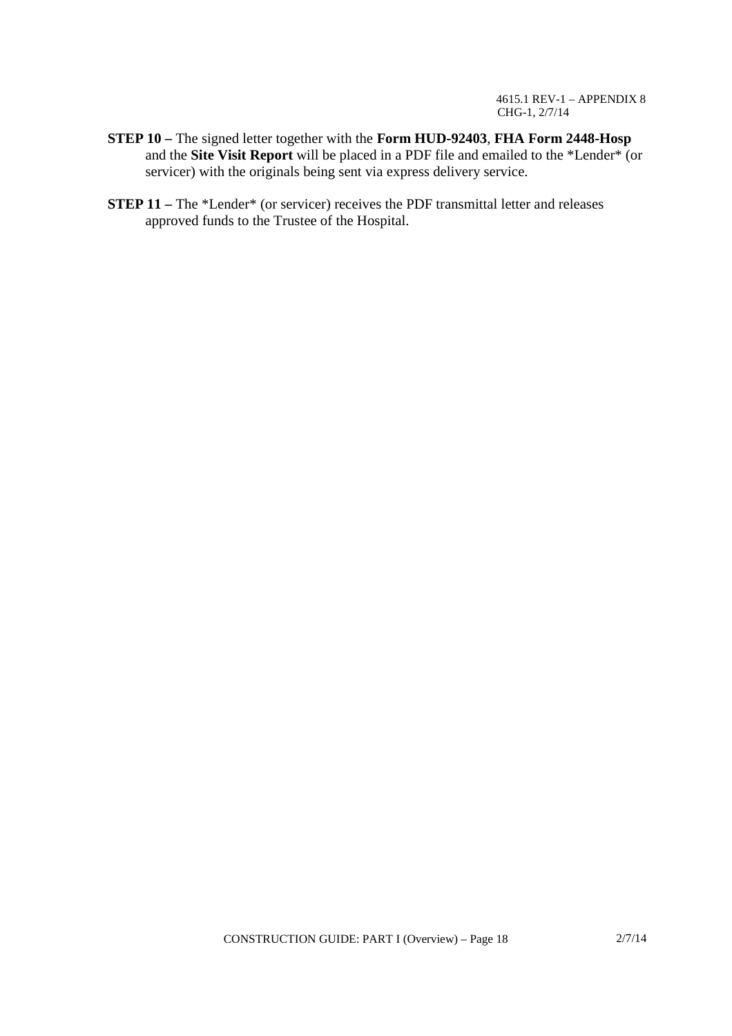**STEP 10 –** The signed letter together with the **Form HUD-92403**, **FHA Form 2448-Hosp** and the **Site Visit Report** will be placed in a PDF file and emailed to the *Lender* (or servicer) with the originals being sent via express delivery service.

**STEP 11 –** The *Lender* (or servicer) receives the PDF transmittal letter and releases approved funds to the Trustee of the Hospital.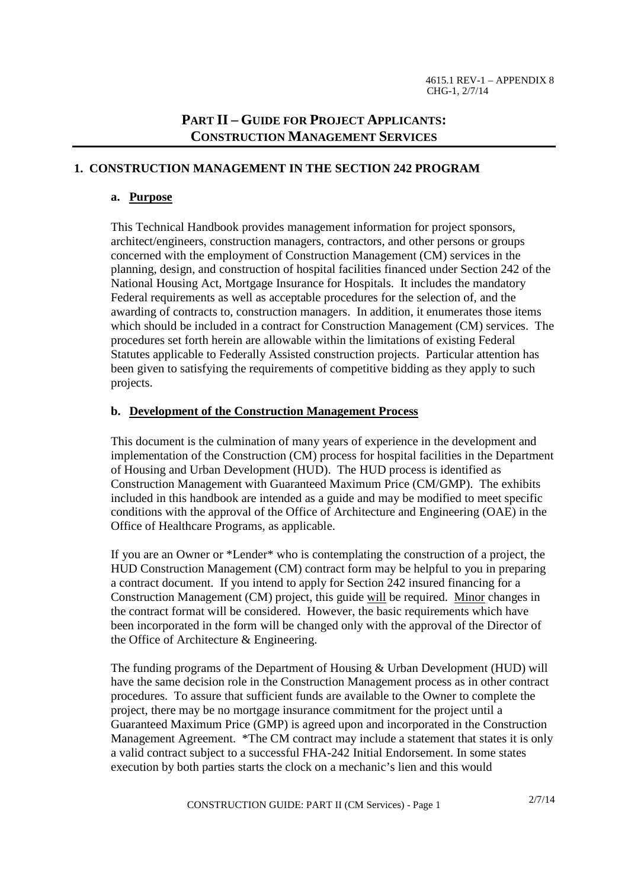# PART II – GUIDE FOR PROJECT APPLICANTS: CONSTRUCTION MANAGEMENT SERVICES

## 1. CONSTRUCTION MANAGEMENT IN THE SECTION 242 PROGRAM

### a. Purpose

This Technical Handbook provides management information for project sponsors, architect/engineers, construction managers, contractors, and other persons or groups concerned with the employment of Construction Management (CM) services in the planning, design, and construction of hospital facilities financed under Section 242 of the National Housing Act, Mortgage Insurance for Hospitals. It includes the mandatory Federal requirements as well as acceptable procedures for the selection of, and the awarding of contracts to, construction managers. In addition, it enumerates those items which should be included in a contract for Construction Management (CM) services. The procedures set forth herein are allowable within the limitations of existing Federal Statutes applicable to Federally Assisted construction projects. Particular attention has been given to satisfying the requirements of competitive bidding as they apply to such projects.

### b. Development of the Construction Management Process

This document is the culmination of many years of experience in the development and implementation of the Construction (CM) process for hospital facilities in the Department of Housing and Urban Development (HUD). The HUD process is identified as Construction Management with Guaranteed Maximum Price (CM/GMP). The exhibits included in this handbook are intended as a guide and may be modified to meet specific conditions with the approval of the Office of Architecture and Engineering (OAE) in the Office of Healthcare Programs, as applicable.

If you are an Owner or *Lender* who is contemplating the construction of a project, the HUD Construction Management (CM) contract form may be helpful to you in preparing a contract document. If you intend to apply for Section 242 insured financing for a Construction Management (CM) project, this guide will be required. Minor changes in the contract format will be considered. However, the basic requirements which have been incorporated in the form will be changed only with the approval of the Director of the Office of Architecture & Engineering.

The funding programs of the Department of Housing & Urban Development (HUD) will have the same decision role in the Construction Management process as in other contract procedures. To assure that sufficient funds are available to the Owner to complete the project, there may be no mortgage insurance commitment for the project until a Guaranteed Maximum Price (GMP) is agreed upon and incorporated in the Construction Management Agreement. *The CM contract may include a statement that states it is only a valid contract subject to a successful FHA-242 Initial Endorsement. In some states execution by both parties starts the clock on a mechanic's lien and this would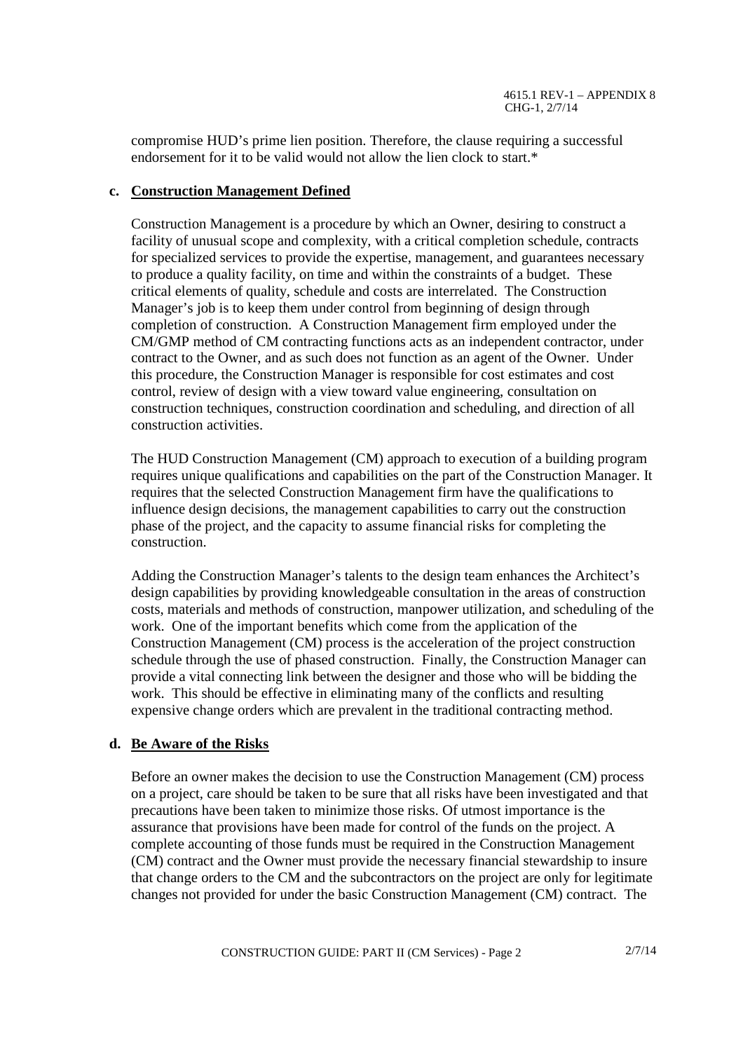compromise HUD's prime lien position. Therefore, the clause requiring a successful endorsement for it to be valid would not allow the lien clock to start.*

**c. Construction Management Defined**

Construction Management is a procedure by which an Owner, desiring to construct a facility of unusual scope and complexity, with a critical completion schedule, contracts for specialized services to provide the expertise, management, and guarantees necessary to produce a quality facility, on time and within the constraints of a budget. These critical elements of quality, schedule and costs are interrelated. The Construction Manager's job is to keep them under control from beginning of design through completion of construction. A Construction Management firm employed under the CM/GMP method of CM contracting functions acts as an independent contractor, under contract to the Owner, and as such does not function as an agent of the Owner. Under this procedure, the Construction Manager is responsible for cost estimates and cost control, review of design with a view toward value engineering, consultation on construction techniques, construction coordination and scheduling, and direction of all construction activities.

The HUD Construction Management (CM) approach to execution of a building program requires unique qualifications and capabilities on the part of the Construction Manager. It requires that the selected Construction Management firm have the qualifications to influence design decisions, the management capabilities to carry out the construction phase of the project, and the capacity to assume financial risks for completing the construction.

Adding the Construction Manager's talents to the design team enhances the Architect's design capabilities by providing knowledgeable consultation in the areas of construction costs, materials and methods of construction, manpower utilization, and scheduling of the work. One of the important benefits which come from the application of the Construction Management (CM) process is the acceleration of the project construction schedule through the use of phased construction. Finally, the Construction Manager can provide a vital connecting link between the designer and those who will be bidding the work. This should be effective in eliminating many of the conflicts and resulting expensive change orders which are prevalent in the traditional contracting method.

**d. Be Aware of the Risks**

Before an owner makes the decision to use the Construction Management (CM) process on a project, care should be taken to be sure that all risks have been investigated and that precautions have been taken to minimize those risks. Of utmost importance is the assurance that provisions have been made for control of the funds on the project. A complete accounting of those funds must be required in the Construction Management (CM) contract and the Owner must provide the necessary financial stewardship to insure that change orders to the CM and the subcontractors on the project are only for legitimate changes not provided for under the basic Construction Management (CM) contract. The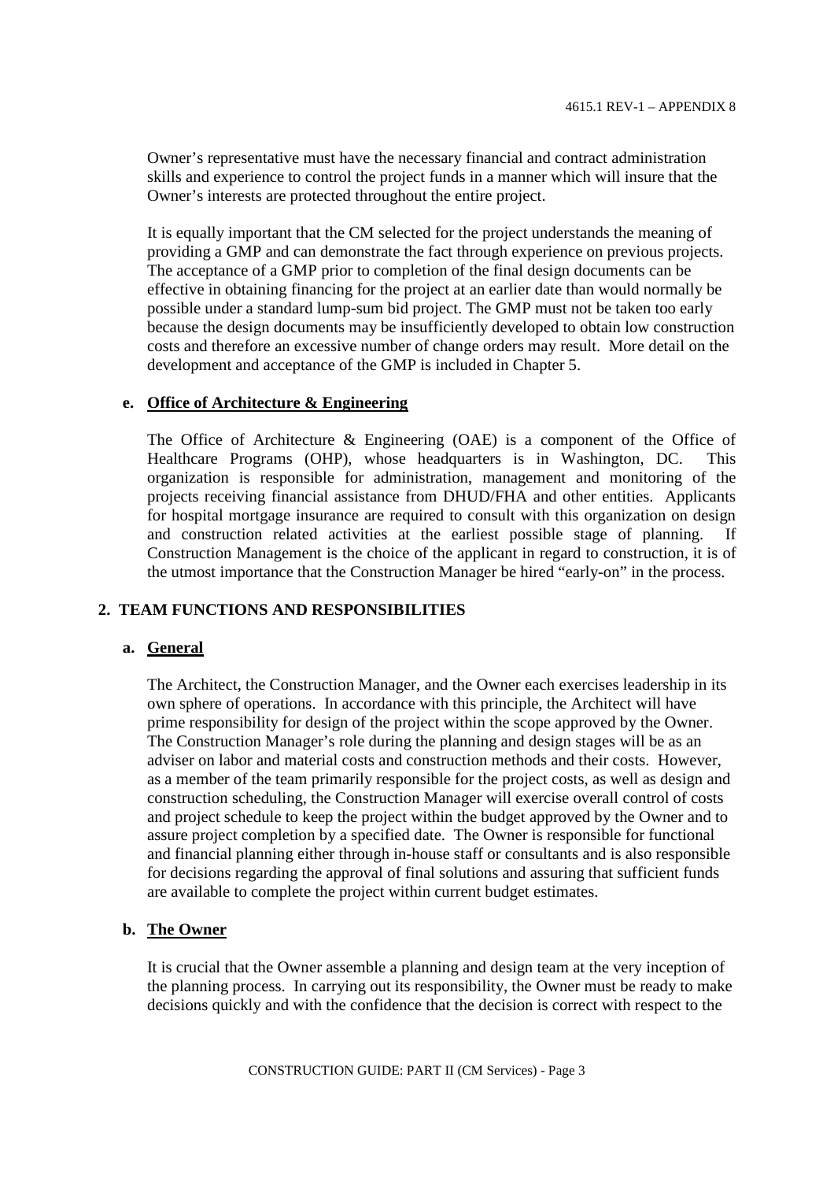Owner's representative must have the necessary financial and contract administration skills and experience to control the project funds in a manner which will insure that the Owner's interests are protected throughout the entire project.

It is equally important that the CM selected for the project understands the meaning of providing a GMP and can demonstrate the fact through experience on previous projects. The acceptance of a GMP prior to completion of the final design documents can be effective in obtaining financing for the project at an earlier date than would normally be possible under a standard lump-sum bid project. The GMP must not be taken too early because the design documents may be insufficiently developed to obtain low construction costs and therefore an excessive number of change orders may result. More detail on the development and acceptance of the GMP is included in Chapter 5.

**e. <u>Office of Architecture & Engineering</u>**

The Office of Architecture & Engineering (OAE) is a component of the Office of Healthcare Programs (OHP), whose headquarters is in Washington, DC. This organization is responsible for administration, management and monitoring of the projects receiving financial assistance from DHUD/FHA and other entities. Applicants for hospital mortgage insurance are required to consult with this organization on design and construction related activities at the earliest possible stage of planning. If Construction Management is the choice of the applicant in regard to construction, it is of the utmost importance that the Construction Manager be hired "early-on" in the process.

## 2. TEAM FUNCTIONS AND RESPONSIBILITIES

**a. <u>General</u>**

The Architect, the Construction Manager, and the Owner each exercises leadership in its own sphere of operations. In accordance with this principle, the Architect will have prime responsibility for design of the project within the scope approved by the Owner. The Construction Manager's role during the planning and design stages will be as an adviser on labor and material costs and construction methods and their costs. However, as a member of the team primarily responsible for the project costs, as well as design and construction scheduling, the Construction Manager will exercise overall control of costs and project schedule to keep the project within the budget approved by the Owner and to assure project completion by a specified date. The Owner is responsible for functional and financial planning either through in-house staff or consultants and is also responsible for decisions regarding the approval of final solutions and assuring that sufficient funds are available to complete the project within current budget estimates.

**b. <u>The Owner</u>**

It is crucial that the Owner assemble a planning and design team at the very inception of the planning process. In carrying out its responsibility, the Owner must be ready to make decisions quickly and with the confidence that the decision is correct with respect to the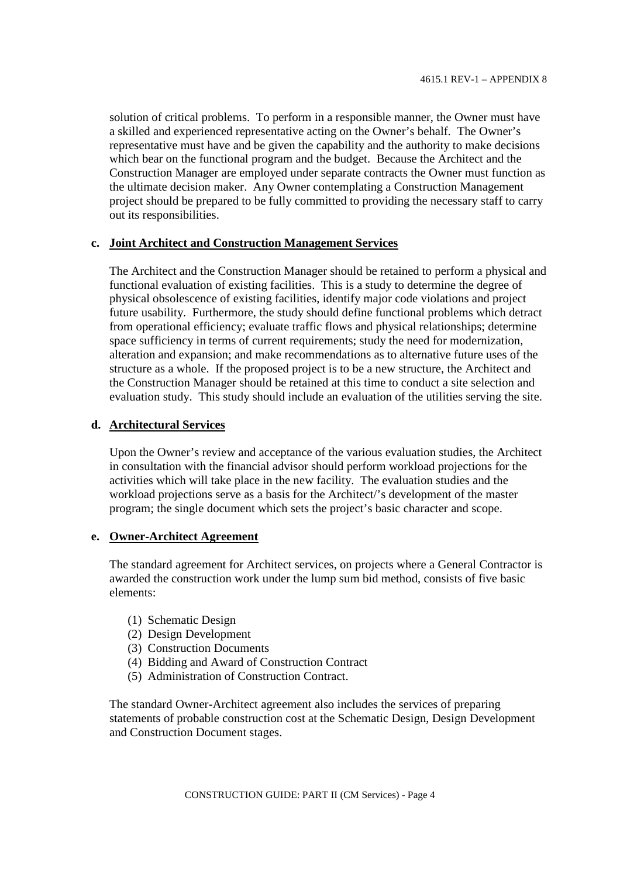solution of critical problems. To perform in a responsible manner, the Owner must have a skilled and experienced representative acting on the Owner's behalf. The Owner's representative must have and be given the capability and the authority to make decisions which bear on the functional program and the budget. Because the Architect and the Construction Manager are employed under separate contracts the Owner must function as the ultimate decision maker. Any Owner contemplating a Construction Management project should be prepared to be fully committed to providing the necessary staff to carry out its responsibilities.

**c. <u>Joint Architect and Construction Management Services</u>**

The Architect and the Construction Manager should be retained to perform a physical and functional evaluation of existing facilities. This is a study to determine the degree of physical obsolescence of existing facilities, identify major code violations and project future usability. Furthermore, the study should define functional problems which detract from operational efficiency; evaluate traffic flows and physical relationships; determine space sufficiency in terms of current requirements; study the need for modernization, alteration and expansion; and make recommendations as to alternative future uses of the structure as a whole. If the proposed project is to be a new structure, the Architect and the Construction Manager should be retained at this time to conduct a site selection and evaluation study. This study should include an evaluation of the utilities serving the site.

**d. <u>Architectural Services</u>**

Upon the Owner's review and acceptance of the various evaluation studies, the Architect in consultation with the financial advisor should perform workload projections for the activities which will take place in the new facility. The evaluation studies and the workload projections serve as a basis for the Architect/'s development of the master program; the single document which sets the project's basic character and scope.

**e. <u>Owner-Architect Agreement</u>**

The standard agreement for Architect services, on projects where a General Contractor is awarded the construction work under the lump sum bid method, consists of five basic elements:

(1) Schematic Design
(2) Design Development
(3) Construction Documents
(4) Bidding and Award of Construction Contract
(5) Administration of Construction Contract.

The standard Owner-Architect agreement also includes the services of preparing statements of probable construction cost at the Schematic Design, Design Development and Construction Document stages.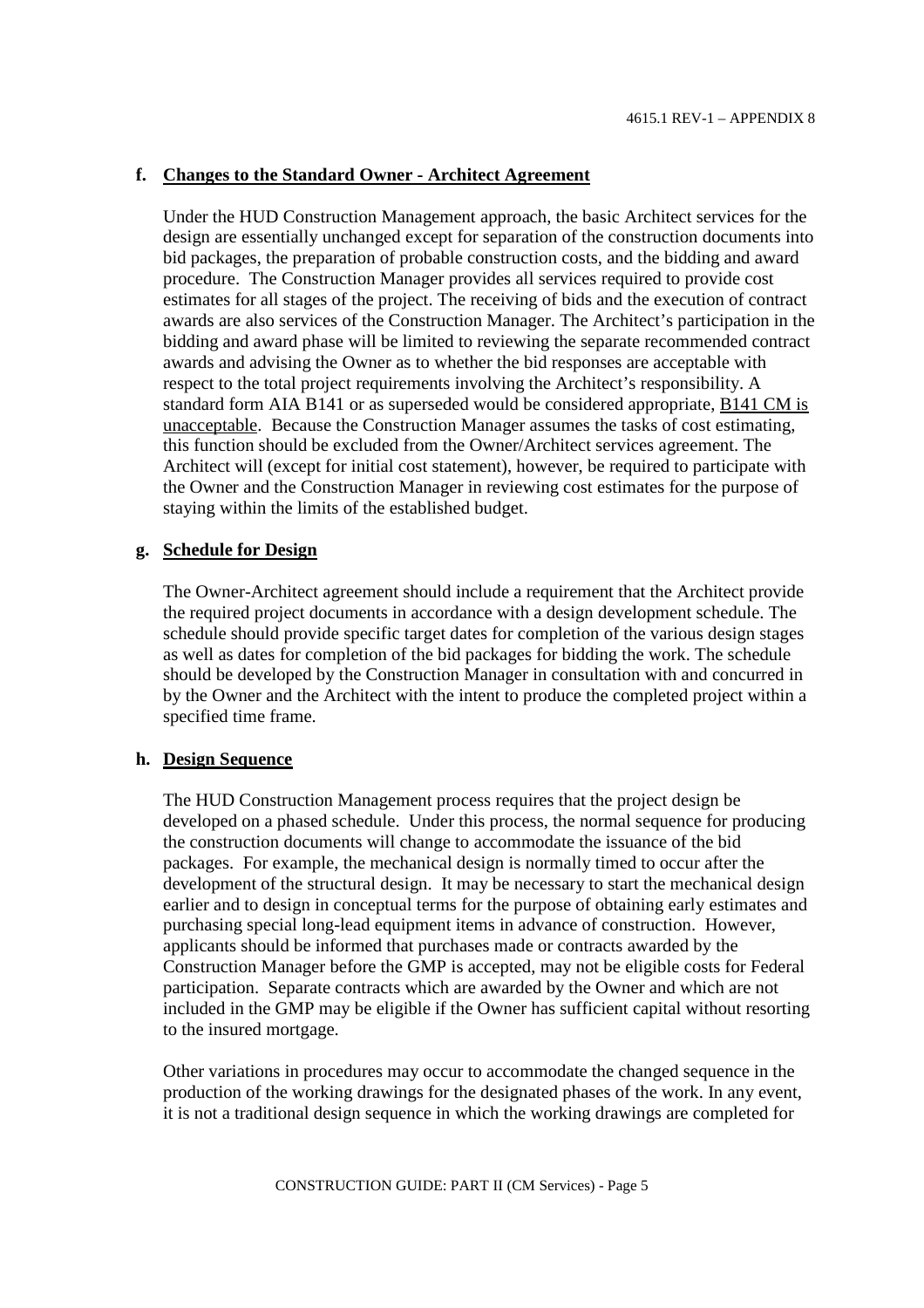**f. Changes to the Standard Owner - Architect Agreement**

Under the HUD Construction Management approach, the basic Architect services for the design are essentially unchanged except for separation of the construction documents into bid packages, the preparation of probable construction costs, and the bidding and award procedure. The Construction Manager provides all services required to provide cost estimates for all stages of the project. The receiving of bids and the execution of contract awards are also services of the Construction Manager. The Architect's participation in the bidding and award phase will be limited to reviewing the separate recommended contract awards and advising the Owner as to whether the bid responses are acceptable with respect to the total project requirements involving the Architect's responsibility. A standard form AIA B141 or as superseded would be considered appropriate, B141 CM is unacceptable. Because the Construction Manager assumes the tasks of cost estimating, this function should be excluded from the Owner/Architect services agreement. The Architect will (except for initial cost statement), however, be required to participate with the Owner and the Construction Manager in reviewing cost estimates for the purpose of staying within the limits of the established budget.

**g. Schedule for Design**

The Owner-Architect agreement should include a requirement that the Architect provide the required project documents in accordance with a design development schedule. The schedule should provide specific target dates for completion of the various design stages as well as dates for completion of the bid packages for bidding the work. The schedule should be developed by the Construction Manager in consultation with and concurred in by the Owner and the Architect with the intent to produce the completed project within a specified time frame.

**h. Design Sequence**

The HUD Construction Management process requires that the project design be developed on a phased schedule. Under this process, the normal sequence for producing the construction documents will change to accommodate the issuance of the bid packages. For example, the mechanical design is normally timed to occur after the development of the structural design. It may be necessary to start the mechanical design earlier and to design in conceptual terms for the purpose of obtaining early estimates and purchasing special long-lead equipment items in advance of construction. However, applicants should be informed that purchases made or contracts awarded by the Construction Manager before the GMP is accepted, may not be eligible costs for Federal participation. Separate contracts which are awarded by the Owner and which are not included in the GMP may be eligible if the Owner has sufficient capital without resorting to the insured mortgage.

Other variations in procedures may occur to accommodate the changed sequence in the production of the working drawings for the designated phases of the work. In any event, it is not a traditional design sequence in which the working drawings are completed for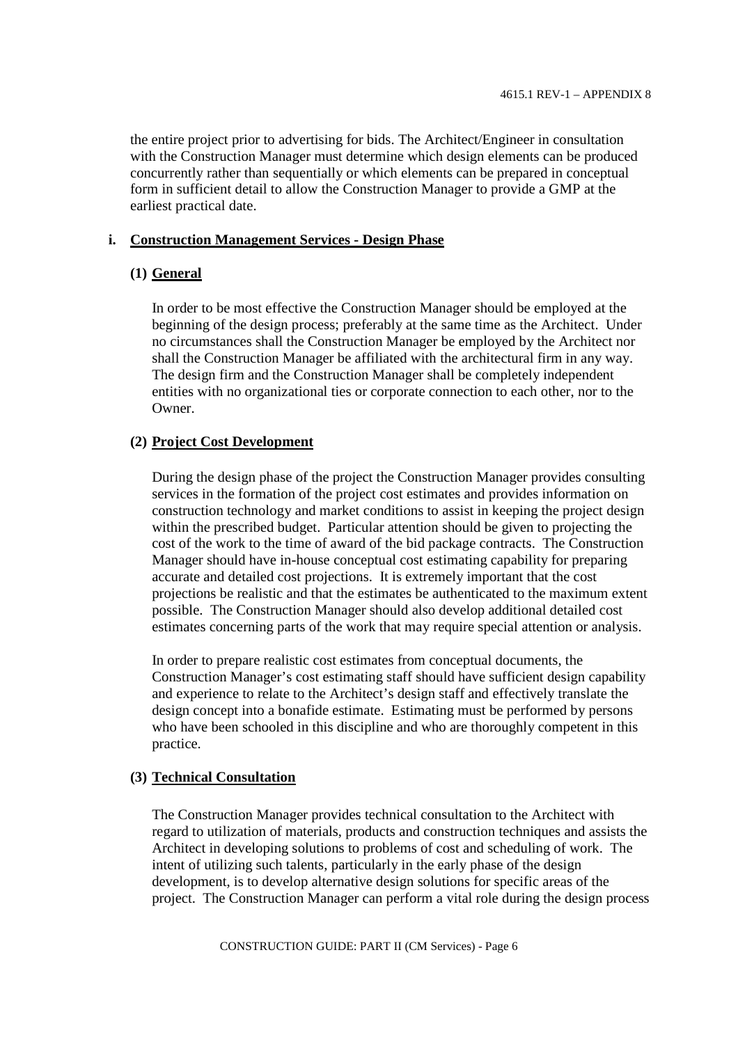the entire project prior to advertising for bids. The Architect/Engineer in consultation with the Construction Manager must determine which design elements can be produced concurrently rather than sequentially or which elements can be prepared in conceptual form in sufficient detail to allow the Construction Manager to provide a GMP at the earliest practical date.

**i. Construction Management Services - Design Phase**

**(1) General**

In order to be most effective the Construction Manager should be employed at the beginning of the design process; preferably at the same time as the Architect. Under no circumstances shall the Construction Manager be employed by the Architect nor shall the Construction Manager be affiliated with the architectural firm in any way. The design firm and the Construction Manager shall be completely independent entities with no organizational ties or corporate connection to each other, nor to the Owner.

**(2) Project Cost Development**

During the design phase of the project the Construction Manager provides consulting services in the formation of the project cost estimates and provides information on construction technology and market conditions to assist in keeping the project design within the prescribed budget. Particular attention should be given to projecting the cost of the work to the time of award of the bid package contracts. The Construction Manager should have in-house conceptual cost estimating capability for preparing accurate and detailed cost projections. It is extremely important that the cost projections be realistic and that the estimates be authenticated to the maximum extent possible. The Construction Manager should also develop additional detailed cost estimates concerning parts of the work that may require special attention or analysis.

In order to prepare realistic cost estimates from conceptual documents, the Construction Manager's cost estimating staff should have sufficient design capability and experience to relate to the Architect's design staff and effectively translate the design concept into a bonafide estimate. Estimating must be performed by persons who have been schooled in this discipline and who are thoroughly competent in this practice.

**(3) Technical Consultation**

The Construction Manager provides technical consultation to the Architect with regard to utilization of materials, products and construction techniques and assists the Architect in developing solutions to problems of cost and scheduling of work. The intent of utilizing such talents, particularly in the early phase of the design development, is to develop alternative design solutions for specific areas of the project. The Construction Manager can perform a vital role during the design process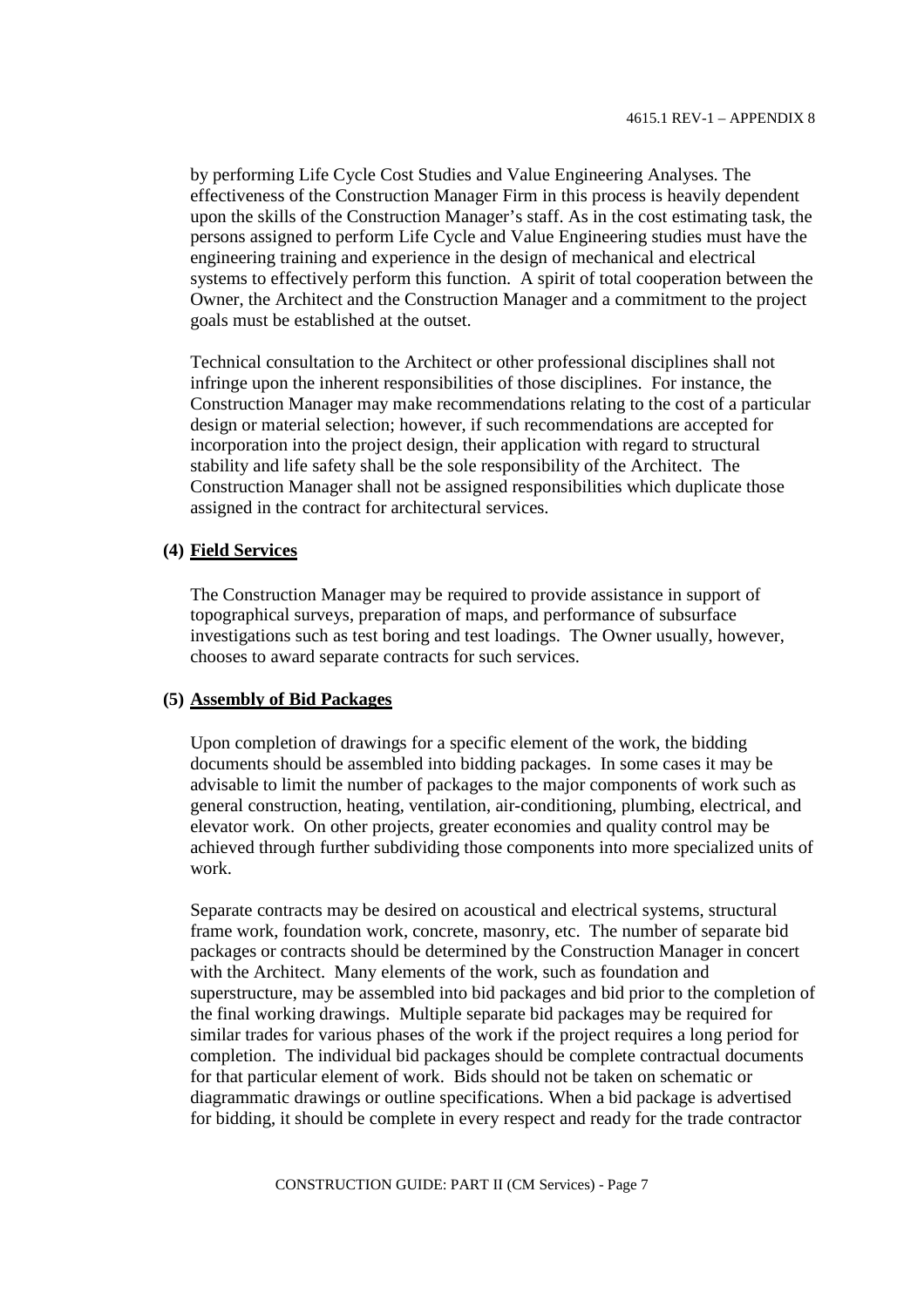by performing Life Cycle Cost Studies and Value Engineering Analyses. The effectiveness of the Construction Manager Firm in this process is heavily dependent upon the skills of the Construction Manager's staff. As in the cost estimating task, the persons assigned to perform Life Cycle and Value Engineering studies must have the engineering training and experience in the design of mechanical and electrical systems to effectively perform this function. A spirit of total cooperation between the Owner, the Architect and the Construction Manager and a commitment to the project goals must be established at the outset.

Technical consultation to the Architect or other professional disciplines shall not infringe upon the inherent responsibilities of those disciplines. For instance, the Construction Manager may make recommendations relating to the cost of a particular design or material selection; however, if such recommendations are accepted for incorporation into the project design, their application with regard to structural stability and life safety shall be the sole responsibility of the Architect. The Construction Manager shall not be assigned responsibilities which duplicate those assigned in the contract for architectural services.

**(4) <u>Field Services</u>**

The Construction Manager may be required to provide assistance in support of topographical surveys, preparation of maps, and performance of subsurface investigations such as test boring and test loadings. The Owner usually, however, chooses to award separate contracts for such services.

**(5) <u>Assembly of Bid Packages</u>**

Upon completion of drawings for a specific element of the work, the bidding documents should be assembled into bidding packages. In some cases it may be advisable to limit the number of packages to the major components of work such as general construction, heating, ventilation, air-conditioning, plumbing, electrical, and elevator work. On other projects, greater economies and quality control may be achieved through further subdividing those components into more specialized units of work.

Separate contracts may be desired on acoustical and electrical systems, structural frame work, foundation work, concrete, masonry, etc. The number of separate bid packages or contracts should be determined by the Construction Manager in concert with the Architect. Many elements of the work, such as foundation and superstructure, may be assembled into bid packages and bid prior to the completion of the final working drawings. Multiple separate bid packages may be required for similar trades for various phases of the work if the project requires a long period for completion. The individual bid packages should be complete contractual documents for that particular element of work. Bids should not be taken on schematic or diagrammatic drawings or outline specifications. When a bid package is advertised for bidding, it should be complete in every respect and ready for the trade contractor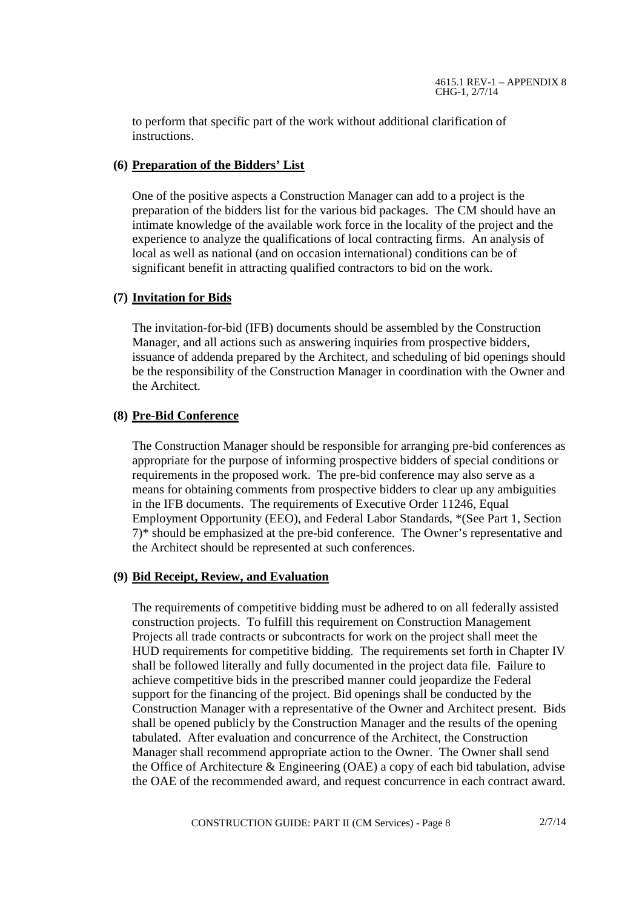to perform that specific part of the work without additional clarification of instructions.

**(6) Preparation of the Bidders' List**

One of the positive aspects a Construction Manager can add to a project is the preparation of the bidders list for the various bid packages. The CM should have an intimate knowledge of the available work force in the locality of the project and the experience to analyze the qualifications of local contracting firms. An analysis of local as well as national (and on occasion international) conditions can be of significant benefit in attracting qualified contractors to bid on the work.

**(7) Invitation for Bids**

The invitation-for-bid (IFB) documents should be assembled by the Construction Manager, and all actions such as answering inquiries from prospective bidders, issuance of addenda prepared by the Architect, and scheduling of bid openings should be the responsibility of the Construction Manager in coordination with the Owner and the Architect.

**(8) Pre-Bid Conference**

The Construction Manager should be responsible for arranging pre-bid conferences as appropriate for the purpose of informing prospective bidders of special conditions or requirements in the proposed work. The pre-bid conference may also serve as a means for obtaining comments from prospective bidders to clear up any ambiguities in the IFB documents. The requirements of Executive Order 11246, Equal Employment Opportunity (EEO), and Federal Labor Standards, *(See Part 1, Section 7)* should be emphasized at the pre-bid conference. The Owner's representative and the Architect should be represented at such conferences.

**(9) Bid Receipt, Review, and Evaluation**

The requirements of competitive bidding must be adhered to on all federally assisted construction projects. To fulfill this requirement on Construction Management Projects all trade contracts or subcontracts for work on the project shall meet the HUD requirements for competitive bidding. The requirements set forth in Chapter IV shall be followed literally and fully documented in the project data file. Failure to achieve competitive bids in the prescribed manner could jeopardize the Federal support for the financing of the project. Bid openings shall be conducted by the Construction Manager with a representative of the Owner and Architect present. Bids shall be opened publicly by the Construction Manager and the results of the opening tabulated. After evaluation and concurrence of the Architect, the Construction Manager shall recommend appropriate action to the Owner. The Owner shall send the Office of Architecture & Engineering (OAE) a copy of each bid tabulation, advise the OAE of the recommended award, and request concurrence in each contract award.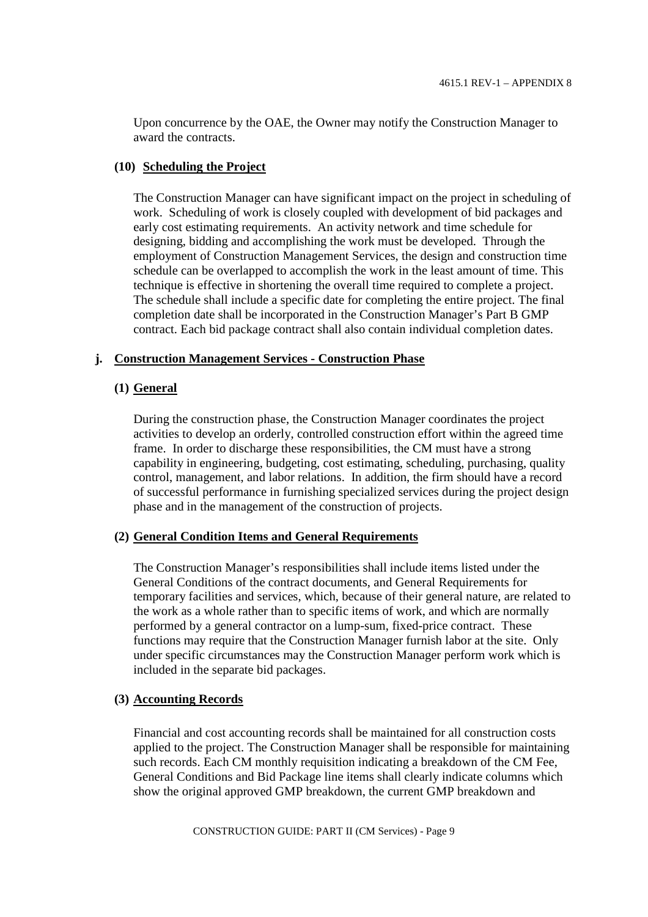Upon concurrence by the OAE, the Owner may notify the Construction Manager to award the contracts.

**(10) Scheduling the Project**

The Construction Manager can have significant impact on the project in scheduling of work. Scheduling of work is closely coupled with development of bid packages and early cost estimating requirements. An activity network and time schedule for designing, bidding and accomplishing the work must be developed. Through the employment of Construction Management Services, the design and construction time schedule can be overlapped to accomplish the work in the least amount of time. This technique is effective in shortening the overall time required to complete a project. The schedule shall include a specific date for completing the entire project. The final completion date shall be incorporated in the Construction Manager's Part B GMP contract. Each bid package contract shall also contain individual completion dates.

## j. Construction Management Services - Construction Phase

**(1) General**

During the construction phase, the Construction Manager coordinates the project activities to develop an orderly, controlled construction effort within the agreed time frame. In order to discharge these responsibilities, the CM must have a strong capability in engineering, budgeting, cost estimating, scheduling, purchasing, quality control, management, and labor relations. In addition, the firm should have a record of successful performance in furnishing specialized services during the project design phase and in the management of the construction of projects.

**(2) General Condition Items and General Requirements**

The Construction Manager's responsibilities shall include items listed under the General Conditions of the contract documents, and General Requirements for temporary facilities and services, which, because of their general nature, are related to the work as a whole rather than to specific items of work, and which are normally performed by a general contractor on a lump-sum, fixed-price contract. These functions may require that the Construction Manager furnish labor at the site. Only under specific circumstances may the Construction Manager perform work which is included in the separate bid packages.

**(3) Accounting Records**

Financial and cost accounting records shall be maintained for all construction costs applied to the project. The Construction Manager shall be responsible for maintaining such records. Each CM monthly requisition indicating a breakdown of the CM Fee, General Conditions and Bid Package line items shall clearly indicate columns which show the original approved GMP breakdown, the current GMP breakdown and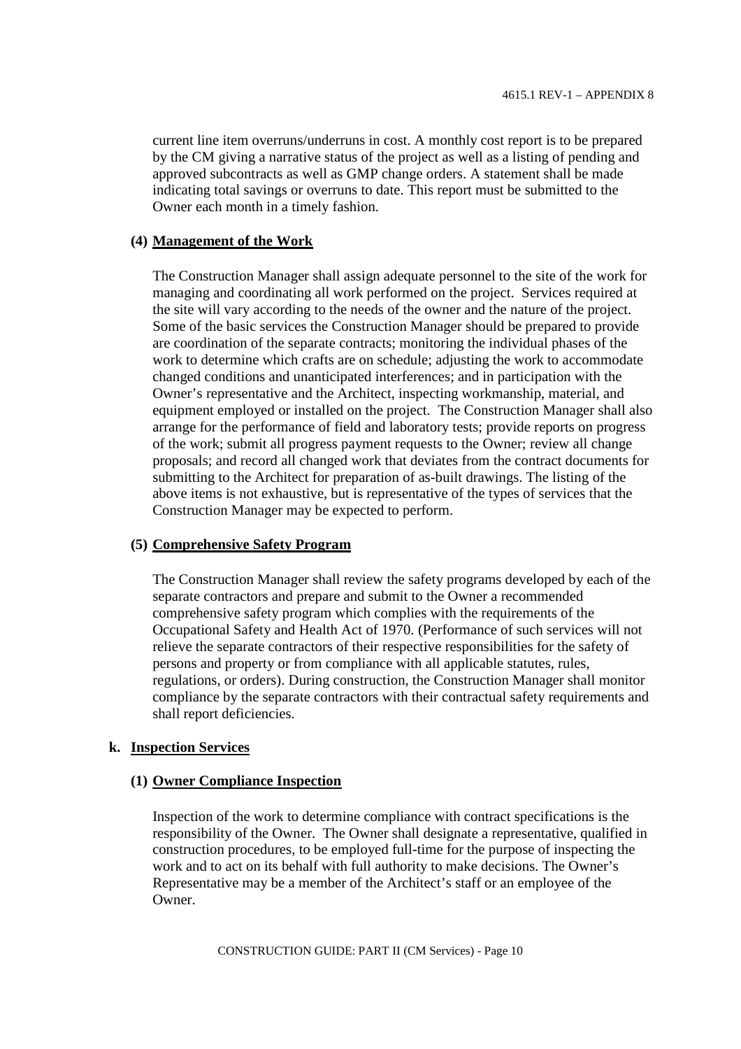current line item overruns/underruns in cost. A monthly cost report is to be prepared by the CM giving a narrative status of the project as well as a listing of pending and approved subcontracts as well as GMP change orders. A statement shall be made indicating total savings or overruns to date. This report must be submitted to the Owner each month in a timely fashion.

**(4) Management of the Work**

The Construction Manager shall assign adequate personnel to the site of the work for managing and coordinating all work performed on the project. Services required at the site will vary according to the needs of the owner and the nature of the project. Some of the basic services the Construction Manager should be prepared to provide are coordination of the separate contracts; monitoring the individual phases of the work to determine which crafts are on schedule; adjusting the work to accommodate changed conditions and unanticipated interferences; and in participation with the Owner's representative and the Architect, inspecting workmanship, material, and equipment employed or installed on the project. The Construction Manager shall also arrange for the performance of field and laboratory tests; provide reports on progress of the work; submit all progress payment requests to the Owner; review all change proposals; and record all changed work that deviates from the contract documents for submitting to the Architect for preparation of as-built drawings. The listing of the above items is not exhaustive, but is representative of the types of services that the Construction Manager may be expected to perform.

**(5) Comprehensive Safety Program**

The Construction Manager shall review the safety programs developed by each of the separate contractors and prepare and submit to the Owner a recommended comprehensive safety program which complies with the requirements of the Occupational Safety and Health Act of 1970. (Performance of such services will not relieve the separate contractors of their respective responsibilities for the safety of persons and property or from compliance with all applicable statutes, rules, regulations, or orders). During construction, the Construction Manager shall monitor compliance by the separate contractors with their contractual safety requirements and shall report deficiencies.

**k. Inspection Services**

**(1) Owner Compliance Inspection**

Inspection of the work to determine compliance with contract specifications is the responsibility of the Owner. The Owner shall designate a representative, qualified in construction procedures, to be employed full-time for the purpose of inspecting the work and to act on its behalf with full authority to make decisions. The Owner's Representative may be a member of the Architect's staff or an employee of the Owner.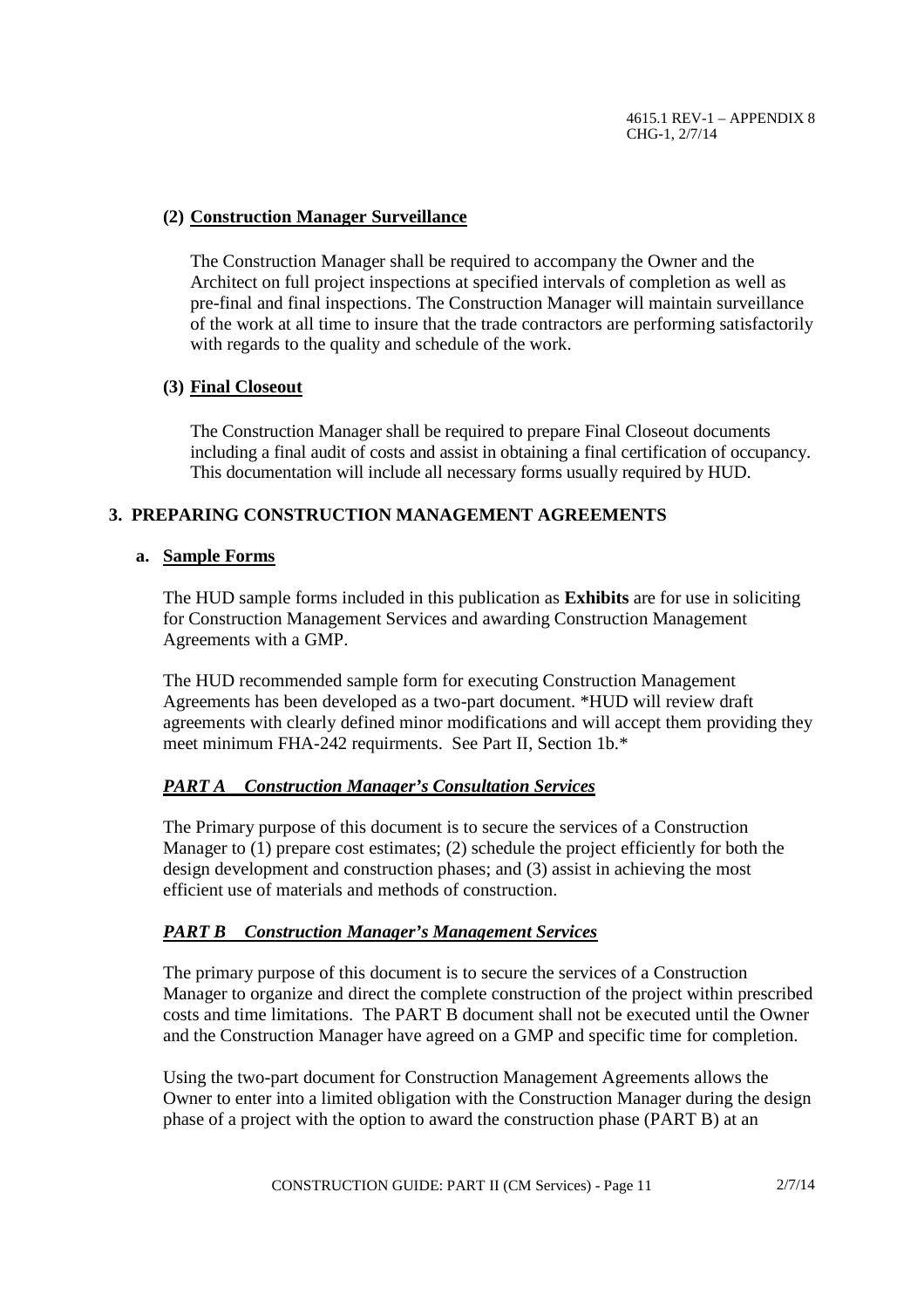**(2) Construction Manager Surveillance**

The Construction Manager shall be required to accompany the Owner and the Architect on full project inspections at specified intervals of completion as well as pre-final and final inspections. The Construction Manager will maintain surveillance of the work at all time to insure that the trade contractors are performing satisfactorily with regards to the quality and schedule of the work.

**(3) Final Closeout**

The Construction Manager shall be required to prepare Final Closeout documents including a final audit of costs and assist in obtaining a final certification of occupancy. This documentation will include all necessary forms usually required by HUD.

## 3. PREPARING CONSTRUCTION MANAGEMENT AGREEMENTS

### a. Sample Forms

The HUD sample forms included in this publication as **Exhibits** are for use in soliciting for Construction Management Services and awarding Construction Management Agreements with a GMP.

The HUD recommended sample form for executing Construction Management Agreements has been developed as a two-part document. *HUD will review draft agreements with clearly defined minor modifications and will accept them providing they meet minimum FHA-242 requirments. See Part II, Section 1b.*

***PART A Construction Manager's Consultation Services***

The Primary purpose of this document is to secure the services of a Construction Manager to (1) prepare cost estimates; (2) schedule the project efficiently for both the design development and construction phases; and (3) assist in achieving the most efficient use of materials and methods of construction.

***PART B Construction Manager's Management Services***

The primary purpose of this document is to secure the services of a Construction Manager to organize and direct the complete construction of the project within prescribed costs and time limitations. The PART B document shall not be executed until the Owner and the Construction Manager have agreed on a GMP and specific time for completion.

Using the two-part document for Construction Management Agreements allows the Owner to enter into a limited obligation with the Construction Manager during the design phase of a project with the option to award the construction phase (PART B) at an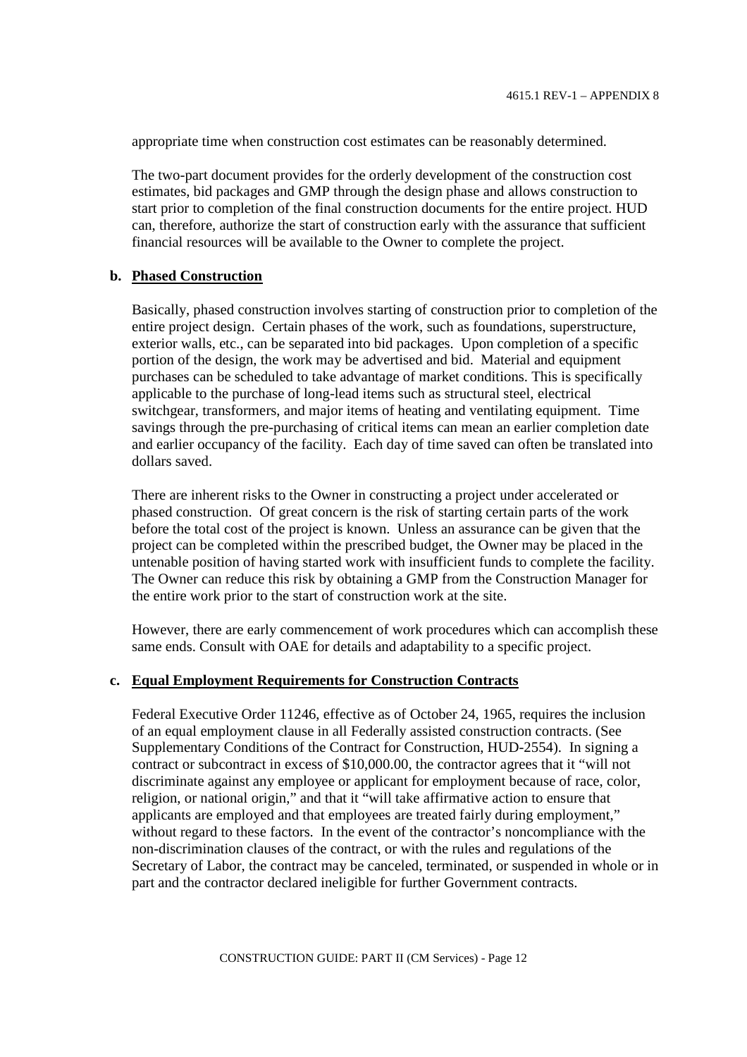appropriate time when construction cost estimates can be reasonably determined.

The two-part document provides for the orderly development of the construction cost estimates, bid packages and GMP through the design phase and allows construction to start prior to completion of the final construction documents for the entire project. HUD can, therefore, authorize the start of construction early with the assurance that sufficient financial resources will be available to the Owner to complete the project.

**b. Phased Construction**

Basically, phased construction involves starting of construction prior to completion of the entire project design. Certain phases of the work, such as foundations, superstructure, exterior walls, etc., can be separated into bid packages. Upon completion of a specific portion of the design, the work may be advertised and bid. Material and equipment purchases can be scheduled to take advantage of market conditions. This is specifically applicable to the purchase of long-lead items such as structural steel, electrical switchgear, transformers, and major items of heating and ventilating equipment. Time savings through the pre-purchasing of critical items can mean an earlier completion date and earlier occupancy of the facility. Each day of time saved can often be translated into dollars saved.

There are inherent risks to the Owner in constructing a project under accelerated or phased construction. Of great concern is the risk of starting certain parts of the work before the total cost of the project is known. Unless an assurance can be given that the project can be completed within the prescribed budget, the Owner may be placed in the untenable position of having started work with insufficient funds to complete the facility. The Owner can reduce this risk by obtaining a GMP from the Construction Manager for the entire work prior to the start of construction work at the site.

However, there are early commencement of work procedures which can accomplish these same ends. Consult with OAE for details and adaptability to a specific project.

**c. Equal Employment Requirements for Construction Contracts**

Federal Executive Order 11246, effective as of October 24, 1965, requires the inclusion of an equal employment clause in all Federally assisted construction contracts. (See Supplementary Conditions of the Contract for Construction, HUD-2554). In signing a contract or subcontract in excess of $10,000.00, the contractor agrees that it "will not discriminate against any employee or applicant for employment because of race, color, religion, or national origin," and that it "will take affirmative action to ensure that applicants are employed and that employees are treated fairly during employment," without regard to these factors. In the event of the contractor's noncompliance with the non-discrimination clauses of the contract, or with the rules and regulations of the Secretary of Labor, the contract may be canceled, terminated, or suspended in whole or in part and the contractor declared ineligible for further Government contracts.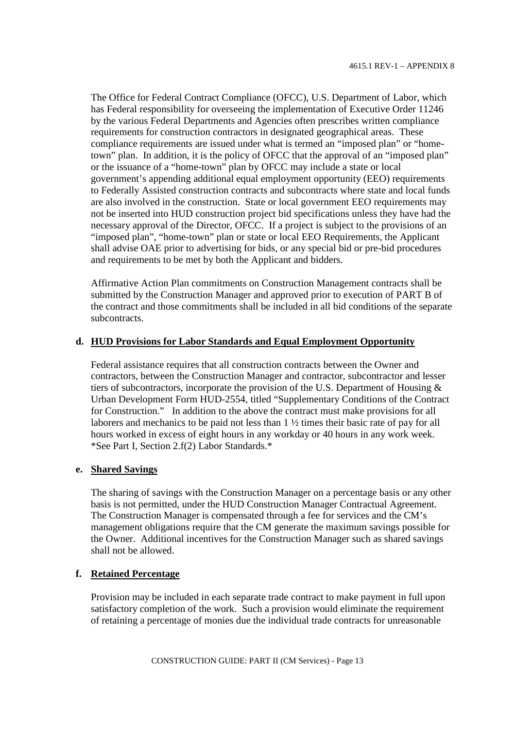The Office for Federal Contract Compliance (OFCC), U.S. Department of Labor, which has Federal responsibility for overseeing the implementation of Executive Order 11246 by the various Federal Departments and Agencies often prescribes written compliance requirements for construction contractors in designated geographical areas. These compliance requirements are issued under what is termed an "imposed plan" or "home-town" plan. In addition, it is the policy of OFCC that the approval of an "imposed plan" or the issuance of a "home-town" plan by OFCC may include a state or local government's appending additional equal employment opportunity (EEO) requirements to Federally Assisted construction contracts and subcontracts where state and local funds are also involved in the construction. State or local government EEO requirements may not be inserted into HUD construction project bid specifications unless they have had the necessary approval of the Director, OFCC. If a project is subject to the provisions of an "imposed plan", "home-town" plan or state or local EEO Requirements, the Applicant shall advise OAE prior to advertising for bids, or any special bid or pre-bid procedures and requirements to be met by both the Applicant and bidders.

Affirmative Action Plan commitments on Construction Management contracts shall be submitted by the Construction Manager and approved prior to execution of PART B of the contract and those commitments shall be included in all bid conditions of the separate subcontracts.

**d. HUD Provisions for Labor Standards and Equal Employment Opportunity**

Federal assistance requires that all construction contracts between the Owner and contractors, between the Construction Manager and contractor, subcontractor and lesser tiers of subcontractors, incorporate the provision of the U.S. Department of Housing & Urban Development Form HUD-2554, titled "Supplementary Conditions of the Contract for Construction." In addition to the above the contract must make provisions for all laborers and mechanics to be paid not less than 1 ½ times their basic rate of pay for all hours worked in excess of eight hours in any workday or 40 hours in any work week. *See Part I, Section 2.f(2) Labor Standards.*

**e. Shared Savings**

The sharing of savings with the Construction Manager on a percentage basis or any other basis is not permitted, under the HUD Construction Manager Contractual Agreement. The Construction Manager is compensated through a fee for services and the CM's management obligations require that the CM generate the maximum savings possible for the Owner. Additional incentives for the Construction Manager such as shared savings shall not be allowed.

**f. Retained Percentage**

Provision may be included in each separate trade contract to make payment in full upon satisfactory completion of the work. Such a provision would eliminate the requirement of retaining a percentage of monies due the individual trade contracts for unreasonable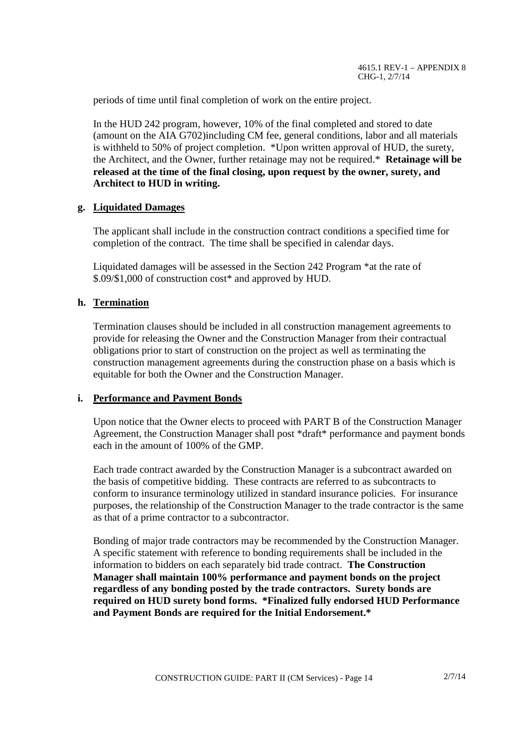periods of time until final completion of work on the entire project.

In the HUD 242 program, however, 10% of the final completed and stored to date (amount on the AIA G702)including CM fee, general conditions, labor and all materials is withheld to 50% of project completion. *Upon written approval of HUD, the surety, the Architect, and the Owner, further retainage may not be required.* **Retainage will be released at the time of the final closing, upon request by the owner, surety, and Architect to HUD in writing.**

**g. Liquidated Damages**

The applicant shall include in the construction contract conditions a specified time for completion of the contract. The time shall be specified in calendar days.

Liquidated damages will be assessed in the Section 242 Program *at the rate of $.09/$1,000 of construction cost* and approved by HUD.

**h. Termination**

Termination clauses should be included in all construction management agreements to provide for releasing the Owner and the Construction Manager from their contractual obligations prior to start of construction on the project as well as terminating the construction management agreements during the construction phase on a basis which is equitable for both the Owner and the Construction Manager.

**i. Performance and Payment Bonds**

Upon notice that the Owner elects to proceed with PART B of the Construction Manager Agreement, the Construction Manager shall post *draft* performance and payment bonds each in the amount of 100% of the GMP.

Each trade contract awarded by the Construction Manager is a subcontract awarded on the basis of competitive bidding. These contracts are referred to as subcontracts to conform to insurance terminology utilized in standard insurance policies. For insurance purposes, the relationship of the Construction Manager to the trade contractor is the same as that of a prime contractor to a subcontractor.

Bonding of major trade contractors may be recommended by the Construction Manager. A specific statement with reference to bonding requirements shall be included in the information to bidders on each separately bid trade contract. **The Construction Manager shall maintain 100% performance and payment bonds on the project regardless of any bonding posted by the trade contractors. Surety bonds are required on HUD surety bond forms. *Finalized fully endorsed HUD Performance and Payment Bonds are required for the Initial Endorsement.***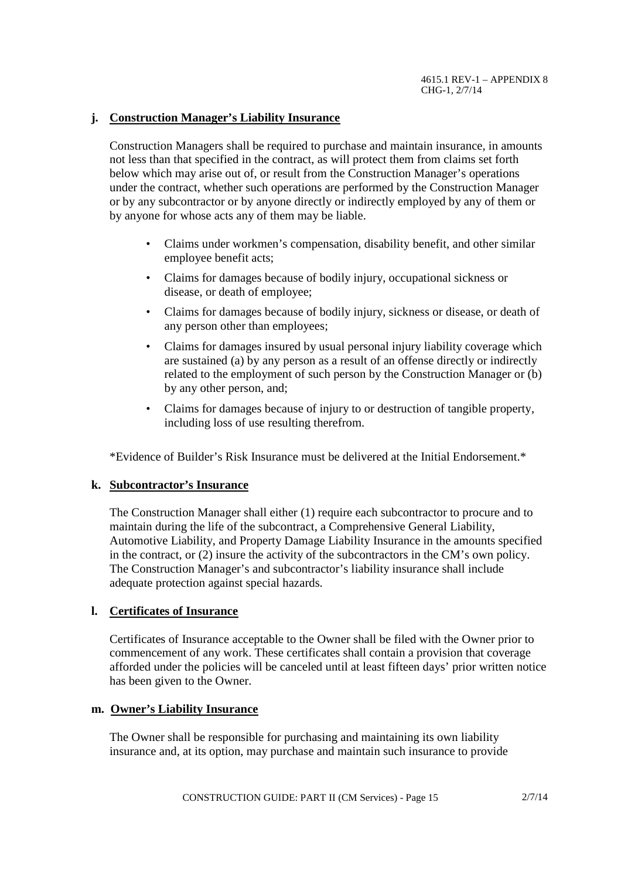**j. Construction Manager's Liability Insurance**

Construction Managers shall be required to purchase and maintain insurance, in amounts not less than that specified in the contract, as will protect them from claims set forth below which may arise out of, or result from the Construction Manager's operations under the contract, whether such operations are performed by the Construction Manager or by any subcontractor or by anyone directly or indirectly employed by any of them or by anyone for whose acts any of them may be liable.

- Claims under workmen's compensation, disability benefit, and other similar employee benefit acts;
- Claims for damages because of bodily injury, occupational sickness or disease, or death of employee;
- Claims for damages because of bodily injury, sickness or disease, or death of any person other than employees;
- Claims for damages insured by usual personal injury liability coverage which are sustained (a) by any person as a result of an offense directly or indirectly related to the employment of such person by the Construction Manager or (b) by any other person, and;
- Claims for damages because of injury to or destruction of tangible property, including loss of use resulting therefrom.

*Evidence of Builder's Risk Insurance must be delivered at the Initial Endorsement.*

**k. Subcontractor's Insurance**

The Construction Manager shall either (1) require each subcontractor to procure and to maintain during the life of the subcontract, a Comprehensive General Liability, Automotive Liability, and Property Damage Liability Insurance in the amounts specified in the contract, or (2) insure the activity of the subcontractors in the CM's own policy. The Construction Manager's and subcontractor's liability insurance shall include adequate protection against special hazards.

**l. Certificates of Insurance**

Certificates of Insurance acceptable to the Owner shall be filed with the Owner prior to commencement of any work. These certificates shall contain a provision that coverage afforded under the policies will be canceled until at least fifteen days' prior written notice has been given to the Owner.

**m. Owner's Liability Insurance**

The Owner shall be responsible for purchasing and maintaining its own liability insurance and, at its option, may purchase and maintain such insurance to provide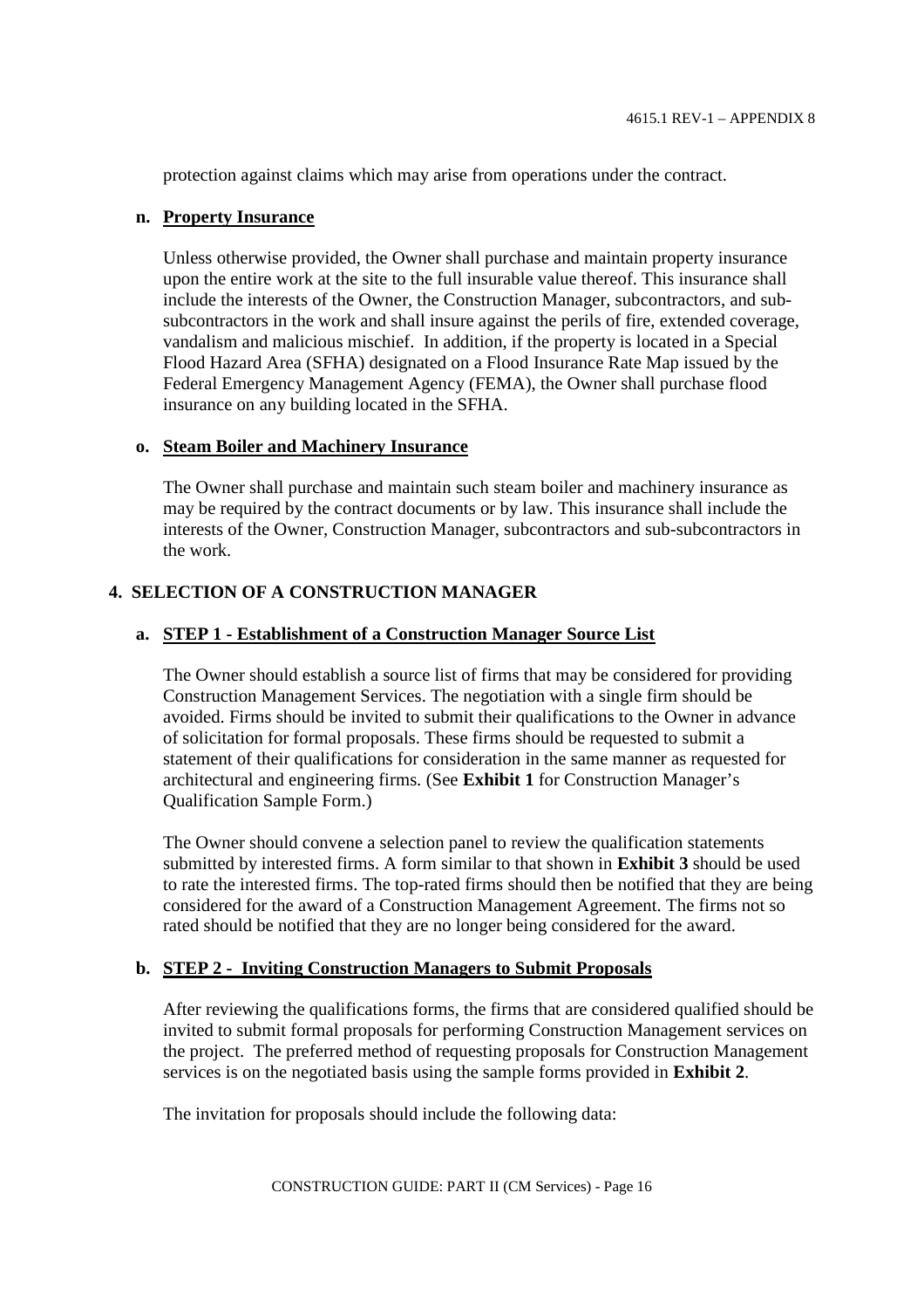protection against claims which may arise from operations under the contract.

**n. <u>Property Insurance</u>**

Unless otherwise provided, the Owner shall purchase and maintain property insurance upon the entire work at the site to the full insurable value thereof. This insurance shall include the interests of the Owner, the Construction Manager, subcontractors, and sub-subcontractors in the work and shall insure against the perils of fire, extended coverage, vandalism and malicious mischief. In addition, if the property is located in a Special Flood Hazard Area (SFHA) designated on a Flood Insurance Rate Map issued by the Federal Emergency Management Agency (FEMA), the Owner shall purchase flood insurance on any building located in the SFHA.

**o. <u>Steam Boiler and Machinery Insurance</u>**

The Owner shall purchase and maintain such steam boiler and machinery insurance as may be required by the contract documents or by law. This insurance shall include the interests of the Owner, Construction Manager, subcontractors and sub-subcontractors in the work.

## 4. SELECTION OF A CONSTRUCTION MANAGER

**a. <u>STEP 1 - Establishment of a Construction Manager Source List</u>**

The Owner should establish a source list of firms that may be considered for providing Construction Management Services. The negotiation with a single firm should be avoided. Firms should be invited to submit their qualifications to the Owner in advance of solicitation for formal proposals. These firms should be requested to submit a statement of their qualifications for consideration in the same manner as requested for architectural and engineering firms. (See **Exhibit 1** for Construction Manager's Qualification Sample Form.)

The Owner should convene a selection panel to review the qualification statements submitted by interested firms. A form similar to that shown in **Exhibit 3** should be used to rate the interested firms. The top-rated firms should then be notified that they are being considered for the award of a Construction Management Agreement. The firms not so rated should be notified that they are no longer being considered for the award.

**b. <u>STEP 2 - Inviting Construction Managers to Submit Proposals</u>**

After reviewing the qualifications forms, the firms that are considered qualified should be invited to submit formal proposals for performing Construction Management services on the project. The preferred method of requesting proposals for Construction Management services is on the negotiated basis using the sample forms provided in **Exhibit 2**.

The invitation for proposals should include the following data: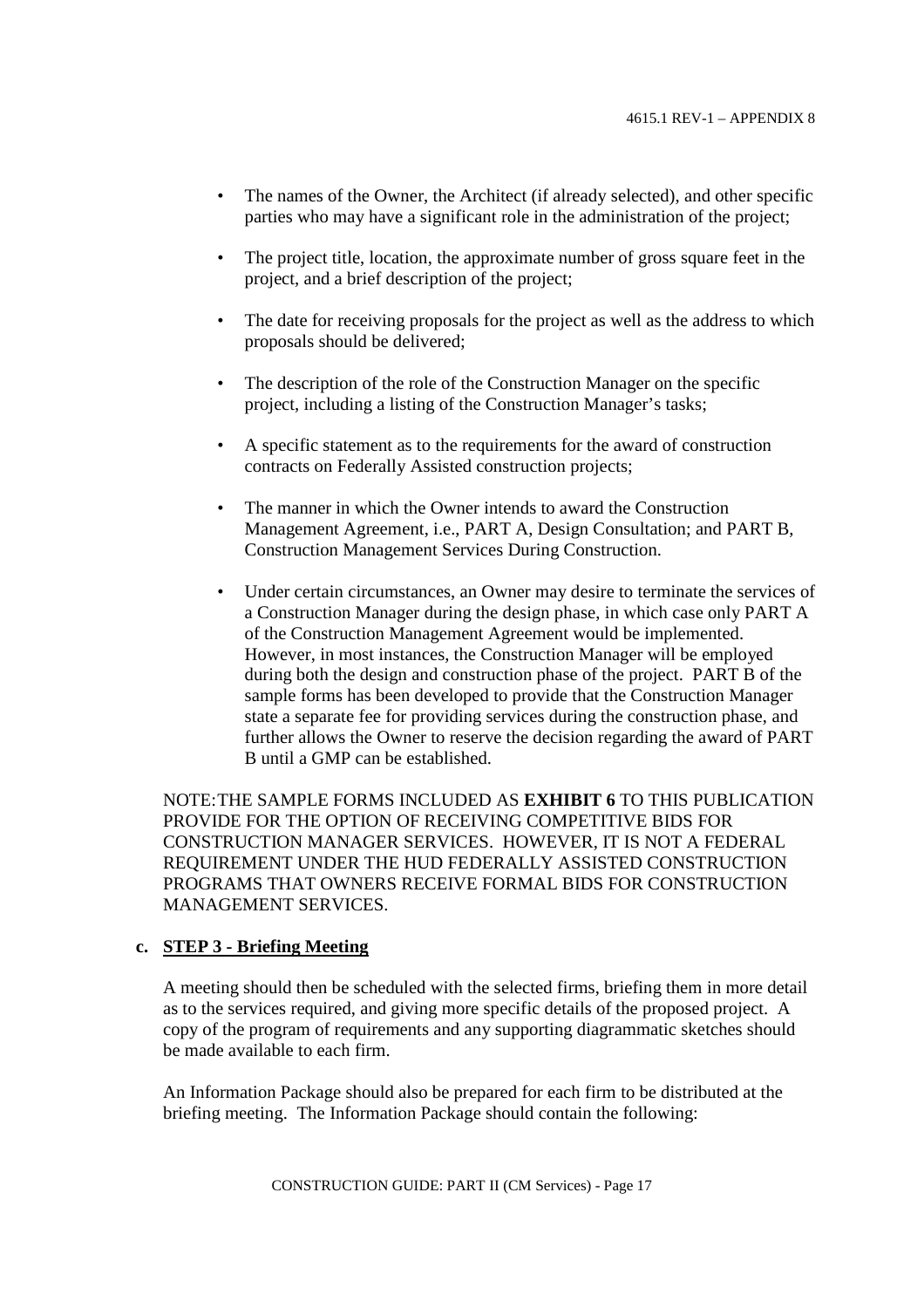- The names of the Owner, the Architect (if already selected), and other specific parties who may have a significant role in the administration of the project;
- The project title, location, the approximate number of gross square feet in the project, and a brief description of the project;
- The date for receiving proposals for the project as well as the address to which proposals should be delivered;
- The description of the role of the Construction Manager on the specific project, including a listing of the Construction Manager's tasks;
- A specific statement as to the requirements for the award of construction contracts on Federally Assisted construction projects;
- The manner in which the Owner intends to award the Construction Management Agreement, i.e., PART A, Design Consultation; and PART B, Construction Management Services During Construction.
- Under certain circumstances, an Owner may desire to terminate the services of a Construction Manager during the design phase, in which case only PART A of the Construction Management Agreement would be implemented. However, in most instances, the Construction Manager will be employed during both the design and construction phase of the project. PART B of the sample forms has been developed to provide that the Construction Manager state a separate fee for providing services during the construction phase, and further allows the Owner to reserve the decision regarding the award of PART B until a GMP can be established.

NOTE: THE SAMPLE FORMS INCLUDED AS **EXHIBIT 6** TO THIS PUBLICATION PROVIDE FOR THE OPTION OF RECEIVING COMPETITIVE BIDS FOR CONSTRUCTION MANAGER SERVICES. HOWEVER, IT IS NOT A FEDERAL REQUIREMENT UNDER THE HUD FEDERALLY ASSISTED CONSTRUCTION PROGRAMS THAT OWNERS RECEIVE FORMAL BIDS FOR CONSTRUCTION MANAGEMENT SERVICES.

**c. <u>STEP 3 - Briefing Meeting</u>**

A meeting should then be scheduled with the selected firms, briefing them in more detail as to the services required, and giving more specific details of the proposed project. A copy of the program of requirements and any supporting diagrammatic sketches should be made available to each firm.

An Information Package should also be prepared for each firm to be distributed at the briefing meeting. The Information Package should contain the following: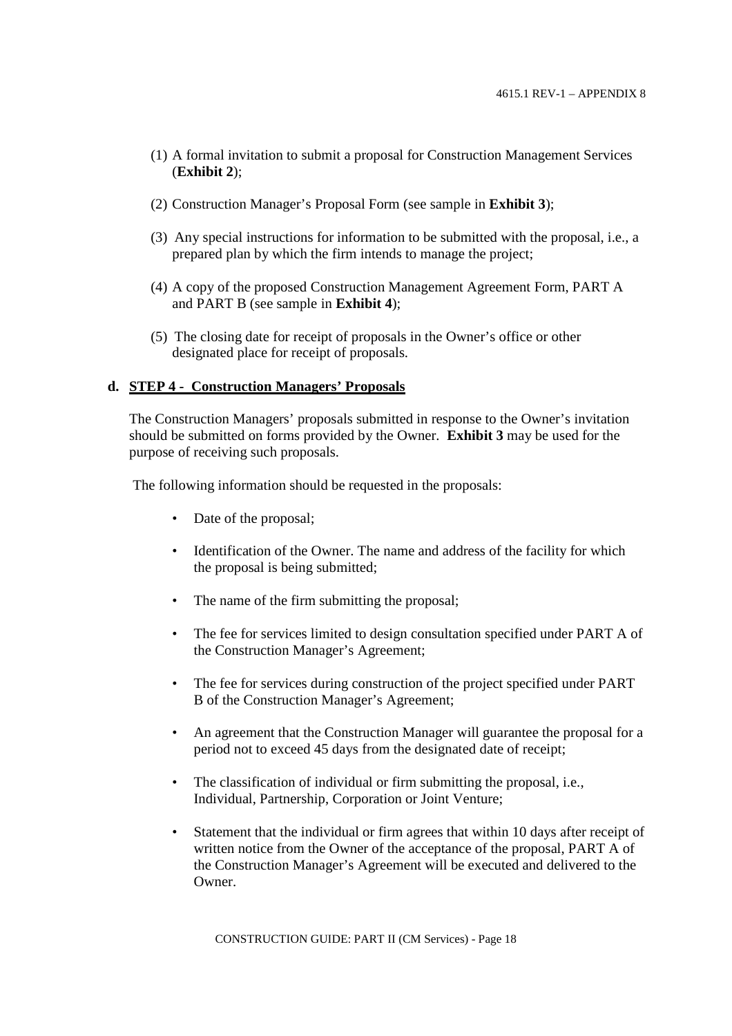(1) A formal invitation to submit a proposal for Construction Management Services (**Exhibit 2**);

(2) Construction Manager's Proposal Form (see sample in **Exhibit 3**);

(3) Any special instructions for information to be submitted with the proposal, i.e., a prepared plan by which the firm intends to manage the project;

(4) A copy of the proposed Construction Management Agreement Form, PART A and PART B (see sample in **Exhibit 4**);

(5) The closing date for receipt of proposals in the Owner's office or other designated place for receipt of proposals.

**d. STEP 4 - Construction Managers' Proposals**

The Construction Managers' proposals submitted in response to the Owner's invitation should be submitted on forms provided by the Owner. **Exhibit 3** may be used for the purpose of receiving such proposals.

The following information should be requested in the proposals:

- Date of the proposal;
- Identification of the Owner. The name and address of the facility for which the proposal is being submitted;
- The name of the firm submitting the proposal;
- The fee for services limited to design consultation specified under PART A of the Construction Manager's Agreement;
- The fee for services during construction of the project specified under PART B of the Construction Manager's Agreement;
- An agreement that the Construction Manager will guarantee the proposal for a period not to exceed 45 days from the designated date of receipt;
- The classification of individual or firm submitting the proposal, i.e., Individual, Partnership, Corporation or Joint Venture;
- Statement that the individual or firm agrees that within 10 days after receipt of written notice from the Owner of the acceptance of the proposal, PART A of the Construction Manager's Agreement will be executed and delivered to the Owner.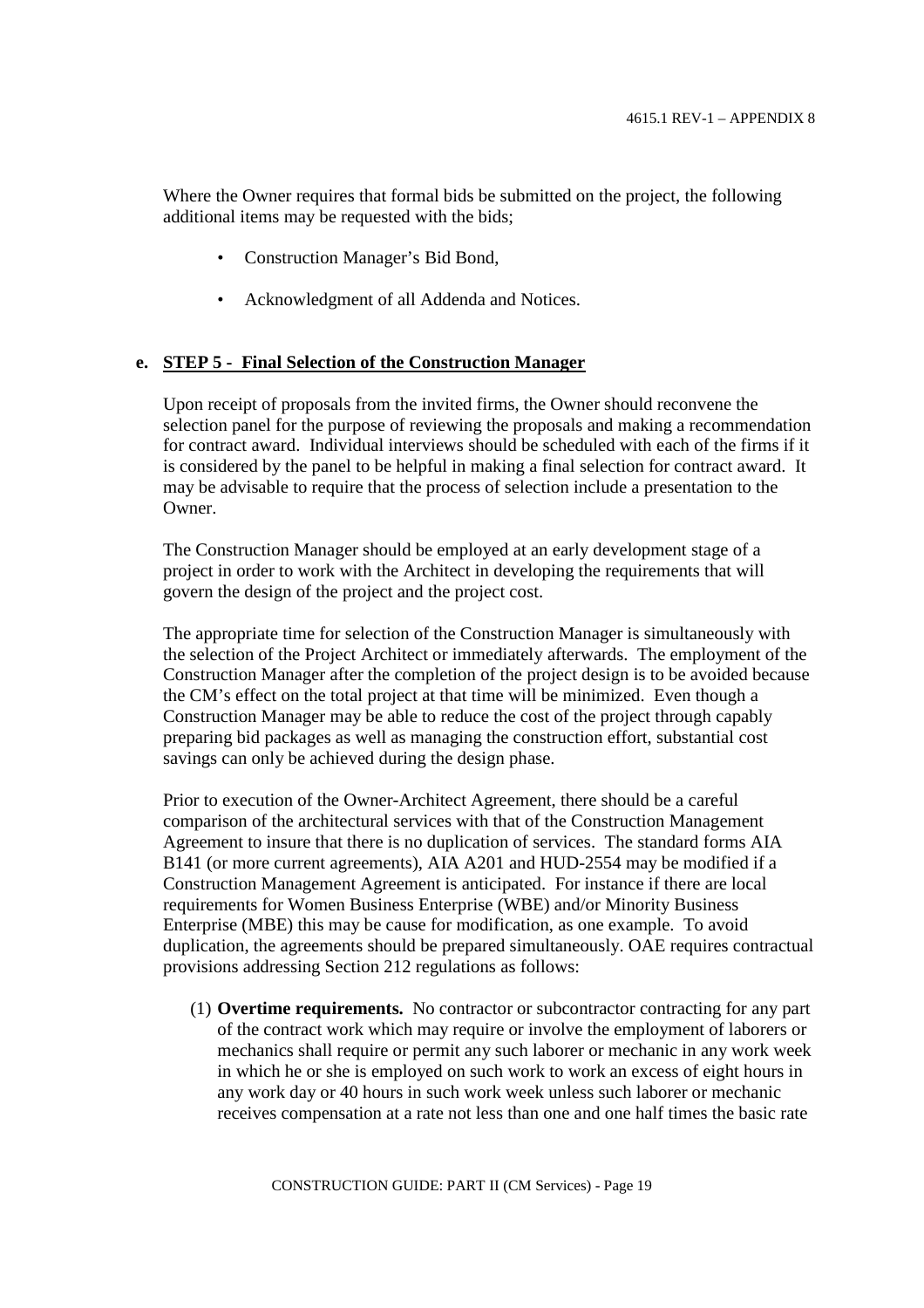Where the Owner requires that formal bids be submitted on the project, the following additional items may be requested with the bids;

- Construction Manager's Bid Bond,
- Acknowledgment of all Addenda and Notices.

**e. STEP 5 - Final Selection of the Construction Manager**

Upon receipt of proposals from the invited firms, the Owner should reconvene the selection panel for the purpose of reviewing the proposals and making a recommendation for contract award. Individual interviews should be scheduled with each of the firms if it is considered by the panel to be helpful in making a final selection for contract award. It may be advisable to require that the process of selection include a presentation to the Owner.

The Construction Manager should be employed at an early development stage of a project in order to work with the Architect in developing the requirements that will govern the design of the project and the project cost.

The appropriate time for selection of the Construction Manager is simultaneously with the selection of the Project Architect or immediately afterwards. The employment of the Construction Manager after the completion of the project design is to be avoided because the CM's effect on the total project at that time will be minimized. Even though a Construction Manager may be able to reduce the cost of the project through capably preparing bid packages as well as managing the construction effort, substantial cost savings can only be achieved during the design phase.

Prior to execution of the Owner-Architect Agreement, there should be a careful comparison of the architectural services with that of the Construction Management Agreement to insure that there is no duplication of services. The standard forms AIA B141 (or more current agreements), AIA A201 and HUD-2554 may be modified if a Construction Management Agreement is anticipated. For instance if there are local requirements for Women Business Enterprise (WBE) and/or Minority Business Enterprise (MBE) this may be cause for modification, as one example. To avoid duplication, the agreements should be prepared simultaneously. OAE requires contractual provisions addressing Section 212 regulations as follows:

(1) **Overtime requirements.** No contractor or subcontractor contracting for any part of the contract work which may require or involve the employment of laborers or mechanics shall require or permit any such laborer or mechanic in any work week in which he or she is employed on such work to work an excess of eight hours in any work day or 40 hours in such work week unless such laborer or mechanic receives compensation at a rate not less than one and one half times the basic rate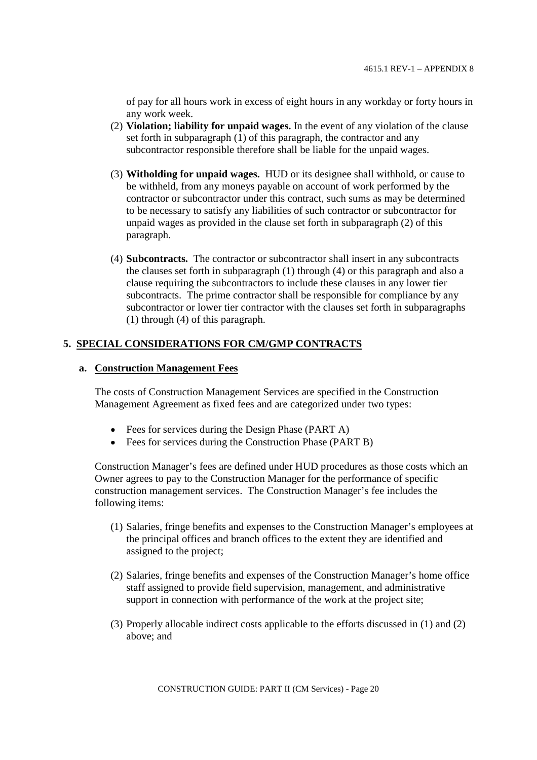of pay for all hours work in excess of eight hours in any workday or forty hours in any work week.

(2) **Violation; liability for unpaid wages.** In the event of any violation of the clause set forth in subparagraph (1) of this paragraph, the contractor and any subcontractor responsible therefore shall be liable for the unpaid wages.

(3) **Witholding for unpaid wages.** HUD or its designee shall withhold, or cause to be withheld, from any moneys payable on account of work performed by the contractor or subcontractor under this contract, such sums as may be determined to be necessary to satisfy any liabilities of such contractor or subcontractor for unpaid wages as provided in the clause set forth in subparagraph (2) of this paragraph.

(4) **Subcontracts.** The contractor or subcontractor shall insert in any subcontracts the clauses set forth in subparagraph (1) through (4) or this paragraph and also a clause requiring the subcontractors to include these clauses in any lower tier subcontracts. The prime contractor shall be responsible for compliance by any subcontractor or lower tier contractor with the clauses set forth in subparagraphs (1) through (4) of this paragraph.

## 5. SPECIAL CONSIDERATIONS FOR CM/GMP CONTRACTS

### a. Construction Management Fees

The costs of Construction Management Services are specified in the Construction Management Agreement as fixed fees and are categorized under two types:

- Fees for services during the Design Phase (PART A)
- Fees for services during the Construction Phase (PART B)

Construction Manager's fees are defined under HUD procedures as those costs which an Owner agrees to pay to the Construction Manager for the performance of specific construction management services. The Construction Manager's fee includes the following items:

(1) Salaries, fringe benefits and expenses to the Construction Manager's employees at the principal offices and branch offices to the extent they are identified and assigned to the project;

(2) Salaries, fringe benefits and expenses of the Construction Manager's home office staff assigned to provide field supervision, management, and administrative support in connection with performance of the work at the project site;

(3) Properly allocable indirect costs applicable to the efforts discussed in (1) and (2) above; and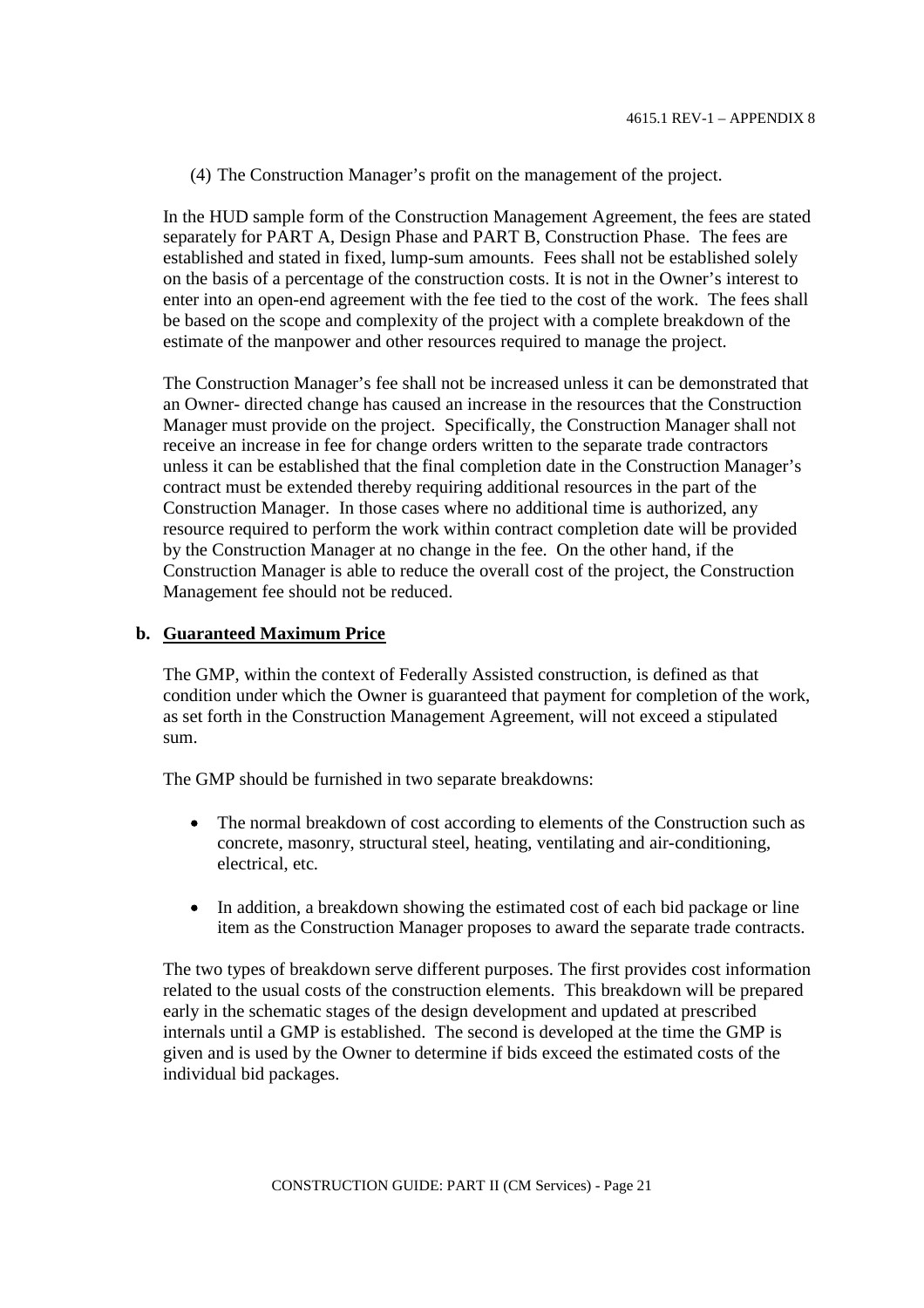(4) The Construction Manager’s profit on the management of the project.

In the HUD sample form of the Construction Management Agreement, the fees are stated separately for PART A, Design Phase and PART B, Construction Phase. The fees are established and stated in fixed, lump-sum amounts. Fees shall not be established solely on the basis of a percentage of the construction costs. It is not in the Owner’s interest to enter into an open-end agreement with the fee tied to the cost of the work. The fees shall be based on the scope and complexity of the project with a complete breakdown of the estimate of the manpower and other resources required to manage the project.

The Construction Manager’s fee shall not be increased unless it can be demonstrated that an Owner- directed change has caused an increase in the resources that the Construction Manager must provide on the project. Specifically, the Construction Manager shall not receive an increase in fee for change orders written to the separate trade contractors unless it can be established that the final completion date in the Construction Manager’s contract must be extended thereby requiring additional resources in the part of the Construction Manager. In those cases where no additional time is authorized, any resource required to perform the work within contract completion date will be provided by the Construction Manager at no change in the fee. On the other hand, if the Construction Manager is able to reduce the overall cost of the project, the Construction Management fee should not be reduced.

**b. Guaranteed Maximum Price**

The GMP, within the context of Federally Assisted construction, is defined as that condition under which the Owner is guaranteed that payment for completion of the work, as set forth in the Construction Management Agreement, will not exceed a stipulated sum.

The GMP should be furnished in two separate breakdowns:

- The normal breakdown of cost according to elements of the Construction such as concrete, masonry, structural steel, heating, ventilating and air-conditioning, electrical, etc.
- In addition, a breakdown showing the estimated cost of each bid package or line item as the Construction Manager proposes to award the separate trade contracts.

The two types of breakdown serve different purposes. The first provides cost information related to the usual costs of the construction elements. This breakdown will be prepared early in the schematic stages of the design development and updated at prescribed internals until a GMP is established. The second is developed at the time the GMP is given and is used by the Owner to determine if bids exceed the estimated costs of the individual bid packages.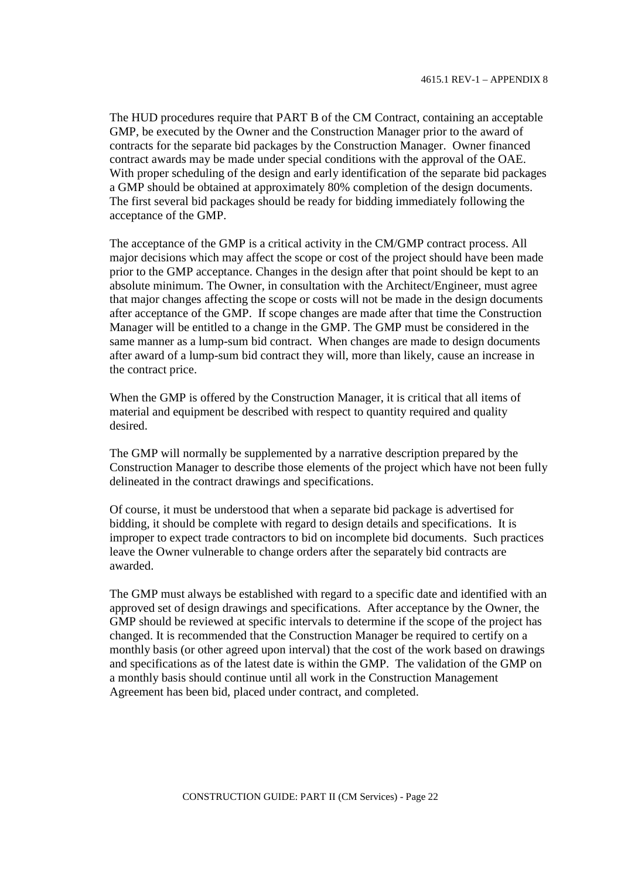The HUD procedures require that PART B of the CM Contract, containing an acceptable GMP, be executed by the Owner and the Construction Manager prior to the award of contracts for the separate bid packages by the Construction Manager. Owner financed contract awards may be made under special conditions with the approval of the OAE. With proper scheduling of the design and early identification of the separate bid packages a GMP should be obtained at approximately 80% completion of the design documents. The first several bid packages should be ready for bidding immediately following the acceptance of the GMP.

The acceptance of the GMP is a critical activity in the CM/GMP contract process. All major decisions which may affect the scope or cost of the project should have been made prior to the GMP acceptance. Changes in the design after that point should be kept to an absolute minimum. The Owner, in consultation with the Architect/Engineer, must agree that major changes affecting the scope or costs will not be made in the design documents after acceptance of the GMP. If scope changes are made after that time the Construction Manager will be entitled to a change in the GMP. The GMP must be considered in the same manner as a lump-sum bid contract. When changes are made to design documents after award of a lump-sum bid contract they will, more than likely, cause an increase in the contract price.

When the GMP is offered by the Construction Manager, it is critical that all items of material and equipment be described with respect to quantity required and quality desired.

The GMP will normally be supplemented by a narrative description prepared by the Construction Manager to describe those elements of the project which have not been fully delineated in the contract drawings and specifications.

Of course, it must be understood that when a separate bid package is advertised for bidding, it should be complete with regard to design details and specifications. It is improper to expect trade contractors to bid on incomplete bid documents. Such practices leave the Owner vulnerable to change orders after the separately bid contracts are awarded.

The GMP must always be established with regard to a specific date and identified with an approved set of design drawings and specifications. After acceptance by the Owner, the GMP should be reviewed at specific intervals to determine if the scope of the project has changed. It is recommended that the Construction Manager be required to certify on a monthly basis (or other agreed upon interval) that the cost of the work based on drawings and specifications as of the latest date is within the GMP. The validation of the GMP on a monthly basis should continue until all work in the Construction Management Agreement has been bid, placed under contract, and completed.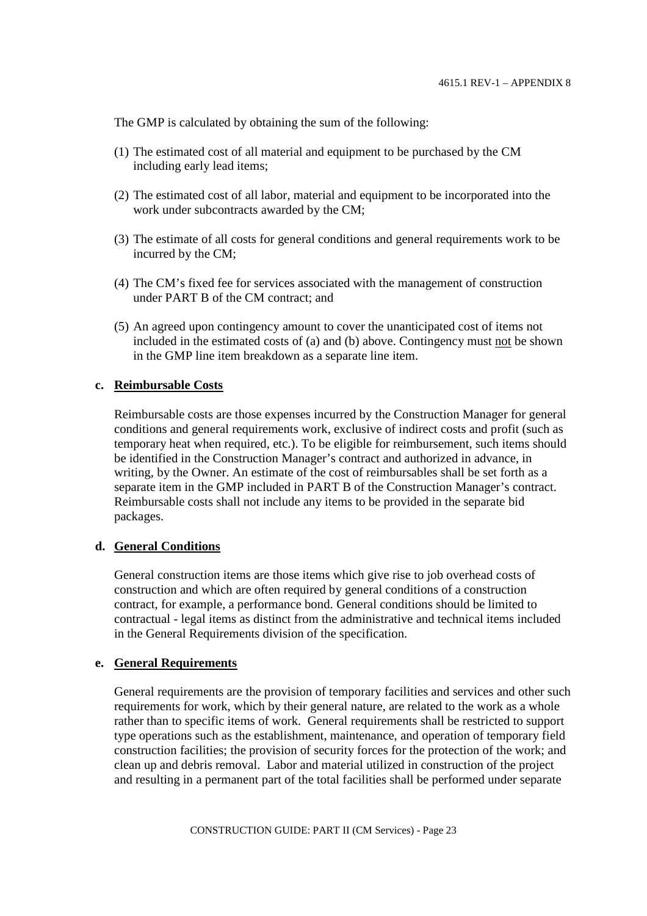The GMP is calculated by obtaining the sum of the following:

(1) The estimated cost of all material and equipment to be purchased by the CM including early lead items;

(2) The estimated cost of all labor, material and equipment to be incorporated into the work under subcontracts awarded by the CM;

(3) The estimate of all costs for general conditions and general requirements work to be incurred by the CM;

(4) The CM's fixed fee for services associated with the management of construction under PART B of the CM contract; and

(5) An agreed upon contingency amount to cover the unanticipated cost of items not included in the estimated costs of (a) and (b) above. Contingency must <u>not</u> be shown in the GMP line item breakdown as a separate line item.

**c. <u>Reimbursable Costs</u>**

Reimbursable costs are those expenses incurred by the Construction Manager for general conditions and general requirements work, exclusive of indirect costs and profit (such as temporary heat when required, etc.). To be eligible for reimbursement, such items should be identified in the Construction Manager's contract and authorized in advance, in writing, by the Owner. An estimate of the cost of reimbursables shall be set forth as a separate item in the GMP included in PART B of the Construction Manager's contract. Reimbursable costs shall not include any items to be provided in the separate bid packages.

**d. <u>General Conditions</u>**

General construction items are those items which give rise to job overhead costs of construction and which are often required by general conditions of a construction contract, for example, a performance bond. General conditions should be limited to contractual - legal items as distinct from the administrative and technical items included in the General Requirements division of the specification.

**e. <u>General Requirements</u>**

General requirements are the provision of temporary facilities and services and other such requirements for work, which by their general nature, are related to the work as a whole rather than to specific items of work. General requirements shall be restricted to support type operations such as the establishment, maintenance, and operation of temporary field construction facilities; the provision of security forces for the protection of the work; and clean up and debris removal. Labor and material utilized in construction of the project and resulting in a permanent part of the total facilities shall be performed under separate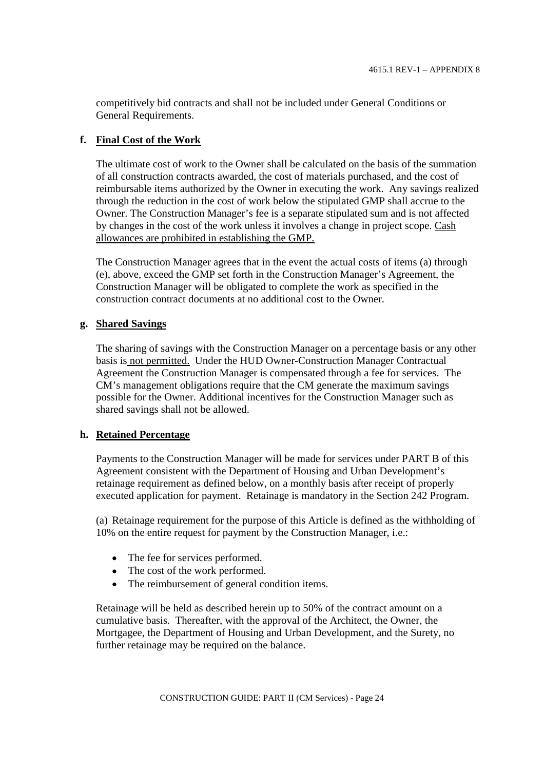competitively bid contracts and shall not be included under General Conditions or General Requirements.

**f. Final Cost of the Work**

The ultimate cost of work to the Owner shall be calculated on the basis of the summation of all construction contracts awarded, the cost of materials purchased, and the cost of reimbursable items authorized by the Owner in executing the work. Any savings realized through the reduction in the cost of work below the stipulated GMP shall accrue to the Owner. The Construction Manager's fee is a separate stipulated sum and is not affected by changes in the cost of the work unless it involves a change in project scope. Cash allowances are prohibited in establishing the GMP.

The Construction Manager agrees that in the event the actual costs of items (a) through (e), above, exceed the GMP set forth in the Construction Manager's Agreement, the Construction Manager will be obligated to complete the work as specified in the construction contract documents at no additional cost to the Owner.

**g. Shared Savings**

The sharing of savings with the Construction Manager on a percentage basis or any other basis is not permitted. Under the HUD Owner-Construction Manager Contractual Agreement the Construction Manager is compensated through a fee for services. The CM's management obligations require that the CM generate the maximum savings possible for the Owner. Additional incentives for the Construction Manager such as shared savings shall not be allowed.

**h. Retained Percentage**

Payments to the Construction Manager will be made for services under PART B of this Agreement consistent with the Department of Housing and Urban Development's retainage requirement as defined below, on a monthly basis after receipt of properly executed application for payment. Retainage is mandatory in the Section 242 Program.

(a) Retainage requirement for the purpose of this Article is defined as the withholding of 10% on the entire request for payment by the Construction Manager, i.e.:

- The fee for services performed.
- The cost of the work performed.
- The reimbursement of general condition items.

Retainage will be held as described herein up to 50% of the contract amount on a cumulative basis. Thereafter, with the approval of the Architect, the Owner, the Mortgagee, the Department of Housing and Urban Development, and the Surety, no further retainage may be required on the balance.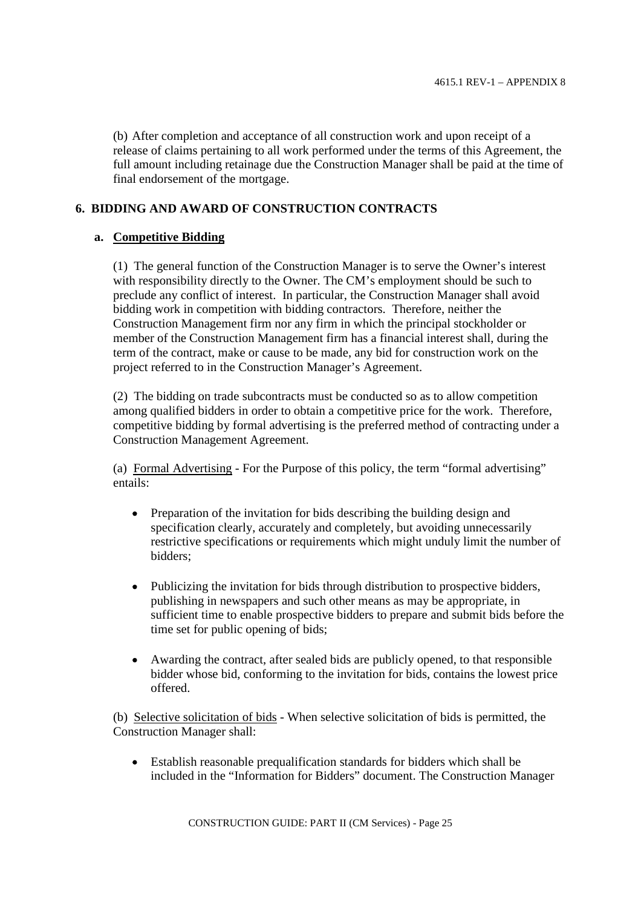(b) After completion and acceptance of all construction work and upon receipt of a release of claims pertaining to all work performed under the terms of this Agreement, the full amount including retainage due the Construction Manager shall be paid at the time of final endorsement of the mortgage.

## 6. BIDDING AND AWARD OF CONSTRUCTION CONTRACTS

### a. Competitive Bidding

(1) The general function of the Construction Manager is to serve the Owner's interest with responsibility directly to the Owner. The CM's employment should be such to preclude any conflict of interest. In particular, the Construction Manager shall avoid bidding work in competition with bidding contractors. Therefore, neither the Construction Management firm nor any firm in which the principal stockholder or member of the Construction Management firm has a financial interest shall, during the term of the contract, make or cause to be made, any bid for construction work on the project referred to in the Construction Manager's Agreement.

(2) The bidding on trade subcontracts must be conducted so as to allow competition among qualified bidders in order to obtain a competitive price for the work. Therefore, competitive bidding by formal advertising is the preferred method of contracting under a Construction Management Agreement.

(a) Formal Advertising - For the Purpose of this policy, the term "formal advertising" entails:

- Preparation of the invitation for bids describing the building design and specification clearly, accurately and completely, but avoiding unnecessarily restrictive specifications or requirements which might unduly limit the number of bidders;
- Publicizing the invitation for bids through distribution to prospective bidders, publishing in newspapers and such other means as may be appropriate, in sufficient time to enable prospective bidders to prepare and submit bids before the time set for public opening of bids;
- Awarding the contract, after sealed bids are publicly opened, to that responsible bidder whose bid, conforming to the invitation for bids, contains the lowest price offered.

(b) Selective solicitation of bids - When selective solicitation of bids is permitted, the Construction Manager shall:

- Establish reasonable prequalification standards for bidders which shall be included in the "Information for Bidders" document. The Construction Manager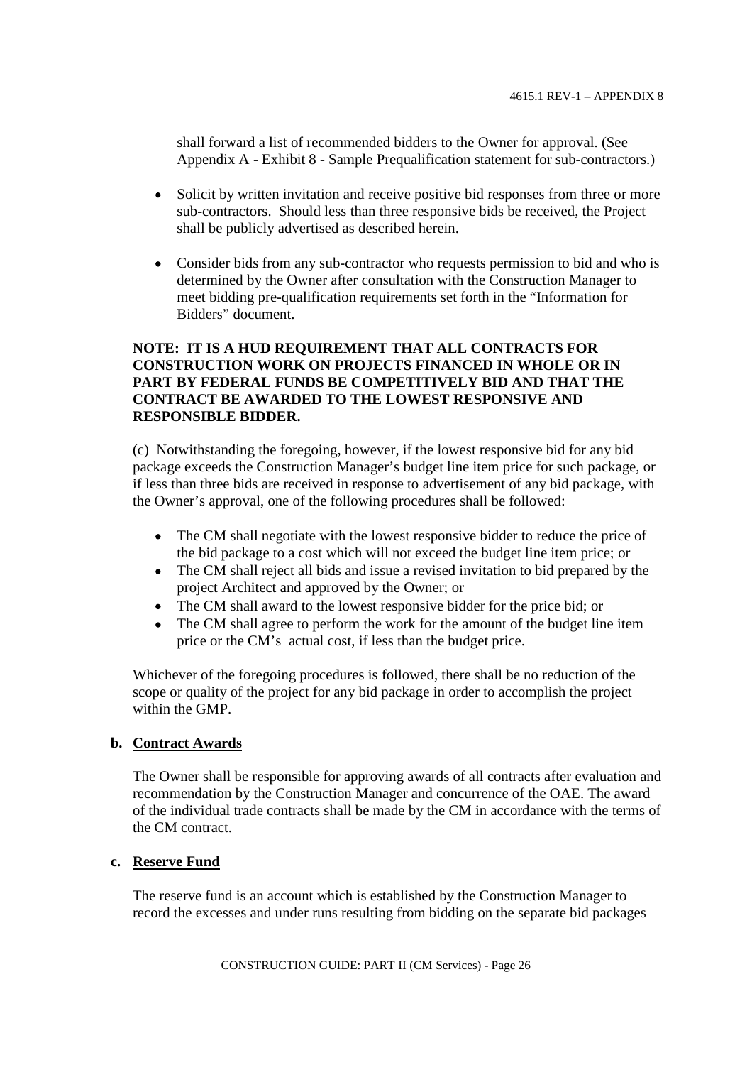shall forward a list of recommended bidders to the Owner for approval. (See Appendix A - Exhibit 8 - Sample Prequalification statement for sub-contractors.)

- Solicit by written invitation and receive positive bid responses from three or more sub-contractors. Should less than three responsive bids be received, the Project shall be publicly advertised as described herein.
- Consider bids from any sub-contractor who requests permission to bid and who is determined by the Owner after consultation with the Construction Manager to meet bidding pre-qualification requirements set forth in the "Information for Bidders" document.

**NOTE: IT IS A HUD REQUIREMENT THAT ALL CONTRACTS FOR CONSTRUCTION WORK ON PROJECTS FINANCED IN WHOLE OR IN PART BY FEDERAL FUNDS BE COMPETITIVELY BID AND THAT THE CONTRACT BE AWARDED TO THE LOWEST RESPONSIVE AND RESPONSIBLE BIDDER.**

(c) Notwithstanding the foregoing, however, if the lowest responsive bid for any bid package exceeds the Construction Manager's budget line item price for such package, or if less than three bids are received in response to advertisement of any bid package, with the Owner's approval, one of the following procedures shall be followed:

- The CM shall negotiate with the lowest responsive bidder to reduce the price of the bid package to a cost which will not exceed the budget line item price; or
- The CM shall reject all bids and issue a revised invitation to bid prepared by the project Architect and approved by the Owner; or
- The CM shall award to the lowest responsive bidder for the price bid; or
- The CM shall agree to perform the work for the amount of the budget line item price or the CM's actual cost, if less than the budget price.

Whichever of the foregoing procedures is followed, there shall be no reduction of the scope or quality of the project for any bid package in order to accomplish the project within the GMP.

**b. Contract Awards**

The Owner shall be responsible for approving awards of all contracts after evaluation and recommendation by the Construction Manager and concurrence of the OAE. The award of the individual trade contracts shall be made by the CM in accordance with the terms of the CM contract.

**c. Reserve Fund**

The reserve fund is an account which is established by the Construction Manager to record the excesses and under runs resulting from bidding on the separate bid packages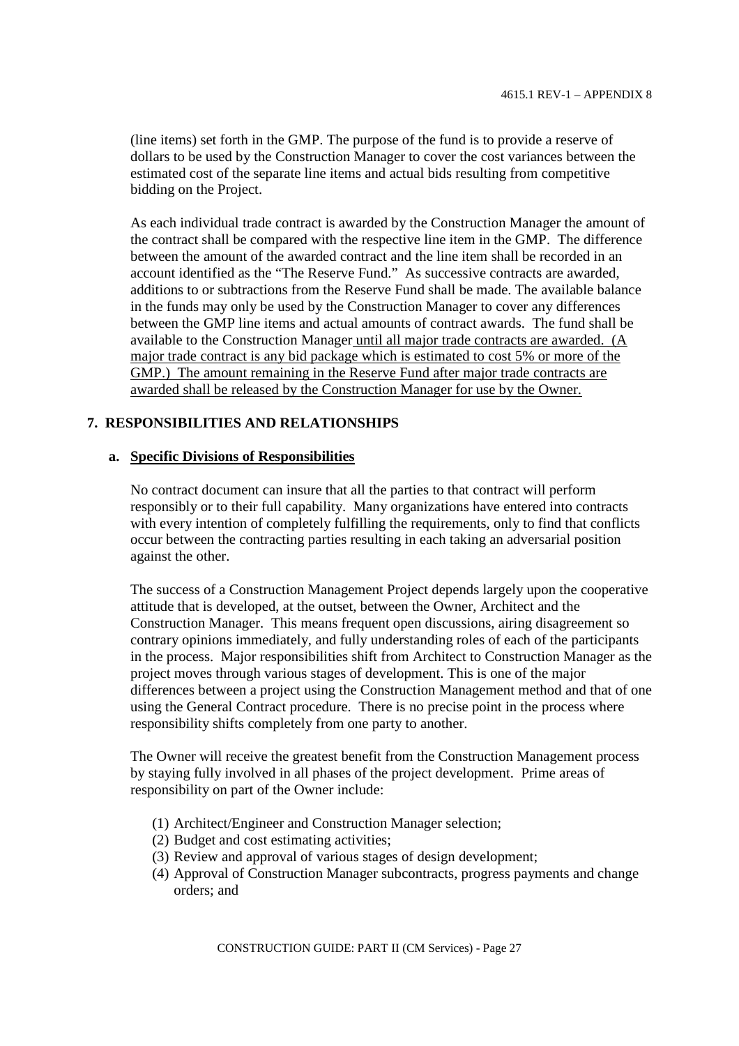(line items) set forth in the GMP. The purpose of the fund is to provide a reserve of dollars to be used by the Construction Manager to cover the cost variances between the estimated cost of the separate line items and actual bids resulting from competitive bidding on the Project.

As each individual trade contract is awarded by the Construction Manager the amount of the contract shall be compared with the respective line item in the GMP. The difference between the amount of the awarded contract and the line item shall be recorded in an account identified as the "The Reserve Fund." As successive contracts are awarded, additions to or subtractions from the Reserve Fund shall be made. The available balance in the funds may only be used by the Construction Manager to cover any differences between the GMP line items and actual amounts of contract awards. The fund shall be available to the Construction Manager until all major trade contracts are awarded. (A major trade contract is any bid package which is estimated to cost 5% or more of the GMP.) The amount remaining in the Reserve Fund after major trade contracts are awarded shall be released by the Construction Manager for use by the Owner.

## 7. RESPONSIBILITIES AND RELATIONSHIPS

### a. Specific Divisions of Responsibilities

No contract document can insure that all the parties to that contract will perform responsibly or to their full capability. Many organizations have entered into contracts with every intention of completely fulfilling the requirements, only to find that conflicts occur between the contracting parties resulting in each taking an adversarial position against the other.

The success of a Construction Management Project depends largely upon the cooperative attitude that is developed, at the outset, between the Owner, Architect and the Construction Manager. This means frequent open discussions, airing disagreement so contrary opinions immediately, and fully understanding roles of each of the participants in the process. Major responsibilities shift from Architect to Construction Manager as the project moves through various stages of development. This is one of the major differences between a project using the Construction Management method and that of one using the General Contract procedure. There is no precise point in the process where responsibility shifts completely from one party to another.

The Owner will receive the greatest benefit from the Construction Management process by staying fully involved in all phases of the project development. Prime areas of responsibility on part of the Owner include:

(1) Architect/Engineer and Construction Manager selection;
(2) Budget and cost estimating activities;
(3) Review and approval of various stages of design development;
(4) Approval of Construction Manager subcontracts, progress payments and change orders; and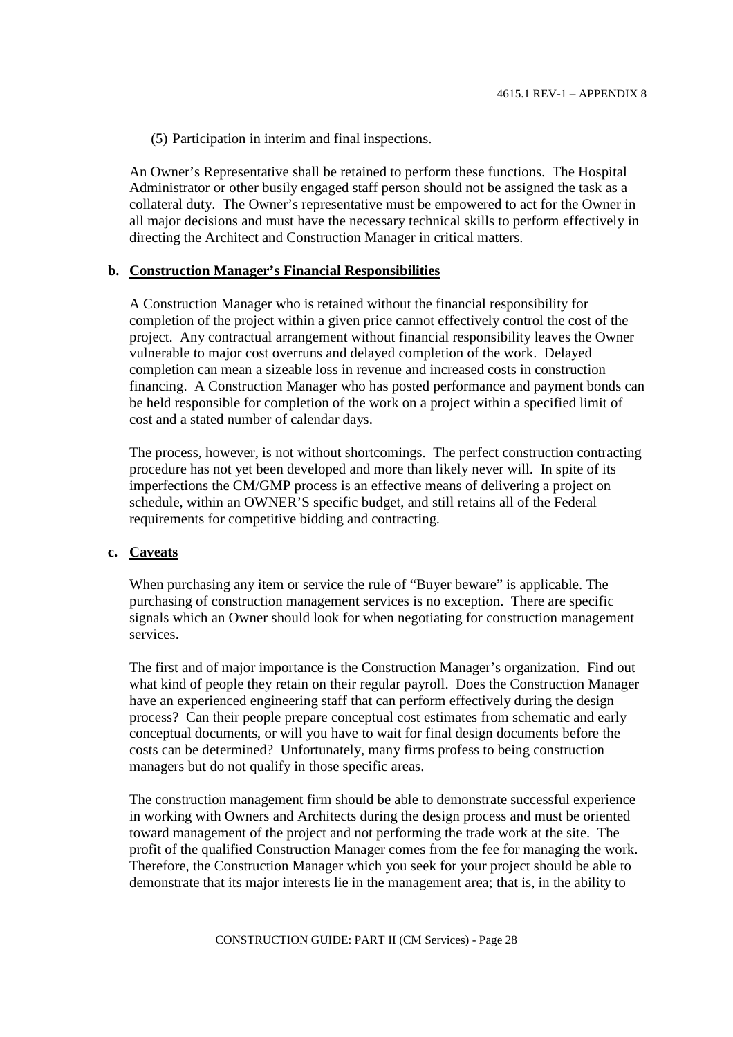(5) Participation in interim and final inspections.

An Owner's Representative shall be retained to perform these functions. The Hospital Administrator or other busily engaged staff person should not be assigned the task as a collateral duty. The Owner's representative must be empowered to act for the Owner in all major decisions and must have the necessary technical skills to perform effectively in directing the Architect and Construction Manager in critical matters.

**b. Construction Manager's Financial Responsibilities**

A Construction Manager who is retained without the financial responsibility for completion of the project within a given price cannot effectively control the cost of the project. Any contractual arrangement without financial responsibility leaves the Owner vulnerable to major cost overruns and delayed completion of the work. Delayed completion can mean a sizeable loss in revenue and increased costs in construction financing. A Construction Manager who has posted performance and payment bonds can be held responsible for completion of the work on a project within a specified limit of cost and a stated number of calendar days.

The process, however, is not without shortcomings. The perfect construction contracting procedure has not yet been developed and more than likely never will. In spite of its imperfections the CM/GMP process is an effective means of delivering a project on schedule, within an OWNER'S specific budget, and still retains all of the Federal requirements for competitive bidding and contracting.

**c. Caveats**

When purchasing any item or service the rule of "Buyer beware" is applicable. The purchasing of construction management services is no exception. There are specific signals which an Owner should look for when negotiating for construction management services.

The first and of major importance is the Construction Manager's organization. Find out what kind of people they retain on their regular payroll. Does the Construction Manager have an experienced engineering staff that can perform effectively during the design process? Can their people prepare conceptual cost estimates from schematic and early conceptual documents, or will you have to wait for final design documents before the costs can be determined? Unfortunately, many firms profess to being construction managers but do not qualify in those specific areas.

The construction management firm should be able to demonstrate successful experience in working with Owners and Architects during the design process and must be oriented toward management of the project and not performing the trade work at the site. The profit of the qualified Construction Manager comes from the fee for managing the work. Therefore, the Construction Manager which you seek for your project should be able to demonstrate that its major interests lie in the management area; that is, in the ability to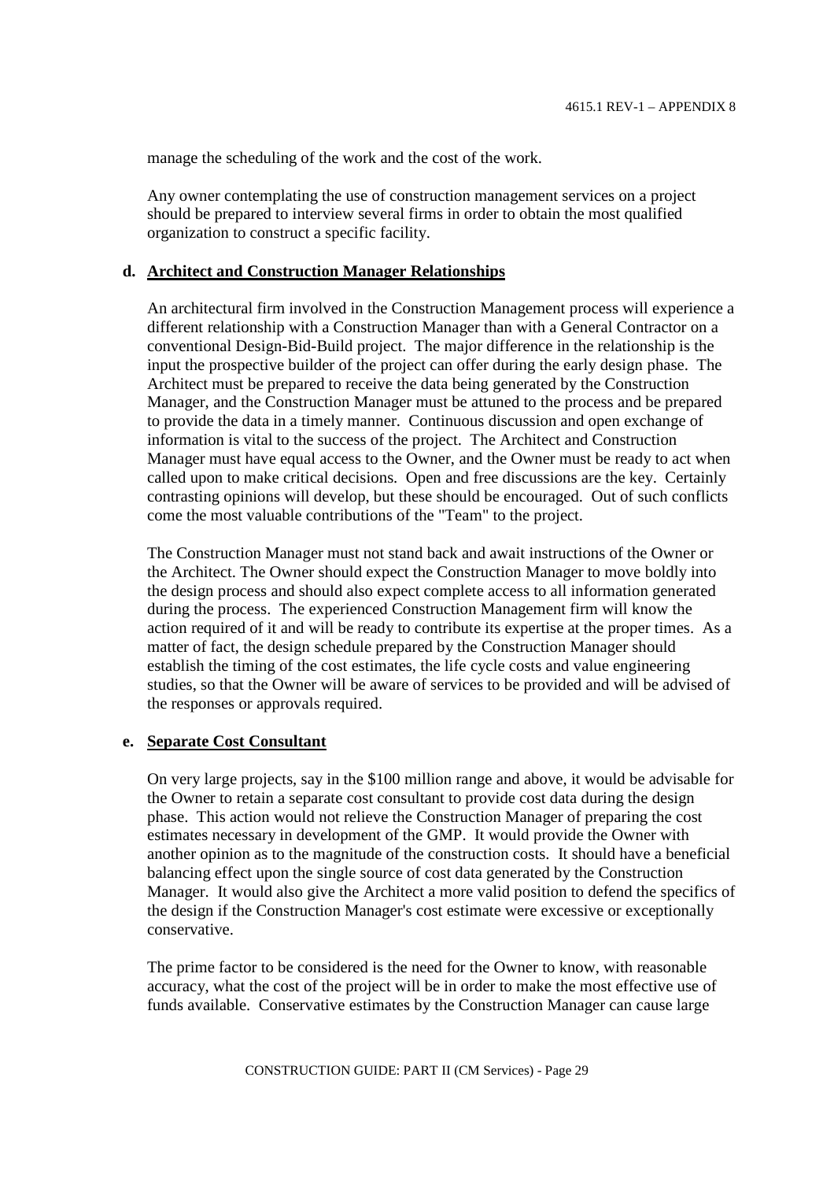manage the scheduling of the work and the cost of the work.

Any owner contemplating the use of construction management services on a project should be prepared to interview several firms in order to obtain the most qualified organization to construct a specific facility.

**d. Architect and Construction Manager Relationships**

An architectural firm involved in the Construction Management process will experience a different relationship with a Construction Manager than with a General Contractor on a conventional Design-Bid-Build project. The major difference in the relationship is the input the prospective builder of the project can offer during the early design phase. The Architect must be prepared to receive the data being generated by the Construction Manager, and the Construction Manager must be attuned to the process and be prepared to provide the data in a timely manner. Continuous discussion and open exchange of information is vital to the success of the project. The Architect and Construction Manager must have equal access to the Owner, and the Owner must be ready to act when called upon to make critical decisions. Open and free discussions are the key. Certainly contrasting opinions will develop, but these should be encouraged. Out of such conflicts come the most valuable contributions of the "Team" to the project.

The Construction Manager must not stand back and await instructions of the Owner or the Architect. The Owner should expect the Construction Manager to move boldly into the design process and should also expect complete access to all information generated during the process. The experienced Construction Management firm will know the action required of it and will be ready to contribute its expertise at the proper times. As a matter of fact, the design schedule prepared by the Construction Manager should establish the timing of the cost estimates, the life cycle costs and value engineering studies, so that the Owner will be aware of services to be provided and will be advised of the responses or approvals required.

**e. Separate Cost Consultant**

On very large projects, say in the $100 million range and above, it would be advisable for the Owner to retain a separate cost consultant to provide cost data during the design phase. This action would not relieve the Construction Manager of preparing the cost estimates necessary in development of the GMP. It would provide the Owner with another opinion as to the magnitude of the construction costs. It should have a beneficial balancing effect upon the single source of cost data generated by the Construction Manager. It would also give the Architect a more valid position to defend the specifics of the design if the Construction Manager's cost estimate were excessive or exceptionally conservative.

The prime factor to be considered is the need for the Owner to know, with reasonable accuracy, what the cost of the project will be in order to make the most effective use of funds available. Conservative estimates by the Construction Manager can cause large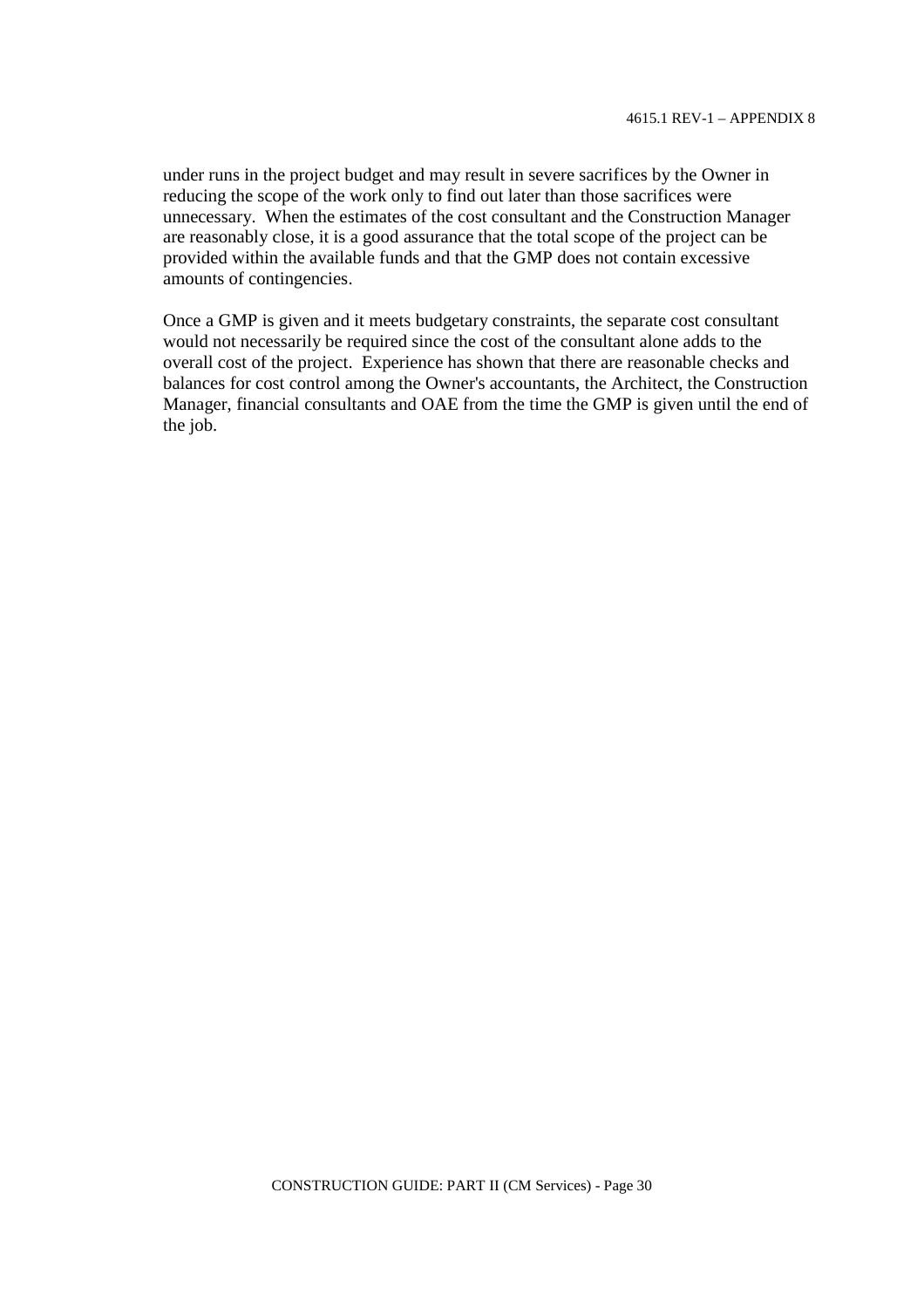under runs in the project budget and may result in severe sacrifices by the Owner in reducing the scope of the work only to find out later than those sacrifices were unnecessary. When the estimates of the cost consultant and the Construction Manager are reasonably close, it is a good assurance that the total scope of the project can be provided within the available funds and that the GMP does not contain excessive amounts of contingencies.

Once a GMP is given and it meets budgetary constraints, the separate cost consultant would not necessarily be required since the cost of the consultant alone adds to the overall cost of the project. Experience has shown that there are reasonable checks and balances for cost control among the Owner's accountants, the Architect, the Construction Manager, financial consultants and OAE from the time the GMP is given until the end of the job.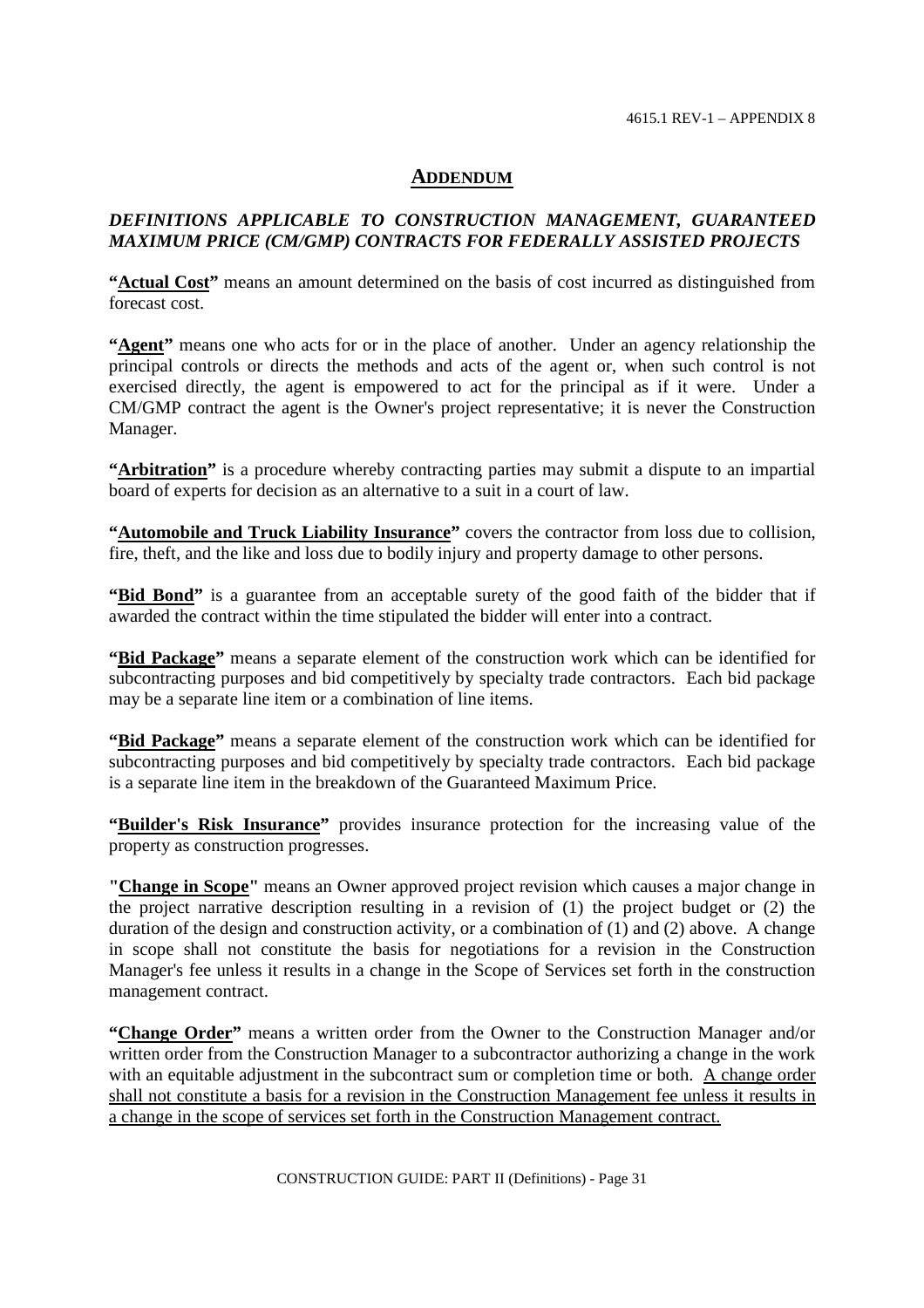## ADDENDUM

***DEFINITIONS APPLICABLE TO CONSTRUCTION MANAGEMENT, GUARANTEED MAXIMUM PRICE (CM/GMP) CONTRACTS FOR FEDERALLY ASSISTED PROJECTS***

**"Actual Cost"** means an amount determined on the basis of cost incurred as distinguished from forecast cost.

**"Agent"** means one who acts for or in the place of another. Under an agency relationship the principal controls or directs the methods and acts of the agent or, when such control is not exercised directly, the agent is empowered to act for the principal as if it were. Under a CM/GMP contract the agent is the Owner's project representative; it is never the Construction Manager.

**"Arbitration"** is a procedure whereby contracting parties may submit a dispute to an impartial board of experts for decision as an alternative to a suit in a court of law.

**"Automobile and Truck Liability Insurance"** covers the contractor from loss due to collision, fire, theft, and the like and loss due to bodily injury and property damage to other persons.

**"Bid Bond"** is a guarantee from an acceptable surety of the good faith of the bidder that if awarded the contract within the time stipulated the bidder will enter into a contract.

**"Bid Package"** means a separate element of the construction work which can be identified for subcontracting purposes and bid competitively by specialty trade contractors. Each bid package may be a separate line item or a combination of line items.

**"Bid Package"** means a separate element of the construction work which can be identified for subcontracting purposes and bid competitively by specialty trade contractors. Each bid package is a separate line item in the breakdown of the Guaranteed Maximum Price.

**"Builder's Risk Insurance"** provides insurance protection for the increasing value of the property as construction progresses.

**"Change in Scope"** means an Owner approved project revision which causes a major change in the project narrative description resulting in a revision of (1) the project budget or (2) the duration of the design and construction activity, or a combination of (1) and (2) above. A change in scope shall not constitute the basis for negotiations for a revision in the Construction Manager's fee unless it results in a change in the Scope of Services set forth in the construction management contract.

**"Change Order"** means a written order from the Owner to the Construction Manager and/or written order from the Construction Manager to a subcontractor authorizing a change in the work with an equitable adjustment in the subcontract sum or completion time or both. A change order shall not constitute a basis for a revision in the Construction Management fee unless it results in a change in the scope of services set forth in the Construction Management contract.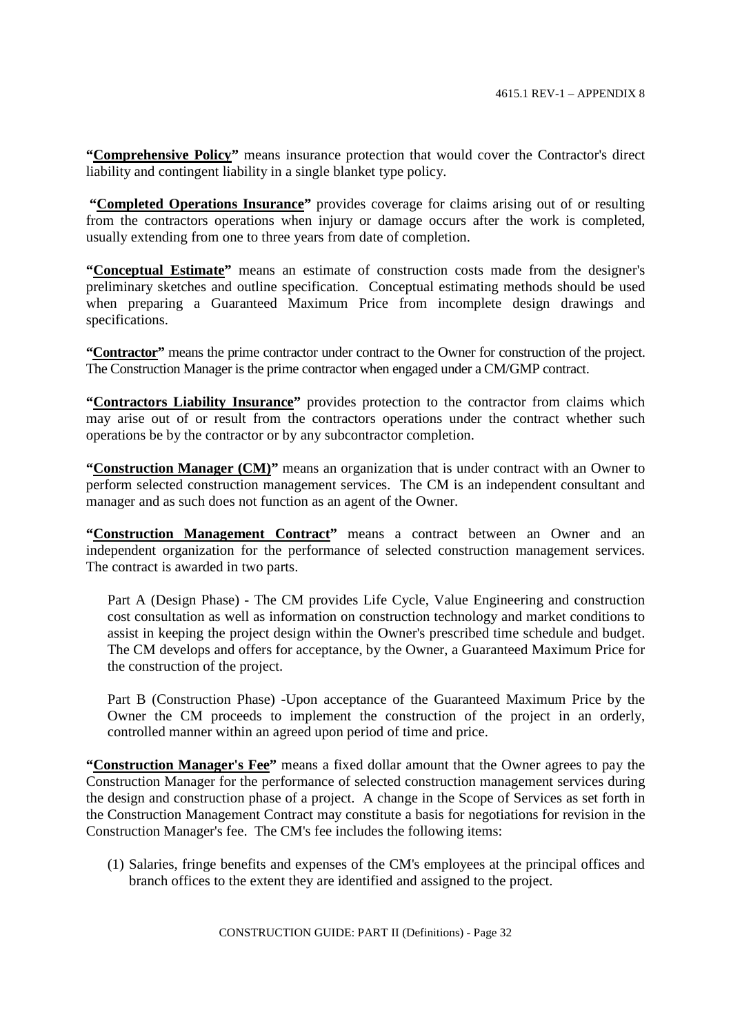**"<u>Comprehensive Policy</u>"** means insurance protection that would cover the Contractor's direct liability and contingent liability in a single blanket type policy.

**"<u>Completed Operations Insurance</u>"** provides coverage for claims arising out of or resulting from the contractors operations when injury or damage occurs after the work is completed, usually extending from one to three years from date of completion.

**"<u>Conceptual Estimate</u>"** means an estimate of construction costs made from the designer's preliminary sketches and outline specification. Conceptual estimating methods should be used when preparing a Guaranteed Maximum Price from incomplete design drawings and specifications.

**"<u>Contractor</u>"** means the prime contractor under contract to the Owner for construction of the project. The Construction Manager is the prime contractor when engaged under a CM/GMP contract.

**"<u>Contractors Liability Insurance</u>"** provides protection to the contractor from claims which may arise out of or result from the contractors operations under the contract whether such operations be by the contractor or by any subcontractor completion.

**"<u>Construction Manager (CM)</u>"** means an organization that is under contract with an Owner to perform selected construction management services. The CM is an independent consultant and manager and as such does not function as an agent of the Owner.

**"<u>Construction Management Contract</u>"** means a contract between an Owner and an independent organization for the performance of selected construction management services. The contract is awarded in two parts.

Part A (Design Phase) - The CM provides Life Cycle, Value Engineering and construction cost consultation as well as information on construction technology and market conditions to assist in keeping the project design within the Owner's prescribed time schedule and budget. The CM develops and offers for acceptance, by the Owner, a Guaranteed Maximum Price for the construction of the project.

Part B (Construction Phase) -Upon acceptance of the Guaranteed Maximum Price by the Owner the CM proceeds to implement the construction of the project in an orderly, controlled manner within an agreed upon period of time and price.

**"<u>Construction Manager's Fee</u>"** means a fixed dollar amount that the Owner agrees to pay the Construction Manager for the performance of selected construction management services during the design and construction phase of a project. A change in the Scope of Services as set forth in the Construction Management Contract may constitute a basis for negotiations for revision in the Construction Manager's fee. The CM's fee includes the following items:

(1) Salaries, fringe benefits and expenses of the CM's employees at the principal offices and branch offices to the extent they are identified and assigned to the project.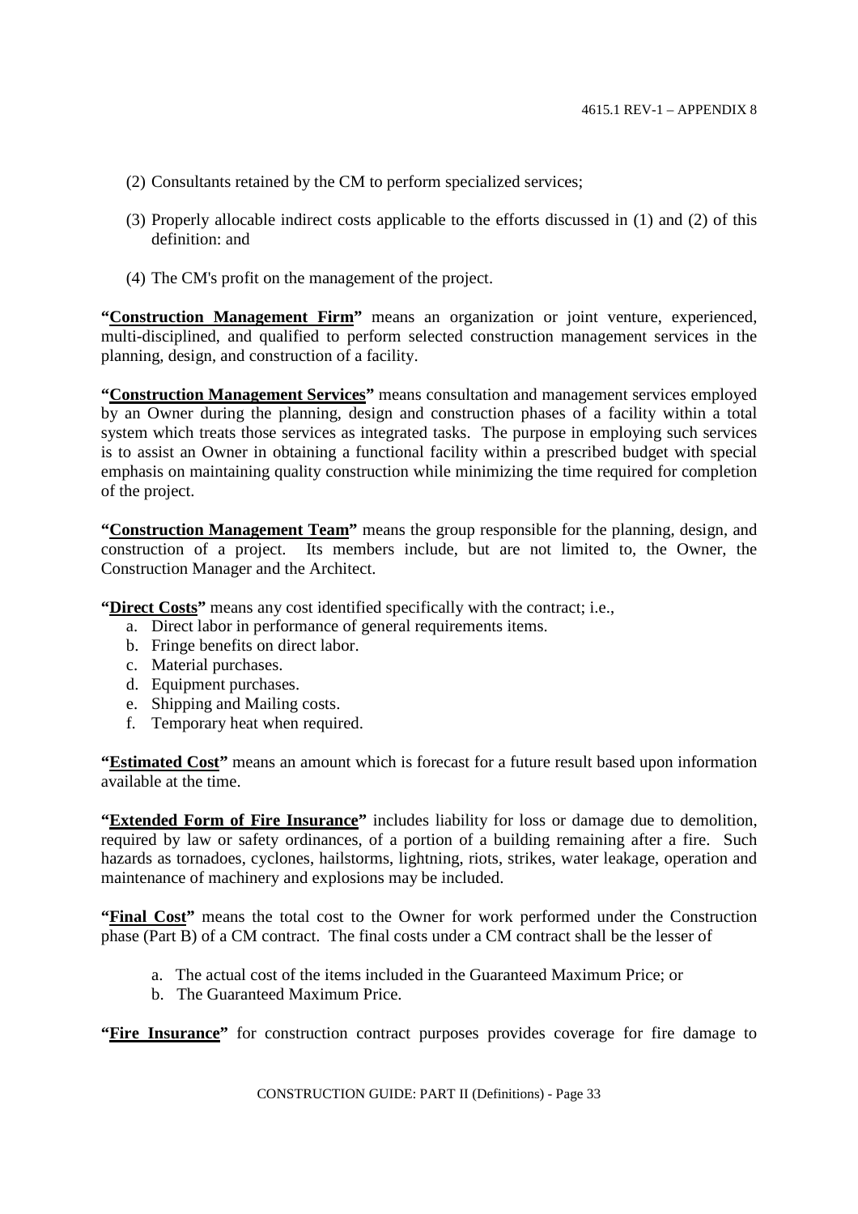(2) Consultants retained by the CM to perform specialized services;

(3) Properly allocable indirect costs applicable to the efforts discussed in (1) and (2) of this definition: and

(4) The CM's profit on the management of the project.

**"<u>Construction Management Firm</u>"** means an organization or joint venture, experienced, multi-disciplined, and qualified to perform selected construction management services in the planning, design, and construction of a facility.

**"<u>Construction Management Services</u>"** means consultation and management services employed by an Owner during the planning, design and construction phases of a facility within a total system which treats those services as integrated tasks. The purpose in employing such services is to assist an Owner in obtaining a functional facility within a prescribed budget with special emphasis on maintaining quality construction while minimizing the time required for completion of the project.

**"<u>Construction Management Team</u>"** means the group responsible for the planning, design, and construction of a project. Its members include, but are not limited to, the Owner, the Construction Manager and the Architect.

**"<u>Direct Costs</u>"** means any cost identified specifically with the contract; i.e.,

a. Direct labor in performance of general requirements items.
b. Fringe benefits on direct labor.
c. Material purchases.
d. Equipment purchases.
e. Shipping and Mailing costs.
f. Temporary heat when required.

**"<u>Estimated Cost</u>"** means an amount which is forecast for a future result based upon information available at the time.

**"<u>Extended Form of Fire Insurance</u>"** includes liability for loss or damage due to demolition, required by law or safety ordinances, of a portion of a building remaining after a fire. Such hazards as tornadoes, cyclones, hailstorms, lightning, riots, strikes, water leakage, operation and maintenance of machinery and explosions may be included.

**"<u>Final Cost</u>"** means the total cost to the Owner for work performed under the Construction phase (Part B) of a CM contract. The final costs under a CM contract shall be the lesser of

a. The actual cost of the items included in the Guaranteed Maximum Price; or
b. The Guaranteed Maximum Price.

**"<u>Fire Insurance</u>"** for construction contract purposes provides coverage for fire damage to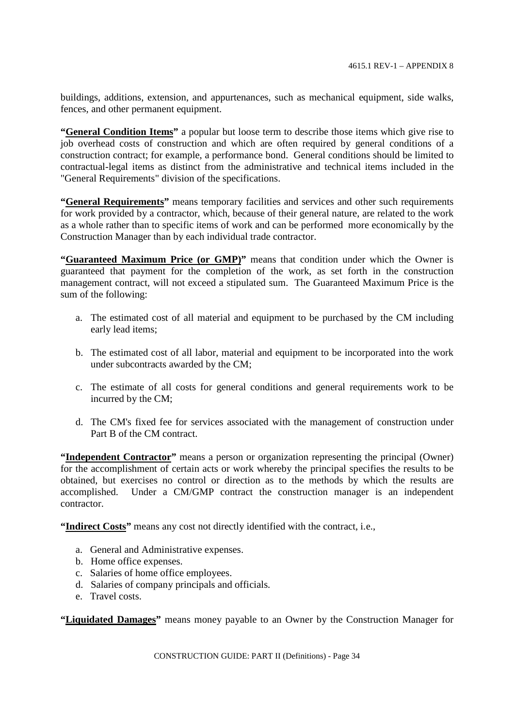buildings, additions, extension, and appurtenances, such as mechanical equipment, side walks, fences, and other permanent equipment.

**"General Condition Items"** a popular but loose term to describe those items which give rise to job overhead costs of construction and which are often required by general conditions of a construction contract; for example, a performance bond. General conditions should be limited to contractual-legal items as distinct from the administrative and technical items included in the "General Requirements" division of the specifications.

**"General Requirements"** means temporary facilities and services and other such requirements for work provided by a contractor, which, because of their general nature, are related to the work as a whole rather than to specific items of work and can be performed more economically by the Construction Manager than by each individual trade contractor.

**"Guaranteed Maximum Price (or GMP)"** means that condition under which the Owner is guaranteed that payment for the completion of the work, as set forth in the construction management contract, will not exceed a stipulated sum. The Guaranteed Maximum Price is the sum of the following:

a. The estimated cost of all material and equipment to be purchased by the CM including early lead items;

b. The estimated cost of all labor, material and equipment to be incorporated into the work under subcontracts awarded by the CM;

c. The estimate of all costs for general conditions and general requirements work to be incurred by the CM;

d. The CM's fixed fee for services associated with the management of construction under Part B of the CM contract.

**"Independent Contractor"** means a person or organization representing the principal (Owner) for the accomplishment of certain acts or work whereby the principal specifies the results to be obtained, but exercises no control or direction as to the methods by which the results are accomplished. Under a CM/GMP contract the construction manager is an independent contractor.

**"Indirect Costs"** means any cost not directly identified with the contract, i.e.,

a. General and Administrative expenses.
b. Home office expenses.
c. Salaries of home office employees.
d. Salaries of company principals and officials.
e. Travel costs.

**"Liquidated Damages"** means money payable to an Owner by the Construction Manager for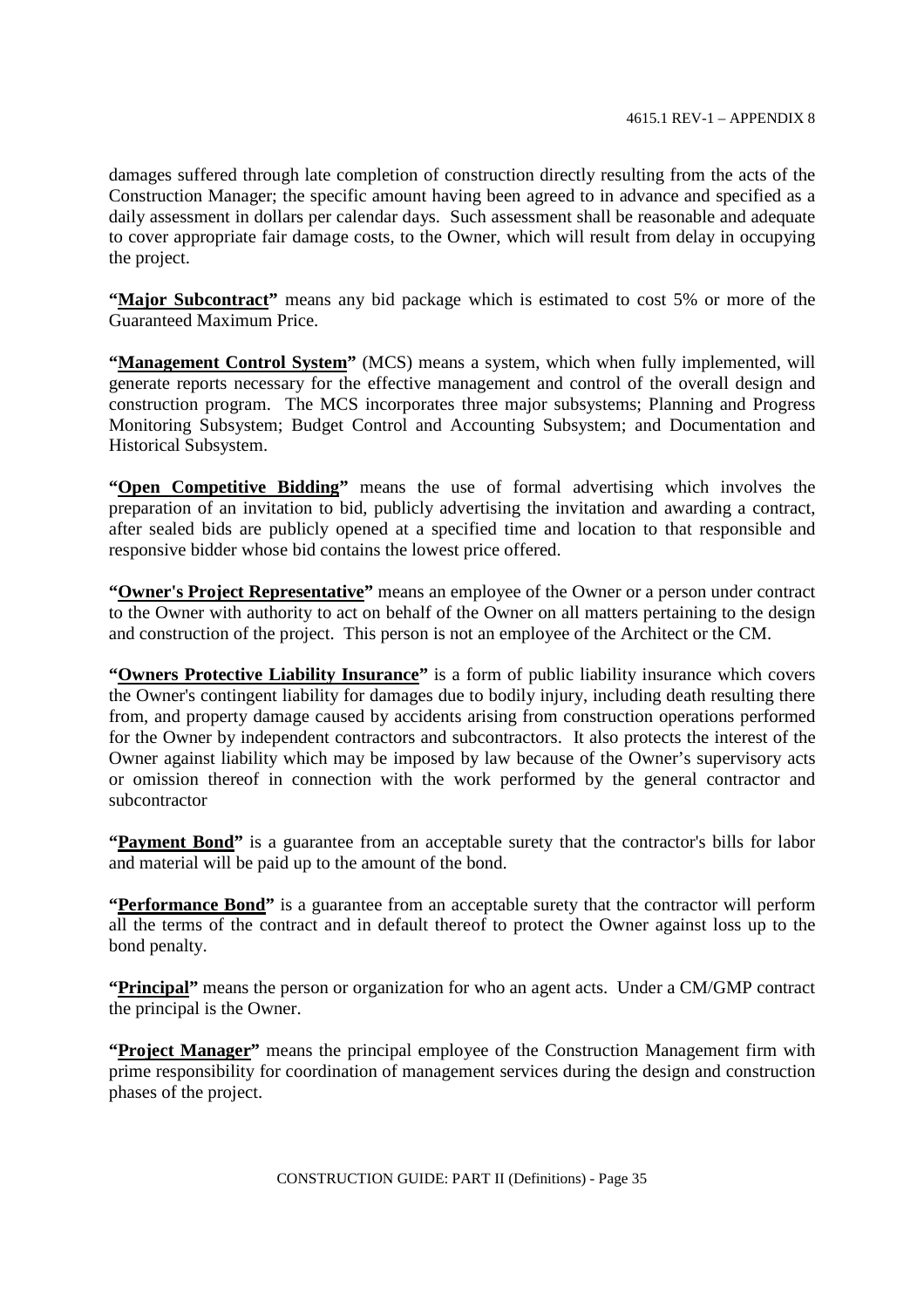damages suffered through late completion of construction directly resulting from the acts of the Construction Manager; the specific amount having been agreed to in advance and specified as a daily assessment in dollars per calendar days. Such assessment shall be reasonable and adequate to cover appropriate fair damage costs, to the Owner, which will result from delay in occupying the project.

**"Major Subcontract"** means any bid package which is estimated to cost 5% or more of the Guaranteed Maximum Price.

**"Management Control System"** (MCS) means a system, which when fully implemented, will generate reports necessary for the effective management and control of the overall design and construction program. The MCS incorporates three major subsystems; Planning and Progress Monitoring Subsystem; Budget Control and Accounting Subsystem; and Documentation and Historical Subsystem.

**"Open Competitive Bidding"** means the use of formal advertising which involves the preparation of an invitation to bid, publicly advertising the invitation and awarding a contract, after sealed bids are publicly opened at a specified time and location to that responsible and responsive bidder whose bid contains the lowest price offered.

**"Owner's Project Representative"** means an employee of the Owner or a person under contract to the Owner with authority to act on behalf of the Owner on all matters pertaining to the design and construction of the project. This person is not an employee of the Architect or the CM.

**"Owners Protective Liability Insurance"** is a form of public liability insurance which covers the Owner's contingent liability for damages due to bodily injury, including death resulting there from, and property damage caused by accidents arising from construction operations performed for the Owner by independent contractors and subcontractors. It also protects the interest of the Owner against liability which may be imposed by law because of the Owner's supervisory acts or omission thereof in connection with the work performed by the general contractor and subcontractor

**"Payment Bond"** is a guarantee from an acceptable surety that the contractor's bills for labor and material will be paid up to the amount of the bond.

**"Performance Bond"** is a guarantee from an acceptable surety that the contractor will perform all the terms of the contract and in default thereof to protect the Owner against loss up to the bond penalty.

**"Principal"** means the person or organization for who an agent acts. Under a CM/GMP contract the principal is the Owner.

**"Project Manager"** means the principal employee of the Construction Management firm with prime responsibility for coordination of management services during the design and construction phases of the project.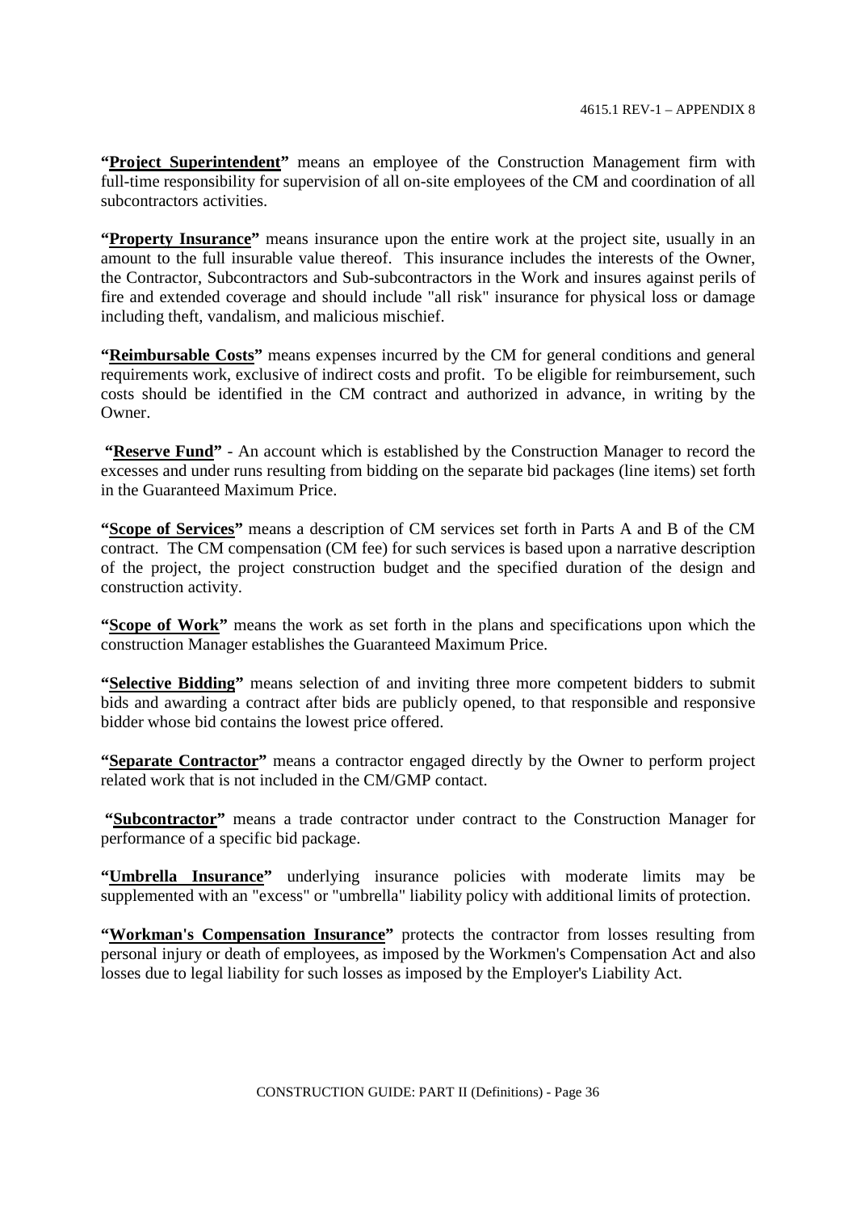**"Project Superintendent"** means an employee of the Construction Management firm with full-time responsibility for supervision of all on-site employees of the CM and coordination of all subcontractors activities.

**"Property Insurance"** means insurance upon the entire work at the project site, usually in an amount to the full insurable value thereof. This insurance includes the interests of the Owner, the Contractor, Subcontractors and Sub-subcontractors in the Work and insures against perils of fire and extended coverage and should include "all risk" insurance for physical loss or damage including theft, vandalism, and malicious mischief.

**"Reimbursable Costs"** means expenses incurred by the CM for general conditions and general requirements work, exclusive of indirect costs and profit. To be eligible for reimbursement, such costs should be identified in the CM contract and authorized in advance, in writing by the Owner.

**"Reserve Fund"** - An account which is established by the Construction Manager to record the excesses and under runs resulting from bidding on the separate bid packages (line items) set forth in the Guaranteed Maximum Price.

**"Scope of Services"** means a description of CM services set forth in Parts A and B of the CM contract. The CM compensation (CM fee) for such services is based upon a narrative description of the project, the project construction budget and the specified duration of the design and construction activity.

**"Scope of Work"** means the work as set forth in the plans and specifications upon which the construction Manager establishes the Guaranteed Maximum Price.

**"Selective Bidding"** means selection of and inviting three more competent bidders to submit bids and awarding a contract after bids are publicly opened, to that responsible and responsive bidder whose bid contains the lowest price offered.

**"Separate Contractor"** means a contractor engaged directly by the Owner to perform project related work that is not included in the CM/GMP contact.

**"Subcontractor"** means a trade contractor under contract to the Construction Manager for performance of a specific bid package.

**"Umbrella Insurance"** underlying insurance policies with moderate limits may be supplemented with an "excess" or "umbrella" liability policy with additional limits of protection.

**"Workman's Compensation Insurance"** protects the contractor from losses resulting from personal injury or death of employees, as imposed by the Workmen's Compensation Act and also losses due to legal liability for such losses as imposed by the Employer's Liability Act.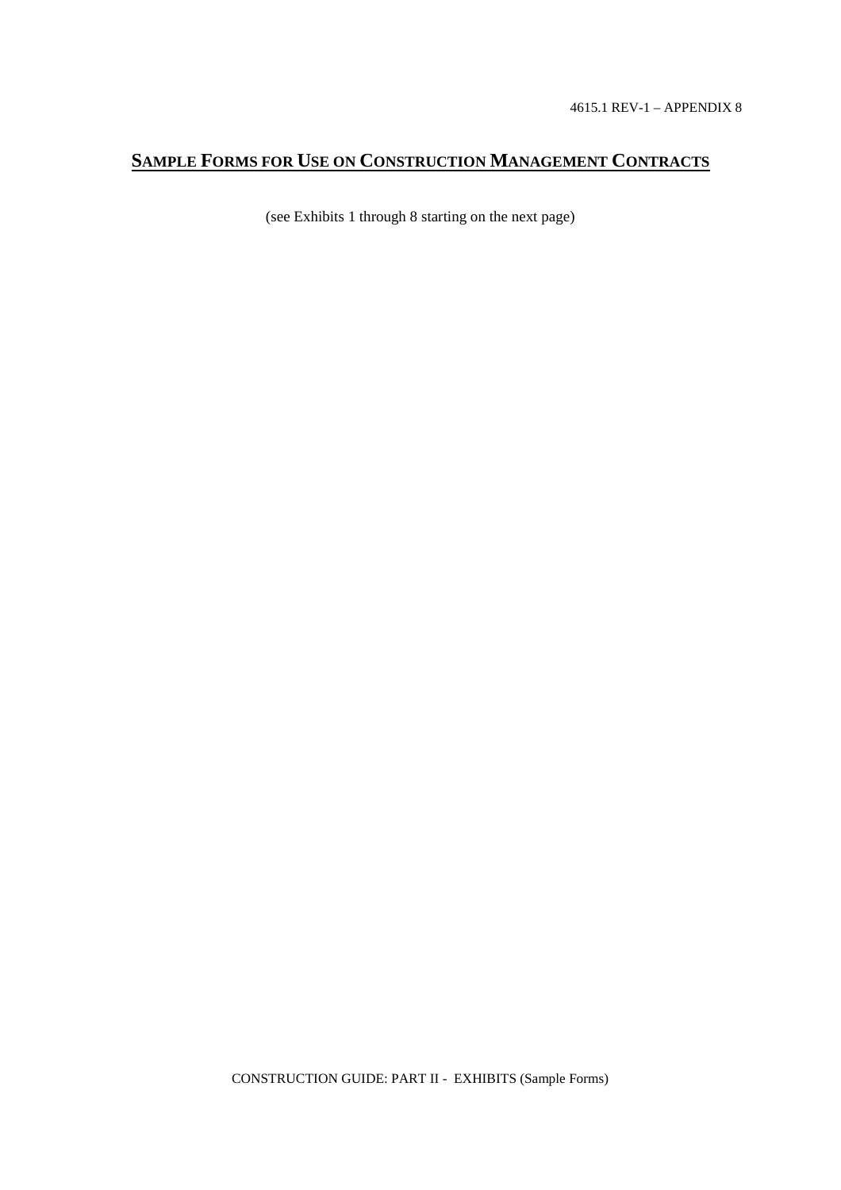4615.1 REV-1 – APPENDIX 8

# SAMPLE FORMS FOR USE ON CONSTRUCTION MANAGEMENT CONTRACTS

(see Exhibits 1 through 8 starting on the next page)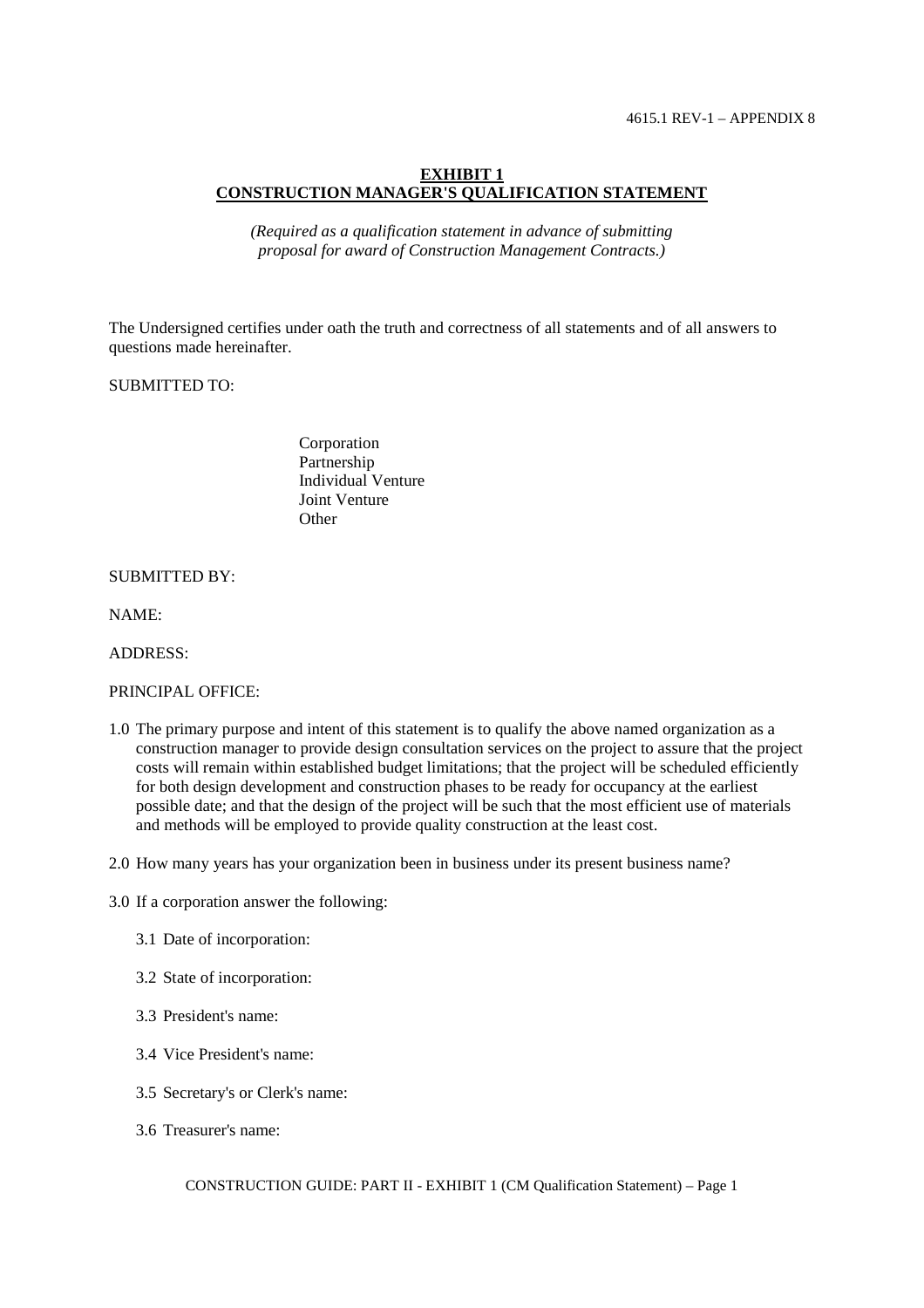## EXHIBIT 1
## CONSTRUCTION MANAGER'S QUALIFICATION STATEMENT

*(Required as a qualification statement in advance of submitting proposal for award of Construction Management Contracts.)*

The Undersigned certifies under oath the truth and correctness of all statements and of all answers to questions made hereinafter.

SUBMITTED TO:

- Corporation
- Partnership
- Individual Venture
- Joint Venture
- Other

SUBMITTED BY:

NAME:

ADDRESS:

PRINCIPAL OFFICE:

1.0 The primary purpose and intent of this statement is to qualify the above named organization as a construction manager to provide design consultation services on the project to assure that the project costs will remain within established budget limitations; that the project will be scheduled efficiently for both design development and construction phases to be ready for occupancy at the earliest possible date; and that the design of the project will be such that the most efficient use of materials and methods will be employed to provide quality construction at the least cost.

2.0 How many years has your organization been in business under its present business name?

3.0 If a corporation answer the following:

3.1 Date of incorporation:

3.2 State of incorporation:

3.3 President's name:

3.4 Vice President's name:

3.5 Secretary's or Clerk's name:

3.6 Treasurer's name: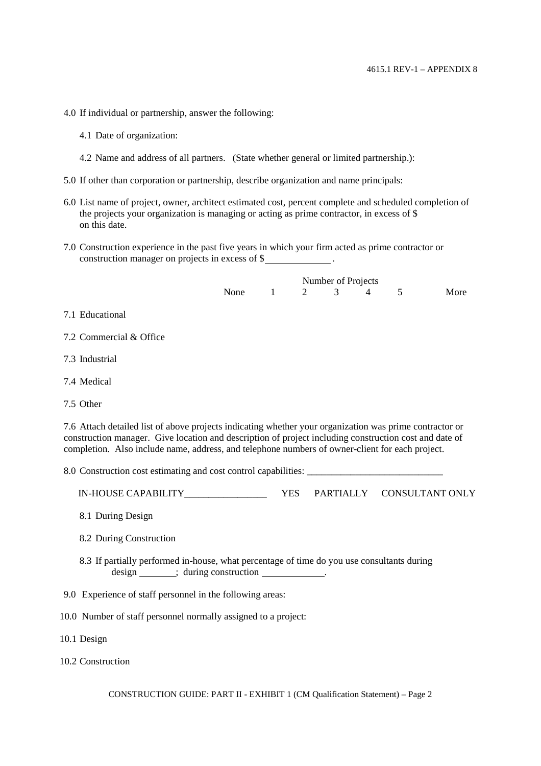4.0 If individual or partnership, answer the following:

4.1 Date of organization:

4.2 Name and address of all partners. (State whether general or limited partnership.):

5.0 If other than corporation or partnership, describe organization and name principals:

6.0 List name of project, owner, architect estimated cost, percent complete and scheduled completion of the projects your organization is managing or acting as prime contractor, in excess of $ on this date.

7.0 Construction experience in the past five years in which your firm acted as prime contractor or construction manager on projects in excess of $_____________ .

| | Number of Projects | | | | | | |
|---|---|---|---|---|---|---|---|
| | None | 1 | 2 | 3 | 4 | 5 | More |
| 7.1 Educational | | | | | | | |
| 7.2 Commercial & Office | | | | | | | |
| 7.3 Industrial | | | | | | | |
| 7.4 Medical | | | | | | | |
| 7.5 Other | | | | | | | |

7.6 Attach detailed list of above projects indicating whether your organization was prime contractor or construction manager. Give location and description of project including construction cost and date of completion. Also include name, address, and telephone numbers of owner-client for each project.

8.0 Construction cost estimating and cost control capabilities: ___________________________

| IN-HOUSE CAPABILITY________________ | YES | PARTIALLY | CONSULTANT ONLY |
|---|---|---|---|
| 8.1 During Design | | | |
| 8.2 During Construction | | | |

8.3 If partially performed in-house, what percentage of time do you use consultants during design _______; during construction ____________.

9.0 Experience of staff personnel in the following areas:

10.0 Number of staff personnel normally assigned to a project:

10.1 Design

10.2 Construction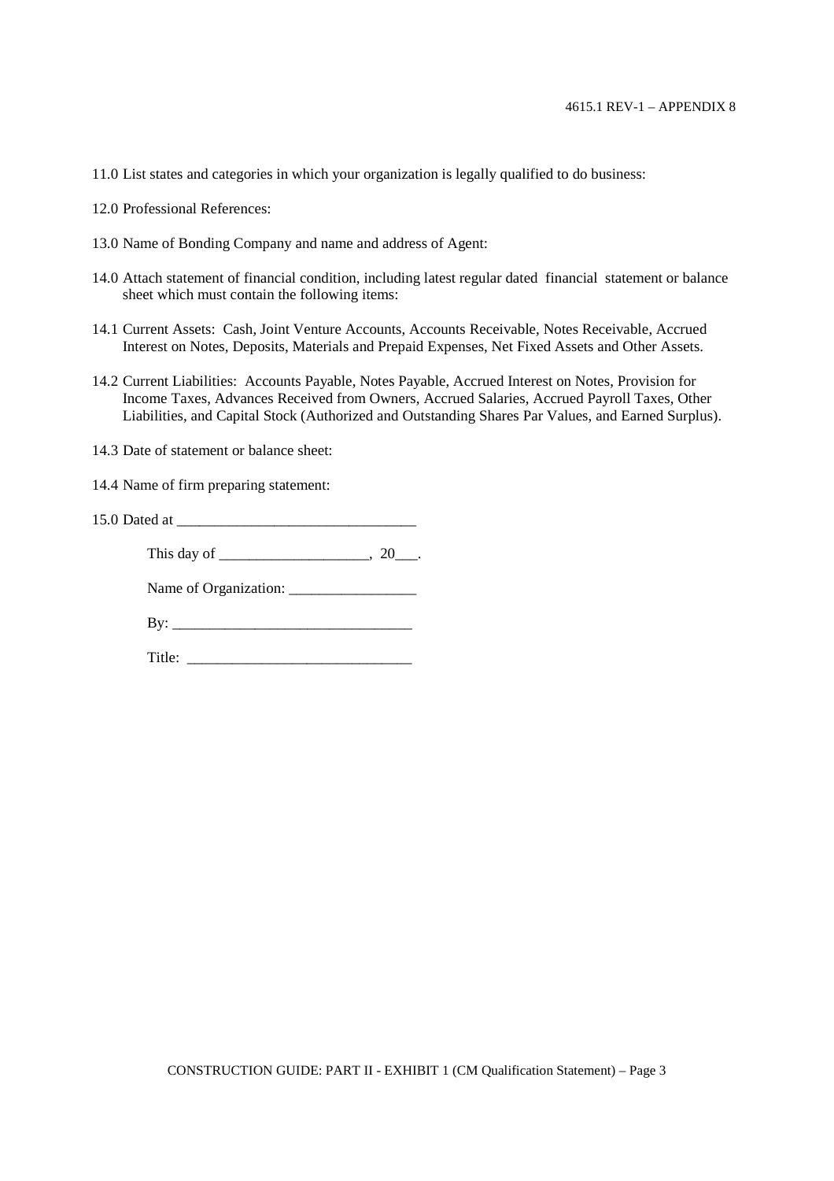11.0 List states and categories in which your organization is legally qualified to do business:

12.0 Professional References:

13.0 Name of Bonding Company and name and address of Agent:

14.0 Attach statement of financial condition, including latest regular dated financial statement or balance sheet which must contain the following items:

14.1 Current Assets: Cash, Joint Venture Accounts, Accounts Receivable, Notes Receivable, Accrued Interest on Notes, Deposits, Materials and Prepaid Expenses, Net Fixed Assets and Other Assets.

14.2 Current Liabilities: Accounts Payable, Notes Payable, Accrued Interest on Notes, Provision for Income Taxes, Advances Received from Owners, Accrued Salaries, Accrued Payroll Taxes, Other Liabilities, and Capital Stock (Authorized and Outstanding Shares Par Values, and Earned Surplus).

14.3 Date of statement or balance sheet:

14.4 Name of firm preparing statement:

15.0 Dated at ________________________________

This day of ____________________, 20___.

Name of Organization: _________________

By: ________________________________

Title: ______________________________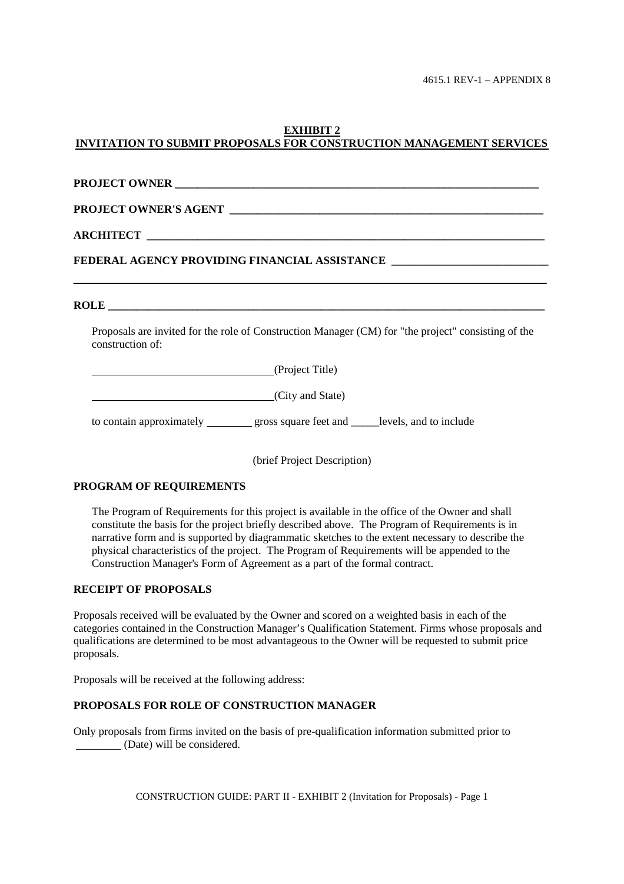**EXHIBIT 2**
**INVITATION TO SUBMIT PROPOSALS FOR CONSTRUCTION MANAGEMENT SERVICES**

**PROJECT OWNER** ____________________________________________________________________

**PROJECT OWNER'S AGENT** ________________________________________________________

**ARCHITECT** _________________________________________________________________________

**FEDERAL AGENCY PROVIDING FINANCIAL ASSISTANCE** ___________________________
_______________________________________________________________________________________

**ROLE** ______________________________________________________________________________

Proposals are invited for the role of Construction Manager (CM) for "the project" consisting of the construction of:

________________________________(Project Title)

________________________________(City and State)

to contain approximately ________ gross square feet and _____levels, and to include

(brief Project Description)

**PROGRAM OF REQUIREMENTS**

The Program of Requirements for this project is available in the office of the Owner and shall constitute the basis for the project briefly described above. The Program of Requirements is in narrative form and is supported by diagrammatic sketches to the extent necessary to describe the physical characteristics of the project. The Program of Requirements will be appended to the Construction Manager's Form of Agreement as a part of the formal contract.

**RECEIPT OF PROPOSALS**

Proposals received will be evaluated by the Owner and scored on a weighted basis in each of the categories contained in the Construction Manager's Qualification Statement. Firms whose proposals and qualifications are determined to be most advantageous to the Owner will be requested to submit price proposals.

Proposals will be received at the following address:

**PROPOSALS FOR ROLE OF CONSTRUCTION MANAGER**

Only proposals from firms invited on the basis of pre-qualification information submitted prior to ________ (Date) will be considered.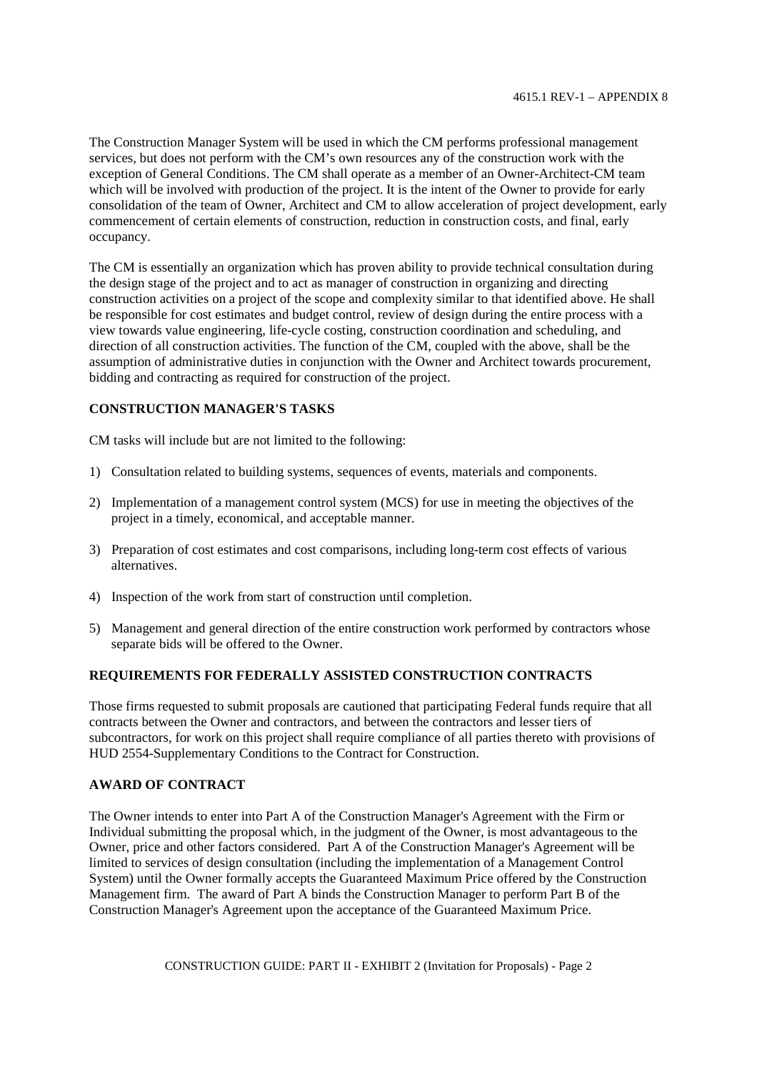The Construction Manager System will be used in which the CM performs professional management services, but does not perform with the CM's own resources any of the construction work with the exception of General Conditions. The CM shall operate as a member of an Owner-Architect-CM team which will be involved with production of the project. It is the intent of the Owner to provide for early consolidation of the team of Owner, Architect and CM to allow acceleration of project development, early commencement of certain elements of construction, reduction in construction costs, and final, early occupancy.

The CM is essentially an organization which has proven ability to provide technical consultation during the design stage of the project and to act as manager of construction in organizing and directing construction activities on a project of the scope and complexity similar to that identified above. He shall be responsible for cost estimates and budget control, review of design during the entire process with a view towards value engineering, life-cycle costing, construction coordination and scheduling, and direction of all construction activities. The function of the CM, coupled with the above, shall be the assumption of administrative duties in conjunction with the Owner and Architect towards procurement, bidding and contracting as required for construction of the project.

**CONSTRUCTION MANAGER'S TASKS**

CM tasks will include but are not limited to the following:

1) Consultation related to building systems, sequences of events, materials and components.
2) Implementation of a management control system (MCS) for use in meeting the objectives of the project in a timely, economical, and acceptable manner.
3) Preparation of cost estimates and cost comparisons, including long-term cost effects of various alternatives.
4) Inspection of the work from start of construction until completion.
5) Management and general direction of the entire construction work performed by contractors whose separate bids will be offered to the Owner.

**REQUIREMENTS FOR FEDERALLY ASSISTED CONSTRUCTION CONTRACTS**

Those firms requested to submit proposals are cautioned that participating Federal funds require that all contracts between the Owner and contractors, and between the contractors and lesser tiers of subcontractors, for work on this project shall require compliance of all parties thereto with provisions of HUD 2554-Supplementary Conditions to the Contract for Construction.

**AWARD OF CONTRACT**

The Owner intends to enter into Part A of the Construction Manager's Agreement with the Firm or Individual submitting the proposal which, in the judgment of the Owner, is most advantageous to the Owner, price and other factors considered. Part A of the Construction Manager's Agreement will be limited to services of design consultation (including the implementation of a Management Control System) until the Owner formally accepts the Guaranteed Maximum Price offered by the Construction Management firm. The award of Part A binds the Construction Manager to perform Part B of the Construction Manager's Agreement upon the acceptance of the Guaranteed Maximum Price.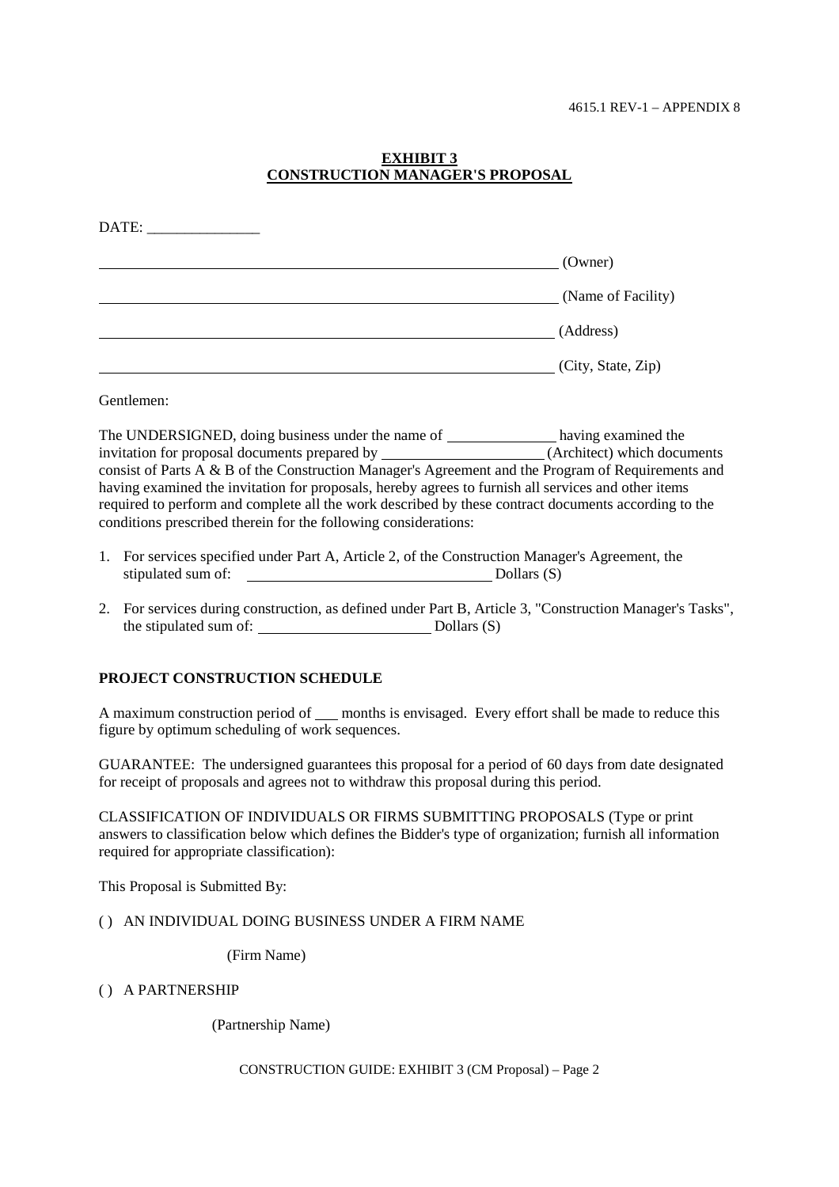**EXHIBIT 3**
**CONSTRUCTION MANAGER'S PROPOSAL**

DATE: _______________

_____________________________________________ (Owner)

_____________________________________________ (Name of Facility)

_____________________________________________ (Address)

_____________________________________________ (City, State, Zip)

Gentlemen:

The UNDERSIGNED, doing business under the name of ______________ having examined the invitation for proposal documents prepared by ______________________ (Architect) which documents consist of Parts A & B of the Construction Manager's Agreement and the Program of Requirements and having examined the invitation for proposals, hereby agrees to furnish all services and other items required to perform and complete all the work described by these contract documents according to the conditions prescribed therein for the following considerations:

1. For services specified under Part A, Article 2, of the Construction Manager's Agreement, the stipulated sum of: ________________________________ Dollars (S)

2. For services during construction, as defined under Part B, Article 3, "Construction Manager's Tasks", the stipulated sum of: _______________________ Dollars (S)

**PROJECT CONSTRUCTION SCHEDULE**

A maximum construction period of ___ months is envisaged. Every effort shall be made to reduce this figure by optimum scheduling of work sequences.

GUARANTEE: The undersigned guarantees this proposal for a period of 60 days from date designated for receipt of proposals and agrees not to withdraw this proposal during this period.

CLASSIFICATION OF INDIVIDUALS OR FIRMS SUBMITTING PROPOSALS (Type or print answers to classification below which defines the Bidder's type of organization; furnish all information required for appropriate classification):

This Proposal is Submitted By:

( ) AN INDIVIDUAL DOING BUSINESS UNDER A FIRM NAME

(Firm Name)

( ) A PARTNERSHIP

(Partnership Name)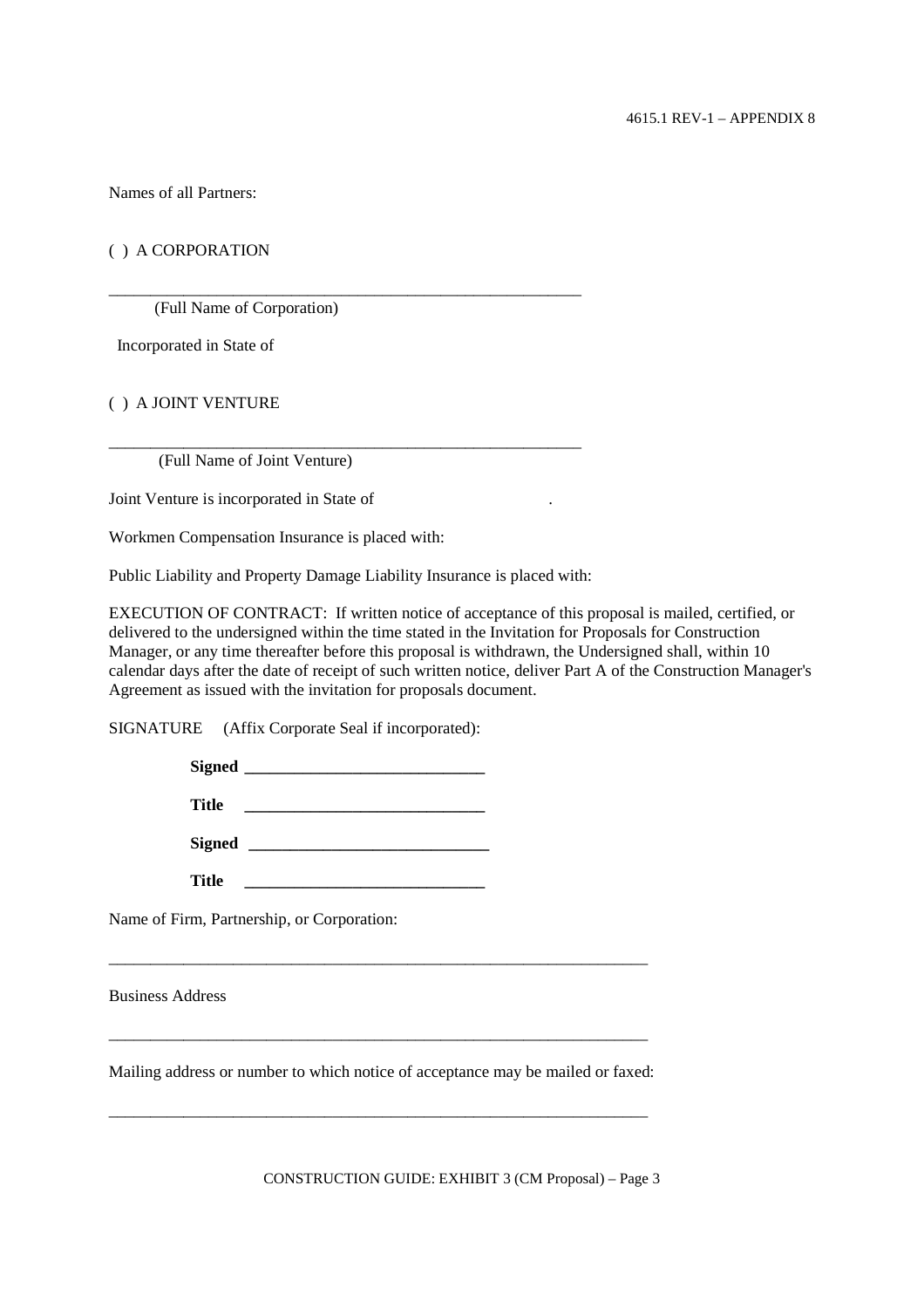Names of all Partners:

( ) A CORPORATION

\_\_\_\_\_\_\_\_\_\_\_\_\_\_\_\_\_\_\_\_\_\_\_\_\_\_\_\_\_\_\_\_\_\_\_\_\_\_\_\_\_\_\_\_\_\_\_\_\_\_\_\_\_\_\_

(Full Name of Corporation)

Incorporated in State of

( ) A JOINT VENTURE

\_\_\_\_\_\_\_\_\_\_\_\_\_\_\_\_\_\_\_\_\_\_\_\_\_\_\_\_\_\_\_\_\_\_\_\_\_\_\_\_\_\_\_\_\_\_\_\_\_\_\_\_\_\_\_

(Full Name of Joint Venture)

Joint Venture is incorporated in State of .

Workmen Compensation Insurance is placed with:

Public Liability and Property Damage Liability Insurance is placed with:

EXECUTION OF CONTRACT: If written notice of acceptance of this proposal is mailed, certified, or delivered to the undersigned within the time stated in the Invitation for Proposals for Construction Manager, or any time thereafter before this proposal is withdrawn, the Undersigned shall, within 10 calendar days after the date of receipt of such written notice, deliver Part A of the Construction Manager's Agreement as issued with the invitation for proposals document.

SIGNATURE (Affix Corporate Seal if incorporated):

**Signed** \_\_\_\_\_\_\_\_\_\_\_\_\_\_\_\_\_\_\_\_\_\_\_\_\_\_\_\_\_

**Title** \_\_\_\_\_\_\_\_\_\_\_\_\_\_\_\_\_\_\_\_\_\_\_\_\_\_\_\_\_

**Signed** \_\_\_\_\_\_\_\_\_\_\_\_\_\_\_\_\_\_\_\_\_\_\_\_\_\_\_\_\_

**Title** \_\_\_\_\_\_\_\_\_\_\_\_\_\_\_\_\_\_\_\_\_\_\_\_\_\_\_\_\_

Name of Firm, Partnership, or Corporation:

\_\_\_\_\_\_\_\_\_\_\_\_\_\_\_\_\_\_\_\_\_\_\_\_\_\_\_\_\_\_\_\_\_\_\_\_\_\_\_\_\_\_\_\_\_\_\_\_\_\_\_\_\_\_\_\_\_\_\_\_\_\_

Business Address

\_\_\_\_\_\_\_\_\_\_\_\_\_\_\_\_\_\_\_\_\_\_\_\_\_\_\_\_\_\_\_\_\_\_\_\_\_\_\_\_\_\_\_\_\_\_\_\_\_\_\_\_\_\_\_\_\_\_\_\_\_\_

Mailing address or number to which notice of acceptance may be mailed or faxed:

\_\_\_\_\_\_\_\_\_\_\_\_\_\_\_\_\_\_\_\_\_\_\_\_\_\_\_\_\_\_\_\_\_\_\_\_\_\_\_\_\_\_\_\_\_\_\_\_\_\_\_\_\_\_\_\_\_\_\_\_\_\_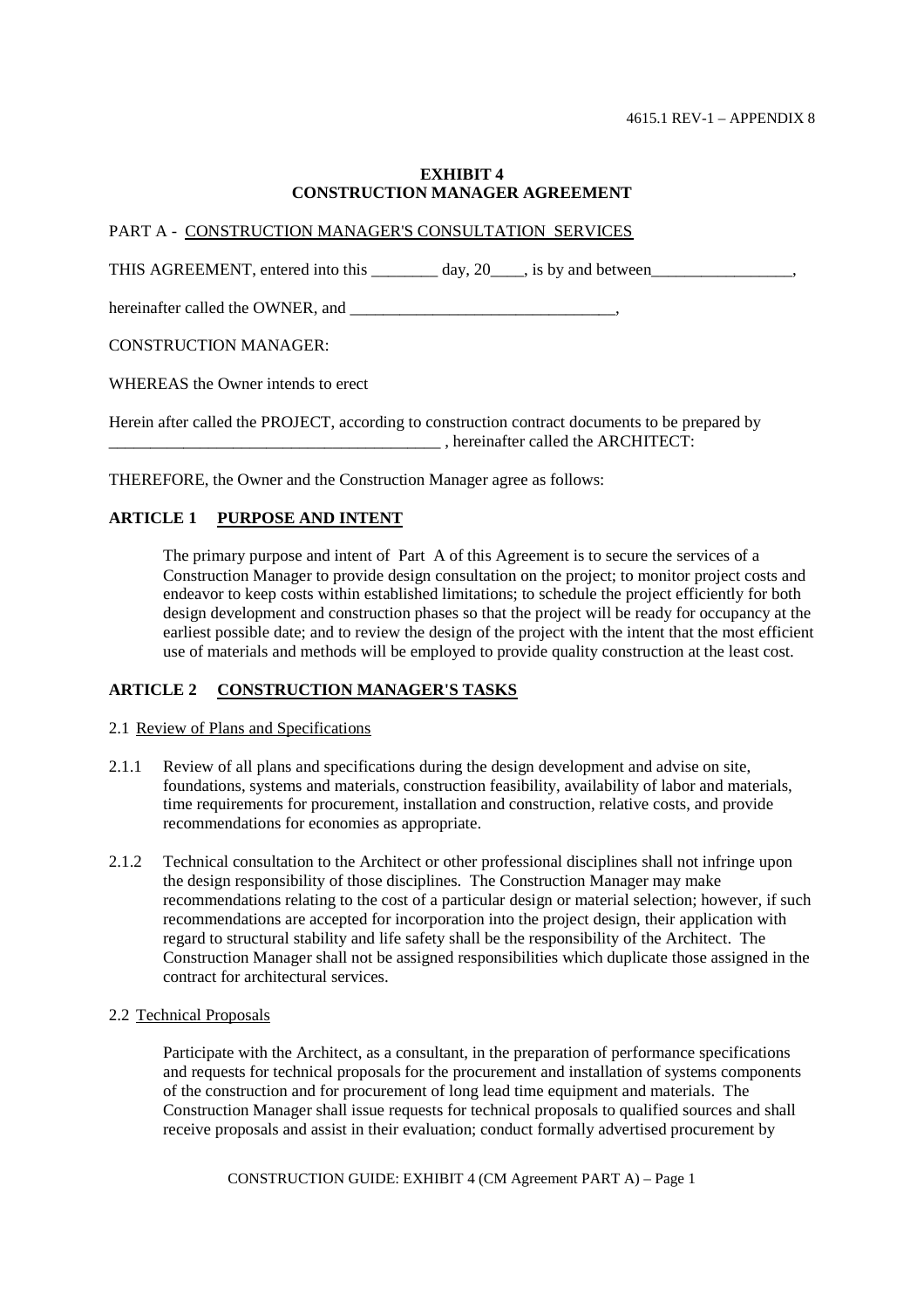# EXHIBIT 4
# CONSTRUCTION MANAGER AGREEMENT

PART A - CONSTRUCTION MANAGER'S CONSULTATION SERVICES

THIS AGREEMENT, entered into this ________ day, 20____, is by and between_________________,

hereinafter called the OWNER, and ________________________________,

CONSTRUCTION MANAGER:

WHEREAS the Owner intends to erect

Herein after called the PROJECT, according to construction contract documents to be prepared by ________________________________________ , hereinafter called the ARCHITECT:

THEREFORE, the Owner and the Construction Manager agree as follows:

## ARTICLE 1 PURPOSE AND INTENT

The primary purpose and intent of Part A of this Agreement is to secure the services of a Construction Manager to provide design consultation on the project; to monitor project costs and endeavor to keep costs within established limitations; to schedule the project efficiently for both design development and construction phases so that the project will be ready for occupancy at the earliest possible date; and to review the design of the project with the intent that the most efficient use of materials and methods will be employed to provide quality construction at the least cost.

## ARTICLE 2 CONSTRUCTION MANAGER'S TASKS

2.1 Review of Plans and Specifications

2.1.1 Review of all plans and specifications during the design development and advise on site, foundations, systems and materials, construction feasibility, availability of labor and materials, time requirements for procurement, installation and construction, relative costs, and provide recommendations for economies as appropriate.

2.1.2 Technical consultation to the Architect or other professional disciplines shall not infringe upon the design responsibility of those disciplines. The Construction Manager may make recommendations relating to the cost of a particular design or material selection; however, if such recommendations are accepted for incorporation into the project design, their application with regard to structural stability and life safety shall be the responsibility of the Architect. The Construction Manager shall not be assigned responsibilities which duplicate those assigned in the contract for architectural services.

2.2 Technical Proposals

Participate with the Architect, as a consultant, in the preparation of performance specifications and requests for technical proposals for the procurement and installation of systems components of the construction and for procurement of long lead time equipment and materials. The Construction Manager shall issue requests for technical proposals to qualified sources and shall receive proposals and assist in their evaluation; conduct formally advertised procurement by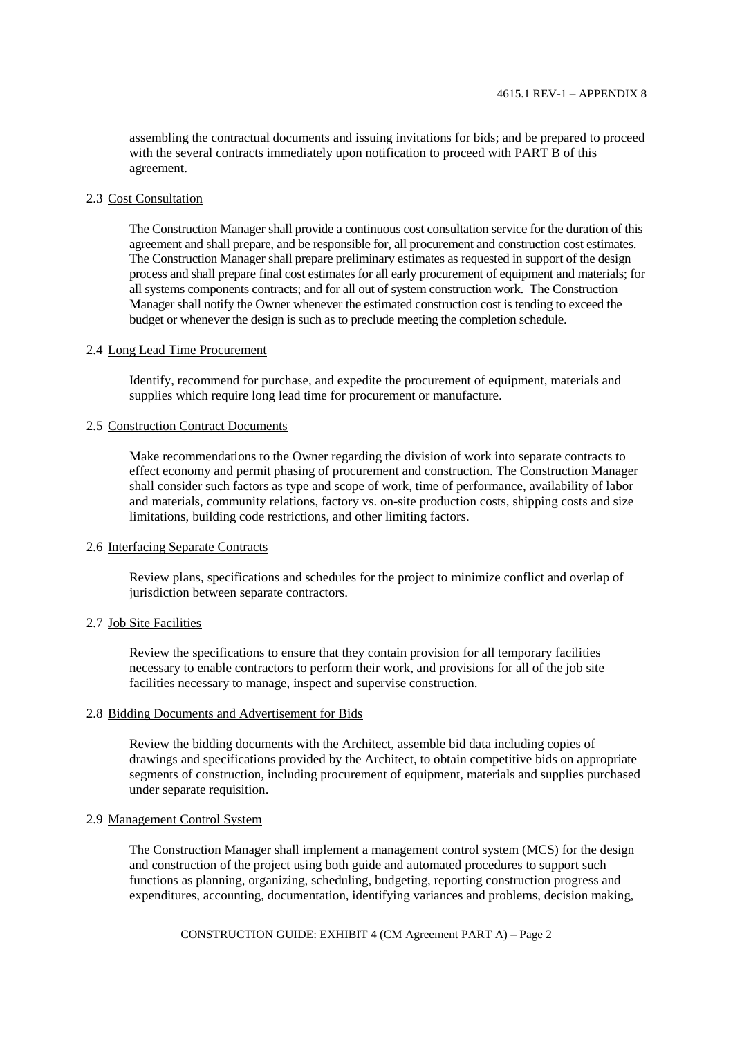assembling the contractual documents and issuing invitations for bids; and be prepared to proceed with the several contracts immediately upon notification to proceed with PART B of this agreement.

2.3 Cost Consultation

The Construction Manager shall provide a continuous cost consultation service for the duration of this agreement and shall prepare, and be responsible for, all procurement and construction cost estimates. The Construction Manager shall prepare preliminary estimates as requested in support of the design process and shall prepare final cost estimates for all early procurement of equipment and materials; for all systems components contracts; and for all out of system construction work. The Construction Manager shall notify the Owner whenever the estimated construction cost is tending to exceed the budget or whenever the design is such as to preclude meeting the completion schedule.

2.4 Long Lead Time Procurement

Identify, recommend for purchase, and expedite the procurement of equipment, materials and supplies which require long lead time for procurement or manufacture.

2.5 Construction Contract Documents

Make recommendations to the Owner regarding the division of work into separate contracts to effect economy and permit phasing of procurement and construction. The Construction Manager shall consider such factors as type and scope of work, time of performance, availability of labor and materials, community relations, factory vs. on-site production costs, shipping costs and size limitations, building code restrictions, and other limiting factors.

2.6 Interfacing Separate Contracts

Review plans, specifications and schedules for the project to minimize conflict and overlap of jurisdiction between separate contractors.

2.7 Job Site Facilities

Review the specifications to ensure that they contain provision for all temporary facilities necessary to enable contractors to perform their work, and provisions for all of the job site facilities necessary to manage, inspect and supervise construction.

2.8 Bidding Documents and Advertisement for Bids

Review the bidding documents with the Architect, assemble bid data including copies of drawings and specifications provided by the Architect, to obtain competitive bids on appropriate segments of construction, including procurement of equipment, materials and supplies purchased under separate requisition.

2.9 Management Control System

The Construction Manager shall implement a management control system (MCS) for the design and construction of the project using both guide and automated procedures to support such functions as planning, organizing, scheduling, budgeting, reporting construction progress and expenditures, accounting, documentation, identifying variances and problems, decision making,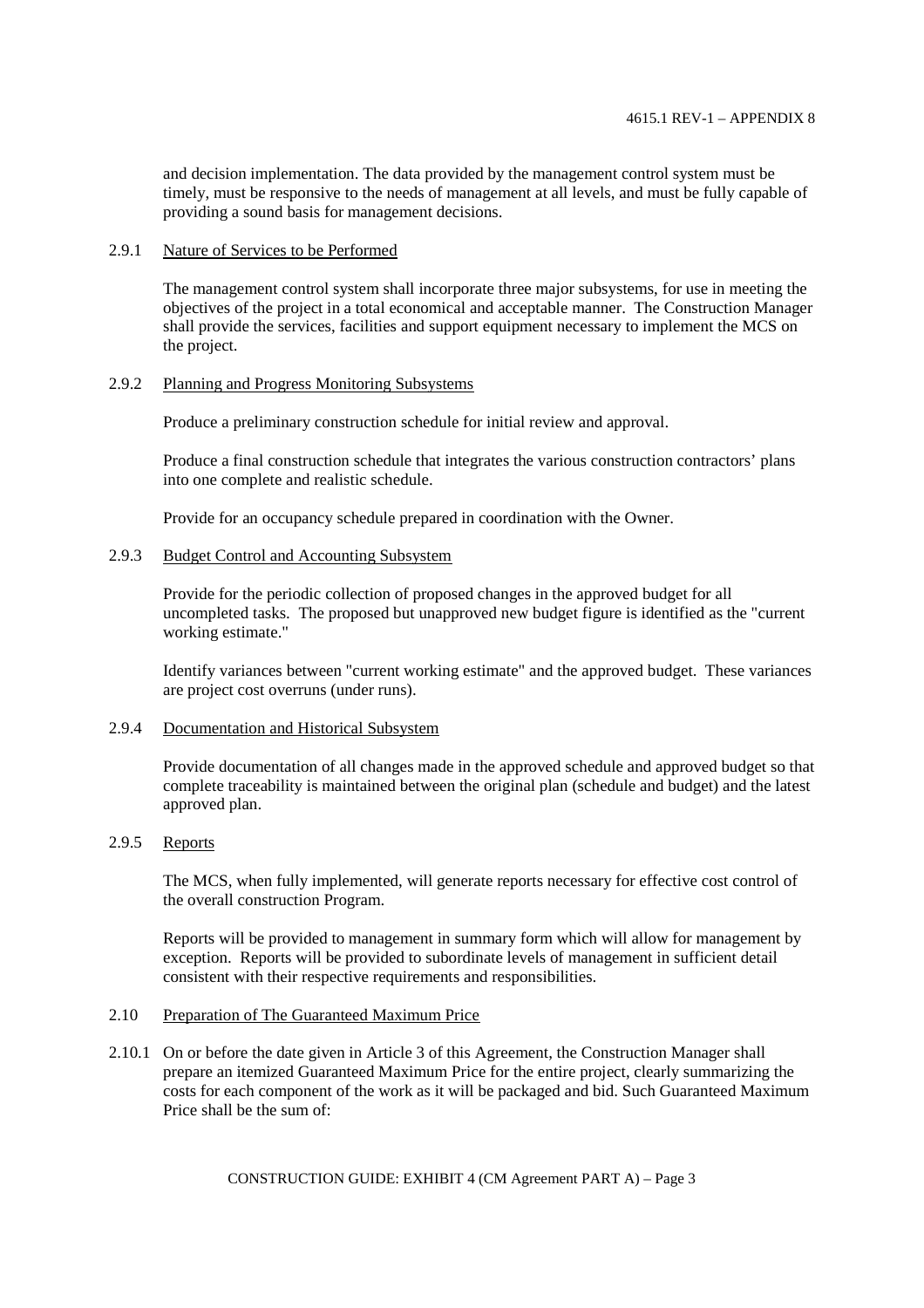and decision implementation. The data provided by the management control system must be timely, must be responsive to the needs of management at all levels, and must be fully capable of providing a sound basis for management decisions.

2.9.1 Nature of Services to be Performed

The management control system shall incorporate three major subsystems, for use in meeting the objectives of the project in a total economical and acceptable manner. The Construction Manager shall provide the services, facilities and support equipment necessary to implement the MCS on the project.

2.9.2 Planning and Progress Monitoring Subsystems

Produce a preliminary construction schedule for initial review and approval.

Produce a final construction schedule that integrates the various construction contractors' plans into one complete and realistic schedule.

Provide for an occupancy schedule prepared in coordination with the Owner.

2.9.3 Budget Control and Accounting Subsystem

Provide for the periodic collection of proposed changes in the approved budget for all uncompleted tasks. The proposed but unapproved new budget figure is identified as the "current working estimate."

Identify variances between "current working estimate" and the approved budget. These variances are project cost overruns (under runs).

2.9.4 Documentation and Historical Subsystem

Provide documentation of all changes made in the approved schedule and approved budget so that complete traceability is maintained between the original plan (schedule and budget) and the latest approved plan.

2.9.5 Reports

The MCS, when fully implemented, will generate reports necessary for effective cost control of the overall construction Program.

Reports will be provided to management in summary form which will allow for management by exception. Reports will be provided to subordinate levels of management in sufficient detail consistent with their respective requirements and responsibilities.

2.10 Preparation of The Guaranteed Maximum Price

2.10.1 On or before the date given in Article 3 of this Agreement, the Construction Manager shall prepare an itemized Guaranteed Maximum Price for the entire project, clearly summarizing the costs for each component of the work as it will be packaged and bid. Such Guaranteed Maximum Price shall be the sum of: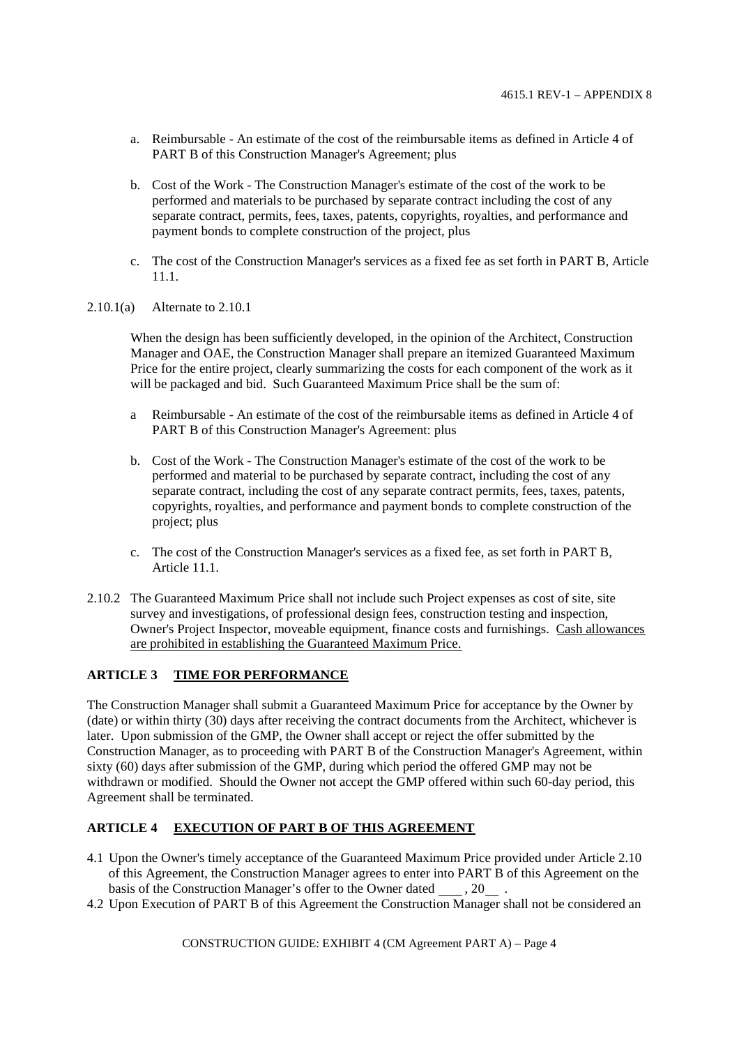a. Reimbursable - An estimate of the cost of the reimbursable items as defined in Article 4 of PART B of this Construction Manager's Agreement; plus

b. Cost of the Work - The Construction Manager's estimate of the cost of the work to be performed and materials to be purchased by separate contract including the cost of any separate contract, permits, fees, taxes, patents, copyrights, royalties, and performance and payment bonds to complete construction of the project, plus

c. The cost of the Construction Manager's services as a fixed fee as set forth in PART B, Article 11.1.

2.10.1(a) Alternate to 2.10.1

When the design has been sufficiently developed, in the opinion of the Architect, Construction Manager and OAE, the Construction Manager shall prepare an itemized Guaranteed Maximum Price for the entire project, clearly summarizing the costs for each component of the work as it will be packaged and bid. Such Guaranteed Maximum Price shall be the sum of:

a Reimbursable - An estimate of the cost of the reimbursable items as defined in Article 4 of PART B of this Construction Manager's Agreement: plus

b. Cost of the Work - The Construction Manager's estimate of the cost of the work to be performed and material to be purchased by separate contract, including the cost of any separate contract, including the cost of any separate contract permits, fees, taxes, patents, copyrights, royalties, and performance and payment bonds to complete construction of the project; plus

c. The cost of the Construction Manager's services as a fixed fee, as set forth in PART B, Article 11.1.

2.10.2 The Guaranteed Maximum Price shall not include such Project expenses as cost of site, site survey and investigations, of professional design fees, construction testing and inspection, Owner's Project Inspector, moveable equipment, finance costs and furnishings. <u>Cash allowances are prohibited in establishing the Guaranteed Maximum Price.</u>

## ARTICLE 3 <u>TIME FOR PERFORMANCE</u>

The Construction Manager shall submit a Guaranteed Maximum Price for acceptance by the Owner by (date) or within thirty (30) days after receiving the contract documents from the Architect, whichever is later. Upon submission of the GMP, the Owner shall accept or reject the offer submitted by the Construction Manager, as to proceeding with PART B of the Construction Manager's Agreement, within sixty (60) days after submission of the GMP, during which period the offered GMP may not be withdrawn or modified. Should the Owner not accept the GMP offered within such 60-day period, this Agreement shall be terminated.

## ARTICLE 4 <u>EXECUTION OF PART B OF THIS AGREEMENT</u>

4.1 Upon the Owner's timely acceptance of the Guaranteed Maximum Price provided under Article 2.10 of this Agreement, the Construction Manager agrees to enter into PART B of this Agreement on the basis of the Construction Manager's offer to the Owner dated \_\_\_\_ , 20\_\_ .

4.2 Upon Execution of PART B of this Agreement the Construction Manager shall not be considered an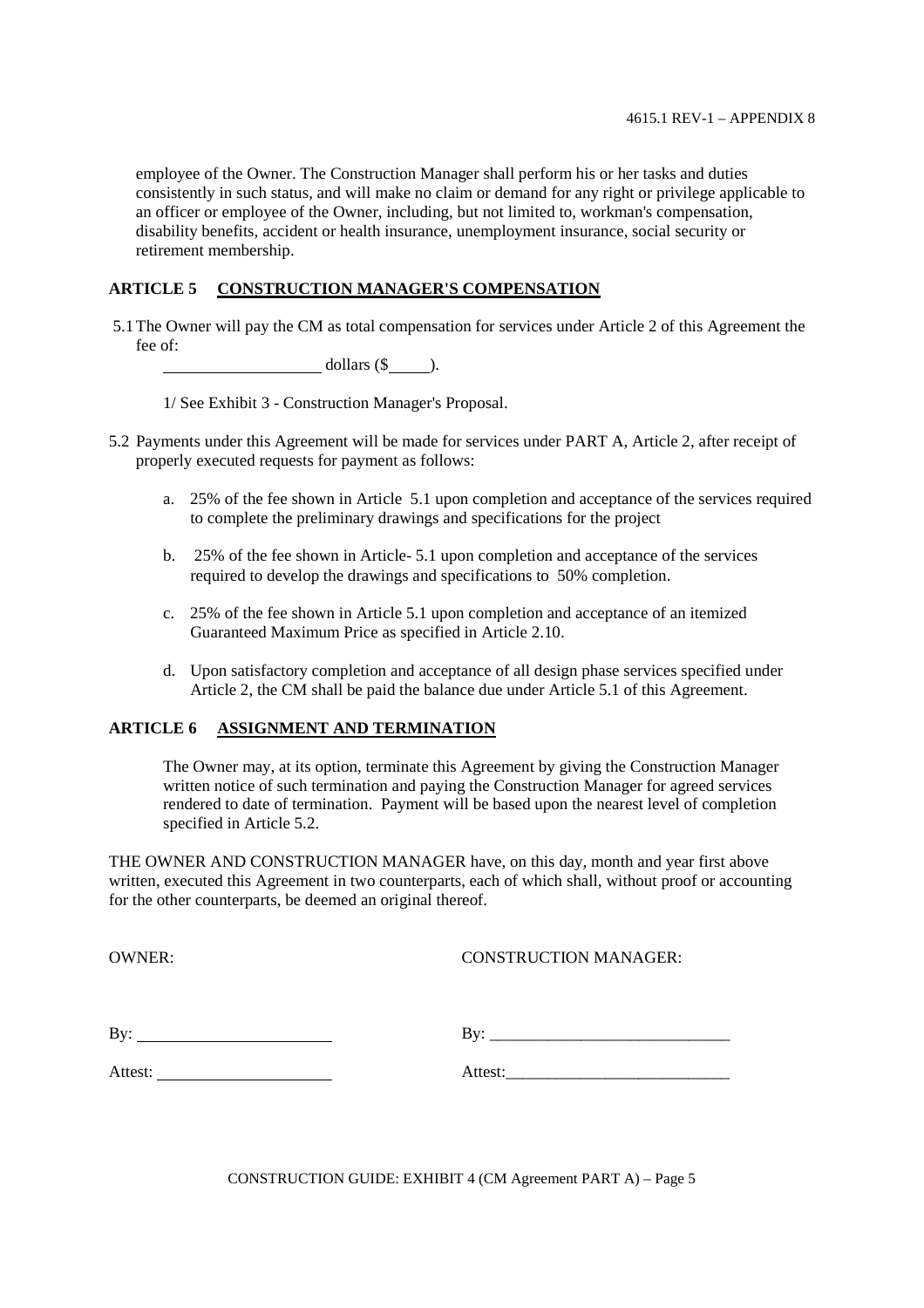employee of the Owner. The Construction Manager shall perform his or her tasks and duties consistently in such status, and will make no claim or demand for any right or privilege applicable to an officer or employee of the Owner, including, but not limited to, workman's compensation, disability benefits, accident or health insurance, unemployment insurance, social security or retirement membership.

## ARTICLE 5 CONSTRUCTION MANAGER'S COMPENSATION

5.1 The Owner will pay the CM as total compensation for services under Article 2 of this Agreement the fee of:

_________________ dollars ($_____).

1/ See Exhibit 3 - Construction Manager's Proposal.

5.2 Payments under this Agreement will be made for services under PART A, Article 2, after receipt of properly executed requests for payment as follows:

a. 25% of the fee shown in Article 5.1 upon completion and acceptance of the services required to complete the preliminary drawings and specifications for the project

b. 25% of the fee shown in Article- 5.1 upon completion and acceptance of the services required to develop the drawings and specifications to 50% completion.

c. 25% of the fee shown in Article 5.1 upon completion and acceptance of an itemized Guaranteed Maximum Price as specified in Article 2.10.

d. Upon satisfactory completion and acceptance of all design phase services specified under Article 2, the CM shall be paid the balance due under Article 5.1 of this Agreement.

## ARTICLE 6 ASSIGNMENT AND TERMINATION

The Owner may, at its option, terminate this Agreement by giving the Construction Manager written notice of such termination and paying the Construction Manager for agreed services rendered to date of termination. Payment will be based upon the nearest level of completion specified in Article 5.2.

THE OWNER AND CONSTRUCTION MANAGER have, on this day, month and year first above written, executed this Agreement in two counterparts, each of which shall, without proof or accounting for the other counterparts, be deemed an original thereof.

OWNER:

By: ______________________

Attest: ____________________

CONSTRUCTION MANAGER:

By: ____________________________

Attest:__________________________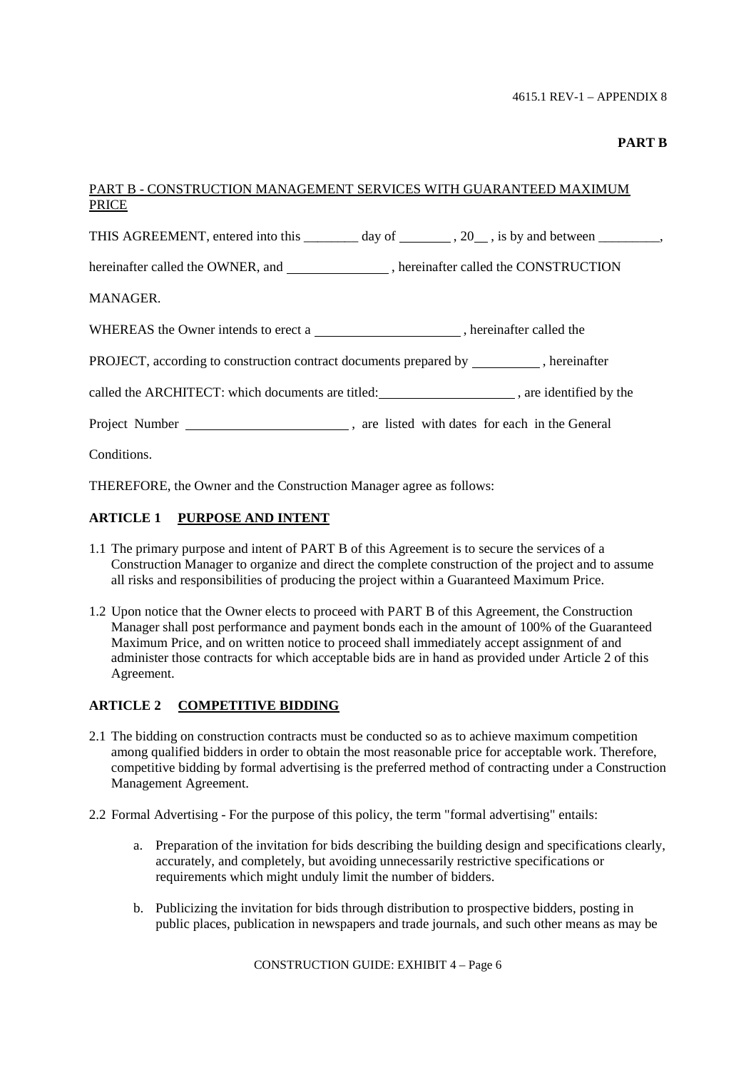**PART B**

PART B - CONSTRUCTION MANAGEMENT SERVICES WITH GUARANTEED MAXIMUM PRICE

THIS AGREEMENT, entered into this ________ day of ________ , 20__ , is by and between _________, hereinafter called the OWNER, and _______________ , hereinafter called the CONSTRUCTION MANAGER.

WHEREAS the Owner intends to erect a _____________________ , hereinafter called the PROJECT, according to construction contract documents prepared by __________ , hereinafter called the ARCHITECT: which documents are titled:____________________ , are identified by the Project Number ________________________ , are listed with dates for each in the General Conditions.

THEREFORE, the Owner and the Construction Manager agree as follows:

## ARTICLE 1 PURPOSE AND INTENT

1.1 The primary purpose and intent of PART B of this Agreement is to secure the services of a Construction Manager to organize and direct the complete construction of the project and to assume all risks and responsibilities of producing the project within a Guaranteed Maximum Price.

1.2 Upon notice that the Owner elects to proceed with PART B of this Agreement, the Construction Manager shall post performance and payment bonds each in the amount of 100% of the Guaranteed Maximum Price, and on written notice to proceed shall immediately accept assignment of and administer those contracts for which acceptable bids are in hand as provided under Article 2 of this Agreement.

## ARTICLE 2 COMPETITIVE BIDDING

2.1 The bidding on construction contracts must be conducted so as to achieve maximum competition among qualified bidders in order to obtain the most reasonable price for acceptable work. Therefore, competitive bidding by formal advertising is the preferred method of contracting under a Construction Management Agreement.

2.2 Formal Advertising - For the purpose of this policy, the term "formal advertising" entails:

a. Preparation of the invitation for bids describing the building design and specifications clearly, accurately, and completely, but avoiding unnecessarily restrictive specifications or requirements which might unduly limit the number of bidders.

b. Publicizing the invitation for bids through distribution to prospective bidders, posting in public places, publication in newspapers and trade journals, and such other means as may be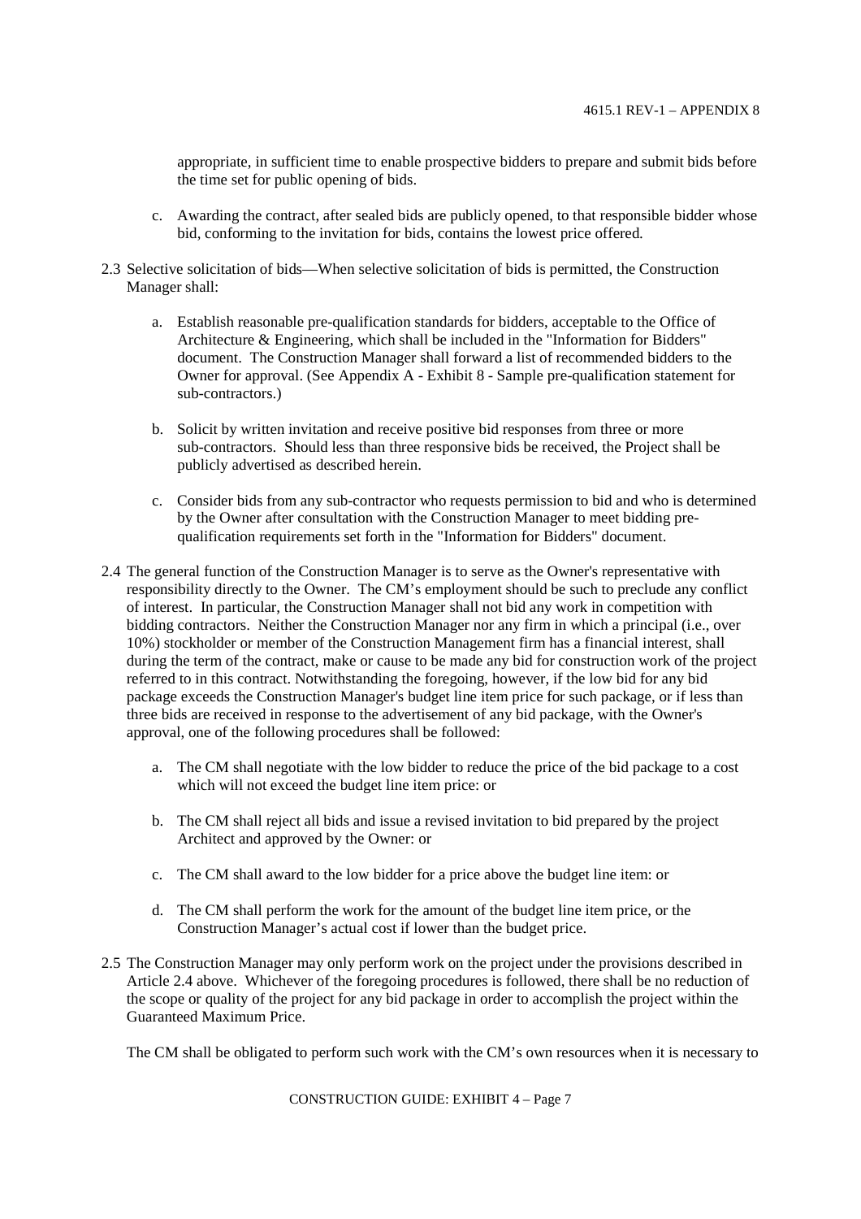appropriate, in sufficient time to enable prospective bidders to prepare and submit bids before the time set for public opening of bids.

c. Awarding the contract, after sealed bids are publicly opened, to that responsible bidder whose bid, conforming to the invitation for bids, contains the lowest price offered.

2.3 Selective solicitation of bids—When selective solicitation of bids is permitted, the Construction Manager shall:

a. Establish reasonable pre-qualification standards for bidders, acceptable to the Office of Architecture & Engineering, which shall be included in the "Information for Bidders" document. The Construction Manager shall forward a list of recommended bidders to the Owner for approval. (See Appendix A - Exhibit 8 - Sample pre-qualification statement for sub-contractors.)

b. Solicit by written invitation and receive positive bid responses from three or more sub-contractors. Should less than three responsive bids be received, the Project shall be publicly advertised as described herein.

c. Consider bids from any sub-contractor who requests permission to bid and who is determined by the Owner after consultation with the Construction Manager to meet bidding pre-qualification requirements set forth in the "Information for Bidders" document.

2.4 The general function of the Construction Manager is to serve as the Owner's representative with responsibility directly to the Owner. The CM's employment should be such to preclude any conflict of interest. In particular, the Construction Manager shall not bid any work in competition with bidding contractors. Neither the Construction Manager nor any firm in which a principal (i.e., over 10%) stockholder or member of the Construction Management firm has a financial interest, shall during the term of the contract, make or cause to be made any bid for construction work of the project referred to in this contract. Notwithstanding the foregoing, however, if the low bid for any bid package exceeds the Construction Manager's budget line item price for such package, or if less than three bids are received in response to the advertisement of any bid package, with the Owner's approval, one of the following procedures shall be followed:

a. The CM shall negotiate with the low bidder to reduce the price of the bid package to a cost which will not exceed the budget line item price: or

b. The CM shall reject all bids and issue a revised invitation to bid prepared by the project Architect and approved by the Owner: or

c. The CM shall award to the low bidder for a price above the budget line item: or

d. The CM shall perform the work for the amount of the budget line item price, or the Construction Manager's actual cost if lower than the budget price.

2.5 The Construction Manager may only perform work on the project under the provisions described in Article 2.4 above. Whichever of the foregoing procedures is followed, there shall be no reduction of the scope or quality of the project for any bid package in order to accomplish the project within the Guaranteed Maximum Price.

The CM shall be obligated to perform such work with the CM's own resources when it is necessary to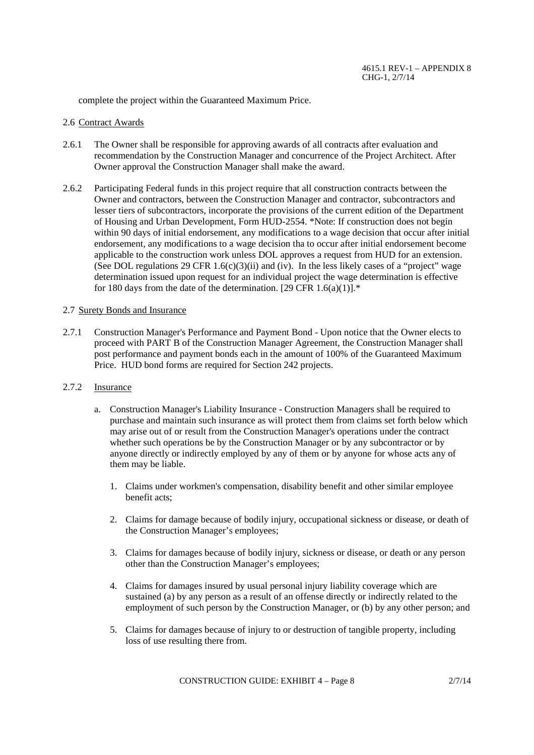complete the project within the Guaranteed Maximum Price.

2.6 Contract Awards

2.6.1 The Owner shall be responsible for approving awards of all contracts after evaluation and recommendation by the Construction Manager and concurrence of the Project Architect. After Owner approval the Construction Manager shall make the award.

2.6.2 Participating Federal funds in this project require that all construction contracts between the Owner and contractors, between the Construction Manager and contractor, subcontractors and lesser tiers of subcontractors, incorporate the provisions of the current edition of the Department of Housing and Urban Development, Form HUD-2554. *Note: If construction does not begin within 90 days of initial endorsement, any modifications to a wage decision that occur after initial endorsement, any modifications to a wage decision tha to occur after initial endorsement become applicable to the construction work unless DOL approves a request from HUD for an extension. (See DOL regulations 29 CFR 1.6(c)(3)(ii) and (iv). In the less likely cases of a "project" wage determination issued upon request for an individual project the wage determination is effective for 180 days from the date of the determination. [29 CFR 1.6(a)(1)].*

2.7 Surety Bonds and Insurance

2.7.1 Construction Manager's Performance and Payment Bond - Upon notice that the Owner elects to proceed with PART B of the Construction Manager Agreement, the Construction Manager shall post performance and payment bonds each in the amount of 100% of the Guaranteed Maximum Price. HUD bond forms are required for Section 242 projects.

2.7.2 Insurance

a. Construction Manager's Liability Insurance - Construction Managers shall be required to purchase and maintain such insurance as will protect them from claims set forth below which may arise out of or result from the Construction Manager's operations under the contract whether such operations be by the Construction Manager or by any subcontractor or by anyone directly or indirectly employed by any of them or by anyone for whose acts any of them may be liable.

   1. Claims under workmen's compensation, disability benefit and other similar employee benefit acts;

   2. Claims for damage because of bodily injury, occupational sickness or disease, or death of the Construction Manager's employees;

   3. Claims for damages because of bodily injury, sickness or disease, or death or any person other than the Construction Manager's employees;

   4. Claims for damages insured by usual personal injury liability coverage which are sustained (a) by any person as a result of an offense directly or indirectly related to the employment of such person by the Construction Manager, or (b) by any other person; and

   5. Claims for damages because of injury to or destruction of tangible property, including loss of use resulting there from.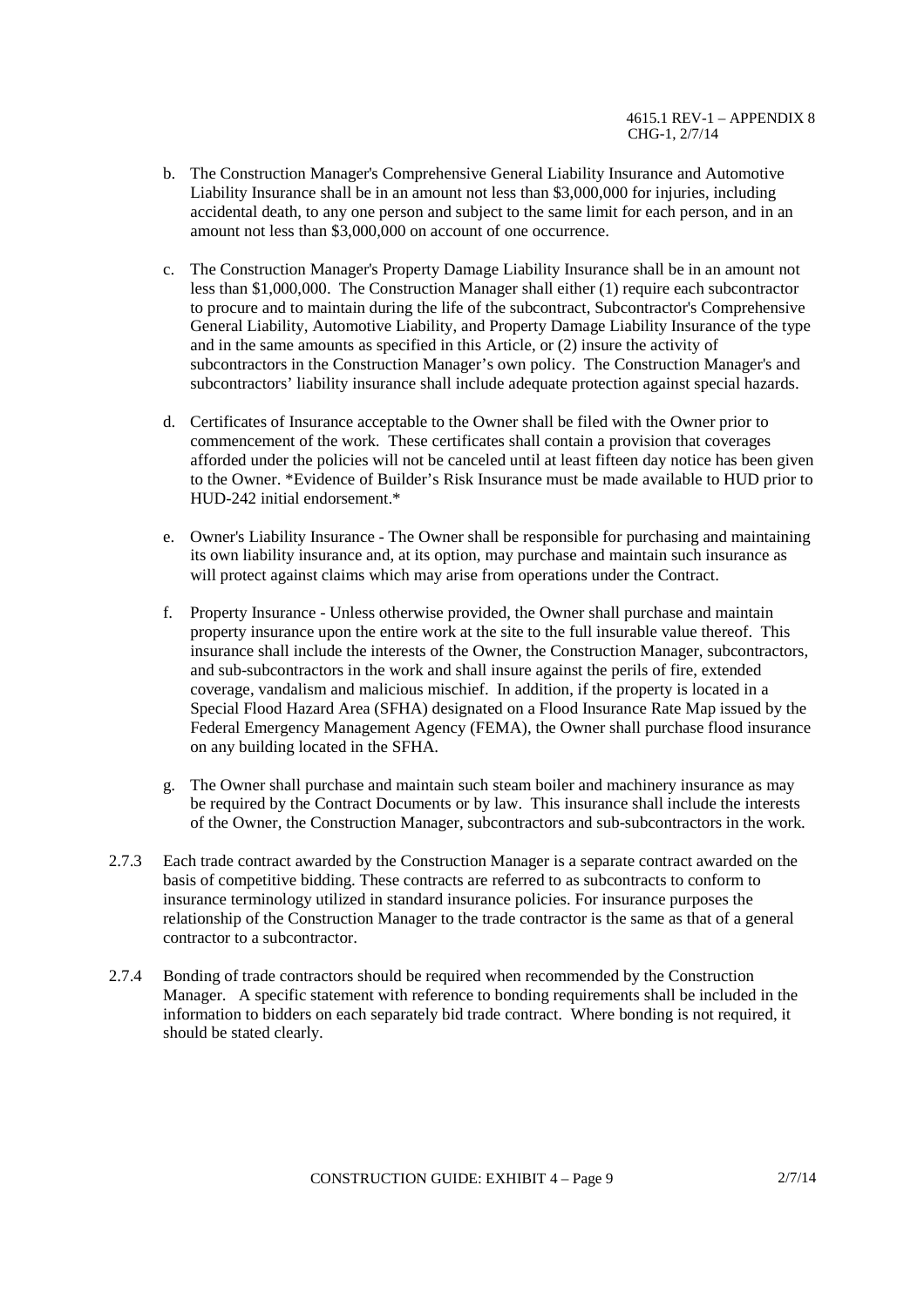b. The Construction Manager's Comprehensive General Liability Insurance and Automotive Liability Insurance shall be in an amount not less than $3,000,000 for injuries, including accidental death, to any one person and subject to the same limit for each person, and in an amount not less than $3,000,000 on account of one occurrence.

c. The Construction Manager's Property Damage Liability Insurance shall be in an amount not less than $1,000,000. The Construction Manager shall either (1) require each subcontractor to procure and to maintain during the life of the subcontract, Subcontractor's Comprehensive General Liability, Automotive Liability, and Property Damage Liability Insurance of the type and in the same amounts as specified in this Article, or (2) insure the activity of subcontractors in the Construction Manager's own policy. The Construction Manager's and subcontractors' liability insurance shall include adequate protection against special hazards.

d. Certificates of Insurance acceptable to the Owner shall be filed with the Owner prior to commencement of the work. These certificates shall contain a provision that coverages afforded under the policies will not be canceled until at least fifteen day notice has been given to the Owner. *Evidence of Builder's Risk Insurance must be made available to HUD prior to HUD-242 initial endorsement.*

e. Owner's Liability Insurance - The Owner shall be responsible for purchasing and maintaining its own liability insurance and, at its option, may purchase and maintain such insurance as will protect against claims which may arise from operations under the Contract.

f. Property Insurance - Unless otherwise provided, the Owner shall purchase and maintain property insurance upon the entire work at the site to the full insurable value thereof. This insurance shall include the interests of the Owner, the Construction Manager, subcontractors, and sub-subcontractors in the work and shall insure against the perils of fire, extended coverage, vandalism and malicious mischief. In addition, if the property is located in a Special Flood Hazard Area (SFHA) designated on a Flood Insurance Rate Map issued by the Federal Emergency Management Agency (FEMA), the Owner shall purchase flood insurance on any building located in the SFHA.

g. The Owner shall purchase and maintain such steam boiler and machinery insurance as may be required by the Contract Documents or by law. This insurance shall include the interests of the Owner, the Construction Manager, subcontractors and sub-subcontractors in the work.

2.7.3 Each trade contract awarded by the Construction Manager is a separate contract awarded on the basis of competitive bidding. These contracts are referred to as subcontracts to conform to insurance terminology utilized in standard insurance policies. For insurance purposes the relationship of the Construction Manager to the trade contractor is the same as that of a general contractor to a subcontractor.

2.7.4 Bonding of trade contractors should be required when recommended by the Construction Manager. A specific statement with reference to bonding requirements shall be included in the information to bidders on each separately bid trade contract. Where bonding is not required, it should be stated clearly.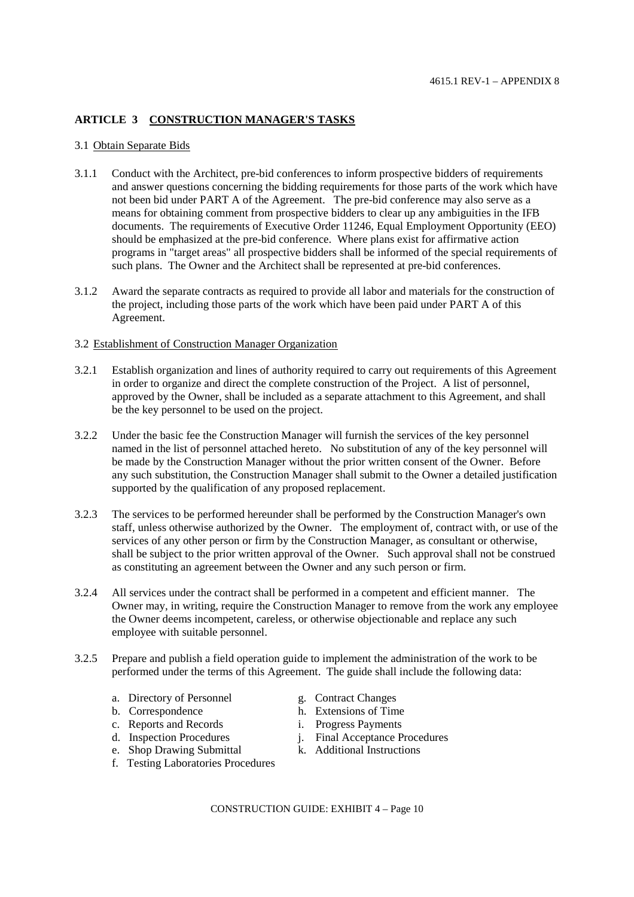## ARTICLE 3 CONSTRUCTION MANAGER'S TASKS

3.1 Obtain Separate Bids

3.1.1 Conduct with the Architect, pre-bid conferences to inform prospective bidders of requirements and answer questions concerning the bidding requirements for those parts of the work which have not been bid under PART A of the Agreement. The pre-bid conference may also serve as a means for obtaining comment from prospective bidders to clear up any ambiguities in the IFB documents. The requirements of Executive Order 11246, Equal Employment Opportunity (EEO) should be emphasized at the pre-bid conference. Where plans exist for affirmative action programs in "target areas" all prospective bidders shall be informed of the special requirements of such plans. The Owner and the Architect shall be represented at pre-bid conferences.

3.1.2 Award the separate contracts as required to provide all labor and materials for the construction of the project, including those parts of the work which have been paid under PART A of this Agreement.

3.2 Establishment of Construction Manager Organization

3.2.1 Establish organization and lines of authority required to carry out requirements of this Agreement in order to organize and direct the complete construction of the Project. A list of personnel, approved by the Owner, shall be included as a separate attachment to this Agreement, and shall be the key personnel to be used on the project.

3.2.2 Under the basic fee the Construction Manager will furnish the services of the key personnel named in the list of personnel attached hereto. No substitution of any of the key personnel will be made by the Construction Manager without the prior written consent of the Owner. Before any such substitution, the Construction Manager shall submit to the Owner a detailed justification supported by the qualification of any proposed replacement.

3.2.3 The services to be performed hereunder shall be performed by the Construction Manager's own staff, unless otherwise authorized by the Owner. The employment of, contract with, or use of the services of any other person or firm by the Construction Manager, as consultant or otherwise, shall be subject to the prior written approval of the Owner. Such approval shall not be construed as constituting an agreement between the Owner and any such person or firm.

3.2.4 All services under the contract shall be performed in a competent and efficient manner. The Owner may, in writing, require the Construction Manager to remove from the work any employee the Owner deems incompetent, careless, or otherwise objectionable and replace any such employee with suitable personnel.

3.2.5 Prepare and publish a field operation guide to implement the administration of the work to be performed under the terms of this Agreement. The guide shall include the following data:

a. Directory of Personnel
b. Correspondence
c. Reports and Records
d. Inspection Procedures
e. Shop Drawing Submittal
f. Testing Laboratories Procedures
g. Contract Changes
h. Extensions of Time
i. Progress Payments
j. Final Acceptance Procedures
k. Additional Instructions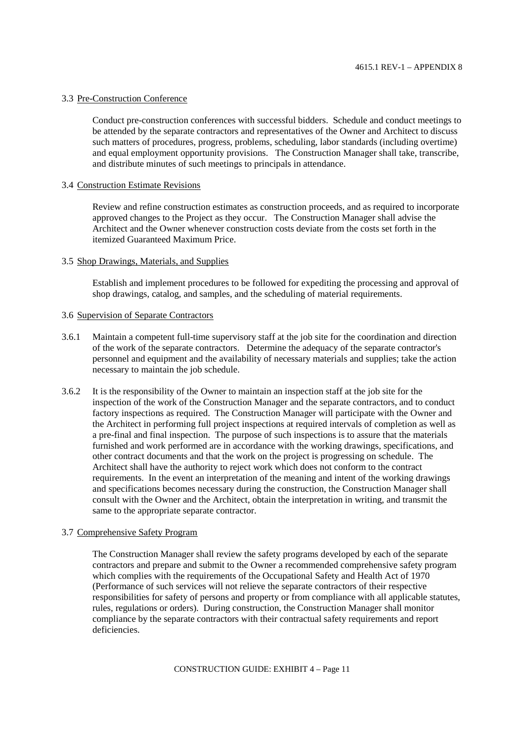### 3.3 Pre-Construction Conference

Conduct pre-construction conferences with successful bidders. Schedule and conduct meetings to be attended by the separate contractors and representatives of the Owner and Architect to discuss such matters of procedures, progress, problems, scheduling, labor standards (including overtime) and equal employment opportunity provisions. The Construction Manager shall take, transcribe, and distribute minutes of such meetings to principals in attendance.

### 3.4 Construction Estimate Revisions

Review and refine construction estimates as construction proceeds, and as required to incorporate approved changes to the Project as they occur. The Construction Manager shall advise the Architect and the Owner whenever construction costs deviate from the costs set forth in the itemized Guaranteed Maximum Price.

### 3.5 Shop Drawings, Materials, and Supplies

Establish and implement procedures to be followed for expediting the processing and approval of shop drawings, catalog, and samples, and the scheduling of material requirements.

### 3.6 Supervision of Separate Contractors

3.6.1 Maintain a competent full-time supervisory staff at the job site for the coordination and direction of the work of the separate contractors. Determine the adequacy of the separate contractor's personnel and equipment and the availability of necessary materials and supplies; take the action necessary to maintain the job schedule.

3.6.2 It is the responsibility of the Owner to maintain an inspection staff at the job site for the inspection of the work of the Construction Manager and the separate contractors, and to conduct factory inspections as required. The Construction Manager will participate with the Owner and the Architect in performing full project inspections at required intervals of completion as well as a pre-final and final inspection. The purpose of such inspections is to assure that the materials furnished and work performed are in accordance with the working drawings, specifications, and other contract documents and that the work on the project is progressing on schedule. The Architect shall have the authority to reject work which does not conform to the contract requirements. In the event an interpretation of the meaning and intent of the working drawings and specifications becomes necessary during the construction, the Construction Manager shall consult with the Owner and the Architect, obtain the interpretation in writing, and transmit the same to the appropriate separate contractor.

### 3.7 Comprehensive Safety Program

The Construction Manager shall review the safety programs developed by each of the separate contractors and prepare and submit to the Owner a recommended comprehensive safety program which complies with the requirements of the Occupational Safety and Health Act of 1970 (Performance of such services will not relieve the separate contractors of their respective responsibilities for safety of persons and property or from compliance with all applicable statutes, rules, regulations or orders). During construction, the Construction Manager shall monitor compliance by the separate contractors with their contractual safety requirements and report deficiencies.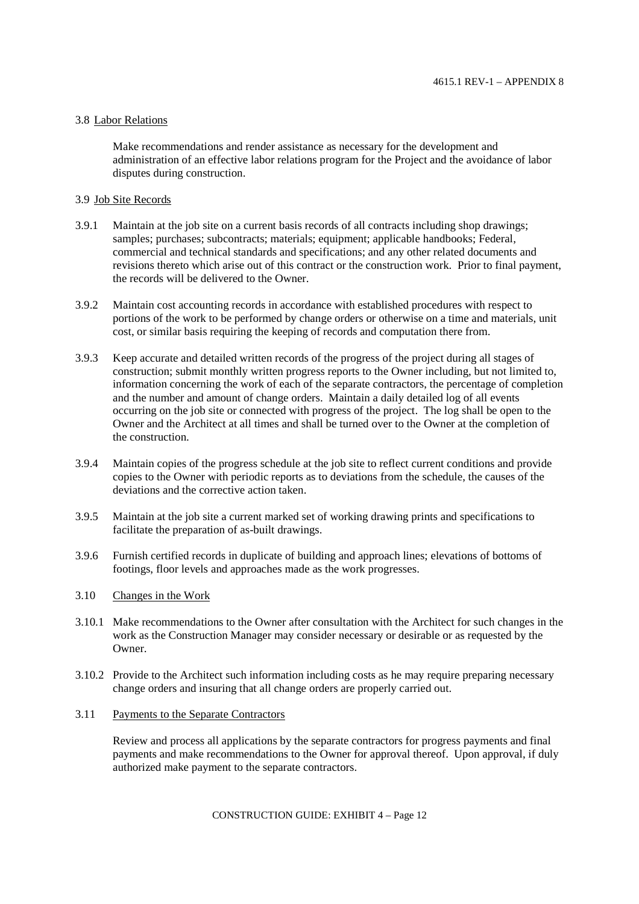3.8 Labor Relations

Make recommendations and render assistance as necessary for the development and administration of an effective labor relations program for the Project and the avoidance of labor disputes during construction.

3.9 Job Site Records

3.9.1 Maintain at the job site on a current basis records of all contracts including shop drawings; samples; purchases; subcontracts; materials; equipment; applicable handbooks; Federal, commercial and technical standards and specifications; and any other related documents and revisions thereto which arise out of this contract or the construction work. Prior to final payment, the records will be delivered to the Owner.

3.9.2 Maintain cost accounting records in accordance with established procedures with respect to portions of the work to be performed by change orders or otherwise on a time and materials, unit cost, or similar basis requiring the keeping of records and computation there from.

3.9.3 Keep accurate and detailed written records of the progress of the project during all stages of construction; submit monthly written progress reports to the Owner including, but not limited to, information concerning the work of each of the separate contractors, the percentage of completion and the number and amount of change orders. Maintain a daily detailed log of all events occurring on the job site or connected with progress of the project. The log shall be open to the Owner and the Architect at all times and shall be turned over to the Owner at the completion of the construction.

3.9.4 Maintain copies of the progress schedule at the job site to reflect current conditions and provide copies to the Owner with periodic reports as to deviations from the schedule, the causes of the deviations and the corrective action taken.

3.9.5 Maintain at the job site a current marked set of working drawing prints and specifications to facilitate the preparation of as-built drawings.

3.9.6 Furnish certified records in duplicate of building and approach lines; elevations of bottoms of footings, floor levels and approaches made as the work progresses.

3.10 Changes in the Work

3.10.1 Make recommendations to the Owner after consultation with the Architect for such changes in the work as the Construction Manager may consider necessary or desirable or as requested by the Owner.

3.10.2 Provide to the Architect such information including costs as he may require preparing necessary change orders and insuring that all change orders are properly carried out.

3.11 Payments to the Separate Contractors

Review and process all applications by the separate contractors for progress payments and final payments and make recommendations to the Owner for approval thereof. Upon approval, if duly authorized make payment to the separate contractors.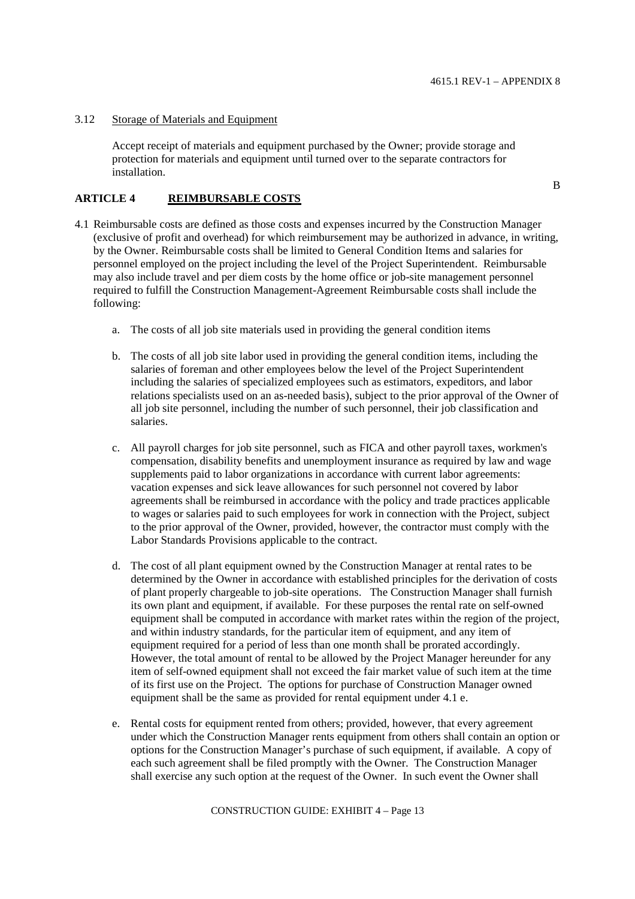3.12 Storage of Materials and Equipment

Accept receipt of materials and equipment purchased by the Owner; provide storage and protection for materials and equipment until turned over to the separate contractors for installation.

B

## ARTICLE 4 REIMBURSABLE COSTS

4.1 Reimbursable costs are defined as those costs and expenses incurred by the Construction Manager (exclusive of profit and overhead) for which reimbursement may be authorized in advance, in writing, by the Owner. Reimbursable costs shall be limited to General Condition Items and salaries for personnel employed on the project including the level of the Project Superintendent. Reimbursable may also include travel and per diem costs by the home office or job-site management personnel required to fulfill the Construction Management-Agreement Reimbursable costs shall include the following:

a. The costs of all job site materials used in providing the general condition items

b. The costs of all job site labor used in providing the general condition items, including the salaries of foreman and other employees below the level of the Project Superintendent including the salaries of specialized employees such as estimators, expeditors, and labor relations specialists used on an as-needed basis), subject to the prior approval of the Owner of all job site personnel, including the number of such personnel, their job classification and salaries.

c. All payroll charges for job site personnel, such as FICA and other payroll taxes, workmen's compensation, disability benefits and unemployment insurance as required by law and wage supplements paid to labor organizations in accordance with current labor agreements: vacation expenses and sick leave allowances for such personnel not covered by labor agreements shall be reimbursed in accordance with the policy and trade practices applicable to wages or salaries paid to such employees for work in connection with the Project, subject to the prior approval of the Owner, provided, however, the contractor must comply with the Labor Standards Provisions applicable to the contract.

d. The cost of all plant equipment owned by the Construction Manager at rental rates to be determined by the Owner in accordance with established principles for the derivation of costs of plant properly chargeable to job-site operations. The Construction Manager shall furnish its own plant and equipment, if available. For these purposes the rental rate on self-owned equipment shall be computed in accordance with market rates within the region of the project, and within industry standards, for the particular item of equipment, and any item of equipment required for a period of less than one month shall be prorated accordingly. However, the total amount of rental to be allowed by the Project Manager hereunder for any item of self-owned equipment shall not exceed the fair market value of such item at the time of its first use on the Project. The options for purchase of Construction Manager owned equipment shall be the same as provided for rental equipment under 4.1 e.

e. Rental costs for equipment rented from others; provided, however, that every agreement under which the Construction Manager rents equipment from others shall contain an option or options for the Construction Manager's purchase of such equipment, if available. A copy of each such agreement shall be filed promptly with the Owner. The Construction Manager shall exercise any such option at the request of the Owner. In such event the Owner shall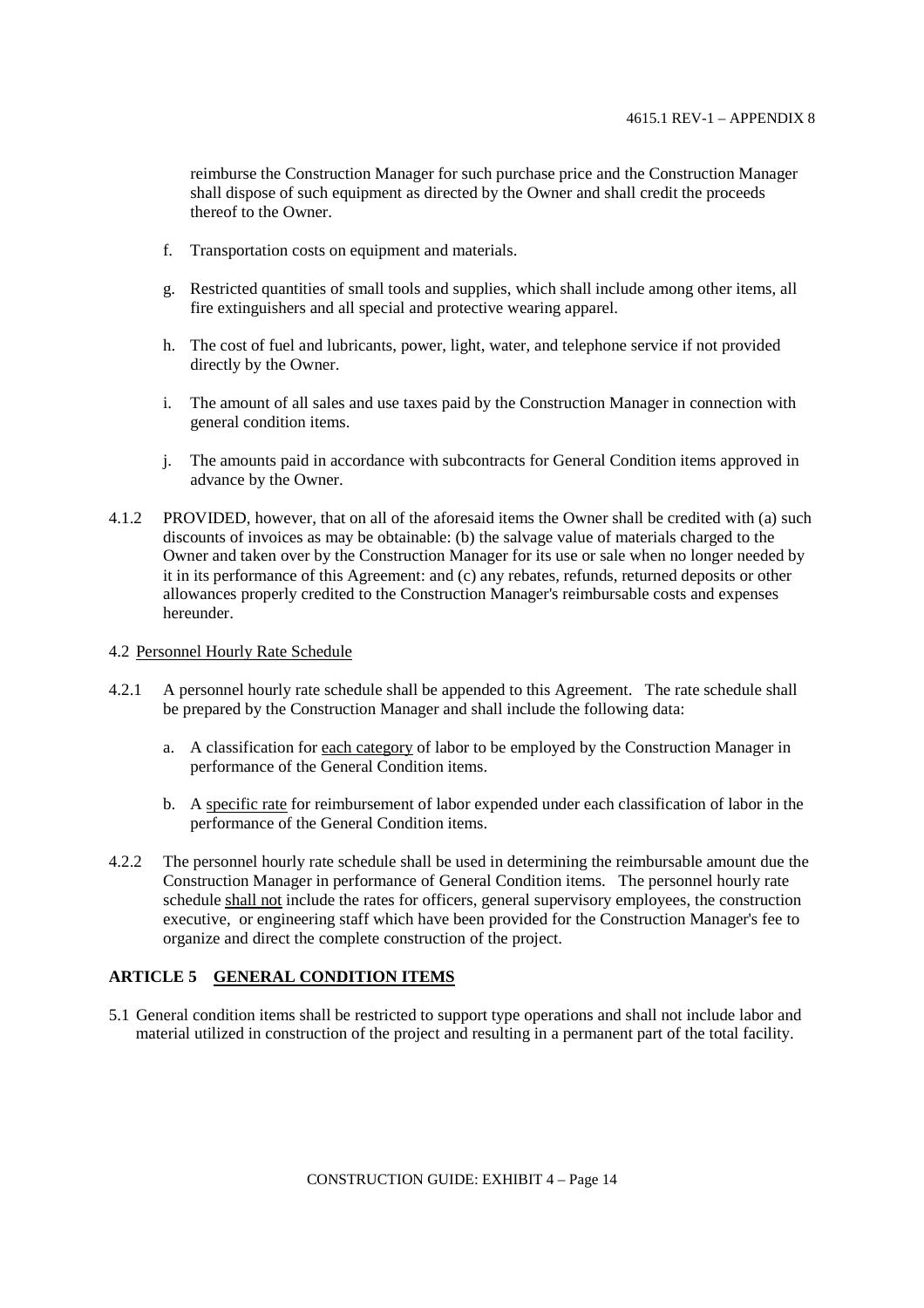reimburse the Construction Manager for such purchase price and the Construction Manager shall dispose of such equipment as directed by the Owner and shall credit the proceeds thereof to the Owner.

f. Transportation costs on equipment and materials.

g. Restricted quantities of small tools and supplies, which shall include among other items, all fire extinguishers and all special and protective wearing apparel.

h. The cost of fuel and lubricants, power, light, water, and telephone service if not provided directly by the Owner.

i. The amount of all sales and use taxes paid by the Construction Manager in connection with general condition items.

j. The amounts paid in accordance with subcontracts for General Condition items approved in advance by the Owner.

4.1.2 PROVIDED, however, that on all of the aforesaid items the Owner shall be credited with (a) such discounts of invoices as may be obtainable: (b) the salvage value of materials charged to the Owner and taken over by the Construction Manager for its use or sale when no longer needed by it in its performance of this Agreement: and (c) any rebates, refunds, returned deposits or other allowances properly credited to the Construction Manager's reimbursable costs and expenses hereunder.

4.2 <u>Personnel Hourly Rate Schedule</u>

4.2.1 A personnel hourly rate schedule shall be appended to this Agreement. The rate schedule shall be prepared by the Construction Manager and shall include the following data:

a. A classification for <u>each category</u> of labor to be employed by the Construction Manager in performance of the General Condition items.

b. A <u>specific rate</u> for reimbursement of labor expended under each classification of labor in the performance of the General Condition items.

4.2.2 The personnel hourly rate schedule shall be used in determining the reimbursable amount due the Construction Manager in performance of General Condition items. The personnel hourly rate schedule <u>shall not</u> include the rates for officers, general supervisory employees, the construction executive, or engineering staff which have been provided for the Construction Manager's fee to organize and direct the complete construction of the project.

## ARTICLE 5 GENERAL CONDITION ITEMS

5.1 General condition items shall be restricted to support type operations and shall not include labor and material utilized in construction of the project and resulting in a permanent part of the total facility.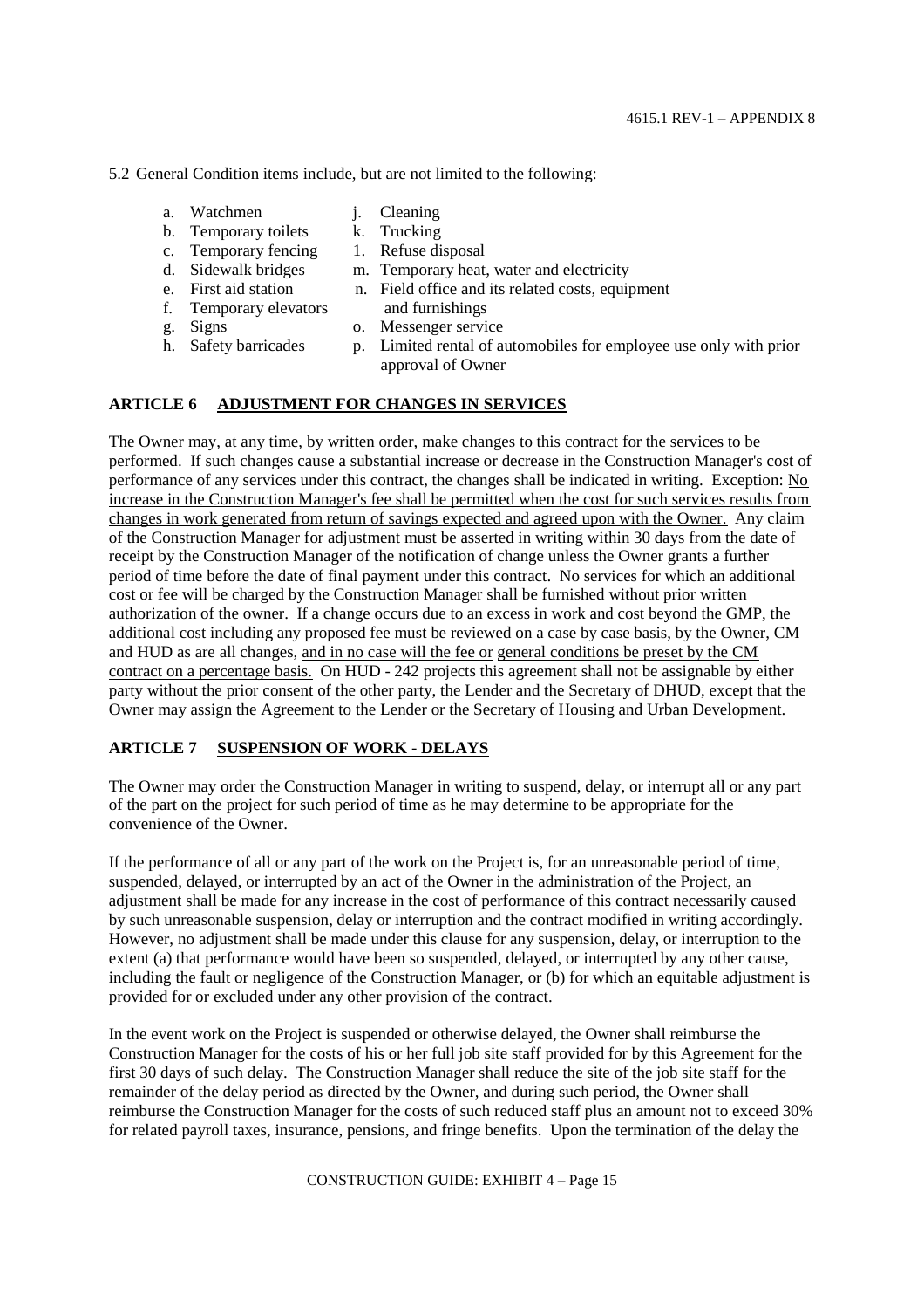5.2 General Condition items include, but are not limited to the following:

- a. Watchmen
- b. Temporary toilets
- c. Temporary fencing
- d. Sidewalk bridges
- e. First aid station
- f. Temporary elevators
- g. Signs
- h. Safety barricades
- j. Cleaning
- k. Trucking
- 1. Refuse disposal
- m. Temporary heat, water and electricity
- n. Field office and its related costs, equipment and furnishings
- o. Messenger service
- p. Limited rental of automobiles for employee use only with prior approval of Owner

**ARTICLE 6 ADJUSTMENT FOR CHANGES IN SERVICES**

The Owner may, at any time, by written order, make changes to this contract for the services to be performed. If such changes cause a substantial increase or decrease in the Construction Manager's cost of performance of any services under this contract, the changes shall be indicated in writing. Exception: No increase in the Construction Manager's fee shall be permitted when the cost for such services results from changes in work generated from return of savings expected and agreed upon with the Owner. Any claim of the Construction Manager for adjustment must be asserted in writing within 30 days from the date of receipt by the Construction Manager of the notification of change unless the Owner grants a further period of time before the date of final payment under this contract. No services for which an additional cost or fee will be charged by the Construction Manager shall be furnished without prior written authorization of the owner. If a change occurs due to an excess in work and cost beyond the GMP, the additional cost including any proposed fee must be reviewed on a case by case basis, by the Owner, CM and HUD as are all changes, and in no case will the fee or general conditions be preset by the CM contract on a percentage basis. On HUD - 242 projects this agreement shall not be assignable by either party without the prior consent of the other party, the Lender and the Secretary of DHUD, except that the Owner may assign the Agreement to the Lender or the Secretary of Housing and Urban Development.

**ARTICLE 7 SUSPENSION OF WORK - DELAYS**

The Owner may order the Construction Manager in writing to suspend, delay, or interrupt all or any part of the part on the project for such period of time as he may determine to be appropriate for the convenience of the Owner.

If the performance of all or any part of the work on the Project is, for an unreasonable period of time, suspended, delayed, or interrupted by an act of the Owner in the administration of the Project, an adjustment shall be made for any increase in the cost of performance of this contract necessarily caused by such unreasonable suspension, delay or interruption and the contract modified in writing accordingly. However, no adjustment shall be made under this clause for any suspension, delay, or interruption to the extent (a) that performance would have been so suspended, delayed, or interrupted by any other cause, including the fault or negligence of the Construction Manager, or (b) for which an equitable adjustment is provided for or excluded under any other provision of the contract.

In the event work on the Project is suspended or otherwise delayed, the Owner shall reimburse the Construction Manager for the costs of his or her full job site staff provided for by this Agreement for the first 30 days of such delay. The Construction Manager shall reduce the site of the job site staff for the remainder of the delay period as directed by the Owner, and during such period, the Owner shall reimburse the Construction Manager for the costs of such reduced staff plus an amount not to exceed 30% for related payroll taxes, insurance, pensions, and fringe benefits. Upon the termination of the delay the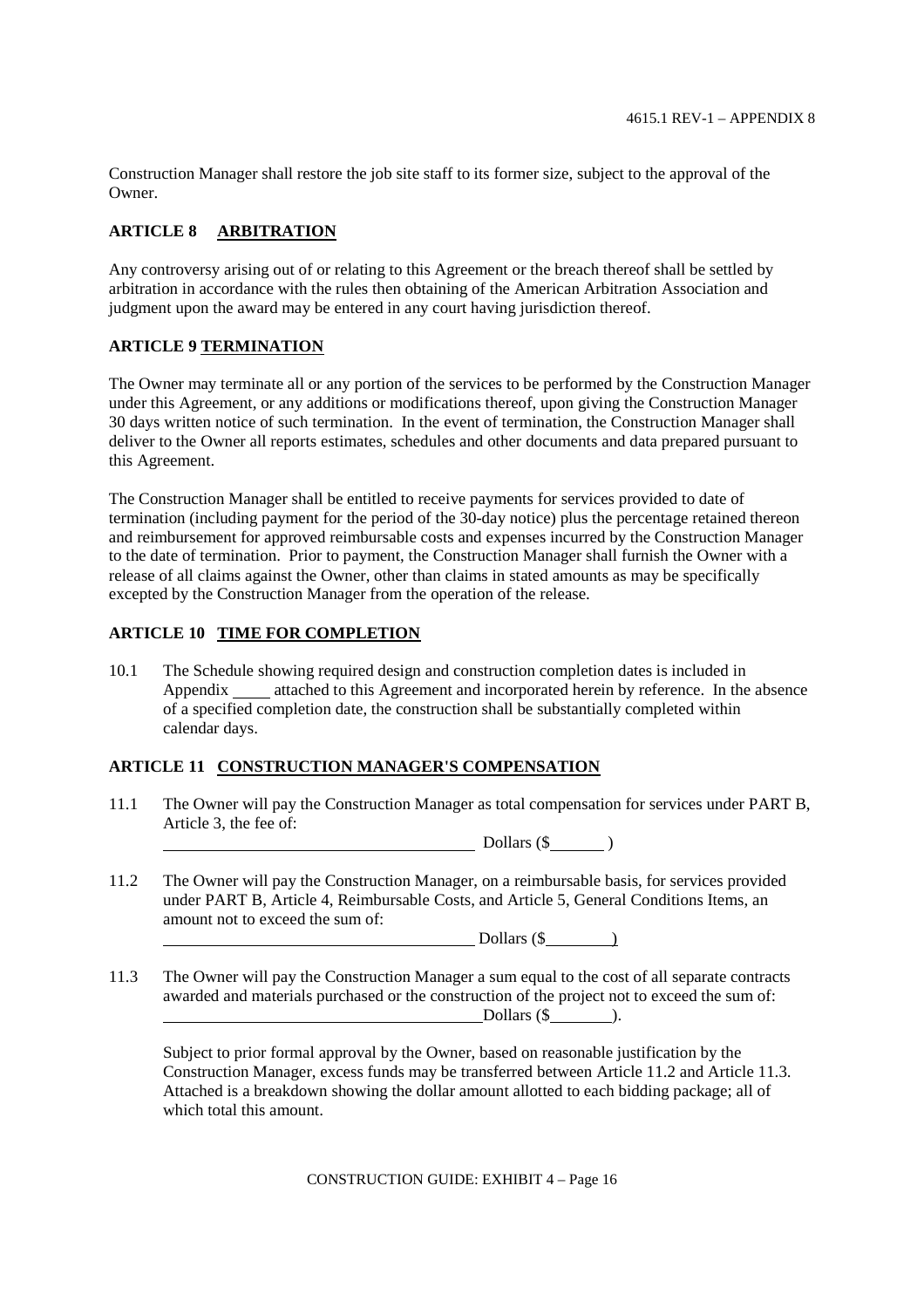Construction Manager shall restore the job site staff to its former size, subject to the approval of the Owner.

## ARTICLE 8 ARBITRATION

Any controversy arising out of or relating to this Agreement or the breach thereof shall be settled by arbitration in accordance with the rules then obtaining of the American Arbitration Association and judgment upon the award may be entered in any court having jurisdiction thereof.

## ARTICLE 9 TERMINATION

The Owner may terminate all or any portion of the services to be performed by the Construction Manager under this Agreement, or any additions or modifications thereof, upon giving the Construction Manager 30 days written notice of such termination. In the event of termination, the Construction Manager shall deliver to the Owner all reports estimates, schedules and other documents and data prepared pursuant to this Agreement.

The Construction Manager shall be entitled to receive payments for services provided to date of termination (including payment for the period of the 30-day notice) plus the percentage retained thereon and reimbursement for approved reimbursable costs and expenses incurred by the Construction Manager to the date of termination. Prior to payment, the Construction Manager shall furnish the Owner with a release of all claims against the Owner, other than claims in stated amounts as may be specifically excepted by the Construction Manager from the operation of the release.

## ARTICLE 10 TIME FOR COMPLETION

10.1 The Schedule showing required design and construction completion dates is included in Appendix ____ attached to this Agreement and incorporated herein by reference. In the absence of a specified completion date, the construction shall be substantially completed within calendar days.

## ARTICLE 11 CONSTRUCTION MANAGER'S COMPENSATION

11.1 The Owner will pay the Construction Manager as total compensation for services under PART B, Article 3, the fee of:

______________________________ Dollars ($______ )

11.2 The Owner will pay the Construction Manager, on a reimbursable basis, for services provided under PART B, Article 4, Reimbursable Costs, and Article 5, General Conditions Items, an amount not to exceed the sum of:

______________________________ Dollars ($________)

11.3 The Owner will pay the Construction Manager a sum equal to the cost of all separate contracts awarded and materials purchased or the construction of the project not to exceed the sum of:

______________________________ Dollars ($________).

Subject to prior formal approval by the Owner, based on reasonable justification by the Construction Manager, excess funds may be transferred between Article 11.2 and Article 11.3. Attached is a breakdown showing the dollar amount allotted to each bidding package; all of which total this amount.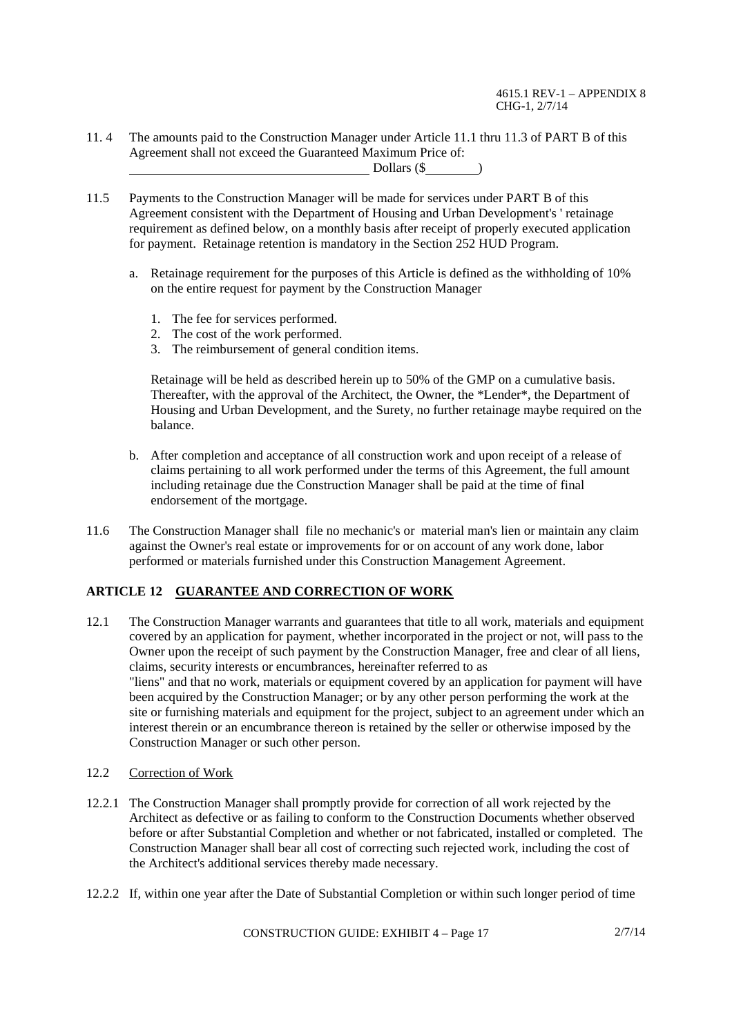11.4 The amounts paid to the Construction Manager under Article 11.1 thru 11.3 of PART B of this Agreement shall not exceed the Guaranteed Maximum Price of:
\_\_\_\_\_\_\_\_\_\_\_\_\_\_\_\_\_\_\_\_\_\_\_\_\_\_\_\_\_\_\_\_\_\_\_\_ Dollars ($\_\_\_\_\_\_\_\_)

11.5 Payments to the Construction Manager will be made for services under PART B of this Agreement consistent with the Department of Housing and Urban Development's ' retainage requirement as defined below, on a monthly basis after receipt of properly executed application for payment. Retainage retention is mandatory in the Section 252 HUD Program.

a. Retainage requirement for the purposes of this Article is defined as the withholding of 10% on the entire request for payment by the Construction Manager

1. The fee for services performed.
2. The cost of the work performed.
3. The reimbursement of general condition items.

Retainage will be held as described herein up to 50% of the GMP on a cumulative basis. Thereafter, with the approval of the Architect, the Owner, the *Lender*, the Department of Housing and Urban Development, and the Surety, no further retainage maybe required on the balance.

b. After completion and acceptance of all construction work and upon receipt of a release of claims pertaining to all work performed under the terms of this Agreement, the full amount including retainage due the Construction Manager shall be paid at the time of final endorsement of the mortgage.

11.6 The Construction Manager shall file no mechanic's or material man's lien or maintain any claim against the Owner's real estate or improvements for or on account of any work done, labor performed or materials furnished under this Construction Management Agreement.

## ARTICLE 12 GUARANTEE AND CORRECTION OF WORK

12.1 The Construction Manager warrants and guarantees that title to all work, materials and equipment covered by an application for payment, whether incorporated in the project or not, will pass to the Owner upon the receipt of such payment by the Construction Manager, free and clear of all liens, claims, security interests or encumbrances, hereinafter referred to as "liens" and that no work, materials or equipment covered by an application for payment will have been acquired by the Construction Manager; or by any other person performing the work at the site or furnishing materials and equipment for the project, subject to an agreement under which an interest therein or an encumbrance thereon is retained by the seller or otherwise imposed by the Construction Manager or such other person.

12.2 Correction of Work

12.2.1 The Construction Manager shall promptly provide for correction of all work rejected by the Architect as defective or as failing to conform to the Construction Documents whether observed before or after Substantial Completion and whether or not fabricated, installed or completed. The Construction Manager shall bear all cost of correcting such rejected work, including the cost of the Architect's additional services thereby made necessary.

12.2.2 If, within one year after the Date of Substantial Completion or within such longer period of time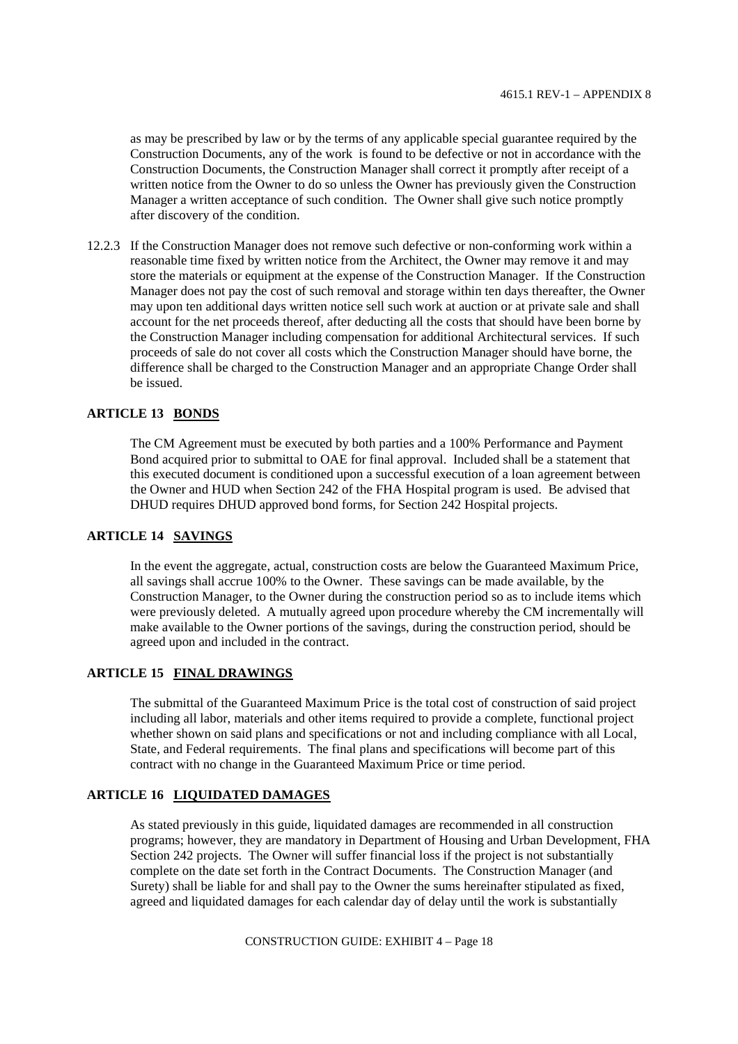as may be prescribed by law or by the terms of any applicable special guarantee required by the Construction Documents, any of the work is found to be defective or not in accordance with the Construction Documents, the Construction Manager shall correct it promptly after receipt of a written notice from the Owner to do so unless the Owner has previously given the Construction Manager a written acceptance of such condition. The Owner shall give such notice promptly after discovery of the condition.

12.2.3 If the Construction Manager does not remove such defective or non-conforming work within a reasonable time fixed by written notice from the Architect, the Owner may remove it and may store the materials or equipment at the expense of the Construction Manager. If the Construction Manager does not pay the cost of such removal and storage within ten days thereafter, the Owner may upon ten additional days written notice sell such work at auction or at private sale and shall account for the net proceeds thereof, after deducting all the costs that should have been borne by the Construction Manager including compensation for additional Architectural services. If such proceeds of sale do not cover all costs which the Construction Manager should have borne, the difference shall be charged to the Construction Manager and an appropriate Change Order shall be issued.

### ARTICLE 13 BONDS

The CM Agreement must be executed by both parties and a 100% Performance and Payment Bond acquired prior to submittal to OAE for final approval. Included shall be a statement that this executed document is conditioned upon a successful execution of a loan agreement between the Owner and HUD when Section 242 of the FHA Hospital program is used. Be advised that DHUD requires DHUD approved bond forms, for Section 242 Hospital projects.

### ARTICLE 14 SAVINGS

In the event the aggregate, actual, construction costs are below the Guaranteed Maximum Price, all savings shall accrue 100% to the Owner. These savings can be made available, by the Construction Manager, to the Owner during the construction period so as to include items which were previously deleted. A mutually agreed upon procedure whereby the CM incrementally will make available to the Owner portions of the savings, during the construction period, should be agreed upon and included in the contract.

### ARTICLE 15 FINAL DRAWINGS

The submittal of the Guaranteed Maximum Price is the total cost of construction of said project including all labor, materials and other items required to provide a complete, functional project whether shown on said plans and specifications or not and including compliance with all Local, State, and Federal requirements. The final plans and specifications will become part of this contract with no change in the Guaranteed Maximum Price or time period.

### ARTICLE 16 LIQUIDATED DAMAGES

As stated previously in this guide, liquidated damages are recommended in all construction programs; however, they are mandatory in Department of Housing and Urban Development, FHA Section 242 projects. The Owner will suffer financial loss if the project is not substantially complete on the date set forth in the Contract Documents. The Construction Manager (and Surety) shall be liable for and shall pay to the Owner the sums hereinafter stipulated as fixed, agreed and liquidated damages for each calendar day of delay until the work is substantially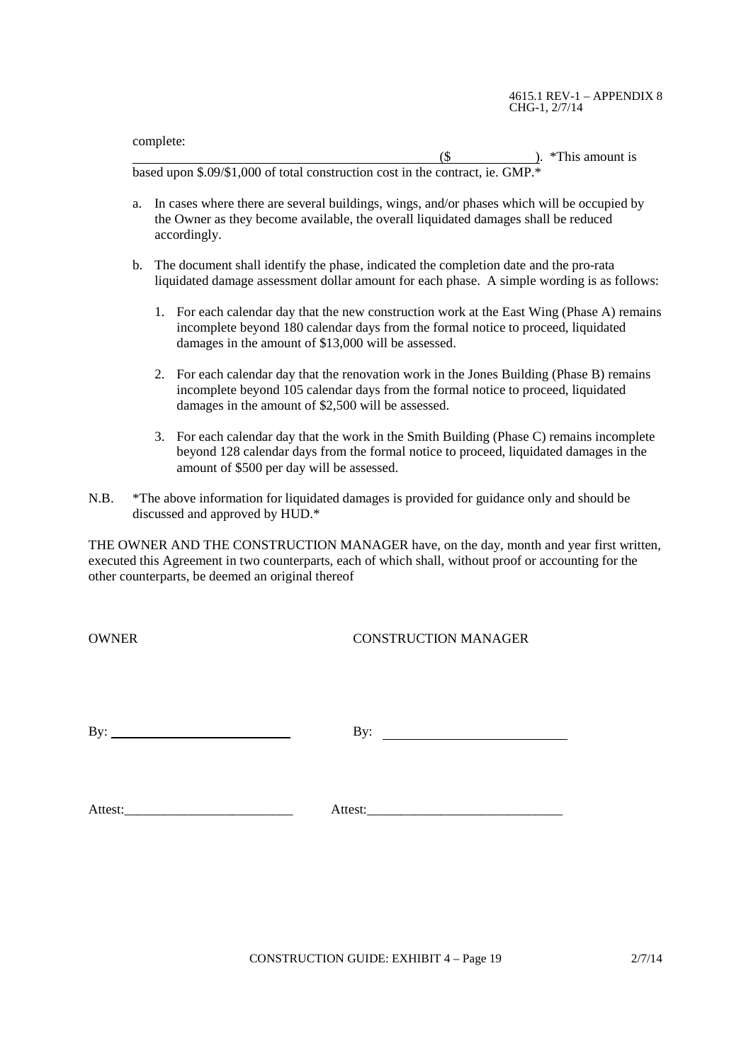complete:

\_\_\_\_\_\_\_\_\_\_\_\_\_\_\_\_\_\_\_\_\_\_\_\_\_\_\_\_\_\_\_\_\_\_\_\_\_\_\_\_\_\_\_\_\_\_($\_\_\_\_\_\_\_\_\_\_\_\_). *This amount is based upon $.09/$1,000 of total construction cost in the contract, ie. GMP.*

a. In cases where there are several buildings, wings, and/or phases which will be occupied by the Owner as they become available, the overall liquidated damages shall be reduced accordingly.

b. The document shall identify the phase, indicated the completion date and the pro-rata liquidated damage assessment dollar amount for each phase. A simple wording is as follows:

   1. For each calendar day that the new construction work at the East Wing (Phase A) remains incomplete beyond 180 calendar days from the formal notice to proceed, liquidated damages in the amount of $13,000 will be assessed.

   2. For each calendar day that the renovation work in the Jones Building (Phase B) remains incomplete beyond 105 calendar days from the formal notice to proceed, liquidated damages in the amount of $2,500 will be assessed.

   3. For each calendar day that the work in the Smith Building (Phase C) remains incomplete beyond 128 calendar days from the formal notice to proceed, liquidated damages in the amount of $500 per day will be assessed.

N.B. *The above information for liquidated damages is provided for guidance only and should be discussed and approved by HUD.*

THE OWNER AND THE CONSTRUCTION MANAGER have, on the day, month and year first written, executed this Agreement in two counterparts, each of which shall, without proof or accounting for the other counterparts, be deemed an original thereof

| OWNER | CONSTRUCTION MANAGER |
|---|---|
| By: \_\_\_\_\_\_\_\_\_\_\_\_\_\_\_\_\_\_\_\_\_\_\_\_\_ | By: \_\_\_\_\_\_\_\_\_\_\_\_\_\_\_\_\_\_\_\_\_\_\_\_\_ |
| Attest:\_\_\_\_\_\_\_\_\_\_\_\_\_\_\_\_\_\_\_\_\_\_\_\_\_ | Attest:\_\_\_\_\_\_\_\_\_\_\_\_\_\_\_\_\_\_\_\_\_\_\_\_\_ |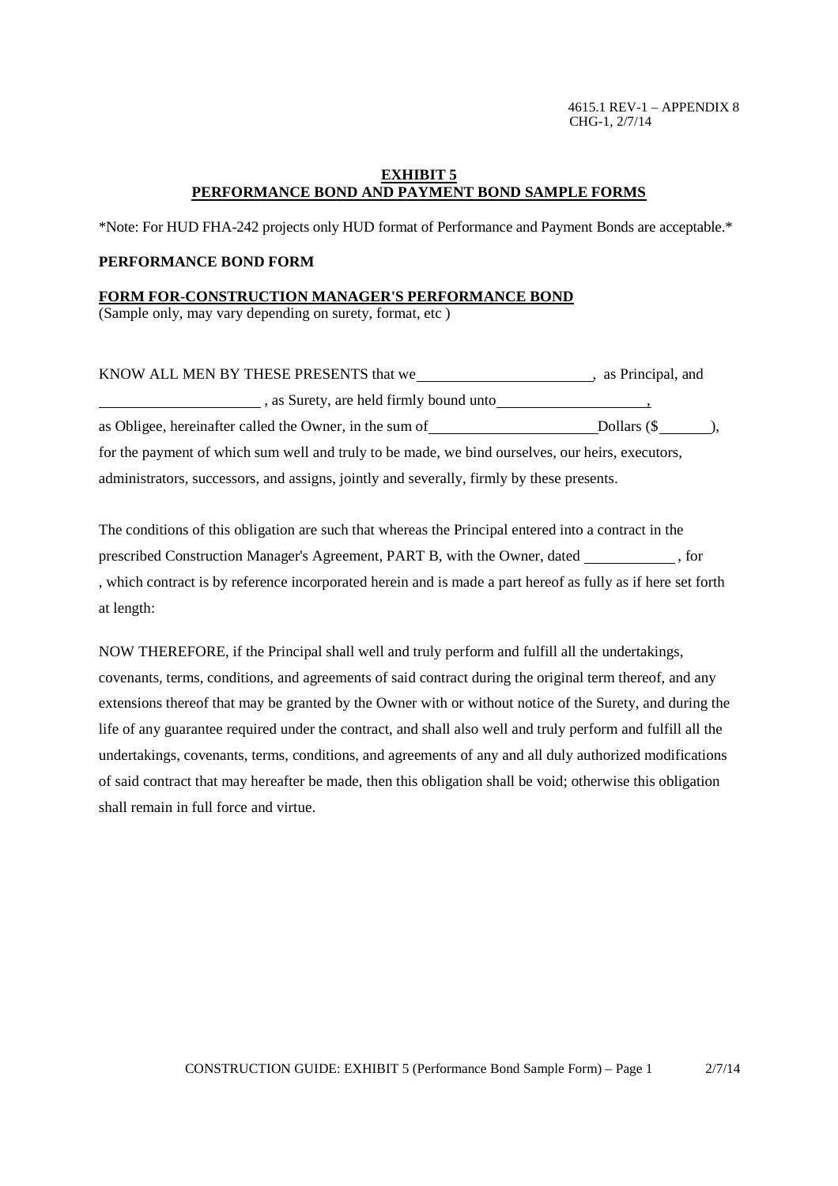## EXHIBIT 5
## PERFORMANCE BOND AND PAYMENT BOND SAMPLE FORMS

*Note: For HUD FHA-242 projects only HUD format of Performance and Payment Bonds are acceptable.*

**PERFORMANCE BOND FORM**

**FORM FOR-CONSTRUCTION MANAGER'S PERFORMANCE BOND**
(Sample only, may vary depending on surety, format, etc )

KNOW ALL MEN BY THESE PRESENTS that we ______________________, as Principal, and ____________________ , as Surety, are held firmly bound unto ___________________, as Obligee, hereinafter called the Owner, in the sum of _____________________ Dollars ($ _______), for the payment of which sum well and truly to be made, we bind ourselves, our heirs, executors, administrators, successors, and assigns, jointly and severally, firmly by these presents.

The conditions of this obligation are such that whereas the Principal entered into a contract in the prescribed Construction Manager's Agreement, PART B, with the Owner, dated ___________ , for , which contract is by reference incorporated herein and is made a part hereof as fully as if here set forth at length:

NOW THEREFORE, if the Principal shall well and truly perform and fulfill all the undertakings, covenants, terms, conditions, and agreements of said contract during the original term thereof, and any extensions thereof that may be granted by the Owner with or without notice of the Surety, and during the life of any guarantee required under the contract, and shall also well and truly perform and fulfill all the undertakings, covenants, terms, conditions, and agreements of any and all duly authorized modifications of said contract that may hereafter be made, then this obligation shall be void; otherwise this obligation shall remain in full force and virtue.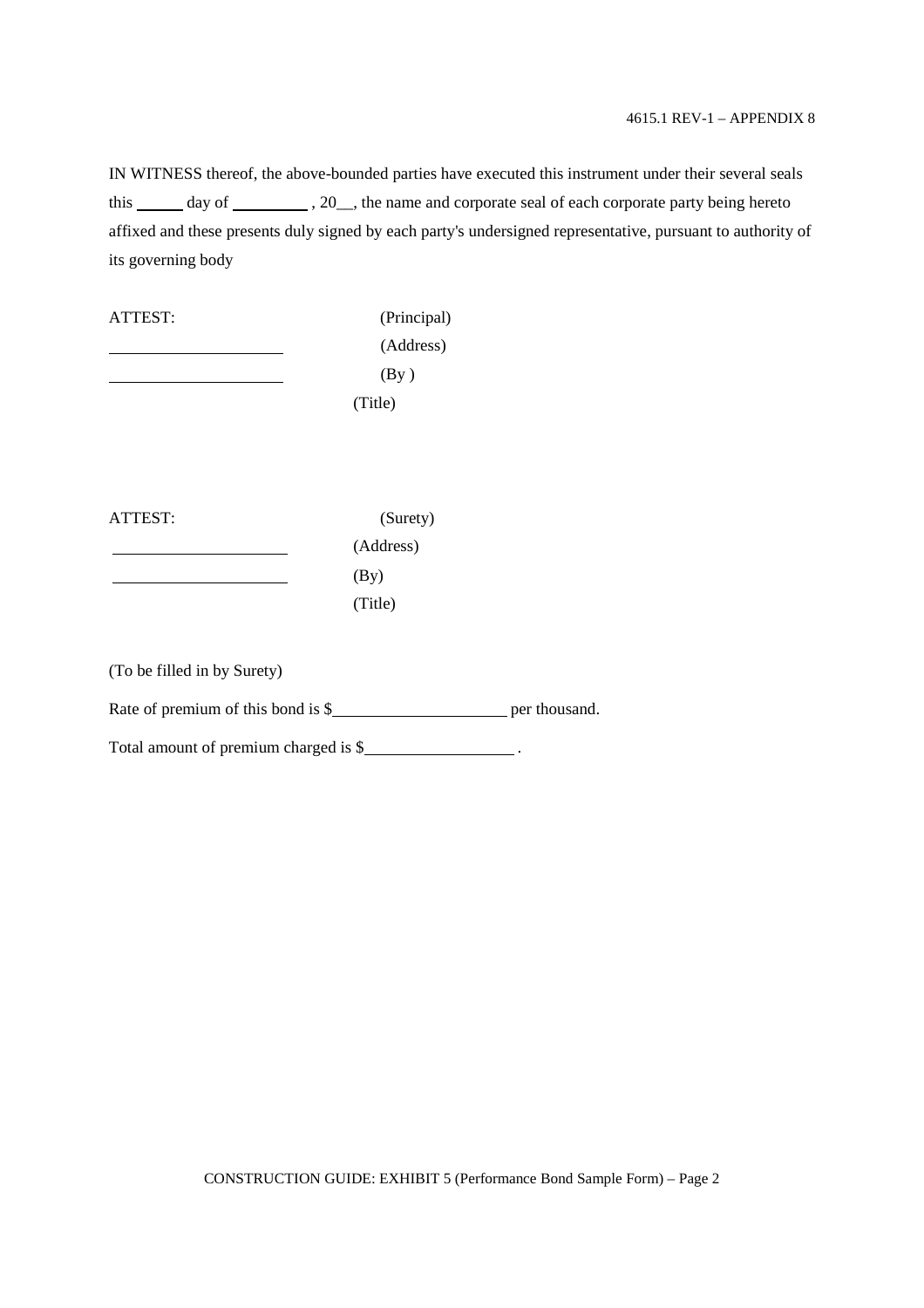IN WITNESS thereof, the above-bounded parties have executed this instrument under their several seals this ______ day of __________ , 20__, the name and corporate seal of each corporate party being hereto affixed and these presents duly signed by each party's undersigned representative, pursuant to authority of its governing body

ATTEST: (Principal)

______________________ (Address)

______________________ (By )

(Title)

ATTEST: (Surety)

______________________ (Address)

______________________ (By)

(Title)

(To be filled in by Surety)

Rate of premium of this bond is $______________________ per thousand.

Total amount of premium charged is $___________________ .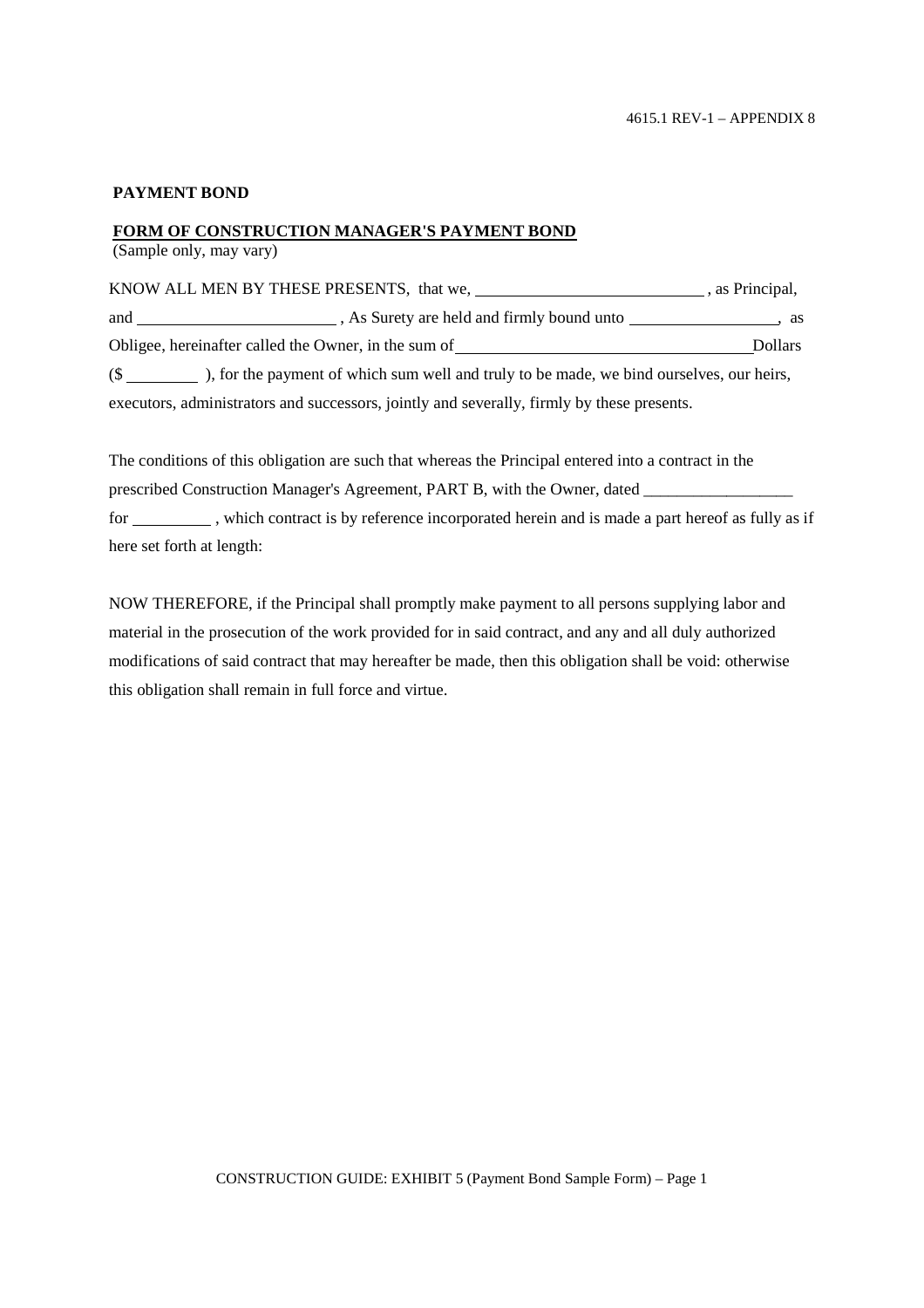**PAYMENT BOND**

**FORM OF CONSTRUCTION MANAGER'S PAYMENT BOND**
(Sample only, may vary)

KNOW ALL MEN BY THESE PRESENTS, that we, ___________________________ , as Principal, and ________________________ , As Surety are held and firmly bound unto __________________, as Obligee, hereinafter called the Owner, in the sum of ___________________________________ Dollars ($ ________ ), for the payment of which sum well and truly to be made, we bind ourselves, our heirs, executors, administrators and successors, jointly and severally, firmly by these presents.

The conditions of this obligation are such that whereas the Principal entered into a contract in the prescribed Construction Manager's Agreement, PART B, with the Owner, dated __________________ for _________ , which contract is by reference incorporated herein and is made a part hereof as fully as if here set forth at length:

NOW THEREFORE, if the Principal shall promptly make payment to all persons supplying labor and material in the prosecution of the work provided for in said contract, and any and all duly authorized modifications of said contract that may hereafter be made, then this obligation shall be void: otherwise this obligation shall remain in full force and virtue.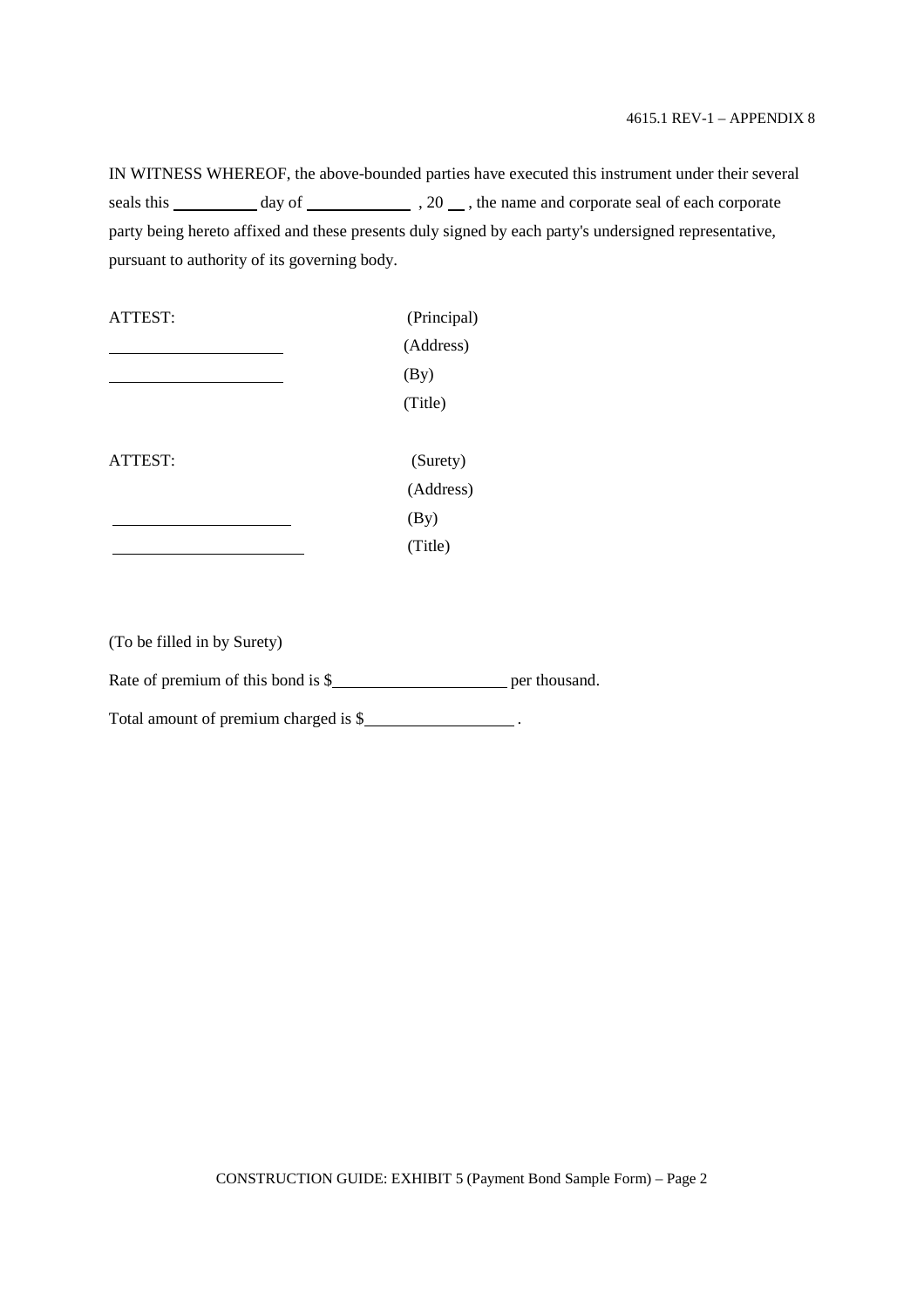IN WITNESS WHEREOF, the above-bounded parties have executed this instrument under their several seals this __________ day of ____________ , 20 __ , the name and corporate seal of each corporate party being hereto affixed and these presents duly signed by each party's undersigned representative, pursuant to authority of its governing body.

| ATTEST: | (Principal) |
|---|---|
| ____________________ | (Address) |
| ____________________ | (By) |
| | (Title) |

| ATTEST: | (Surety) |
|---|---|
| | (Address) |
| ____________________ | (By) |
| ____________________ | (Title) |

(To be filled in by Surety)

Rate of premium of this bond is $____________________ per thousand.

Total amount of premium charged is $_________________ .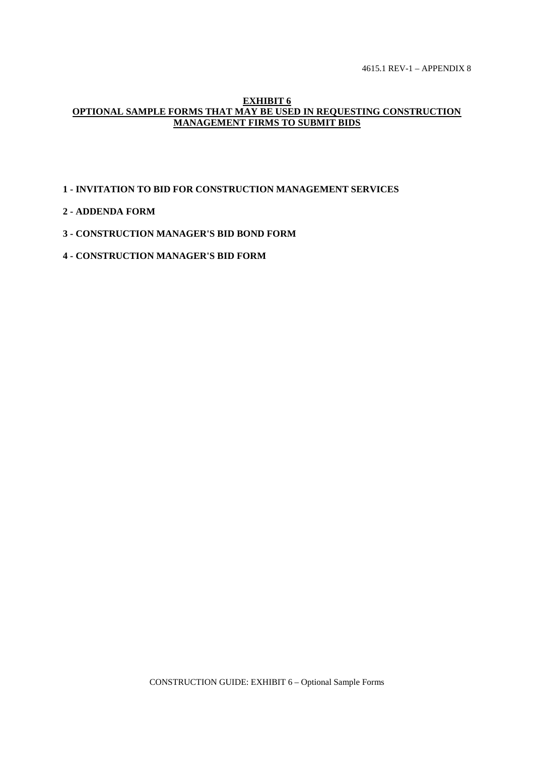## EXHIBIT 6

## OPTIONAL SAMPLE FORMS THAT MAY BE USED IN REQUESTING CONSTRUCTION MANAGEMENT FIRMS TO SUBMIT BIDS

**1 - INVITATION TO BID FOR CONSTRUCTION MANAGEMENT SERVICES**

**2 - ADDENDA FORM**

**3 - CONSTRUCTION MANAGER'S BID BOND FORM**

**4 - CONSTRUCTION MANAGER'S BID FORM**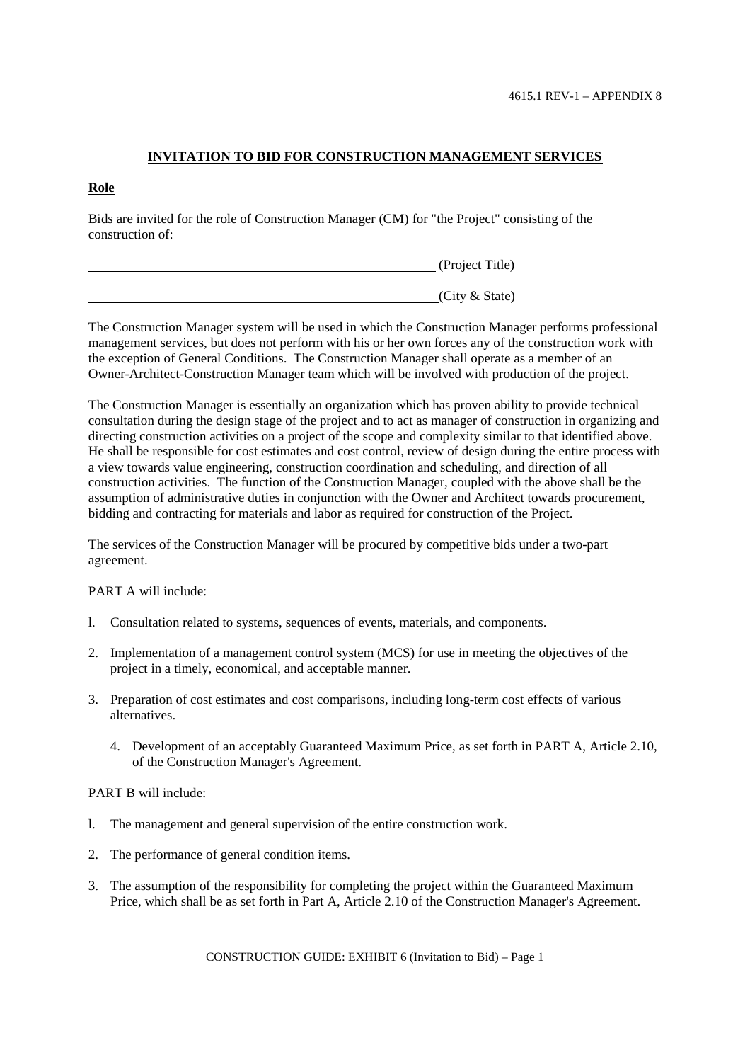4615.1 REV-1 – APPENDIX 8

# INVITATION TO BID FOR CONSTRUCTION MANAGEMENT SERVICES

## Role

Bids are invited for the role of Construction Manager (CM) for "the Project" consisting of the construction of:

\_\_\_\_\_\_\_\_\_\_\_\_\_\_\_\_\_\_\_\_\_\_\_\_\_\_\_\_\_\_\_\_\_\_\_\_\_\_\_\_\_\_\_\_ (Project Title)

\_\_\_\_\_\_\_\_\_\_\_\_\_\_\_\_\_\_\_\_\_\_\_\_\_\_\_\_\_\_\_\_\_\_\_\_\_\_\_\_\_\_\_\_(City & State)

The Construction Manager system will be used in which the Construction Manager performs professional management services, but does not perform with his or her own forces any of the construction work with the exception of General Conditions. The Construction Manager shall operate as a member of an Owner-Architect-Construction Manager team which will be involved with production of the project.

The Construction Manager is essentially an organization which has proven ability to provide technical consultation during the design stage of the project and to act as manager of construction in organizing and directing construction activities on a project of the scope and complexity similar to that identified above. He shall be responsible for cost estimates and cost control, review of design during the entire process with a view towards value engineering, construction coordination and scheduling, and direction of all construction activities. The function of the Construction Manager, coupled with the above shall be the assumption of administrative duties in conjunction with the Owner and Architect towards procurement, bidding and contracting for materials and labor as required for construction of the Project.

The services of the Construction Manager will be procured by competitive bids under a two-part agreement.

PART A will include:

1. Consultation related to systems, sequences of events, materials, and components.
2. Implementation of a management control system (MCS) for use in meeting the objectives of the project in a timely, economical, and acceptable manner.
3. Preparation of cost estimates and cost comparisons, including long-term cost effects of various alternatives.
4. Development of an acceptably Guaranteed Maximum Price, as set forth in PART A, Article 2.10, of the Construction Manager's Agreement.

PART B will include:

1. The management and general supervision of the entire construction work.
2. The performance of general condition items.
3. The assumption of the responsibility for completing the project within the Guaranteed Maximum Price, which shall be as set forth in Part A, Article 2.10 of the Construction Manager's Agreement.

CONSTRUCTION GUIDE: EXHIBIT 6 (Invitation to Bid) – Page 1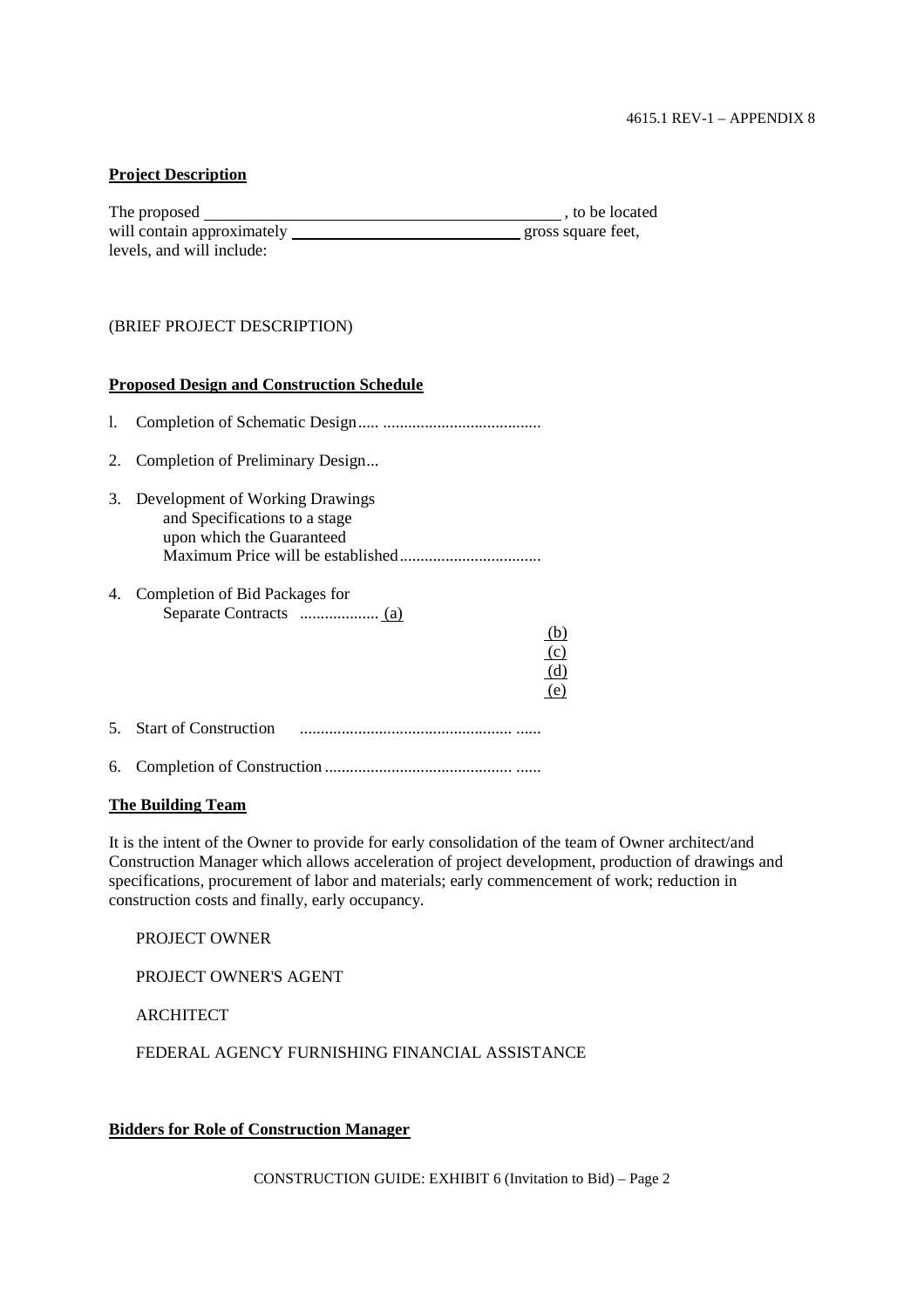**Project Description**

The proposed ________________________________________ , to be located will contain approximately ____________________________ gross square feet, levels, and will include:

(BRIEF PROJECT DESCRIPTION)

**Proposed Design and Construction Schedule**

1. Completion of Schematic Design..... ......................................
2. Completion of Preliminary Design...
3. Development of Working Drawings and Specifications to a stage upon which the Guaranteed Maximum Price will be established.................................
4. Completion of Bid Packages for Separate Contracts .................. (a)
   (b)
   (c)
   (d)
   (e)
5. Start of Construction .................................................. ......
6. Completion of Construction ............................................ ......

**The Building Team**

It is the intent of the Owner to provide for early consolidation of the team of Owner architect/and Construction Manager which allows acceleration of project development, production of drawings and specifications, procurement of labor and materials; early commencement of work; reduction in construction costs and finally, early occupancy.

PROJECT OWNER

PROJECT OWNER'S AGENT

ARCHITECT

FEDERAL AGENCY FURNISHING FINANCIAL ASSISTANCE

**Bidders for Role of Construction Manager**

CONSTRUCTION GUIDE: EXHIBIT 6 (Invitation to Bid) – Page 2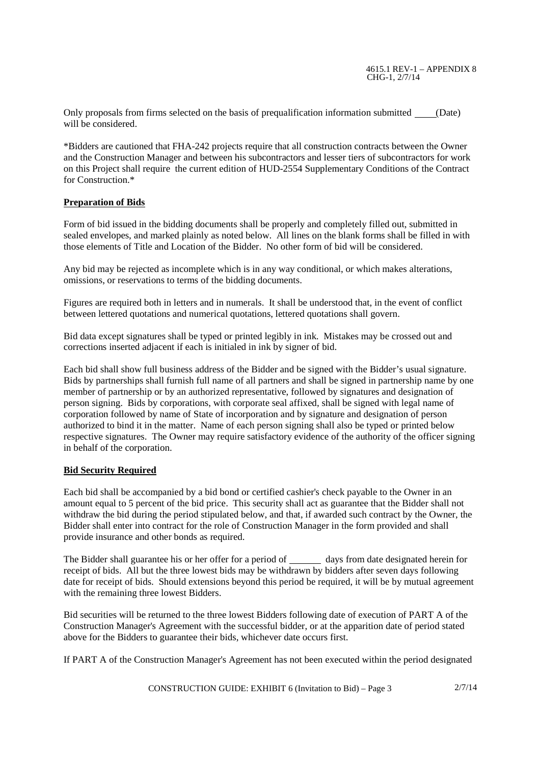Only proposals from firms selected on the basis of prequalification information submitted ____(Date) will be considered.

*Bidders are cautioned that FHA-242 projects require that all construction contracts between the Owner and the Construction Manager and between his subcontractors and lesser tiers of subcontractors for work on this Project shall require the current edition of HUD-2554 Supplementary Conditions of the Contract for Construction.*

**Preparation of Bids**

Form of bid issued in the bidding documents shall be properly and completely filled out, submitted in sealed envelopes, and marked plainly as noted below. All lines on the blank forms shall be filled in with those elements of Title and Location of the Bidder. No other form of bid will be considered.

Any bid may be rejected as incomplete which is in any way conditional, or which makes alterations, omissions, or reservations to terms of the bidding documents.

Figures are required both in letters and in numerals. It shall be understood that, in the event of conflict between lettered quotations and numerical quotations, lettered quotations shall govern.

Bid data except signatures shall be typed or printed legibly in ink. Mistakes may be crossed out and corrections inserted adjacent if each is initialed in ink by signer of bid.

Each bid shall show full business address of the Bidder and be signed with the Bidder's usual signature. Bids by partnerships shall furnish full name of all partners and shall be signed in partnership name by one member of partnership or by an authorized representative, followed by signatures and designation of person signing. Bids by corporations, with corporate seal affixed, shall be signed with legal name of corporation followed by name of State of incorporation and by signature and designation of person authorized to bind it in the matter. Name of each person signing shall also be typed or printed below respective signatures. The Owner may require satisfactory evidence of the authority of the officer signing in behalf of the corporation.

**Bid Security Required**

Each bid shall be accompanied by a bid bond or certified cashier's check payable to the Owner in an amount equal to 5 percent of the bid price. This security shall act as guarantee that the Bidder shall not withdraw the bid during the period stipulated below, and that, if awarded such contract by the Owner, the Bidder shall enter into contract for the role of Construction Manager in the form provided and shall provide insurance and other bonds as required.

The Bidder shall guarantee his or her offer for a period of ______ days from date designated herein for receipt of bids. All but the three lowest bids may be withdrawn by bidders after seven days following date for receipt of bids. Should extensions beyond this period be required, it will be by mutual agreement with the remaining three lowest Bidders.

Bid securities will be returned to the three lowest Bidders following date of execution of PART A of the Construction Manager's Agreement with the successful bidder, or at the apparition date of period stated above for the Bidders to guarantee their bids, whichever date occurs first.

If PART A of the Construction Manager's Agreement has not been executed within the period designated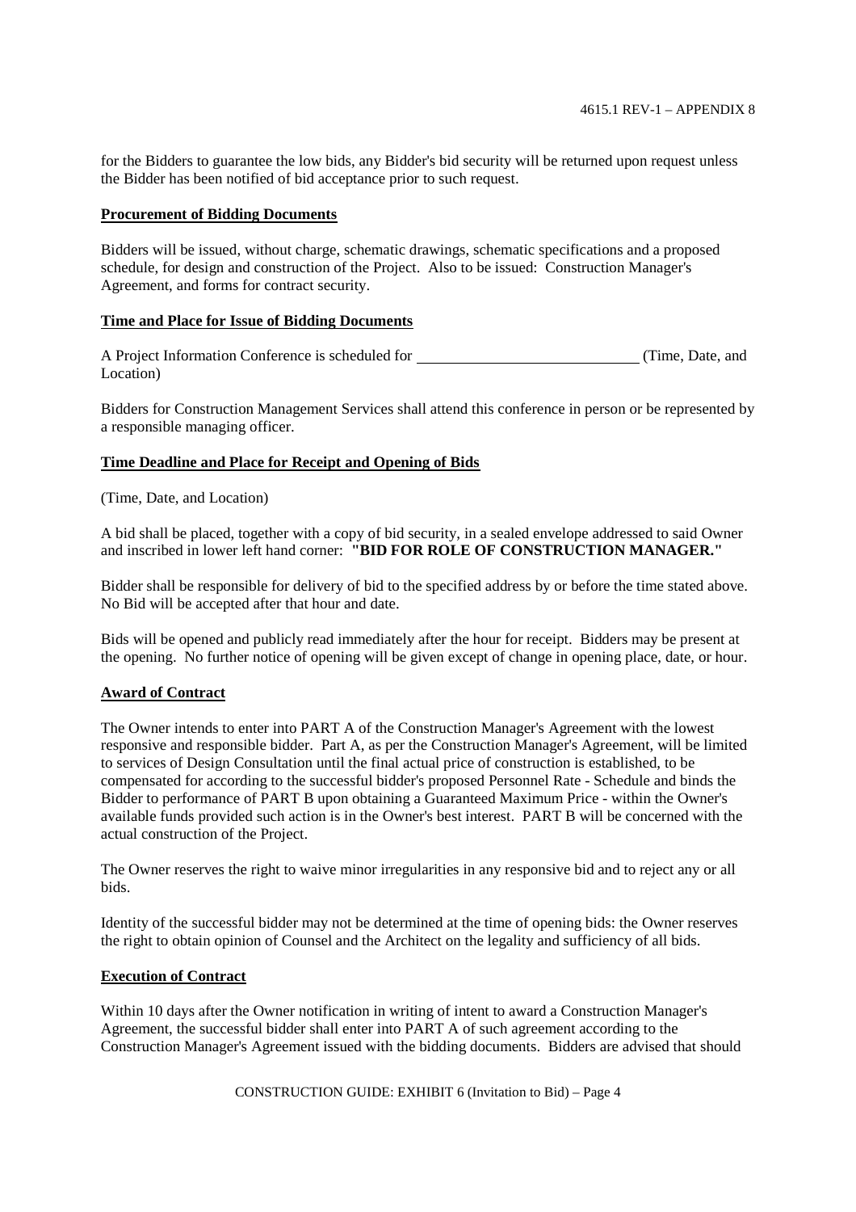for the Bidders to guarantee the low bids, any Bidder's bid security will be returned upon request unless the Bidder has been notified of bid acceptance prior to such request.

**Procurement of Bidding Documents**

Bidders will be issued, without charge, schematic drawings, schematic specifications and a proposed schedule, for design and construction of the Project. Also to be issued: Construction Manager's Agreement, and forms for contract security.

**Time and Place for Issue of Bidding Documents**

A Project Information Conference is scheduled for \_\_\_\_\_\_\_\_\_\_\_\_\_\_\_\_\_\_\_\_\_\_\_\_\_\_\_\_\_\_ (Time, Date, and Location)

Bidders for Construction Management Services shall attend this conference in person or be represented by a responsible managing officer.

**Time Deadline and Place for Receipt and Opening of Bids**

(Time, Date, and Location)

A bid shall be placed, together with a copy of bid security, in a sealed envelope addressed to said Owner and inscribed in lower left hand corner: **"BID FOR ROLE OF CONSTRUCTION MANAGER."**

Bidder shall be responsible for delivery of bid to the specified address by or before the time stated above. No Bid will be accepted after that hour and date.

Bids will be opened and publicly read immediately after the hour for receipt. Bidders may be present at the opening. No further notice of opening will be given except of change in opening place, date, or hour.

**Award of Contract**

The Owner intends to enter into PART A of the Construction Manager's Agreement with the lowest responsive and responsible bidder. Part A, as per the Construction Manager's Agreement, will be limited to services of Design Consultation until the final actual price of construction is established, to be compensated for according to the successful bidder's proposed Personnel Rate - Schedule and binds the Bidder to performance of PART B upon obtaining a Guaranteed Maximum Price - within the Owner's available funds provided such action is in the Owner's best interest. PART B will be concerned with the actual construction of the Project.

The Owner reserves the right to waive minor irregularities in any responsive bid and to reject any or all bids.

Identity of the successful bidder may not be determined at the time of opening bids: the Owner reserves the right to obtain opinion of Counsel and the Architect on the legality and sufficiency of all bids.

**Execution of Contract**

Within 10 days after the Owner notification in writing of intent to award a Construction Manager's Agreement, the successful bidder shall enter into PART A of such agreement according to the Construction Manager's Agreement issued with the bidding documents. Bidders are advised that should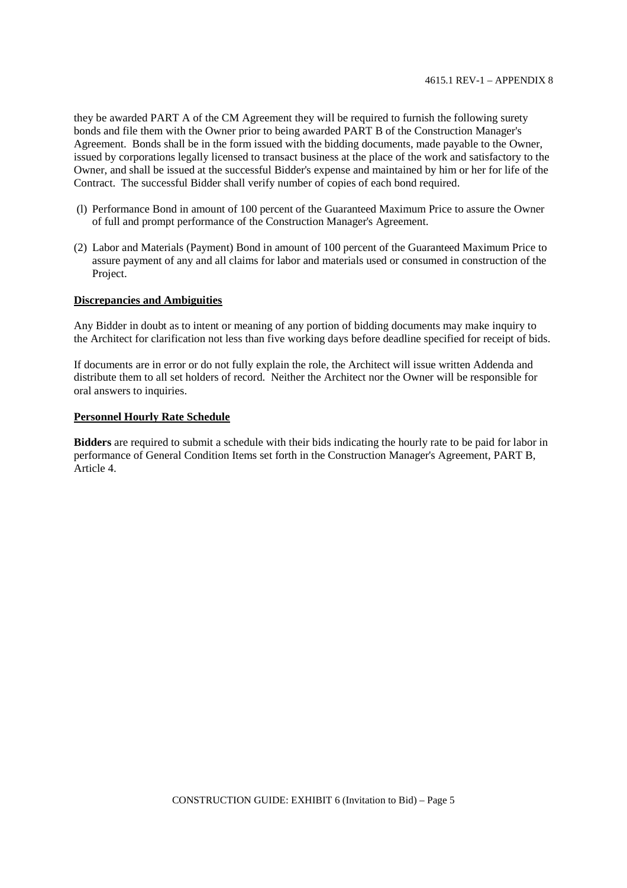they be awarded PART A of the CM Agreement they will be required to furnish the following surety bonds and file them with the Owner prior to being awarded PART B of the Construction Manager's Agreement. Bonds shall be in the form issued with the bidding documents, made payable to the Owner, issued by corporations legally licensed to transact business at the place of the work and satisfactory to the Owner, and shall be issued at the successful Bidder's expense and maintained by him or her for life of the Contract. The successful Bidder shall verify number of copies of each bond required.

(l) Performance Bond in amount of 100 percent of the Guaranteed Maximum Price to assure the Owner of full and prompt performance of the Construction Manager's Agreement.

(2) Labor and Materials (Payment) Bond in amount of 100 percent of the Guaranteed Maximum Price to assure payment of any and all claims for labor and materials used or consumed in construction of the Project.

**Discrepancies and Ambiguities**

Any Bidder in doubt as to intent or meaning of any portion of bidding documents may make inquiry to the Architect for clarification not less than five working days before deadline specified for receipt of bids.

If documents are in error or do not fully explain the role, the Architect will issue written Addenda and distribute them to all set holders of record. Neither the Architect nor the Owner will be responsible for oral answers to inquiries.

**Personnel Hourly Rate Schedule**

**Bidders** are required to submit a schedule with their bids indicating the hourly rate to be paid for labor in performance of General Condition Items set forth in the Construction Manager's Agreement, PART B, Article 4.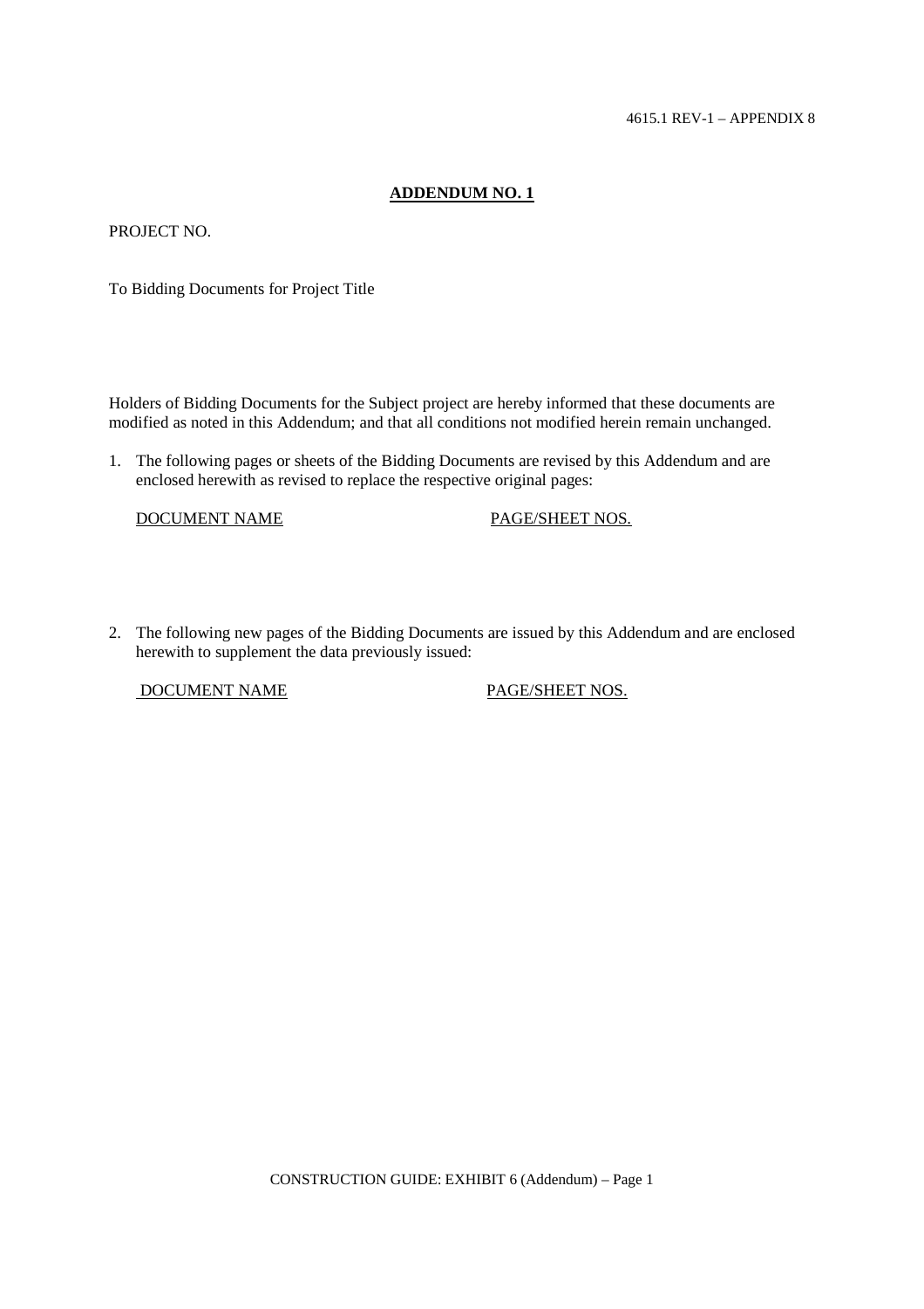# ADDENDUM NO. 1

PROJECT NO.

To Bidding Documents for Project Title

Holders of Bidding Documents for the Subject project are hereby informed that these documents are modified as noted in this Addendum; and that all conditions not modified herein remain unchanged.

1. The following pages or sheets of the Bidding Documents are revised by this Addendum and are enclosed herewith as revised to replace the respective original pages:

   | DOCUMENT NAME | PAGE/SHEET NOS. |
   | --- | --- |

2. The following new pages of the Bidding Documents are issued by this Addendum and are enclosed herewith to supplement the data previously issued:

   | DOCUMENT NAME | PAGE/SHEET NOS. |
   | --- | --- |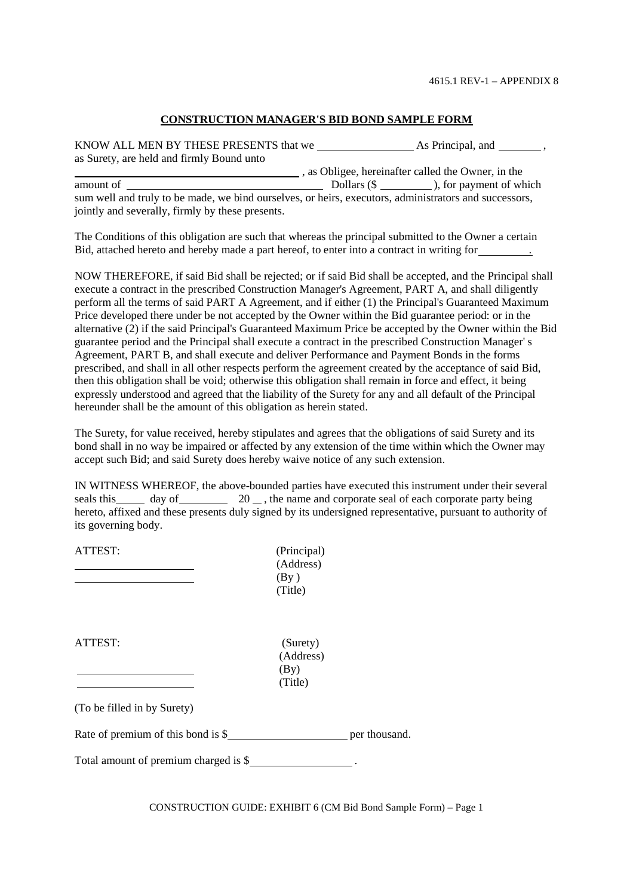4615.1 REV-1 – APPENDIX 8

## CONSTRUCTION MANAGER'S BID BOND SAMPLE FORM

KNOW ALL MEN BY THESE PRESENTS that we ________________ As Principal, and _______ , as Surety, are held and firmly Bound unto ______________________________________ , as Obligee, hereinafter called the Owner, in the amount of ________________________________ Dollars ($ ________ ), for payment of which sum well and truly to be made, we bind ourselves, or heirs, executors, administrators and successors, jointly and severally, firmly by these presents.

The Conditions of this obligation are such that whereas the principal submitted to the Owner a certain Bid, attached hereto and hereby made a part hereof, to enter into a contract in writing for________.

NOW THEREFORE, if said Bid shall be rejected; or if said Bid shall be accepted, and the Principal shall execute a contract in the prescribed Construction Manager's Agreement, PART A, and shall diligently perform all the terms of said PART A Agreement, and if either (1) the Principal's Guaranteed Maximum Price developed there under be not accepted by the Owner within the Bid guarantee period: or in the alternative (2) if the said Principal's Guaranteed Maximum Price be accepted by the Owner within the Bid guarantee period and the Principal shall execute a contract in the prescribed Construction Manager' s Agreement, PART B, and shall execute and deliver Performance and Payment Bonds in the forms prescribed, and shall in all other respects perform the agreement created by the acceptance of said Bid, then this obligation shall be void; otherwise this obligation shall remain in force and effect, it being expressly understood and agreed that the liability of the Surety for any and all default of the Principal hereunder shall be the amount of this obligation as herein stated.

The Surety, for value received, hereby stipulates and agrees that the obligations of said Surety and its bond shall in no way be impaired or affected by any extension of the time within which the Owner may accept such Bid; and said Surety does hereby waive notice of any such extension.

IN WITNESS WHEREOF, the above-bounded parties have executed this instrument under their several seals this_____ day of________ 20 __ , the name and corporate seal of each corporate party being hereto, affixed and these presents duly signed by its undersigned representative, pursuant to authority of its governing body.

ATTEST:

____________________
____________________

(Principal)
(Address)
(By )
(Title)

ATTEST:

____________________
____________________

(Surety)
(Address)
(By)
(Title)

(To be filled in by Surety)

Rate of premium of this bond is $____________________ per thousand.

Total amount of premium charged is $_________________ .

CONSTRUCTION GUIDE: EXHIBIT 6 (CM Bid Bond Sample Form) – Page 1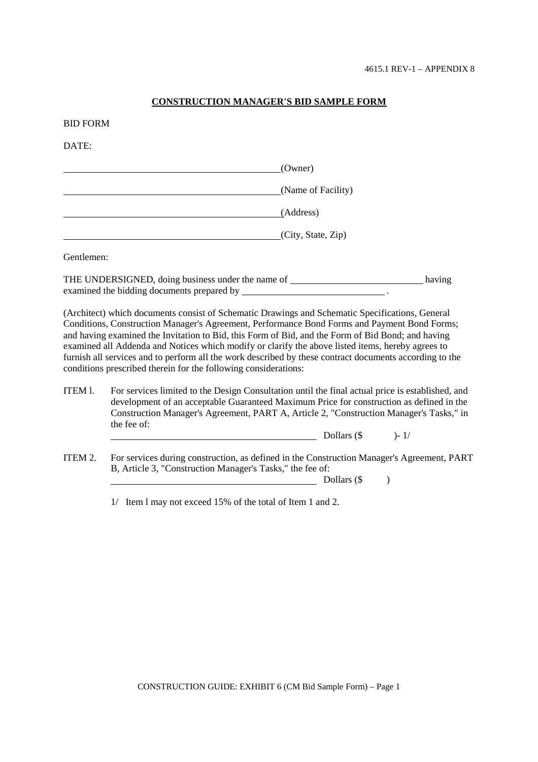4615.1 REV-1 – APPENDIX 8

# CONSTRUCTION MANAGER'S BID SAMPLE FORM

BID FORM

DATE:

______________________________________________(Owner)

______________________________________________(Name of Facility)

______________________________________________(Address)

______________________________________________(City, State, Zip)

Gentlemen:

THE UNDERSIGNED, doing business under the name of ____________________________ having examined the bidding documents prepared by ______________________________ .

(Architect) which documents consist of Schematic Drawings and Schematic Specifications, General Conditions, Construction Manager's Agreement, Performance Bond Forms and Payment Bond Forms; and having examined the Invitation to Bid, this Form of Bid, and the Form of Bid Bond; and having examined all Addenda and Notices which modify or clarify the above listed items, hereby agrees to furnish all services and to perform all the work described by these contract documents according to the conditions prescribed therein for the following considerations:

ITEM l. For services limited to the Design Consultation until the final actual price is established, and development of an acceptable Guaranteed Maximum Price for construction as defined in the Construction Manager's Agreement, PART A, Article 2, "Construction Manager's Tasks," in the fee of:

______________________________________________ Dollars ($ )- 1/

ITEM 2. For services during construction, as defined in the Construction Manager's Agreement, PART B, Article 3, "Construction Manager's Tasks," the fee of:

______________________________________________ Dollars ($ )

1/ Item l may not exceed 15% of the total of Item 1 and 2.

CONSTRUCTION GUIDE: EXHIBIT 6 (CM Bid Sample Form) – Page 1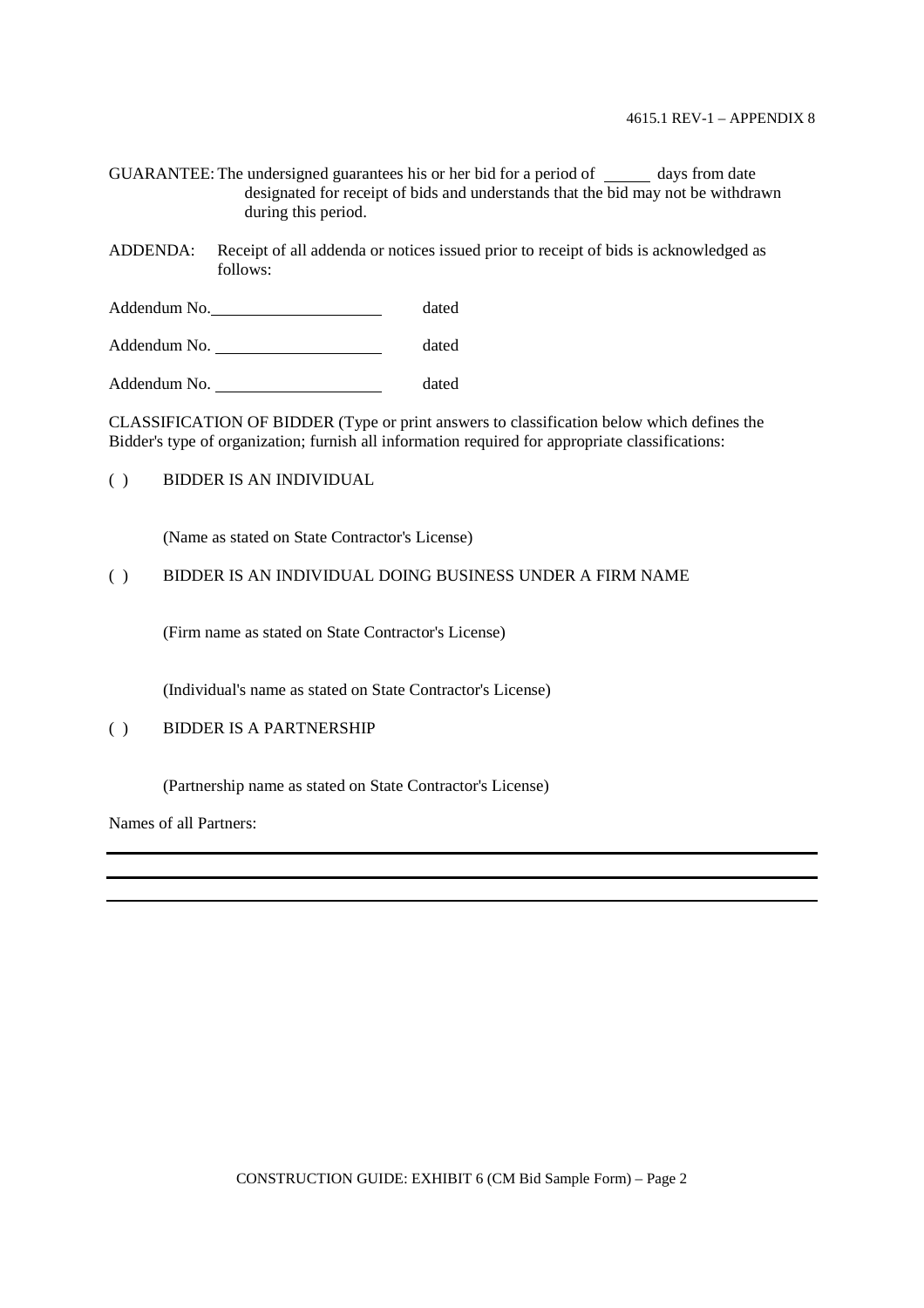GUARANTEE: The undersigned guarantees his or her bid for a period of ______ days from date designated for receipt of bids and understands that the bid may not be withdrawn during this period.

ADDENDA: Receipt of all addenda or notices issued prior to receipt of bids is acknowledged as follows:

Addendum No.____________________ dated

Addendum No. ____________________ dated

Addendum No. ____________________ dated

CLASSIFICATION OF BIDDER (Type or print answers to classification below which defines the Bidder's type of organization; furnish all information required for appropriate classifications:

( ) BIDDER IS AN INDIVIDUAL

(Name as stated on State Contractor's License)

( ) BIDDER IS AN INDIVIDUAL DOING BUSINESS UNDER A FIRM NAME

(Firm name as stated on State Contractor's License)

(Individual's name as stated on State Contractor's License)

( ) BIDDER IS A PARTNERSHIP

(Partnership name as stated on State Contractor's License)

Names of all Partners:

______________________________________________________________________________

______________________________________________________________________________

______________________________________________________________________________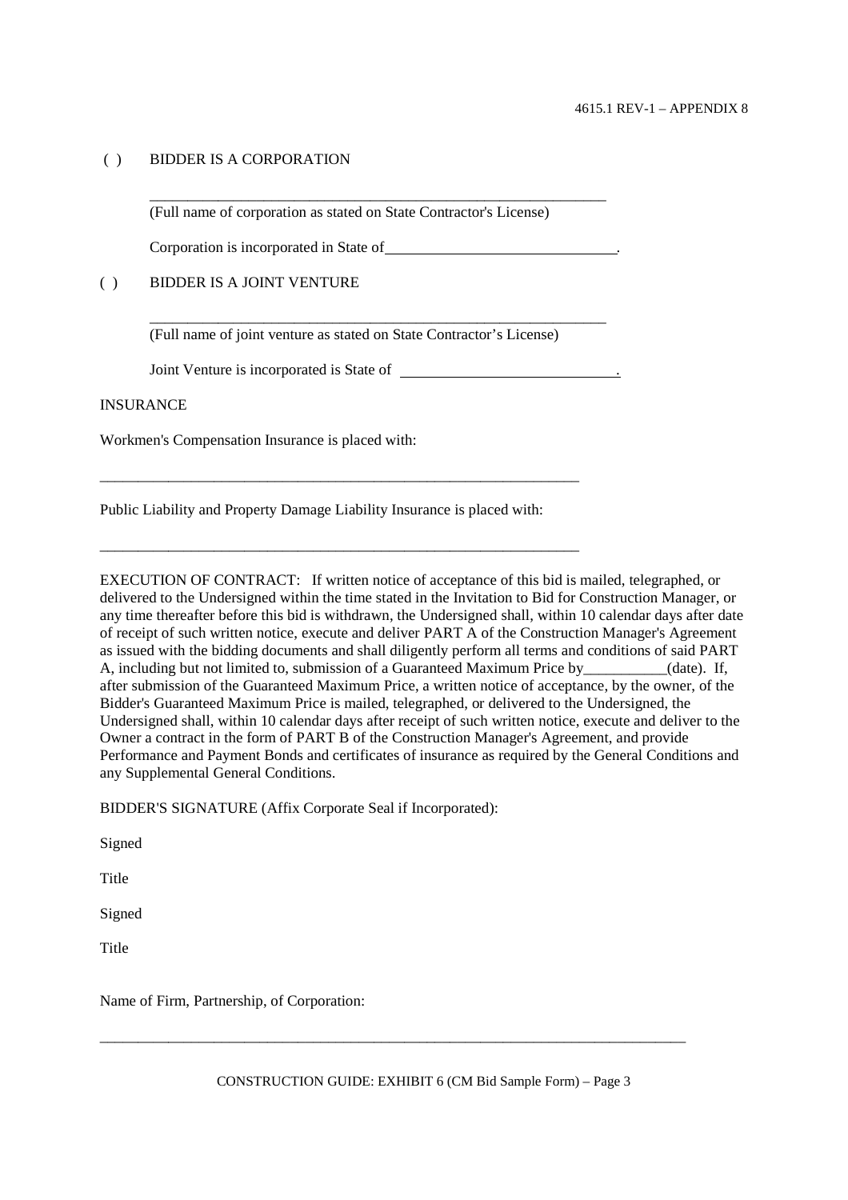( ) BIDDER IS A CORPORATION

_______________________________________________________________

(Full name of corporation as stated on State Contractor's License)

Corporation is incorporated in State of_______________________________.

( ) BIDDER IS A JOINT VENTURE

_______________________________________________________________

(Full name of joint venture as stated on State Contractor's License)

Joint Venture is incorporated is State of _____________________________.

INSURANCE

Workmen's Compensation Insurance is placed with:

_________________________________________________________________

Public Liability and Property Damage Liability Insurance is placed with:

_________________________________________________________________

EXECUTION OF CONTRACT: If written notice of acceptance of this bid is mailed, telegraphed, or delivered to the Undersigned within the time stated in the Invitation to Bid for Construction Manager, or any time thereafter before this bid is withdrawn, the Undersigned shall, within 10 calendar days after date of receipt of such written notice, execute and deliver PART A of the Construction Manager's Agreement as issued with the bidding documents and shall diligently perform all terms and conditions of said PART A, including but not limited to, submission of a Guaranteed Maximum Price by___________(date). If, after submission of the Guaranteed Maximum Price, a written notice of acceptance, by the owner, of the Bidder's Guaranteed Maximum Price is mailed, telegraphed, or delivered to the Undersigned, the Undersigned shall, within 10 calendar days after receipt of such written notice, execute and deliver to the Owner a contract in the form of PART B of the Construction Manager's Agreement, and provide Performance and Payment Bonds and certificates of insurance as required by the General Conditions and any Supplemental General Conditions.

BIDDER'S SIGNATURE (Affix Corporate Seal if Incorporated):

Signed

Title

Signed

Title

Name of Firm, Partnership, of Corporation:

_________________________________________________________________________________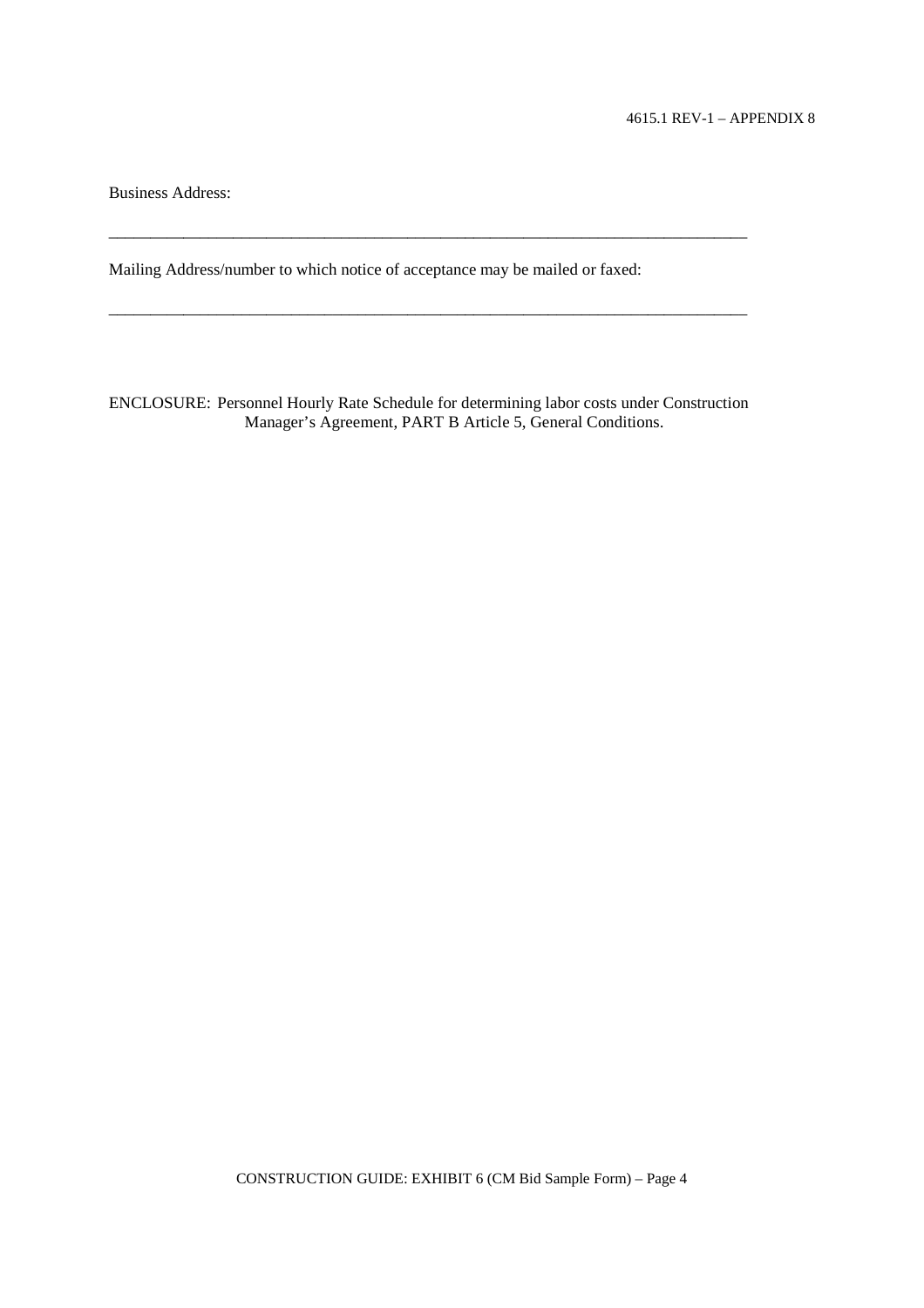Business Address:

\_\_\_\_\_\_\_\_\_\_\_\_\_\_\_\_\_\_\_\_\_\_\_\_\_\_\_\_\_\_\_\_\_\_\_\_\_\_\_\_\_\_\_\_\_\_\_\_\_\_\_\_\_\_\_\_\_\_\_\_\_\_\_\_\_\_\_\_\_\_\_\_\_\_\_\_

Mailing Address/number to which notice of acceptance may be mailed or faxed:

\_\_\_\_\_\_\_\_\_\_\_\_\_\_\_\_\_\_\_\_\_\_\_\_\_\_\_\_\_\_\_\_\_\_\_\_\_\_\_\_\_\_\_\_\_\_\_\_\_\_\_\_\_\_\_\_\_\_\_\_\_\_\_\_\_\_\_\_\_\_\_\_\_\_\_\_

ENCLOSURE: Personnel Hourly Rate Schedule for determining labor costs under Construction Manager's Agreement, PART B Article 5, General Conditions.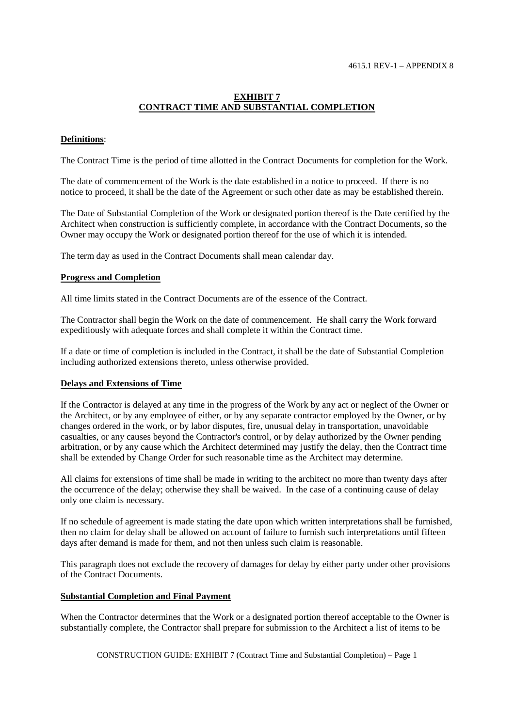## EXHIBIT 7
## CONTRACT TIME AND SUBSTANTIAL COMPLETION

**Definitions**:

The Contract Time is the period of time allotted in the Contract Documents for completion for the Work.

The date of commencement of the Work is the date established in a notice to proceed. If there is no notice to proceed, it shall be the date of the Agreement or such other date as may be established therein.

The Date of Substantial Completion of the Work or designated portion thereof is the Date certified by the Architect when construction is sufficiently complete, in accordance with the Contract Documents, so the Owner may occupy the Work or designated portion thereof for the use of which it is intended.

The term day as used in the Contract Documents shall mean calendar day.

**Progress and Completion**

All time limits stated in the Contract Documents are of the essence of the Contract.

The Contractor shall begin the Work on the date of commencement. He shall carry the Work forward expeditiously with adequate forces and shall complete it within the Contract time.

If a date or time of completion is included in the Contract, it shall be the date of Substantial Completion including authorized extensions thereto, unless otherwise provided.

**Delays and Extensions of Time**

If the Contractor is delayed at any time in the progress of the Work by any act or neglect of the Owner or the Architect, or by any employee of either, or by any separate contractor employed by the Owner, or by changes ordered in the work, or by labor disputes, fire, unusual delay in transportation, unavoidable casualties, or any causes beyond the Contractor's control, or by delay authorized by the Owner pending arbitration, or by any cause which the Architect determined may justify the delay, then the Contract time shall be extended by Change Order for such reasonable time as the Architect may determine.

All claims for extensions of time shall be made in writing to the architect no more than twenty days after the occurrence of the delay; otherwise they shall be waived. In the case of a continuing cause of delay only one claim is necessary.

If no schedule of agreement is made stating the date upon which written interpretations shall be furnished, then no claim for delay shall be allowed on account of failure to furnish such interpretations until fifteen days after demand is made for them, and not then unless such claim is reasonable.

This paragraph does not exclude the recovery of damages for delay by either party under other provisions of the Contract Documents.

**Substantial Completion and Final Payment**

When the Contractor determines that the Work or a designated portion thereof acceptable to the Owner is substantially complete, the Contractor shall prepare for submission to the Architect a list of items to be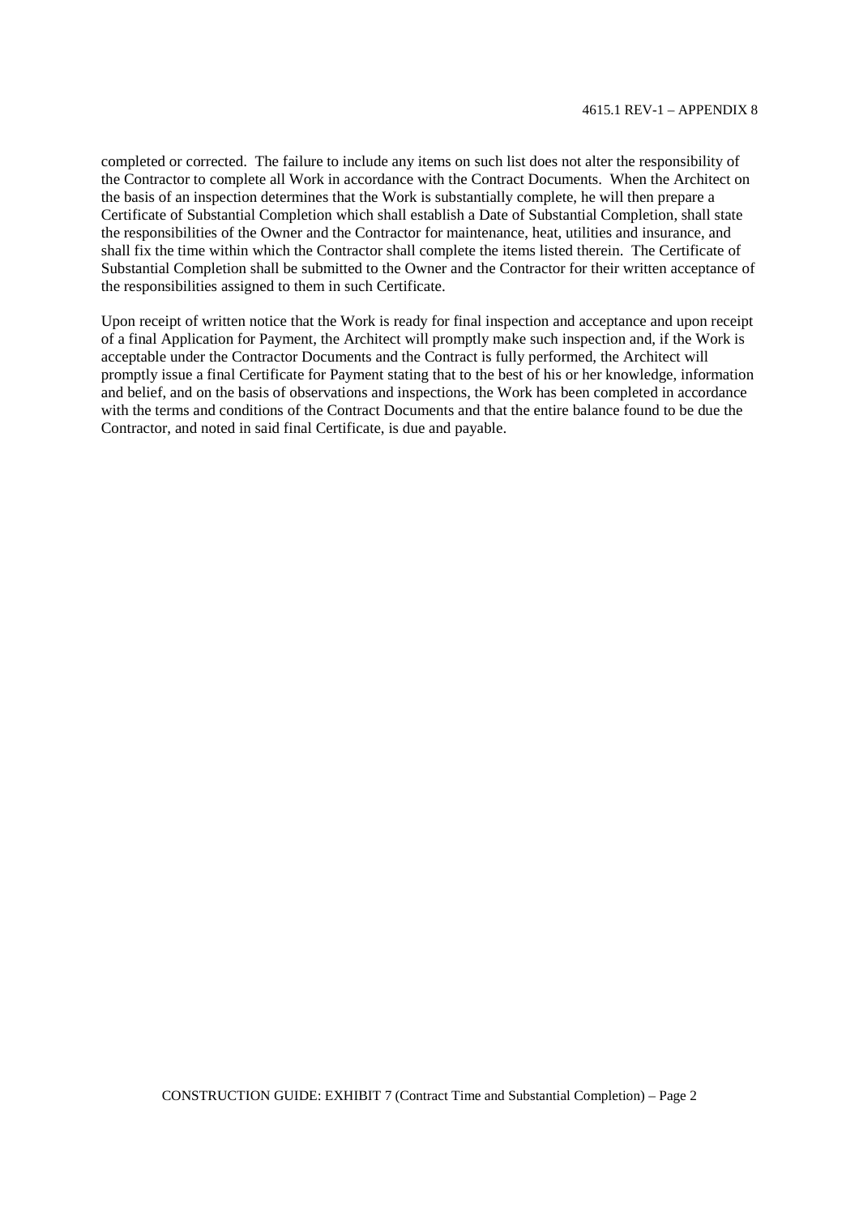completed or corrected. The failure to include any items on such list does not alter the responsibility of the Contractor to complete all Work in accordance with the Contract Documents. When the Architect on the basis of an inspection determines that the Work is substantially complete, he will then prepare a Certificate of Substantial Completion which shall establish a Date of Substantial Completion, shall state the responsibilities of the Owner and the Contractor for maintenance, heat, utilities and insurance, and shall fix the time within which the Contractor shall complete the items listed therein. The Certificate of Substantial Completion shall be submitted to the Owner and the Contractor for their written acceptance of the responsibilities assigned to them in such Certificate.

Upon receipt of written notice that the Work is ready for final inspection and acceptance and upon receipt of a final Application for Payment, the Architect will promptly make such inspection and, if the Work is acceptable under the Contractor Documents and the Contract is fully performed, the Architect will promptly issue a final Certificate for Payment stating that to the best of his or her knowledge, information and belief, and on the basis of observations and inspections, the Work has been completed in accordance with the terms and conditions of the Contract Documents and that the entire balance found to be due the Contractor, and noted in said final Certificate, is due and payable.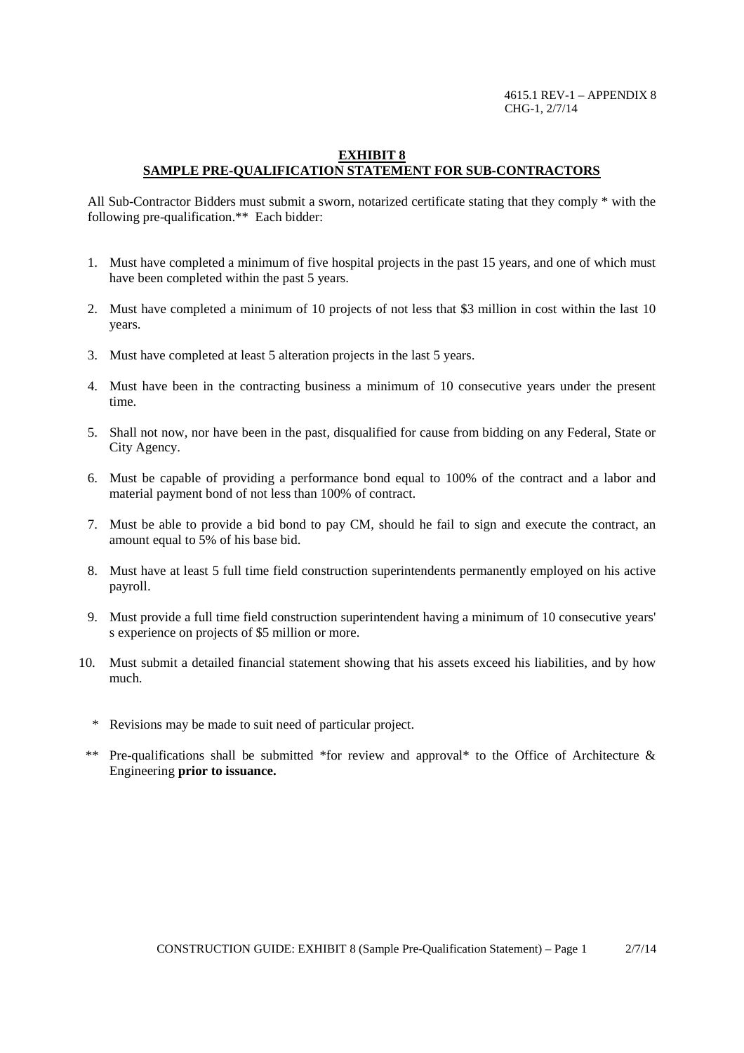# EXHIBIT 8

## SAMPLE PRE-QUALIFICATION STATEMENT FOR SUB-CONTRACTORS

All Sub-Contractor Bidders must submit a sworn, notarized certificate stating that they comply * with the following pre-qualification.** Each bidder:

1. Must have completed a minimum of five hospital projects in the past 15 years, and one of which must have been completed within the past 5 years.
2. Must have completed a minimum of 10 projects of not less that $3 million in cost within the last 10 years.
3. Must have completed at least 5 alteration projects in the last 5 years.
4. Must have been in the contracting business a minimum of 10 consecutive years under the present time.
5. Shall not now, nor have been in the past, disqualified for cause from bidding on any Federal, State or City Agency.
6. Must be capable of providing a performance bond equal to 100% of the contract and a labor and material payment bond of not less than 100% of contract.
7. Must be able to provide a bid bond to pay CM, should he fail to sign and execute the contract, an amount equal to 5% of his base bid.
8. Must have at least 5 full time field construction superintendents permanently employed on his active payroll.
9. Must provide a full time field construction superintendent having a minimum of 10 consecutive years' s experience on projects of $5 million or more.
10. Must submit a detailed financial statement showing that his assets exceed his liabilities, and by how much.

\* Revisions may be made to suit need of particular project.

\*\* Pre-qualifications shall be submitted *for review and approval* to the Office of Architecture & Engineering **prior to issuance.**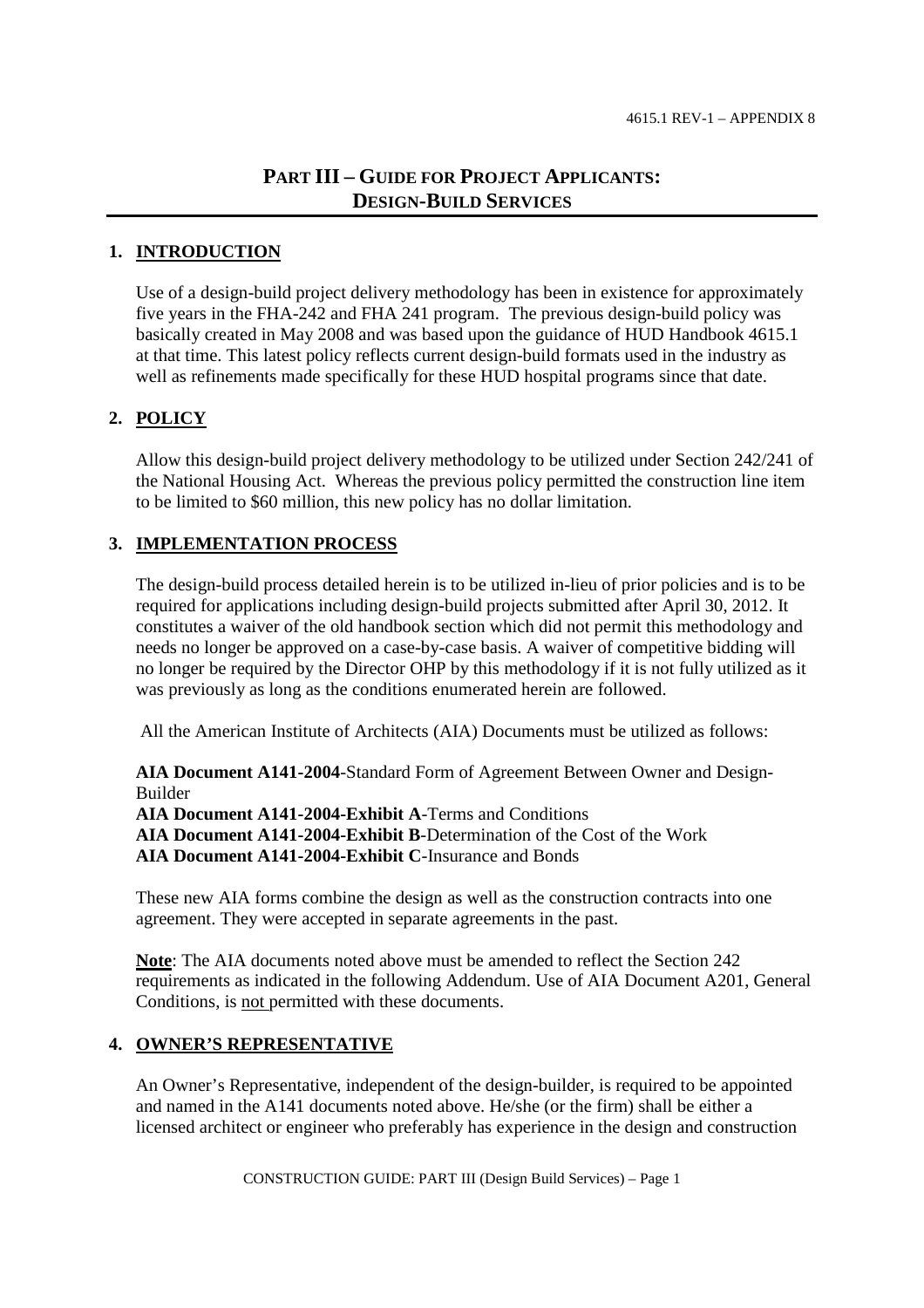# PART III – GUIDE FOR PROJECT APPLICANTS: DESIGN-BUILD SERVICES

## 1. INTRODUCTION

Use of a design-build project delivery methodology has been in existence for approximately five years in the FHA-242 and FHA 241 program. The previous design-build policy was basically created in May 2008 and was based upon the guidance of HUD Handbook 4615.1 at that time. This latest policy reflects current design-build formats used in the industry as well as refinements made specifically for these HUD hospital programs since that date.

## 2. POLICY

Allow this design-build project delivery methodology to be utilized under Section 242/241 of the National Housing Act. Whereas the previous policy permitted the construction line item to be limited to $60 million, this new policy has no dollar limitation.

## 3. IMPLEMENTATION PROCESS

The design-build process detailed herein is to be utilized in-lieu of prior policies and is to be required for applications including design-build projects submitted after April 30, 2012. It constitutes a waiver of the old handbook section which did not permit this methodology and needs no longer be approved on a case-by-case basis. A waiver of competitive bidding will no longer be required by the Director OHP by this methodology if it is not fully utilized as it was previously as long as the conditions enumerated herein are followed.

All the American Institute of Architects (AIA) Documents must be utilized as follows:

**AIA Document A141-2004**-Standard Form of Agreement Between Owner and Design-Builder
**AIA Document A141-2004-Exhibit A**-Terms and Conditions
**AIA Document A141-2004-Exhibit B**-Determination of the Cost of the Work
**AIA Document A141-2004-Exhibit C**-Insurance and Bonds

These new AIA forms combine the design as well as the construction contracts into one agreement. They were accepted in separate agreements in the past.

**Note**: The AIA documents noted above must be amended to reflect the Section 242 requirements as indicated in the following Addendum. Use of AIA Document A201, General Conditions, is not permitted with these documents.

## 4. OWNER'S REPRESENTATIVE

An Owner's Representative, independent of the design-builder, is required to be appointed and named in the A141 documents noted above. He/she (or the firm) shall be either a licensed architect or engineer who preferably has experience in the design and construction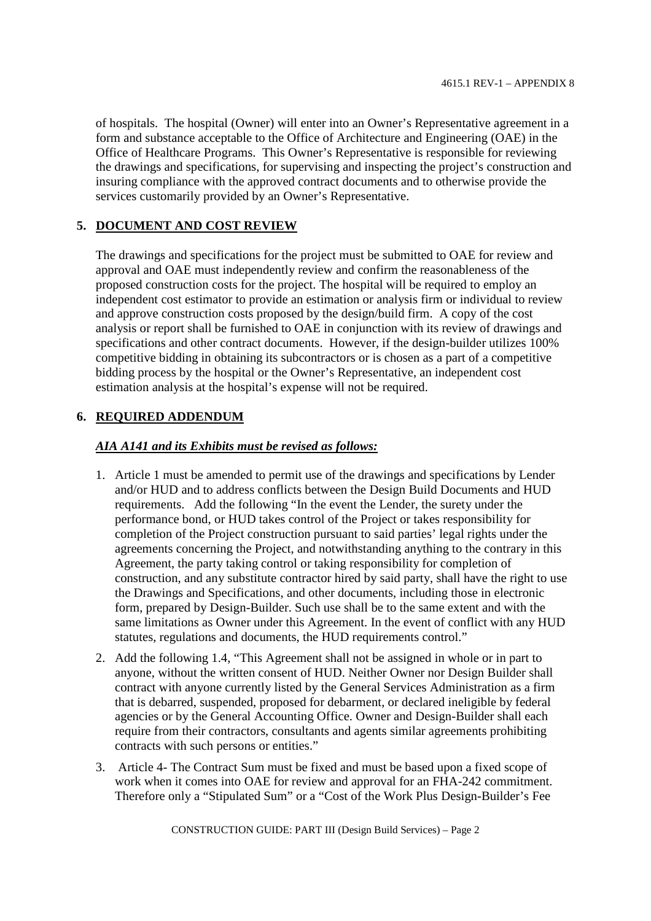of hospitals. The hospital (Owner) will enter into an Owner's Representative agreement in a form and substance acceptable to the Office of Architecture and Engineering (OAE) in the Office of Healthcare Programs. This Owner's Representative is responsible for reviewing the drawings and specifications, for supervising and inspecting the project's construction and insuring compliance with the approved contract documents and to otherwise provide the services customarily provided by an Owner's Representative.

## 5. DOCUMENT AND COST REVIEW

The drawings and specifications for the project must be submitted to OAE for review and approval and OAE must independently review and confirm the reasonableness of the proposed construction costs for the project. The hospital will be required to employ an independent cost estimator to provide an estimation or analysis firm or individual to review and approve construction costs proposed by the design/build firm. A copy of the cost analysis or report shall be furnished to OAE in conjunction with its review of drawings and specifications and other contract documents. However, if the design-builder utilizes 100% competitive bidding in obtaining its subcontractors or is chosen as a part of a competitive bidding process by the hospital or the Owner's Representative, an independent cost estimation analysis at the hospital's expense will not be required.

## 6. REQUIRED ADDENDUM

***AIA A141 and its Exhibits must be revised as follows:***

1. Article 1 must be amended to permit use of the drawings and specifications by Lender and/or HUD and to address conflicts between the Design Build Documents and HUD requirements. Add the following "In the event the Lender, the surety under the performance bond, or HUD takes control of the Project or takes responsibility for completion of the Project construction pursuant to said parties' legal rights under the agreements concerning the Project, and notwithstanding anything to the contrary in this Agreement, the party taking control or taking responsibility for completion of construction, and any substitute contractor hired by said party, shall have the right to use the Drawings and Specifications, and other documents, including those in electronic form, prepared by Design-Builder. Such use shall be to the same extent and with the same limitations as Owner under this Agreement. In the event of conflict with any HUD statutes, regulations and documents, the HUD requirements control."
2. Add the following 1.4, "This Agreement shall not be assigned in whole or in part to anyone, without the written consent of HUD. Neither Owner nor Design Builder shall contract with anyone currently listed by the General Services Administration as a firm that is debarred, suspended, proposed for debarment, or declared ineligible by federal agencies or by the General Accounting Office. Owner and Design-Builder shall each require from their contractors, consultants and agents similar agreements prohibiting contracts with such persons or entities."
3. Article 4- The Contract Sum must be fixed and must be based upon a fixed scope of work when it comes into OAE for review and approval for an FHA-242 commitment. Therefore only a "Stipulated Sum" or a "Cost of the Work Plus Design-Builder's Fee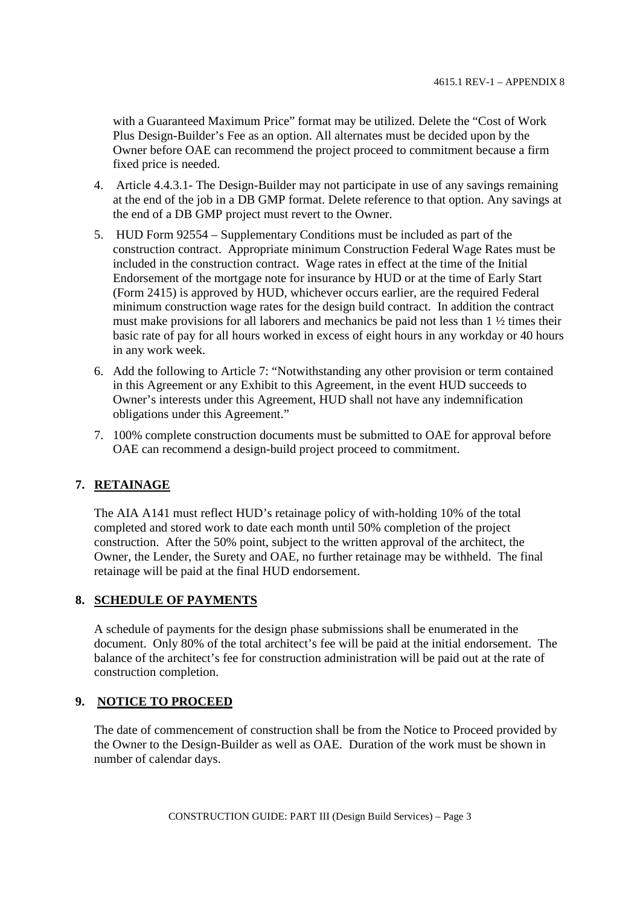with a Guaranteed Maximum Price" format may be utilized. Delete the "Cost of Work Plus Design-Builder's Fee as an option. All alternates must be decided upon by the Owner before OAE can recommend the project proceed to commitment because a firm fixed price is needed.

4. Article 4.4.3.1- The Design-Builder may not participate in use of any savings remaining at the end of the job in a DB GMP format. Delete reference to that option. Any savings at the end of a DB GMP project must revert to the Owner.
5. HUD Form 92554 – Supplementary Conditions must be included as part of the construction contract. Appropriate minimum Construction Federal Wage Rates must be included in the construction contract. Wage rates in effect at the time of the Initial Endorsement of the mortgage note for insurance by HUD or at the time of Early Start (Form 2415) is approved by HUD, whichever occurs earlier, are the required Federal minimum construction wage rates for the design build contract. In addition the contract must make provisions for all laborers and mechanics be paid not less than 1 ½ times their basic rate of pay for all hours worked in excess of eight hours in any workday or 40 hours in any work week.
6. Add the following to Article 7: "Notwithstanding any other provision or term contained in this Agreement or any Exhibit to this Agreement, in the event HUD succeeds to Owner's interests under this Agreement, HUD shall not have any indemnification obligations under this Agreement."
7. 100% complete construction documents must be submitted to OAE for approval before OAE can recommend a design-build project proceed to commitment.

## 7. RETAINAGE

The AIA A141 must reflect HUD's retainage policy of with-holding 10% of the total completed and stored work to date each month until 50% completion of the project construction. After the 50% point, subject to the written approval of the architect, the Owner, the Lender, the Surety and OAE, no further retainage may be withheld. The final retainage will be paid at the final HUD endorsement.

## 8. SCHEDULE OF PAYMENTS

A schedule of payments for the design phase submissions shall be enumerated in the document. Only 80% of the total architect's fee will be paid at the initial endorsement. The balance of the architect's fee for construction administration will be paid out at the rate of construction completion.

## 9. NOTICE TO PROCEED

The date of commencement of construction shall be from the Notice to Proceed provided by the Owner to the Design-Builder as well as OAE. Duration of the work must be shown in number of calendar days.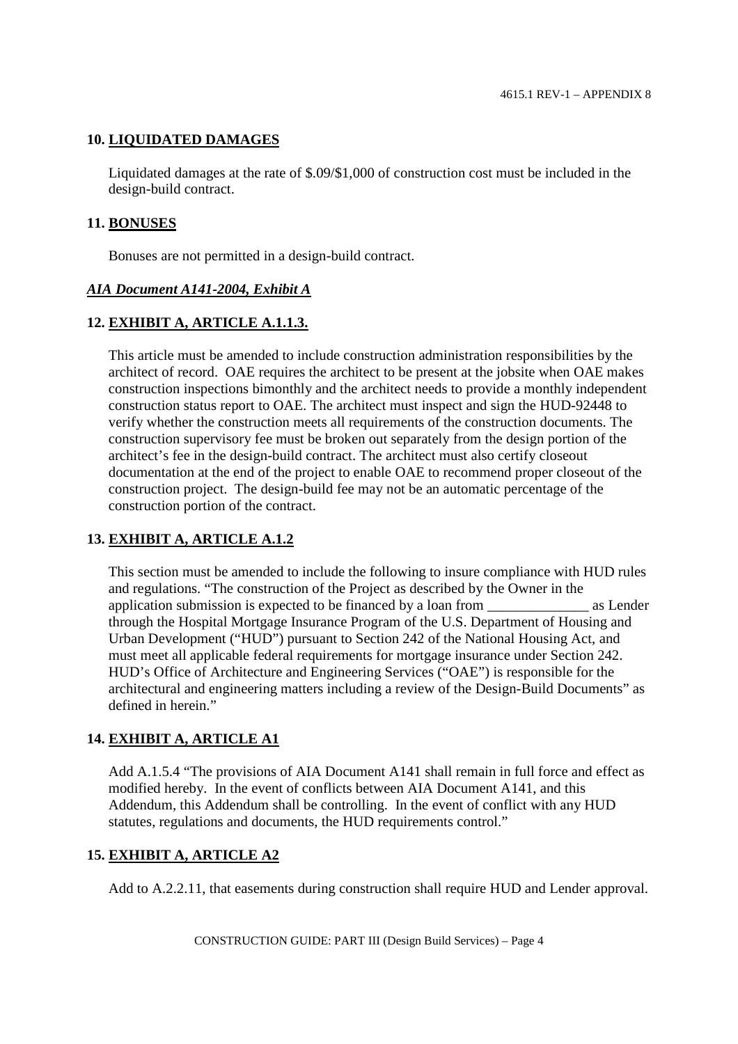## 10. LIQUIDATED DAMAGES

Liquidated damages at the rate of $.09/$1,000 of construction cost must be included in the design-build contract.

## 11. BONUSES

Bonuses are not permitted in a design-build contract.

***AIA Document A141-2004, Exhibit A***

## 12. EXHIBIT A, ARTICLE A.1.1.3.

This article must be amended to include construction administration responsibilities by the architect of record. OAE requires the architect to be present at the jobsite when OAE makes construction inspections bimonthly and the architect needs to provide a monthly independent construction status report to OAE. The architect must inspect and sign the HUD-92448 to verify whether the construction meets all requirements of the construction documents. The construction supervisory fee must be broken out separately from the design portion of the architect's fee in the design-build contract. The architect must also certify closeout documentation at the end of the project to enable OAE to recommend proper closeout of the construction project. The design-build fee may not be an automatic percentage of the construction portion of the contract.

## 13. EXHIBIT A, ARTICLE A.1.2

This section must be amended to include the following to insure compliance with HUD rules and regulations. "The construction of the Project as described by the Owner in the application submission is expected to be financed by a loan from ______________ as Lender through the Hospital Mortgage Insurance Program of the U.S. Department of Housing and Urban Development ("HUD") pursuant to Section 242 of the National Housing Act, and must meet all applicable federal requirements for mortgage insurance under Section 242. HUD's Office of Architecture and Engineering Services ("OAE") is responsible for the architectural and engineering matters including a review of the Design-Build Documents" as defined in herein."

## 14. EXHIBIT A, ARTICLE A1

Add A.1.5.4 "The provisions of AIA Document A141 shall remain in full force and effect as modified hereby. In the event of conflicts between AIA Document A141, and this Addendum, this Addendum shall be controlling. In the event of conflict with any HUD statutes, regulations and documents, the HUD requirements control."

## 15. EXHIBIT A, ARTICLE A2

Add to A.2.2.11, that easements during construction shall require HUD and Lender approval.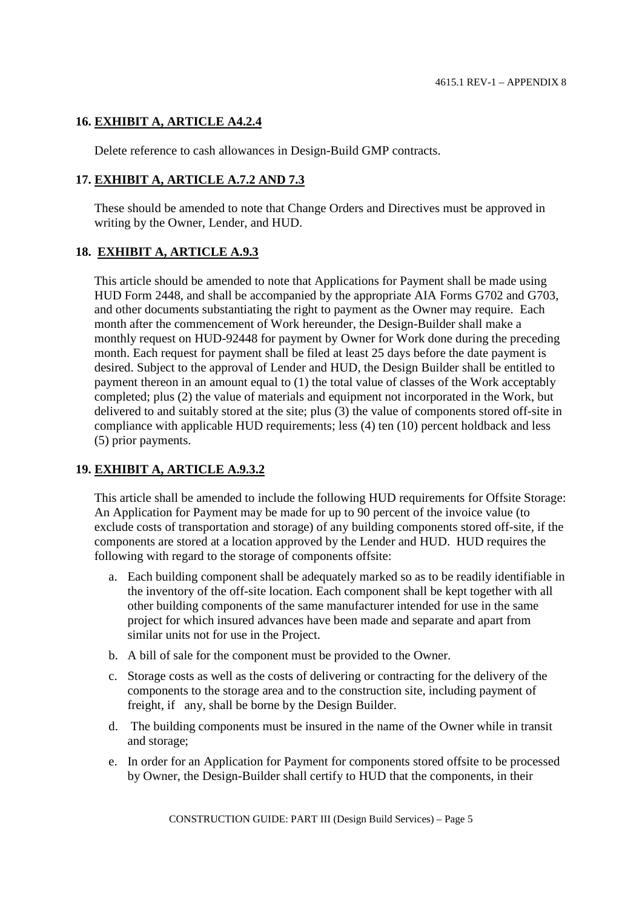## 16. EXHIBIT A, ARTICLE A4.2.4

Delete reference to cash allowances in Design-Build GMP contracts.

## 17. EXHIBIT A, ARTICLE A.7.2 AND 7.3

These should be amended to note that Change Orders and Directives must be approved in writing by the Owner, Lender, and HUD.

## 18. EXHIBIT A, ARTICLE A.9.3

This article should be amended to note that Applications for Payment shall be made using HUD Form 2448, and shall be accompanied by the appropriate AIA Forms G702 and G703, and other documents substantiating the right to payment as the Owner may require. Each month after the commencement of Work hereunder, the Design-Builder shall make a monthly request on HUD-92448 for payment by Owner for Work done during the preceding month. Each request for payment shall be filed at least 25 days before the date payment is desired. Subject to the approval of Lender and HUD, the Design Builder shall be entitled to payment thereon in an amount equal to (1) the total value of classes of the Work acceptably completed; plus (2) the value of materials and equipment not incorporated in the Work, but delivered to and suitably stored at the site; plus (3) the value of components stored off-site in compliance with applicable HUD requirements; less (4) ten (10) percent holdback and less (5) prior payments.

## 19. EXHIBIT A, ARTICLE A.9.3.2

This article shall be amended to include the following HUD requirements for Offsite Storage: An Application for Payment may be made for up to 90 percent of the invoice value (to exclude costs of transportation and storage) of any building components stored off-site, if the components are stored at a location approved by the Lender and HUD. HUD requires the following with regard to the storage of components offsite:

a. Each building component shall be adequately marked so as to be readily identifiable in the inventory of the off-site location. Each component shall be kept together with all other building components of the same manufacturer intended for use in the same project for which insured advances have been made and separate and apart from similar units not for use in the Project.

b. A bill of sale for the component must be provided to the Owner.

c. Storage costs as well as the costs of delivering or contracting for the delivery of the components to the storage area and to the construction site, including payment of freight, if any, shall be borne by the Design Builder.

d. The building components must be insured in the name of the Owner while in transit and storage;

e. In order for an Application for Payment for components stored offsite to be processed by Owner, the Design-Builder shall certify to HUD that the components, in their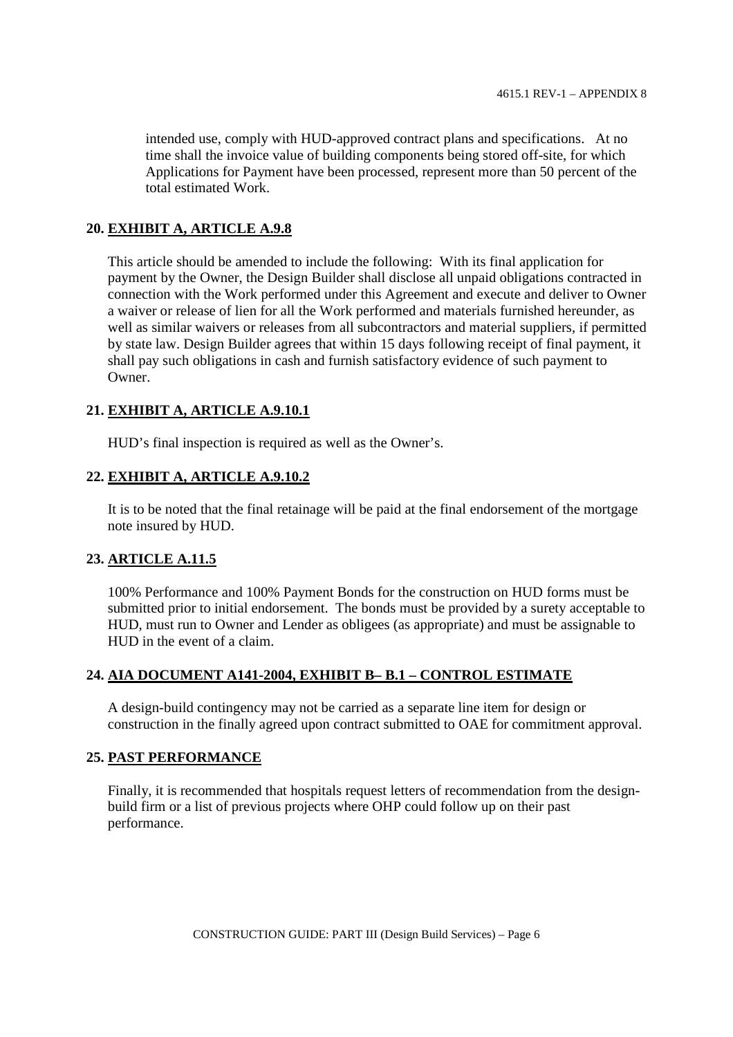intended use, comply with HUD-approved contract plans and specifications. At no time shall the invoice value of building components being stored off-site, for which Applications for Payment have been processed, represent more than 50 percent of the total estimated Work.

**20. <u>EXHIBIT A, ARTICLE A.9.8</u>**

This article should be amended to include the following: With its final application for payment by the Owner, the Design Builder shall disclose all unpaid obligations contracted in connection with the Work performed under this Agreement and execute and deliver to Owner a waiver or release of lien for all the Work performed and materials furnished hereunder, as well as similar waivers or releases from all subcontractors and material suppliers, if permitted by state law. Design Builder agrees that within 15 days following receipt of final payment, it shall pay such obligations in cash and furnish satisfactory evidence of such payment to Owner.

**21. <u>EXHIBIT A, ARTICLE A.9.10.1</u>**

HUD's final inspection is required as well as the Owner's.

**22. <u>EXHIBIT A, ARTICLE A.9.10.2</u>**

It is to be noted that the final retainage will be paid at the final endorsement of the mortgage note insured by HUD.

**23. <u>ARTICLE A.11.5</u>**

100% Performance and 100% Payment Bonds for the construction on HUD forms must be submitted prior to initial endorsement. The bonds must be provided by a surety acceptable to HUD, must run to Owner and Lender as obligees (as appropriate) and must be assignable to HUD in the event of a claim.

**24. <u>AIA DOCUMENT A141-2004, EXHIBIT B– B.1 – CONTROL ESTIMATE</u>**

A design-build contingency may not be carried as a separate line item for design or construction in the finally agreed upon contract submitted to OAE for commitment approval.

**25. <u>PAST PERFORMANCE</u>**

Finally, it is recommended that hospitals request letters of recommendation from the design-build firm or a list of previous projects where OHP could follow up on their past performance.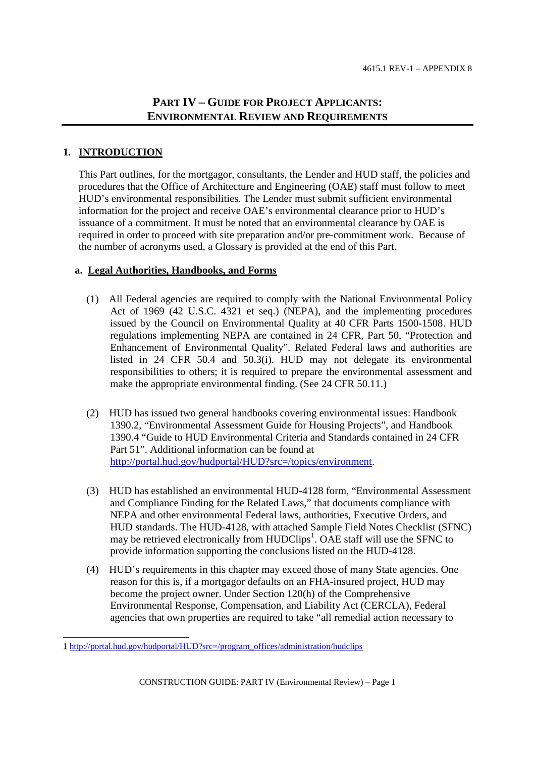# PART IV – GUIDE FOR PROJECT APPLICANTS: ENVIRONMENTAL REVIEW AND REQUIREMENTS

## 1. INTRODUCTION

This Part outlines, for the mortgagor, consultants, the Lender and HUD staff, the policies and procedures that the Office of Architecture and Engineering (OAE) staff must follow to meet HUD's environmental responsibilities. The Lender must submit sufficient environmental information for the project and receive OAE's environmental clearance prior to HUD's issuance of a commitment. It must be noted that an environmental clearance by OAE is required in order to proceed with site preparation and/or pre-commitment work. Because of the number of acronyms used, a Glossary is provided at the end of this Part.

### a. Legal Authorities, Handbooks, and Forms

(1) All Federal agencies are required to comply with the National Environmental Policy Act of 1969 (42 U.S.C. 4321 et seq.) (NEPA), and the implementing procedures issued by the Council on Environmental Quality at 40 CFR Parts 1500-1508. HUD regulations implementing NEPA are contained in 24 CFR, Part 50, "Protection and Enhancement of Environmental Quality". Related Federal laws and authorities are listed in 24 CFR 50.4 and 50.3(i). HUD may not delegate its environmental responsibilities to others; it is required to prepare the environmental assessment and make the appropriate environmental finding. (See 24 CFR 50.11.)

(2) HUD has issued two general handbooks covering environmental issues: Handbook 1390.2, "Environmental Assessment Guide for Housing Projects", and Handbook 1390.4 "Guide to HUD Environmental Criteria and Standards contained in 24 CFR Part 51". Additional information can be found at http://portal.hud.gov/hudportal/HUD?src=/topics/environment.

(3) HUD has established an environmental HUD-4128 form, "Environmental Assessment and Compliance Finding for the Related Laws," that documents compliance with NEPA and other environmental Federal laws, authorities, Executive Orders, and HUD standards. The HUD-4128, with attached Sample Field Notes Checklist (SFNC) may be retrieved electronically from HUDClips[1]. OAE staff will use the SFNC to provide information supporting the conclusions listed on the HUD-4128.

(4) HUD's requirements in this chapter may exceed those of many State agencies. One reason for this is, if a mortgagor defaults on an FHA-insured project, HUD may become the project owner. Under Section 120(h) of the Comprehensive Environmental Response, Compensation, and Liability Act (CERCLA), Federal agencies that own properties are required to take "all remedial action necessary to

---

1 http://portal.hud.gov/hudportal/HUD?src=/program_offices/administration/hudclips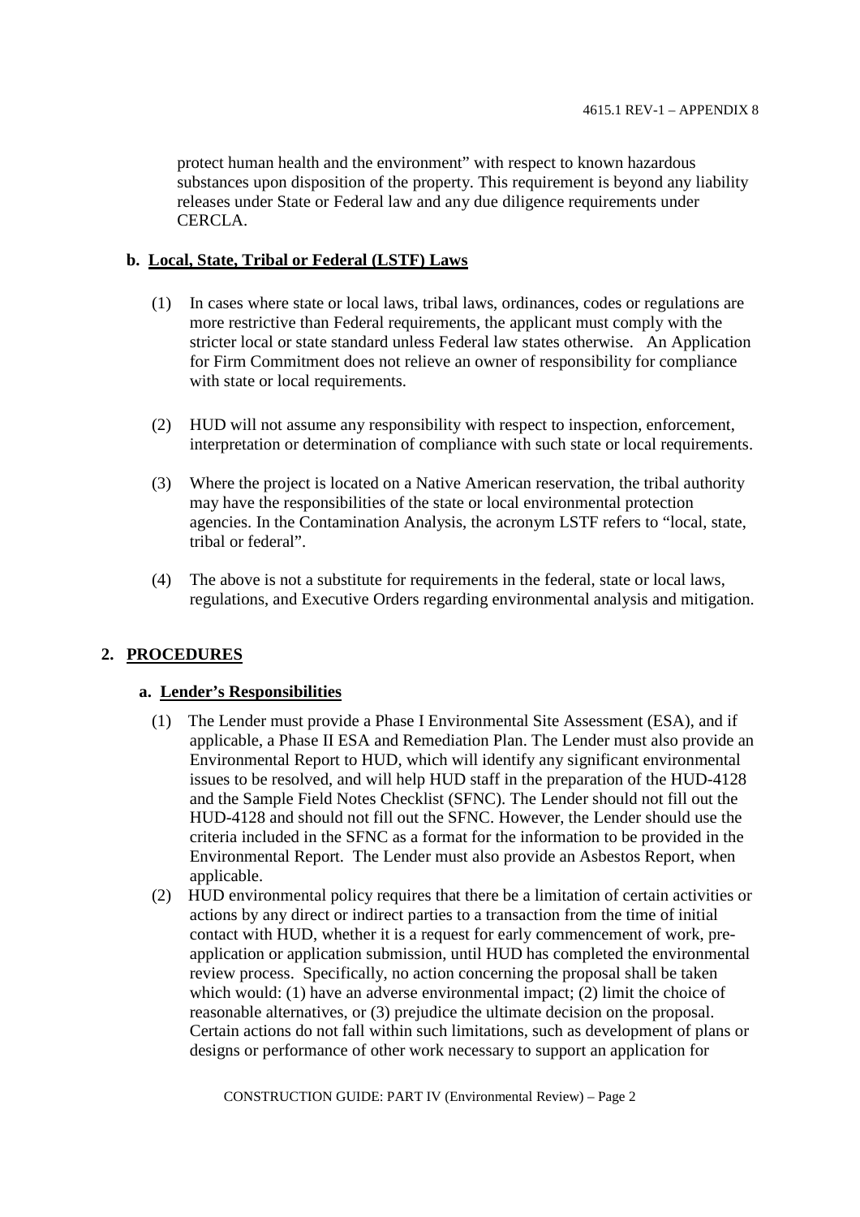protect human health and the environment" with respect to known hazardous substances upon disposition of the property. This requirement is beyond any liability releases under State or Federal law and any due diligence requirements under CERCLA.

**b. Local, State, Tribal or Federal (LSTF) Laws**

(1) In cases where state or local laws, tribal laws, ordinances, codes or regulations are more restrictive than Federal requirements, the applicant must comply with the stricter local or state standard unless Federal law states otherwise. An Application for Firm Commitment does not relieve an owner of responsibility for compliance with state or local requirements.

(2) HUD will not assume any responsibility with respect to inspection, enforcement, interpretation or determination of compliance with such state or local requirements.

(3) Where the project is located on a Native American reservation, the tribal authority may have the responsibilities of the state or local environmental protection agencies. In the Contamination Analysis, the acronym LSTF refers to "local, state, tribal or federal".

(4) The above is not a substitute for requirements in the federal, state or local laws, regulations, and Executive Orders regarding environmental analysis and mitigation.

## 2. PROCEDURES

**a. Lender's Responsibilities**

(1) The Lender must provide a Phase I Environmental Site Assessment (ESA), and if applicable, a Phase II ESA and Remediation Plan. The Lender must also provide an Environmental Report to HUD, which will identify any significant environmental issues to be resolved, and will help HUD staff in the preparation of the HUD-4128 and the Sample Field Notes Checklist (SFNC). The Lender should not fill out the HUD-4128 and should not fill out the SFNC. However, the Lender should use the criteria included in the SFNC as a format for the information to be provided in the Environmental Report. The Lender must also provide an Asbestos Report, when applicable.

(2) HUD environmental policy requires that there be a limitation of certain activities or actions by any direct or indirect parties to a transaction from the time of initial contact with HUD, whether it is a request for early commencement of work, pre-application or application submission, until HUD has completed the environmental review process. Specifically, no action concerning the proposal shall be taken which would: (1) have an adverse environmental impact; (2) limit the choice of reasonable alternatives, or (3) prejudice the ultimate decision on the proposal. Certain actions do not fall within such limitations, such as development of plans or designs or performance of other work necessary to support an application for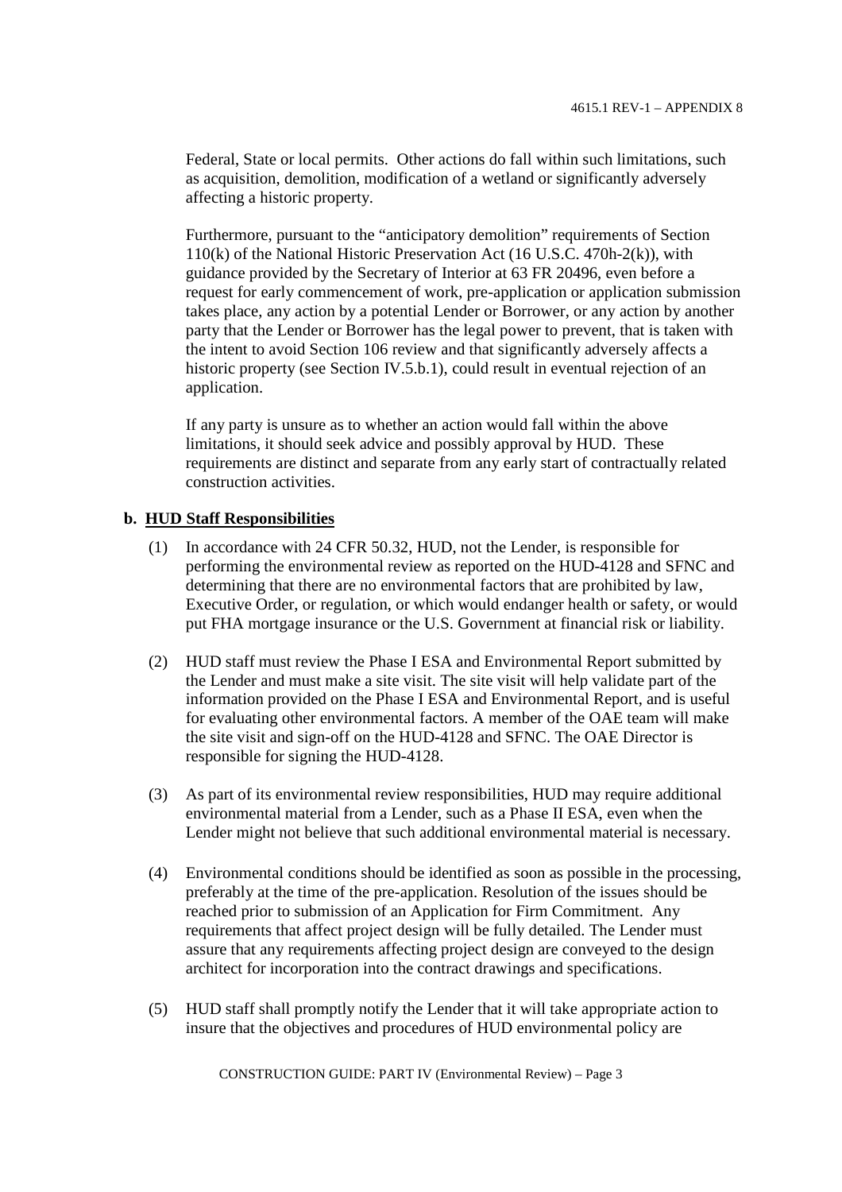Federal, State or local permits. Other actions do fall within such limitations, such as acquisition, demolition, modification of a wetland or significantly adversely affecting a historic property.

Furthermore, pursuant to the "anticipatory demolition" requirements of Section 110(k) of the National Historic Preservation Act (16 U.S.C. 470h-2(k)), with guidance provided by the Secretary of Interior at 63 FR 20496, even before a request for early commencement of work, pre-application or application submission takes place, any action by a potential Lender or Borrower, or any action by another party that the Lender or Borrower has the legal power to prevent, that is taken with the intent to avoid Section 106 review and that significantly adversely affects a historic property (see Section IV.5.b.1), could result in eventual rejection of an application.

If any party is unsure as to whether an action would fall within the above limitations, it should seek advice and possibly approval by HUD. These requirements are distinct and separate from any early start of contractually related construction activities.

**b. HUD Staff Responsibilities**

(1) In accordance with 24 CFR 50.32, HUD, not the Lender, is responsible for performing the environmental review as reported on the HUD-4128 and SFNC and determining that there are no environmental factors that are prohibited by law, Executive Order, or regulation, or which would endanger health or safety, or would put FHA mortgage insurance or the U.S. Government at financial risk or liability.

(2) HUD staff must review the Phase I ESA and Environmental Report submitted by the Lender and must make a site visit. The site visit will help validate part of the information provided on the Phase I ESA and Environmental Report, and is useful for evaluating other environmental factors. A member of the OAE team will make the site visit and sign-off on the HUD-4128 and SFNC. The OAE Director is responsible for signing the HUD-4128.

(3) As part of its environmental review responsibilities, HUD may require additional environmental material from a Lender, such as a Phase II ESA, even when the Lender might not believe that such additional environmental material is necessary.

(4) Environmental conditions should be identified as soon as possible in the processing, preferably at the time of the pre-application. Resolution of the issues should be reached prior to submission of an Application for Firm Commitment. Any requirements that affect project design will be fully detailed. The Lender must assure that any requirements affecting project design are conveyed to the design architect for incorporation into the contract drawings and specifications.

(5) HUD staff shall promptly notify the Lender that it will take appropriate action to insure that the objectives and procedures of HUD environmental policy are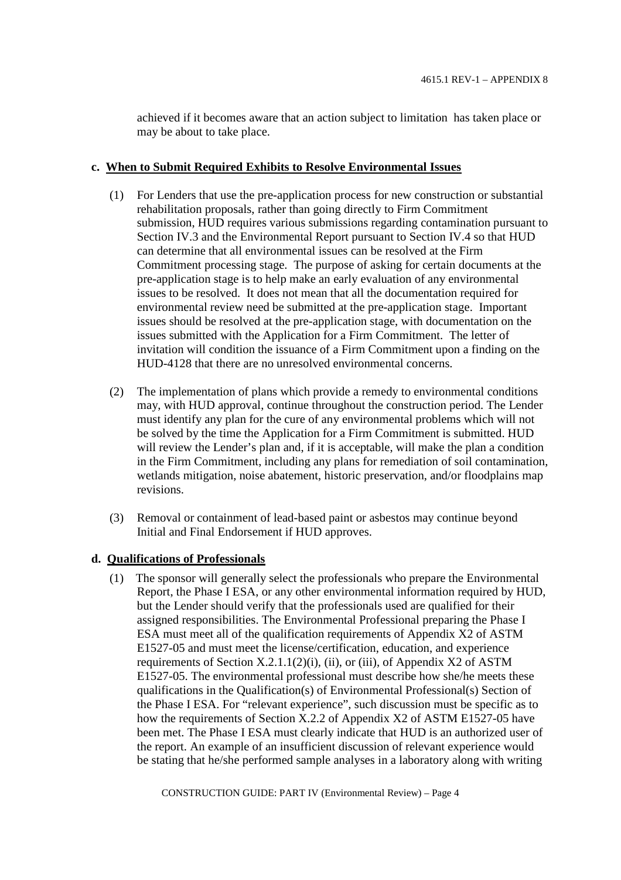achieved if it becomes aware that an action subject to limitation has taken place or may be about to take place.

**c. When to Submit Required Exhibits to Resolve Environmental Issues**

(1) For Lenders that use the pre-application process for new construction or substantial rehabilitation proposals, rather than going directly to Firm Commitment submission, HUD requires various submissions regarding contamination pursuant to Section IV.3 and the Environmental Report pursuant to Section IV.4 so that HUD can determine that all environmental issues can be resolved at the Firm Commitment processing stage. The purpose of asking for certain documents at the pre-application stage is to help make an early evaluation of any environmental issues to be resolved. It does not mean that all the documentation required for environmental review need be submitted at the pre-application stage. Important issues should be resolved at the pre-application stage, with documentation on the issues submitted with the Application for a Firm Commitment. The letter of invitation will condition the issuance of a Firm Commitment upon a finding on the HUD-4128 that there are no unresolved environmental concerns.

(2) The implementation of plans which provide a remedy to environmental conditions may, with HUD approval, continue throughout the construction period. The Lender must identify any plan for the cure of any environmental problems which will not be solved by the time the Application for a Firm Commitment is submitted. HUD will review the Lender's plan and, if it is acceptable, will make the plan a condition in the Firm Commitment, including any plans for remediation of soil contamination, wetlands mitigation, noise abatement, historic preservation, and/or floodplains map revisions.

(3) Removal or containment of lead-based paint or asbestos may continue beyond Initial and Final Endorsement if HUD approves.

**d. Qualifications of Professionals**

(1) The sponsor will generally select the professionals who prepare the Environmental Report, the Phase I ESA, or any other environmental information required by HUD, but the Lender should verify that the professionals used are qualified for their assigned responsibilities. The Environmental Professional preparing the Phase I ESA must meet all of the qualification requirements of Appendix X2 of ASTM E1527-05 and must meet the license/certification, education, and experience requirements of Section X.2.1.1(2)(i), (ii), or (iii), of Appendix X2 of ASTM E1527-05. The environmental professional must describe how she/he meets these qualifications in the Qualification(s) of Environmental Professional(s) Section of the Phase I ESA. For "relevant experience", such discussion must be specific as to how the requirements of Section X.2.2 of Appendix X2 of ASTM E1527-05 have been met. The Phase I ESA must clearly indicate that HUD is an authorized user of the report. An example of an insufficient discussion of relevant experience would be stating that he/she performed sample analyses in a laboratory along with writing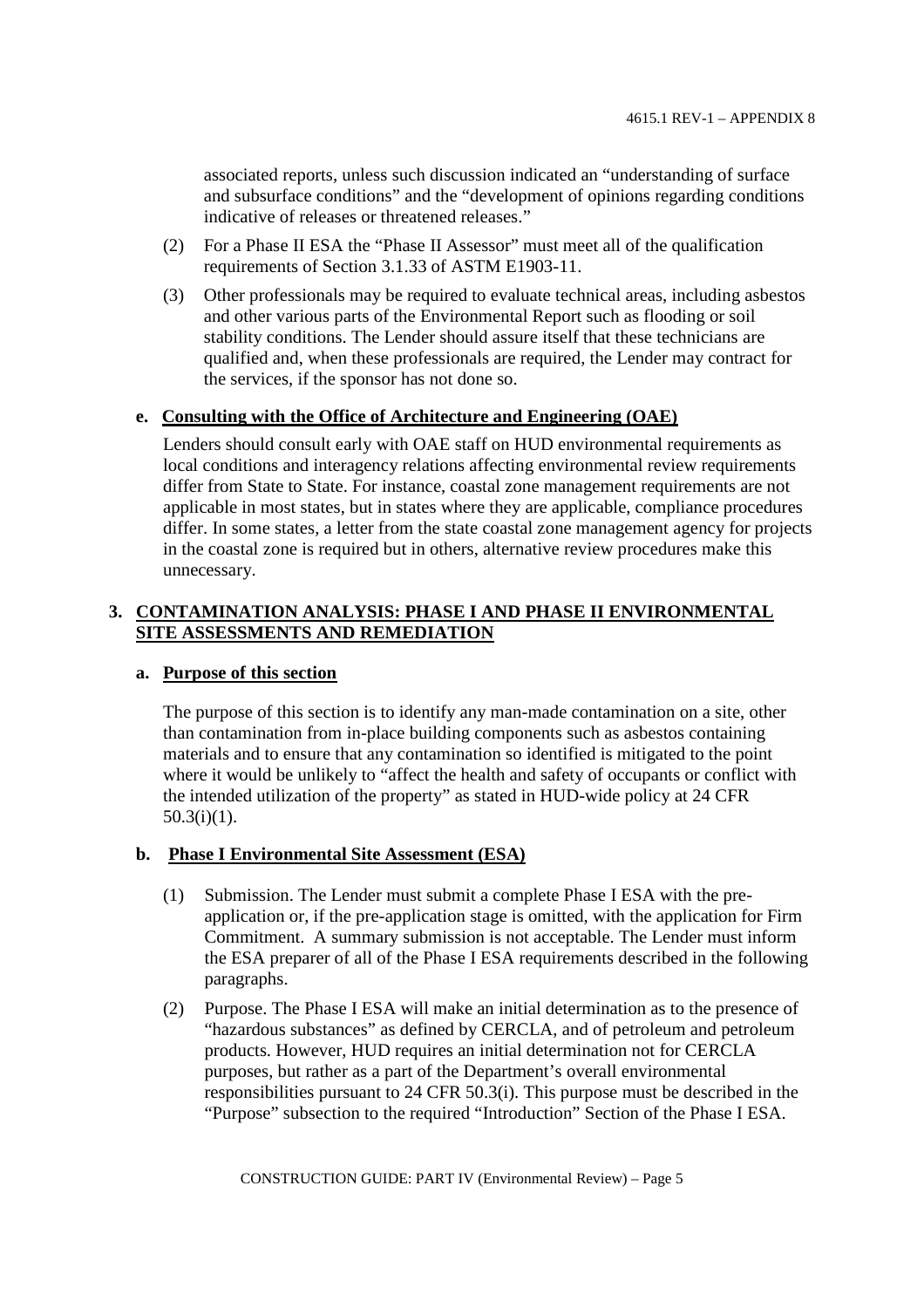associated reports, unless such discussion indicated an "understanding of surface and subsurface conditions" and the "development of opinions regarding conditions indicative of releases or threatened releases."

(2) For a Phase II ESA the "Phase II Assessor" must meet all of the qualification requirements of Section 3.1.33 of ASTM E1903-11.

(3) Other professionals may be required to evaluate technical areas, including asbestos and other various parts of the Environmental Report such as flooding or soil stability conditions. The Lender should assure itself that these technicians are qualified and, when these professionals are required, the Lender may contract for the services, if the sponsor has not done so.

**e. Consulting with the Office of Architecture and Engineering (OAE)**

Lenders should consult early with OAE staff on HUD environmental requirements as local conditions and interagency relations affecting environmental review requirements differ from State to State. For instance, coastal zone management requirements are not applicable in most states, but in states where they are applicable, compliance procedures differ. In some states, a letter from the state coastal zone management agency for projects in the coastal zone is required but in others, alternative review procedures make this unnecessary.

## 3. CONTAMINATION ANALYSIS: PHASE I AND PHASE II ENVIRONMENTAL SITE ASSESSMENTS AND REMEDIATION

**a. Purpose of this section**

The purpose of this section is to identify any man-made contamination on a site, other than contamination from in-place building components such as asbestos containing materials and to ensure that any contamination so identified is mitigated to the point where it would be unlikely to "affect the health and safety of occupants or conflict with the intended utilization of the property" as stated in HUD-wide policy at 24 CFR 50.3(i)(1).

**b. Phase I Environmental Site Assessment (ESA)**

(1) Submission. The Lender must submit a complete Phase I ESA with the pre-application or, if the pre-application stage is omitted, with the application for Firm Commitment. A summary submission is not acceptable. The Lender must inform the ESA preparer of all of the Phase I ESA requirements described in the following paragraphs.

(2) Purpose. The Phase I ESA will make an initial determination as to the presence of "hazardous substances" as defined by CERCLA, and of petroleum and petroleum products. However, HUD requires an initial determination not for CERCLA purposes, but rather as a part of the Department's overall environmental responsibilities pursuant to 24 CFR 50.3(i). This purpose must be described in the "Purpose" subsection to the required "Introduction" Section of the Phase I ESA.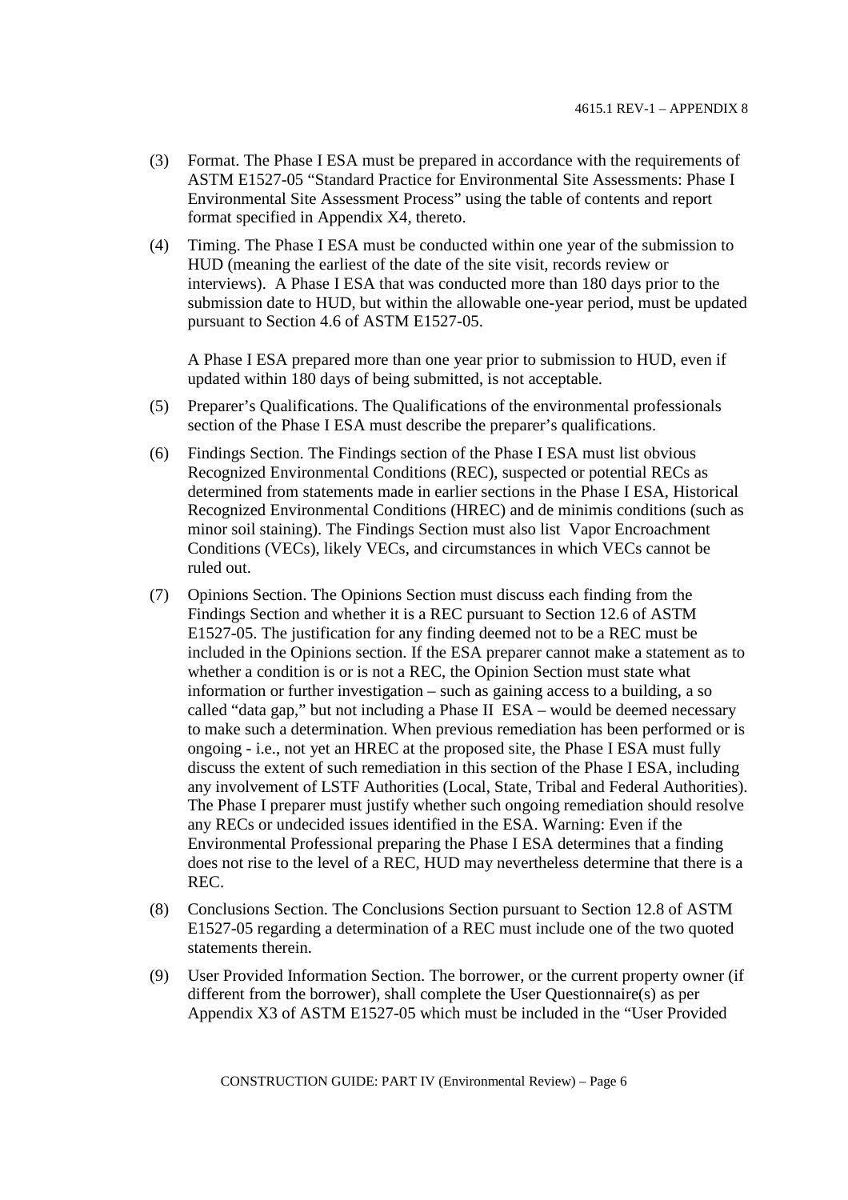(3) Format. The Phase I ESA must be prepared in accordance with the requirements of ASTM E1527-05 "Standard Practice for Environmental Site Assessments: Phase I Environmental Site Assessment Process" using the table of contents and report format specified in Appendix X4, thereto.

(4) Timing. The Phase I ESA must be conducted within one year of the submission to HUD (meaning the earliest of the date of the site visit, records review or interviews). A Phase I ESA that was conducted more than 180 days prior to the submission date to HUD, but within the allowable one-year period, must be updated pursuant to Section 4.6 of ASTM E1527-05.

    A Phase I ESA prepared more than one year prior to submission to HUD, even if updated within 180 days of being submitted, is not acceptable.

(5) Preparer's Qualifications. The Qualifications of the environmental professionals section of the Phase I ESA must describe the preparer's qualifications.

(6) Findings Section. The Findings section of the Phase I ESA must list obvious Recognized Environmental Conditions (REC), suspected or potential RECs as determined from statements made in earlier sections in the Phase I ESA, Historical Recognized Environmental Conditions (HREC) and de minimis conditions (such as minor soil staining). The Findings Section must also list Vapor Encroachment Conditions (VECs), likely VECs, and circumstances in which VECs cannot be ruled out.

(7) Opinions Section. The Opinions Section must discuss each finding from the Findings Section and whether it is a REC pursuant to Section 12.6 of ASTM E1527-05. The justification for any finding deemed not to be a REC must be included in the Opinions section. If the ESA preparer cannot make a statement as to whether a condition is or is not a REC, the Opinion Section must state what information or further investigation – such as gaining access to a building, a so called "data gap," but not including a Phase II ESA – would be deemed necessary to make such a determination. When previous remediation has been performed or is ongoing - i.e., not yet an HREC at the proposed site, the Phase I ESA must fully discuss the extent of such remediation in this section of the Phase I ESA, including any involvement of LSTF Authorities (Local, State, Tribal and Federal Authorities). The Phase I preparer must justify whether such ongoing remediation should resolve any RECs or undecided issues identified in the ESA. Warning: Even if the Environmental Professional preparing the Phase I ESA determines that a finding does not rise to the level of a REC, HUD may nevertheless determine that there is a REC.

(8) Conclusions Section. The Conclusions Section pursuant to Section 12.8 of ASTM E1527-05 regarding a determination of a REC must include one of the two quoted statements therein.

(9) User Provided Information Section. The borrower, or the current property owner (if different from the borrower), shall complete the User Questionnaire(s) as per Appendix X3 of ASTM E1527-05 which must be included in the "User Provided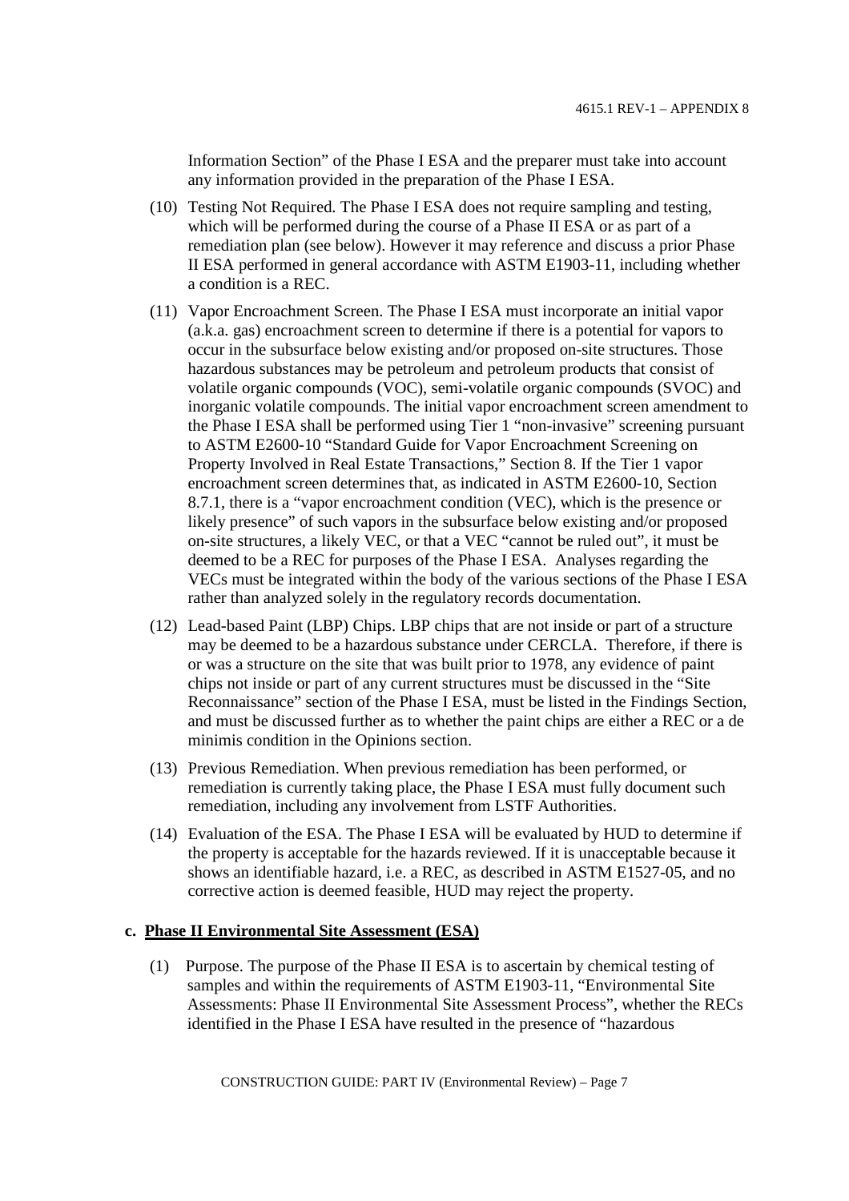Information Section" of the Phase I ESA and the preparer must take into account any information provided in the preparation of the Phase I ESA.

(10) Testing Not Required. The Phase I ESA does not require sampling and testing, which will be performed during the course of a Phase II ESA or as part of a remediation plan (see below). However it may reference and discuss a prior Phase II ESA performed in general accordance with ASTM E1903-11, including whether a condition is a REC.

(11) Vapor Encroachment Screen. The Phase I ESA must incorporate an initial vapor (a.k.a. gas) encroachment screen to determine if there is a potential for vapors to occur in the subsurface below existing and/or proposed on-site structures. Those hazardous substances may be petroleum and petroleum products that consist of volatile organic compounds (VOC), semi-volatile organic compounds (SVOC) and inorganic volatile compounds. The initial vapor encroachment screen amendment to the Phase I ESA shall be performed using Tier 1 "non-invasive" screening pursuant to ASTM E2600-10 "Standard Guide for Vapor Encroachment Screening on Property Involved in Real Estate Transactions," Section 8. If the Tier 1 vapor encroachment screen determines that, as indicated in ASTM E2600-10, Section 8.7.1, there is a "vapor encroachment condition (VEC), which is the presence or likely presence" of such vapors in the subsurface below existing and/or proposed on-site structures, a likely VEC, or that a VEC "cannot be ruled out", it must be deemed to be a REC for purposes of the Phase I ESA. Analyses regarding the VECs must be integrated within the body of the various sections of the Phase I ESA rather than analyzed solely in the regulatory records documentation.

(12) Lead-based Paint (LBP) Chips. LBP chips that are not inside or part of a structure may be deemed to be a hazardous substance under CERCLA. Therefore, if there is or was a structure on the site that was built prior to 1978, any evidence of paint chips not inside or part of any current structures must be discussed in the "Site Reconnaissance" section of the Phase I ESA, must be listed in the Findings Section, and must be discussed further as to whether the paint chips are either a REC or a de minimis condition in the Opinions section.

(13) Previous Remediation. When previous remediation has been performed, or remediation is currently taking place, the Phase I ESA must fully document such remediation, including any involvement from LSTF Authorities.

(14) Evaluation of the ESA. The Phase I ESA will be evaluated by HUD to determine if the property is acceptable for the hazards reviewed. If it is unacceptable because it shows an identifiable hazard, i.e. a REC, as described in ASTM E1527-05, and no corrective action is deemed feasible, HUD may reject the property.

**c. Phase II Environmental Site Assessment (ESA)**

(1) Purpose. The purpose of the Phase II ESA is to ascertain by chemical testing of samples and within the requirements of ASTM E1903-11, "Environmental Site Assessments: Phase II Environmental Site Assessment Process", whether the RECs identified in the Phase I ESA have resulted in the presence of "hazardous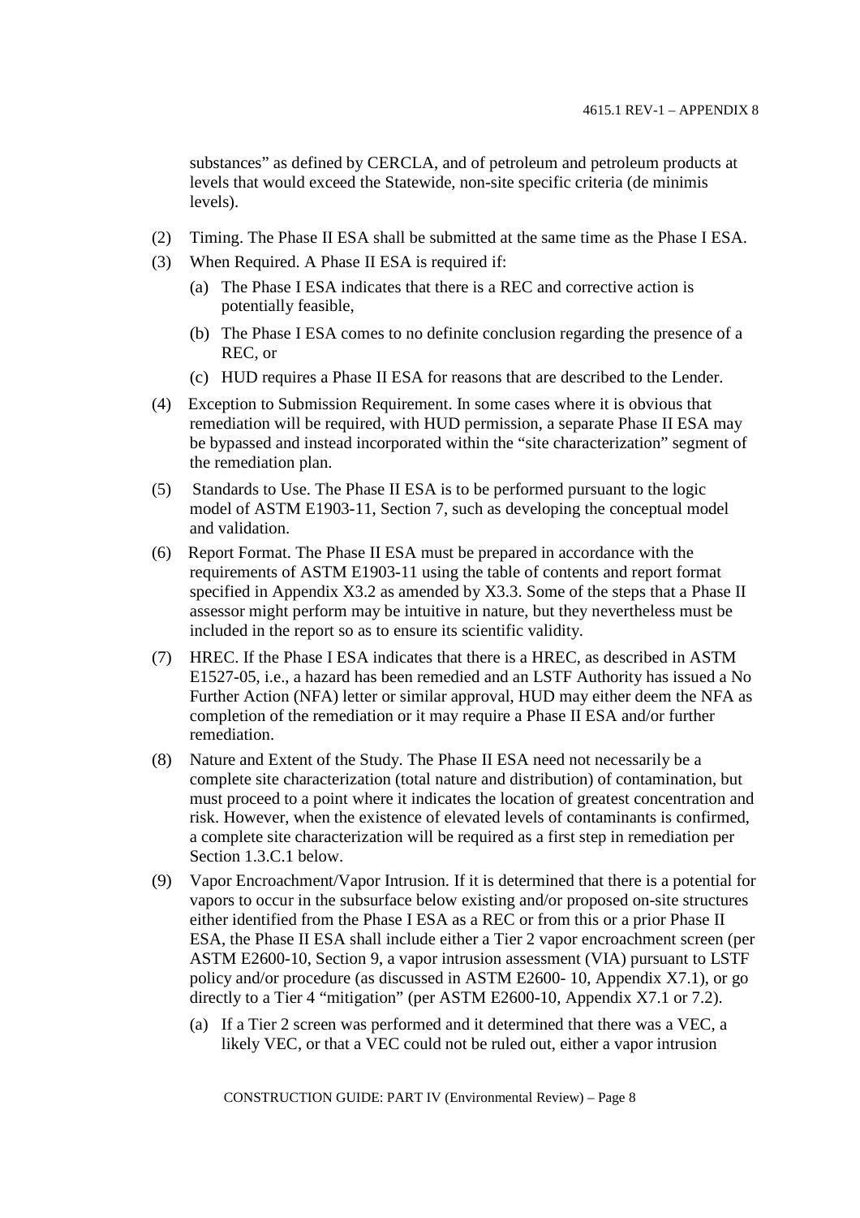substances" as defined by CERCLA, and of petroleum and petroleum products at levels that would exceed the Statewide, non-site specific criteria (de minimis levels).

(2) Timing. The Phase II ESA shall be submitted at the same time as the Phase I ESA.

(3) When Required. A Phase II ESA is required if:

   (a) The Phase I ESA indicates that there is a REC and corrective action is potentially feasible,

   (b) The Phase I ESA comes to no definite conclusion regarding the presence of a REC, or

   (c) HUD requires a Phase II ESA for reasons that are described to the Lender.

(4) Exception to Submission Requirement. In some cases where it is obvious that remediation will be required, with HUD permission, a separate Phase II ESA may be bypassed and instead incorporated within the "site characterization" segment of the remediation plan.

(5) Standards to Use. The Phase II ESA is to be performed pursuant to the logic model of ASTM E1903-11, Section 7, such as developing the conceptual model and validation.

(6) Report Format. The Phase II ESA must be prepared in accordance with the requirements of ASTM E1903-11 using the table of contents and report format specified in Appendix X3.2 as amended by X3.3. Some of the steps that a Phase II assessor might perform may be intuitive in nature, but they nevertheless must be included in the report so as to ensure its scientific validity.

(7) HREC. If the Phase I ESA indicates that there is a HREC, as described in ASTM E1527-05, i.e., a hazard has been remedied and an LSTF Authority has issued a No Further Action (NFA) letter or similar approval, HUD may either deem the NFA as completion of the remediation or it may require a Phase II ESA and/or further remediation.

(8) Nature and Extent of the Study. The Phase II ESA need not necessarily be a complete site characterization (total nature and distribution) of contamination, but must proceed to a point where it indicates the location of greatest concentration and risk. However, when the existence of elevated levels of contaminants is confirmed, a complete site characterization will be required as a first step in remediation per Section 1.3.C.1 below.

(9) Vapor Encroachment/Vapor Intrusion. If it is determined that there is a potential for vapors to occur in the subsurface below existing and/or proposed on-site structures either identified from the Phase I ESA as a REC or from this or a prior Phase II ESA, the Phase II ESA shall include either a Tier 2 vapor encroachment screen (per ASTM E2600-10, Section 9, a vapor intrusion assessment (VIA) pursuant to LSTF policy and/or procedure (as discussed in ASTM E2600- 10, Appendix X7.1), or go directly to a Tier 4 "mitigation" (per ASTM E2600-10, Appendix X7.1 or 7.2).

   (a) If a Tier 2 screen was performed and it determined that there was a VEC, a likely VEC, or that a VEC could not be ruled out, either a vapor intrusion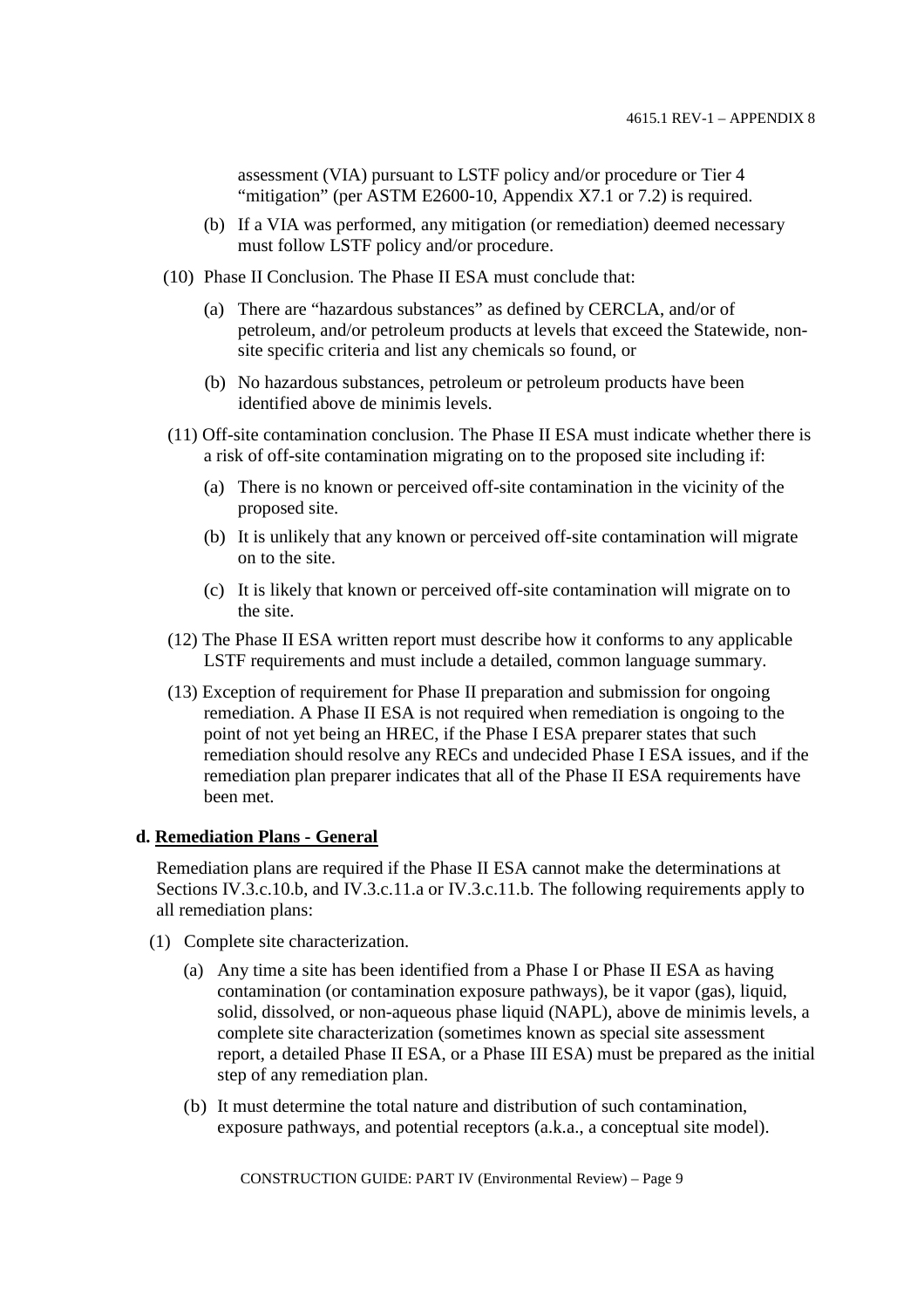assessment (VIA) pursuant to LSTF policy and/or procedure or Tier 4 "mitigation" (per ASTM E2600-10, Appendix X7.1 or 7.2) is required.

(b) If a VIA was performed, any mitigation (or remediation) deemed necessary must follow LSTF policy and/or procedure.

(10) Phase II Conclusion. The Phase II ESA must conclude that:

(a) There are "hazardous substances" as defined by CERCLA, and/or of petroleum, and/or petroleum products at levels that exceed the Statewide, non-site specific criteria and list any chemicals so found, or

(b) No hazardous substances, petroleum or petroleum products have been identified above de minimis levels.

(11) Off-site contamination conclusion. The Phase II ESA must indicate whether there is a risk of off-site contamination migrating on to the proposed site including if:

(a) There is no known or perceived off-site contamination in the vicinity of the proposed site.

(b) It is unlikely that any known or perceived off-site contamination will migrate on to the site.

(c) It is likely that known or perceived off-site contamination will migrate on to the site.

(12) The Phase II ESA written report must describe how it conforms to any applicable LSTF requirements and must include a detailed, common language summary.

(13) Exception of requirement for Phase II preparation and submission for ongoing remediation. A Phase II ESA is not required when remediation is ongoing to the point of not yet being an HREC, if the Phase I ESA preparer states that such remediation should resolve any RECs and undecided Phase I ESA issues, and if the remediation plan preparer indicates that all of the Phase II ESA requirements have been met.

**d. Remediation Plans - General**

Remediation plans are required if the Phase II ESA cannot make the determinations at Sections IV.3.c.10.b, and IV.3.c.11.a or IV.3.c.11.b. The following requirements apply to all remediation plans:

(1) Complete site characterization.

(a) Any time a site has been identified from a Phase I or Phase II ESA as having contamination (or contamination exposure pathways), be it vapor (gas), liquid, solid, dissolved, or non-aqueous phase liquid (NAPL), above de minimis levels, a complete site characterization (sometimes known as special site assessment report, a detailed Phase II ESA, or a Phase III ESA) must be prepared as the initial step of any remediation plan.

(b) It must determine the total nature and distribution of such contamination, exposure pathways, and potential receptors (a.k.a., a conceptual site model).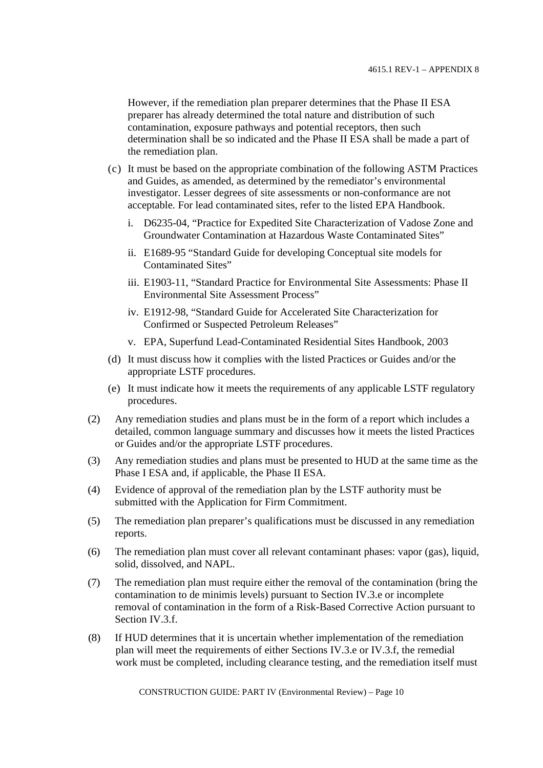However, if the remediation plan preparer determines that the Phase II ESA preparer has already determined the total nature and distribution of such contamination, exposure pathways and potential receptors, then such determination shall be so indicated and the Phase II ESA shall be made a part of the remediation plan.

(c) It must be based on the appropriate combination of the following ASTM Practices and Guides, as amended, as determined by the remediator's environmental investigator. Lesser degrees of site assessments or non-conformance are not acceptable. For lead contaminated sites, refer to the listed EPA Handbook.

   i. D6235-04, "Practice for Expedited Site Characterization of Vadose Zone and Groundwater Contamination at Hazardous Waste Contaminated Sites"

   ii. E1689-95 "Standard Guide for developing Conceptual site models for Contaminated Sites"

   iii. E1903-11, "Standard Practice for Environmental Site Assessments: Phase II Environmental Site Assessment Process"

   iv. E1912-98, "Standard Guide for Accelerated Site Characterization for Confirmed or Suspected Petroleum Releases"

   v. EPA, Superfund Lead-Contaminated Residential Sites Handbook, 2003

(d) It must discuss how it complies with the listed Practices or Guides and/or the appropriate LSTF procedures.

(e) It must indicate how it meets the requirements of any applicable LSTF regulatory procedures.

(2) Any remediation studies and plans must be in the form of a report which includes a detailed, common language summary and discusses how it meets the listed Practices or Guides and/or the appropriate LSTF procedures.

(3) Any remediation studies and plans must be presented to HUD at the same time as the Phase I ESA and, if applicable, the Phase II ESA.

(4) Evidence of approval of the remediation plan by the LSTF authority must be submitted with the Application for Firm Commitment.

(5) The remediation plan preparer's qualifications must be discussed in any remediation reports.

(6) The remediation plan must cover all relevant contaminant phases: vapor (gas), liquid, solid, dissolved, and NAPL.

(7) The remediation plan must require either the removal of the contamination (bring the contamination to de minimis levels) pursuant to Section IV.3.e or incomplete removal of contamination in the form of a Risk-Based Corrective Action pursuant to Section IV.3.f.

(8) If HUD determines that it is uncertain whether implementation of the remediation plan will meet the requirements of either Sections IV.3.e or IV.3.f, the remedial work must be completed, including clearance testing, and the remediation itself must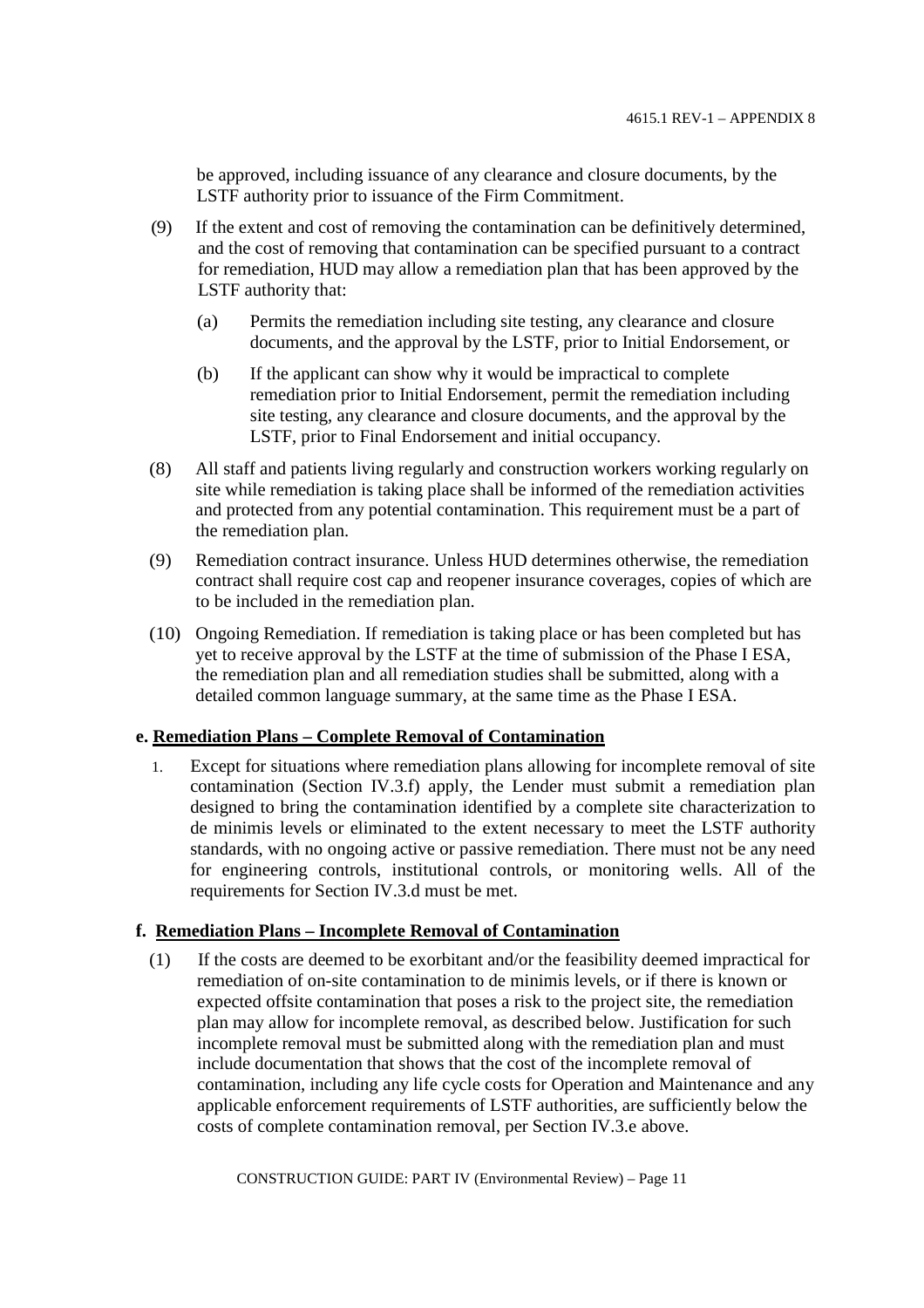be approved, including issuance of any clearance and closure documents, by the LSTF authority prior to issuance of the Firm Commitment.

(9) If the extent and cost of removing the contamination can be definitively determined, and the cost of removing that contamination can be specified pursuant to a contract for remediation, HUD may allow a remediation plan that has been approved by the LSTF authority that:

(a) Permits the remediation including site testing, any clearance and closure documents, and the approval by the LSTF, prior to Initial Endorsement, or

(b) If the applicant can show why it would be impractical to complete remediation prior to Initial Endorsement, permit the remediation including site testing, any clearance and closure documents, and the approval by the LSTF, prior to Final Endorsement and initial occupancy.

(8) All staff and patients living regularly and construction workers working regularly on site while remediation is taking place shall be informed of the remediation activities and protected from any potential contamination. This requirement must be a part of the remediation plan.

(9) Remediation contract insurance. Unless HUD determines otherwise, the remediation contract shall require cost cap and reopener insurance coverages, copies of which are to be included in the remediation plan.

(10) Ongoing Remediation. If remediation is taking place or has been completed but has yet to receive approval by the LSTF at the time of submission of the Phase I ESA, the remediation plan and all remediation studies shall be submitted, along with a detailed common language summary, at the same time as the Phase I ESA.

**e. Remediation Plans – Complete Removal of Contamination**

1. Except for situations where remediation plans allowing for incomplete removal of site contamination (Section IV.3.f) apply, the Lender must submit a remediation plan designed to bring the contamination identified by a complete site characterization to de minimis levels or eliminated to the extent necessary to meet the LSTF authority standards, with no ongoing active or passive remediation. There must not be any need for engineering controls, institutional controls, or monitoring wells. All of the requirements for Section IV.3.d must be met.

**f. Remediation Plans – Incomplete Removal of Contamination**

(1) If the costs are deemed to be exorbitant and/or the feasibility deemed impractical for remediation of on-site contamination to de minimis levels, or if there is known or expected offsite contamination that poses a risk to the project site, the remediation plan may allow for incomplete removal, as described below. Justification for such incomplete removal must be submitted along with the remediation plan and must include documentation that shows that the cost of the incomplete removal of contamination, including any life cycle costs for Operation and Maintenance and any applicable enforcement requirements of LSTF authorities, are sufficiently below the costs of complete contamination removal, per Section IV.3.e above.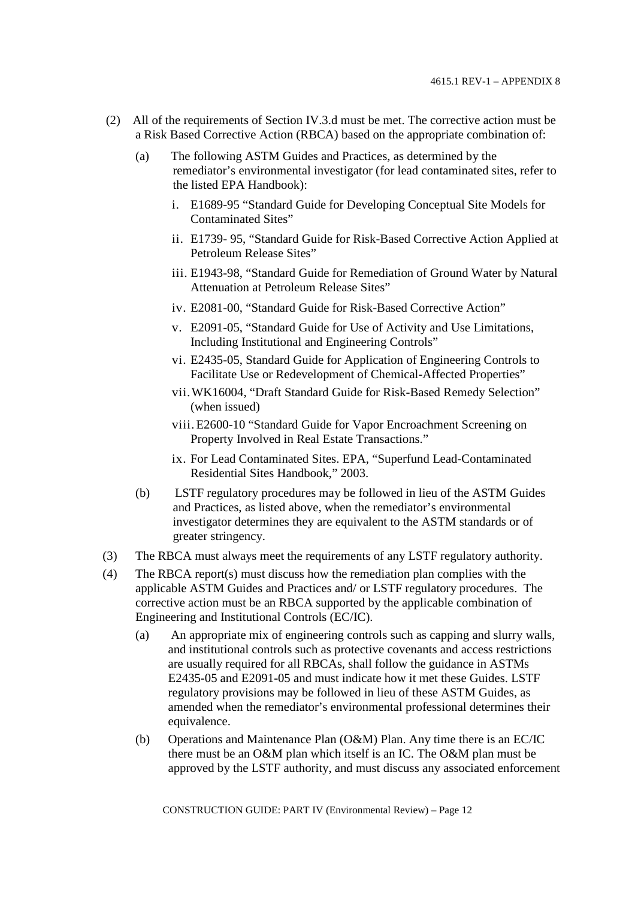(2) All of the requirements of Section IV.3.d must be met. The corrective action must be a Risk Based Corrective Action (RBCA) based on the appropriate combination of:

(a) The following ASTM Guides and Practices, as determined by the remediator's environmental investigator (for lead contaminated sites, refer to the listed EPA Handbook):

i. E1689-95 "Standard Guide for Developing Conceptual Site Models for Contaminated Sites"

ii. E1739- 95, "Standard Guide for Risk-Based Corrective Action Applied at Petroleum Release Sites"

iii. E1943-98, "Standard Guide for Remediation of Ground Water by Natural Attenuation at Petroleum Release Sites"

iv. E2081-00, "Standard Guide for Risk-Based Corrective Action"

v. E2091-05, "Standard Guide for Use of Activity and Use Limitations, Including Institutional and Engineering Controls"

vi. E2435-05, Standard Guide for Application of Engineering Controls to Facilitate Use or Redevelopment of Chemical-Affected Properties"

vii. WK16004, "Draft Standard Guide for Risk-Based Remedy Selection" (when issued)

viii. E2600-10 "Standard Guide for Vapor Encroachment Screening on Property Involved in Real Estate Transactions."

ix. For Lead Contaminated Sites. EPA, "Superfund Lead-Contaminated Residential Sites Handbook," 2003.

(b) LSTF regulatory procedures may be followed in lieu of the ASTM Guides and Practices, as listed above, when the remediator's environmental investigator determines they are equivalent to the ASTM standards or of greater stringency.

(3) The RBCA must always meet the requirements of any LSTF regulatory authority.

(4) The RBCA report(s) must discuss how the remediation plan complies with the applicable ASTM Guides and Practices and/ or LSTF regulatory procedures. The corrective action must be an RBCA supported by the applicable combination of Engineering and Institutional Controls (EC/IC).

(a) An appropriate mix of engineering controls such as capping and slurry walls, and institutional controls such as protective covenants and access restrictions are usually required for all RBCAs, shall follow the guidance in ASTMs E2435-05 and E2091-05 and must indicate how it met these Guides. LSTF regulatory provisions may be followed in lieu of these ASTM Guides, as amended when the remediator's environmental professional determines their equivalence.

(b) Operations and Maintenance Plan (O&M) Plan. Any time there is an EC/IC there must be an O&M plan which itself is an IC. The O&M plan must be approved by the LSTF authority, and must discuss any associated enforcement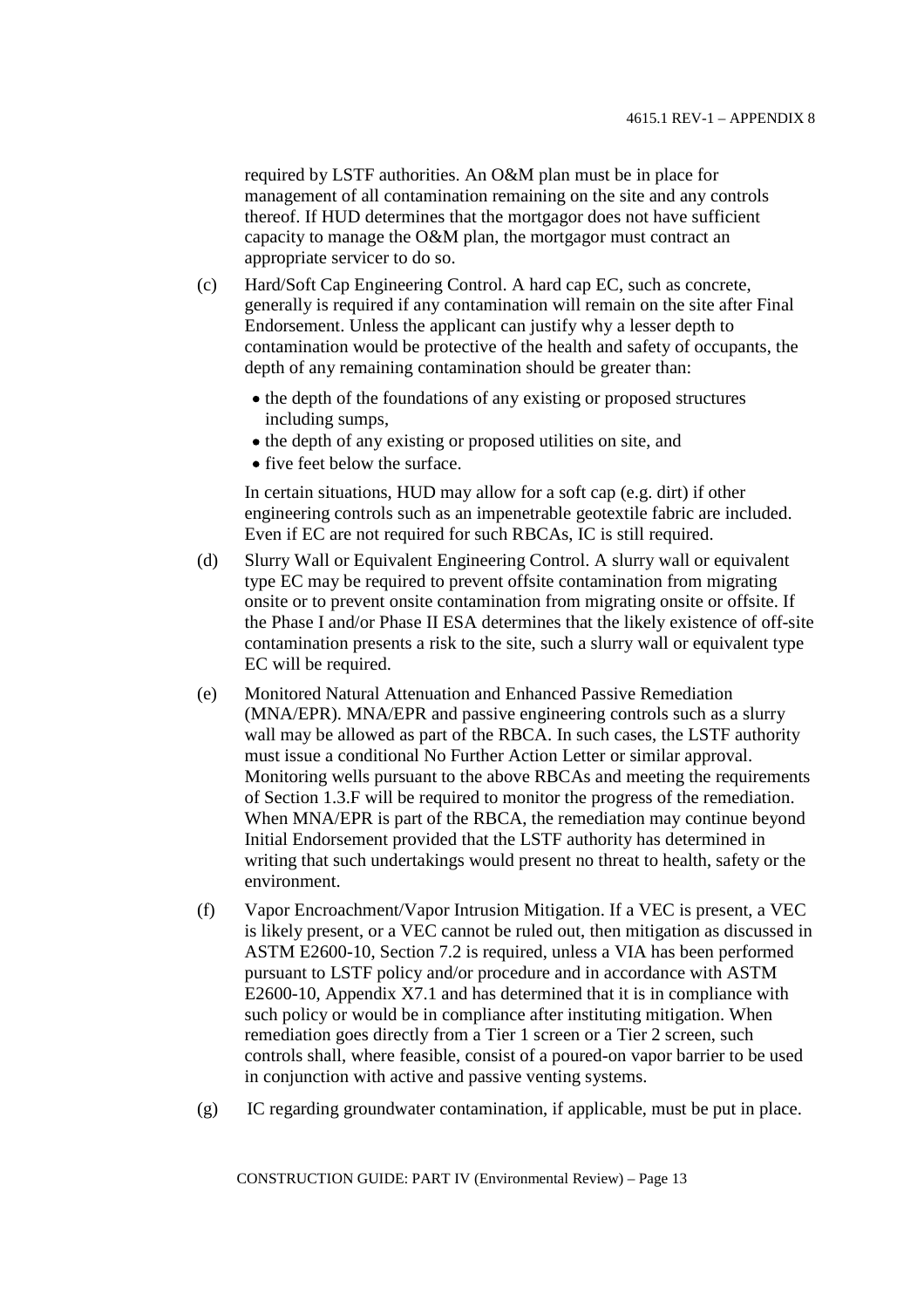required by LSTF authorities. An O&M plan must be in place for management of all contamination remaining on the site and any controls thereof. If HUD determines that the mortgagor does not have sufficient capacity to manage the O&M plan, the mortgagor must contract an appropriate servicer to do so.

(c) Hard/Soft Cap Engineering Control. A hard cap EC, such as concrete, generally is required if any contamination will remain on the site after Final Endorsement. Unless the applicant can justify why a lesser depth to contamination would be protective of the health and safety of occupants, the depth of any remaining contamination should be greater than:

- the depth of the foundations of any existing or proposed structures including sumps,
- the depth of any existing or proposed utilities on site, and
- five feet below the surface.

In certain situations, HUD may allow for a soft cap (e.g. dirt) if other engineering controls such as an impenetrable geotextile fabric are included. Even if EC are not required for such RBCAs, IC is still required.

(d) Slurry Wall or Equivalent Engineering Control. A slurry wall or equivalent type EC may be required to prevent offsite contamination from migrating onsite or to prevent onsite contamination from migrating onsite or offsite. If the Phase I and/or Phase II ESA determines that the likely existence of off-site contamination presents a risk to the site, such a slurry wall or equivalent type EC will be required.

(e) Monitored Natural Attenuation and Enhanced Passive Remediation (MNA/EPR). MNA/EPR and passive engineering controls such as a slurry wall may be allowed as part of the RBCA. In such cases, the LSTF authority must issue a conditional No Further Action Letter or similar approval. Monitoring wells pursuant to the above RBCAs and meeting the requirements of Section 1.3.F will be required to monitor the progress of the remediation. When MNA/EPR is part of the RBCA, the remediation may continue beyond Initial Endorsement provided that the LSTF authority has determined in writing that such undertakings would present no threat to health, safety or the environment.

(f) Vapor Encroachment/Vapor Intrusion Mitigation. If a VEC is present, a VEC is likely present, or a VEC cannot be ruled out, then mitigation as discussed in ASTM E2600-10, Section 7.2 is required, unless a VIA has been performed pursuant to LSTF policy and/or procedure and in accordance with ASTM E2600-10, Appendix X7.1 and has determined that it is in compliance with such policy or would be in compliance after instituting mitigation. When remediation goes directly from a Tier 1 screen or a Tier 2 screen, such controls shall, where feasible, consist of a poured-on vapor barrier to be used in conjunction with active and passive venting systems.

(g) IC regarding groundwater contamination, if applicable, must be put in place.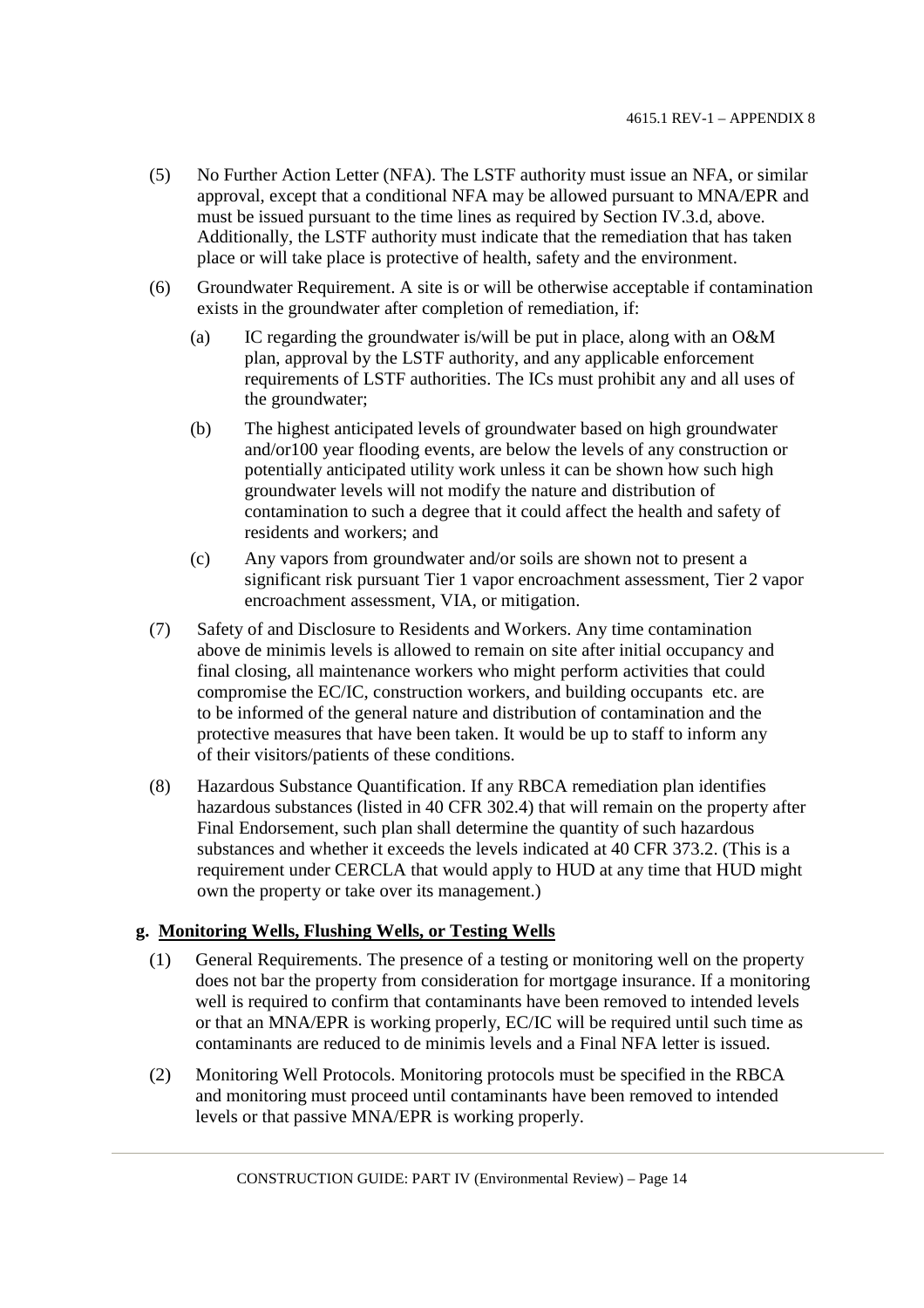(5) No Further Action Letter (NFA). The LSTF authority must issue an NFA, or similar approval, except that a conditional NFA may be allowed pursuant to MNA/EPR and must be issued pursuant to the time lines as required by Section IV.3.d, above. Additionally, the LSTF authority must indicate that the remediation that has taken place or will take place is protective of health, safety and the environment.

(6) Groundwater Requirement. A site is or will be otherwise acceptable if contamination exists in the groundwater after completion of remediation, if:

   (a) IC regarding the groundwater is/will be put in place, along with an O&M plan, approval by the LSTF authority, and any applicable enforcement requirements of LSTF authorities. The ICs must prohibit any and all uses of the groundwater;

   (b) The highest anticipated levels of groundwater based on high groundwater and/or100 year flooding events, are below the levels of any construction or potentially anticipated utility work unless it can be shown how such high groundwater levels will not modify the nature and distribution of contamination to such a degree that it could affect the health and safety of residents and workers; and

   (c) Any vapors from groundwater and/or soils are shown not to present a significant risk pursuant Tier 1 vapor encroachment assessment, Tier 2 vapor encroachment assessment, VIA, or mitigation.

(7) Safety of and Disclosure to Residents and Workers. Any time contamination above de minimis levels is allowed to remain on site after initial occupancy and final closing, all maintenance workers who might perform activities that could compromise the EC/IC, construction workers, and building occupants etc. are to be informed of the general nature and distribution of contamination and the protective measures that have been taken. It would be up to staff to inform any of their visitors/patients of these conditions.

(8) Hazardous Substance Quantification. If any RBCA remediation plan identifies hazardous substances (listed in 40 CFR 302.4) that will remain on the property after Final Endorsement, such plan shall determine the quantity of such hazardous substances and whether it exceeds the levels indicated at 40 CFR 373.2. (This is a requirement under CERCLA that would apply to HUD at any time that HUD might own the property or take over its management.)

**g. Monitoring Wells, Flushing Wells, or Testing Wells**

(1) General Requirements. The presence of a testing or monitoring well on the property does not bar the property from consideration for mortgage insurance. If a monitoring well is required to confirm that contaminants have been removed to intended levels or that an MNA/EPR is working properly, EC/IC will be required until such time as contaminants are reduced to de minimis levels and a Final NFA letter is issued.

(2) Monitoring Well Protocols. Monitoring protocols must be specified in the RBCA and monitoring must proceed until contaminants have been removed to intended levels or that passive MNA/EPR is working properly.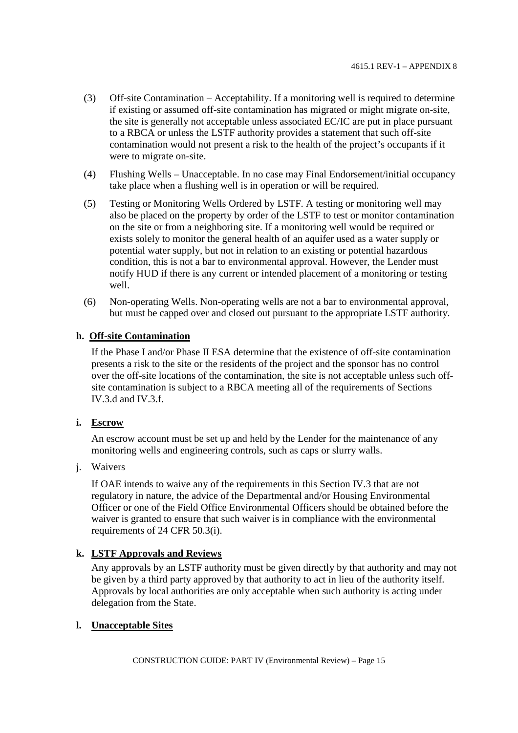(3) Off-site Contamination – Acceptability. If a monitoring well is required to determine if existing or assumed off-site contamination has migrated or might migrate on-site, the site is generally not acceptable unless associated EC/IC are put in place pursuant to a RBCA or unless the LSTF authority provides a statement that such off-site contamination would not present a risk to the health of the project's occupants if it were to migrate on-site.

(4) Flushing Wells – Unacceptable. In no case may Final Endorsement/initial occupancy take place when a flushing well is in operation or will be required.

(5) Testing or Monitoring Wells Ordered by LSTF. A testing or monitoring well may also be placed on the property by order of the LSTF to test or monitor contamination on the site or from a neighboring site. If a monitoring well would be required or exists solely to monitor the general health of an aquifer used as a water supply or potential water supply, but not in relation to an existing or potential hazardous condition, this is not a bar to environmental approval. However, the Lender must notify HUD if there is any current or intended placement of a monitoring or testing well.

(6) Non-operating Wells. Non-operating wells are not a bar to environmental approval, but must be capped over and closed out pursuant to the appropriate LSTF authority.

**h. Off-site Contamination**

If the Phase I and/or Phase II ESA determine that the existence of off-site contamination presents a risk to the site or the residents of the project and the sponsor has no control over the off-site locations of the contamination, the site is not acceptable unless such off-site contamination is subject to a RBCA meeting all of the requirements of Sections IV.3.d and IV.3.f.

**i. Escrow**

An escrow account must be set up and held by the Lender for the maintenance of any monitoring wells and engineering controls, such as caps or slurry walls.

j. Waivers

If OAE intends to waive any of the requirements in this Section IV.3 that are not regulatory in nature, the advice of the Departmental and/or Housing Environmental Officer or one of the Field Office Environmental Officers should be obtained before the waiver is granted to ensure that such waiver is in compliance with the environmental requirements of 24 CFR 50.3(i).

**k. LSTF Approvals and Reviews**

Any approvals by an LSTF authority must be given directly by that authority and may not be given by a third party approved by that authority to act in lieu of the authority itself. Approvals by local authorities are only acceptable when such authority is acting under delegation from the State.

**l. Unacceptable Sites**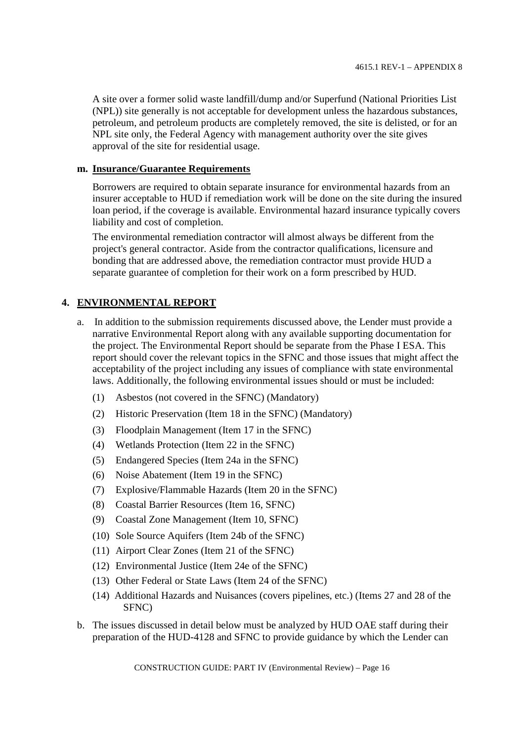A site over a former solid waste landfill/dump and/or Superfund (National Priorities List (NPL)) site generally is not acceptable for development unless the hazardous substances, petroleum, and petroleum products are completely removed, the site is delisted, or for an NPL site only, the Federal Agency with management authority over the site gives approval of the site for residential usage.

**m. Insurance/Guarantee Requirements**

Borrowers are required to obtain separate insurance for environmental hazards from an insurer acceptable to HUD if remediation work will be done on the site during the insured loan period, if the coverage is available. Environmental hazard insurance typically covers liability and cost of completion.

The environmental remediation contractor will almost always be different from the project's general contractor. Aside from the contractor qualifications, licensure and bonding that are addressed above, the remediation contractor must provide HUD a separate guarantee of completion for their work on a form prescribed by HUD.

## 4. ENVIRONMENTAL REPORT

a. In addition to the submission requirements discussed above, the Lender must provide a narrative Environmental Report along with any available supporting documentation for the project. The Environmental Report should be separate from the Phase I ESA. This report should cover the relevant topics in the SFNC and those issues that might affect the acceptability of the project including any issues of compliance with state environmental laws. Additionally, the following environmental issues should or must be included:

   (1) Asbestos (not covered in the SFNC) (Mandatory)

   (2) Historic Preservation (Item 18 in the SFNC) (Mandatory)

   (3) Floodplain Management (Item 17 in the SFNC)

   (4) Wetlands Protection (Item 22 in the SFNC)

   (5) Endangered Species (Item 24a in the SFNC)

   (6) Noise Abatement (Item 19 in the SFNC)

   (7) Explosive/Flammable Hazards (Item 20 in the SFNC)

   (8) Coastal Barrier Resources (Item 16, SFNC)

   (9) Coastal Zone Management (Item 10, SFNC)

   (10) Sole Source Aquifers (Item 24b of the SFNC)

   (11) Airport Clear Zones (Item 21 of the SFNC)

   (12) Environmental Justice (Item 24e of the SFNC)

   (13) Other Federal or State Laws (Item 24 of the SFNC)

   (14) Additional Hazards and Nuisances (covers pipelines, etc.) (Items 27 and 28 of the SFNC)

b. The issues discussed in detail below must be analyzed by HUD OAE staff during their preparation of the HUD-4128 and SFNC to provide guidance by which the Lender can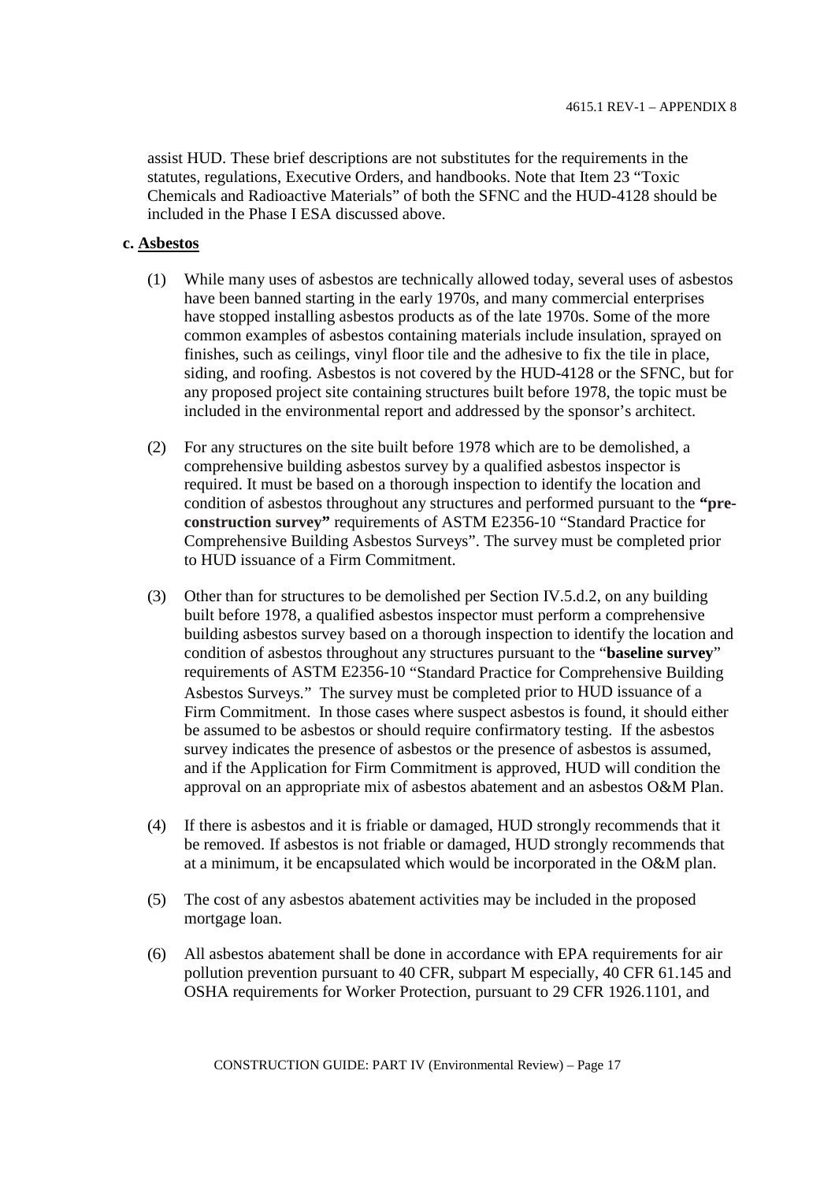assist HUD. These brief descriptions are not substitutes for the requirements in the statutes, regulations, Executive Orders, and handbooks. Note that Item 23 "Toxic Chemicals and Radioactive Materials" of both the SFNC and the HUD-4128 should be included in the Phase I ESA discussed above.

**c. Asbestos**

(1) While many uses of asbestos are technically allowed today, several uses of asbestos have been banned starting in the early 1970s, and many commercial enterprises have stopped installing asbestos products as of the late 1970s. Some of the more common examples of asbestos containing materials include insulation, sprayed on finishes, such as ceilings, vinyl floor tile and the adhesive to fix the tile in place, siding, and roofing. Asbestos is not covered by the HUD-4128 or the SFNC, but for any proposed project site containing structures built before 1978, the topic must be included in the environmental report and addressed by the sponsor's architect.

(2) For any structures on the site built before 1978 which are to be demolished, a comprehensive building asbestos survey by a qualified asbestos inspector is required. It must be based on a thorough inspection to identify the location and condition of asbestos throughout any structures and performed pursuant to the **"pre-construction survey"** requirements of ASTM E2356-10 "Standard Practice for Comprehensive Building Asbestos Surveys". The survey must be completed prior to HUD issuance of a Firm Commitment.

(3) Other than for structures to be demolished per Section IV.5.d.2, on any building built before 1978, a qualified asbestos inspector must perform a comprehensive building asbestos survey based on a thorough inspection to identify the location and condition of asbestos throughout any structures pursuant to the "**baseline survey**" requirements of ASTM E2356-10 "Standard Practice for Comprehensive Building Asbestos Surveys." The survey must be completed prior to HUD issuance of a Firm Commitment. In those cases where suspect asbestos is found, it should either be assumed to be asbestos or should require confirmatory testing. If the asbestos survey indicates the presence of asbestos or the presence of asbestos is assumed, and if the Application for Firm Commitment is approved, HUD will condition the approval on an appropriate mix of asbestos abatement and an asbestos O&M Plan.

(4) If there is asbestos and it is friable or damaged, HUD strongly recommends that it be removed. If asbestos is not friable or damaged, HUD strongly recommends that at a minimum, it be encapsulated which would be incorporated in the O&M plan.

(5) The cost of any asbestos abatement activities may be included in the proposed mortgage loan.

(6) All asbestos abatement shall be done in accordance with EPA requirements for air pollution prevention pursuant to 40 CFR, subpart M especially, 40 CFR 61.145 and OSHA requirements for Worker Protection, pursuant to 29 CFR 1926.1101, and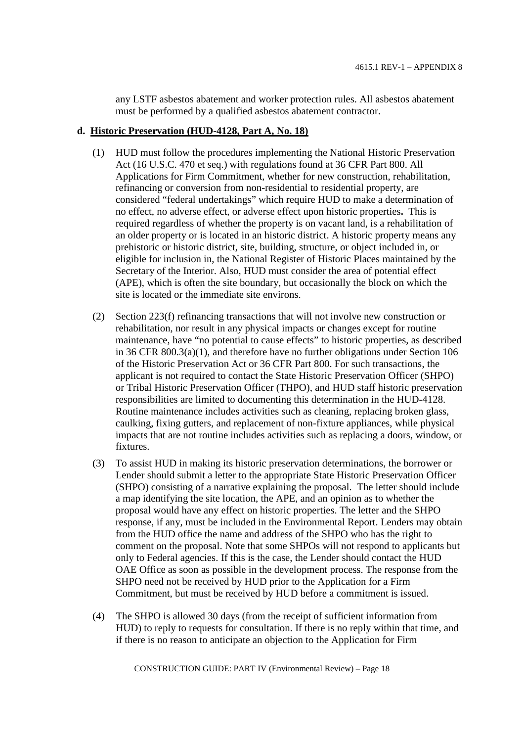any LSTF asbestos abatement and worker protection rules. All asbestos abatement must be performed by a qualified asbestos abatement contractor.

**d. Historic Preservation (HUD-4128, Part A, No. 18)**

(1) HUD must follow the procedures implementing the National Historic Preservation Act (16 U.S.C. 470 et seq.) with regulations found at 36 CFR Part 800. All Applications for Firm Commitment, whether for new construction, rehabilitation, refinancing or conversion from non-residential to residential property, are considered "federal undertakings" which require HUD to make a determination of no effect, no adverse effect, or adverse effect upon historic properties**.** This is required regardless of whether the property is on vacant land, is a rehabilitation of an older property or is located in an historic district. A historic property means any prehistoric or historic district, site, building, structure, or object included in, or eligible for inclusion in, the National Register of Historic Places maintained by the Secretary of the Interior. Also, HUD must consider the area of potential effect (APE), which is often the site boundary, but occasionally the block on which the site is located or the immediate site environs.

(2) Section 223(f) refinancing transactions that will not involve new construction or rehabilitation, nor result in any physical impacts or changes except for routine maintenance, have "no potential to cause effects" to historic properties, as described in 36 CFR 800.3(a)(1), and therefore have no further obligations under Section 106 of the Historic Preservation Act or 36 CFR Part 800. For such transactions, the applicant is not required to contact the State Historic Preservation Officer (SHPO) or Tribal Historic Preservation Officer (THPO), and HUD staff historic preservation responsibilities are limited to documenting this determination in the HUD-4128. Routine maintenance includes activities such as cleaning, replacing broken glass, caulking, fixing gutters, and replacement of non-fixture appliances, while physical impacts that are not routine includes activities such as replacing a doors, window, or fixtures.

(3) To assist HUD in making its historic preservation determinations, the borrower or Lender should submit a letter to the appropriate State Historic Preservation Officer (SHPO) consisting of a narrative explaining the proposal. The letter should include a map identifying the site location, the APE, and an opinion as to whether the proposal would have any effect on historic properties. The letter and the SHPO response, if any, must be included in the Environmental Report. Lenders may obtain from the HUD office the name and address of the SHPO who has the right to comment on the proposal. Note that some SHPOs will not respond to applicants but only to Federal agencies. If this is the case, the Lender should contact the HUD OAE Office as soon as possible in the development process. The response from the SHPO need not be received by HUD prior to the Application for a Firm Commitment, but must be received by HUD before a commitment is issued.

(4) The SHPO is allowed 30 days (from the receipt of sufficient information from HUD) to reply to requests for consultation. If there is no reply within that time, and if there is no reason to anticipate an objection to the Application for Firm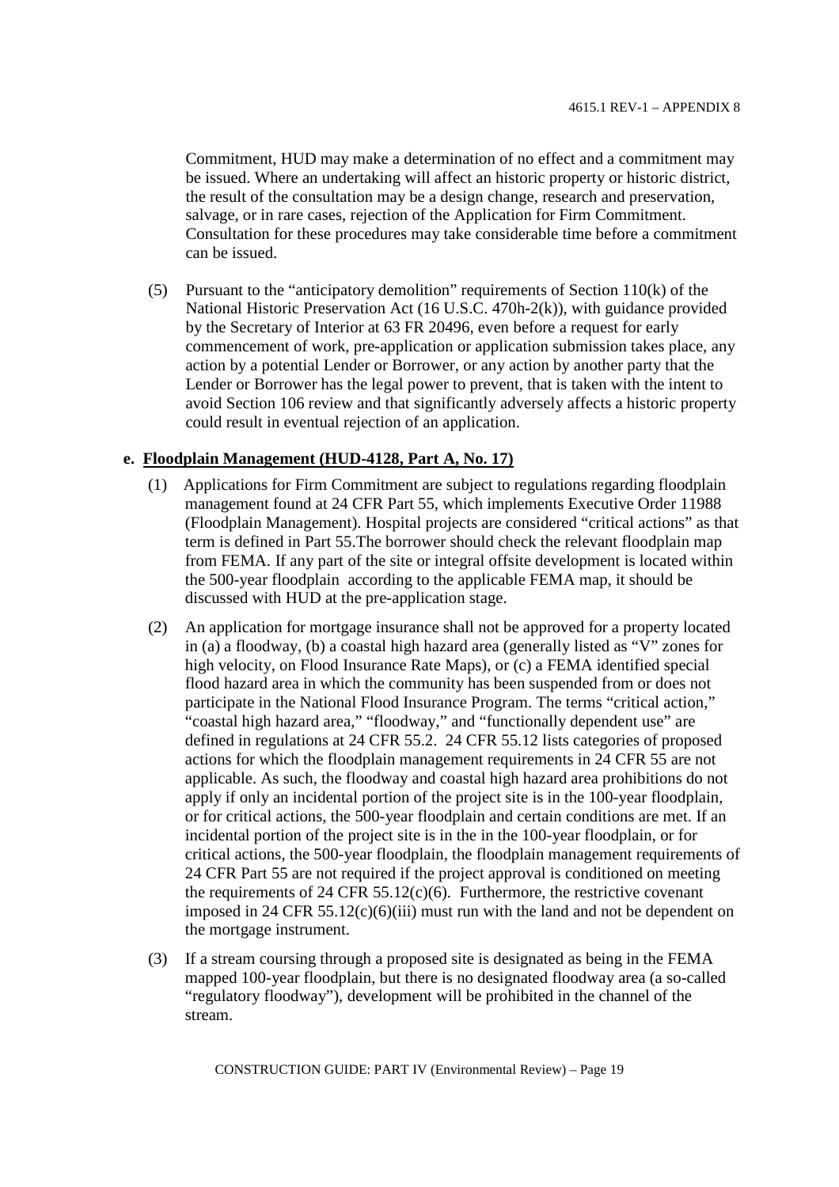Commitment, HUD may make a determination of no effect and a commitment may be issued. Where an undertaking will affect an historic property or historic district, the result of the consultation may be a design change, research and preservation, salvage, or in rare cases, rejection of the Application for Firm Commitment. Consultation for these procedures may take considerable time before a commitment can be issued.

(5) Pursuant to the "anticipatory demolition" requirements of Section 110(k) of the National Historic Preservation Act (16 U.S.C. 470h-2(k)), with guidance provided by the Secretary of Interior at 63 FR 20496, even before a request for early commencement of work, pre-application or application submission takes place, any action by a potential Lender or Borrower, or any action by another party that the Lender or Borrower has the legal power to prevent, that is taken with the intent to avoid Section 106 review and that significantly adversely affects a historic property could result in eventual rejection of an application.

**e. <u>Floodplain Management (HUD-4128, Part A, No. 17)</u>**

(1) Applications for Firm Commitment are subject to regulations regarding floodplain management found at 24 CFR Part 55, which implements Executive Order 11988 (Floodplain Management). Hospital projects are considered "critical actions" as that term is defined in Part 55.The borrower should check the relevant floodplain map from FEMA. If any part of the site or integral offsite development is located within the 500-year floodplain according to the applicable FEMA map, it should be discussed with HUD at the pre-application stage.

(2) An application for mortgage insurance shall not be approved for a property located in (a) a floodway, (b) a coastal high hazard area (generally listed as "V" zones for high velocity, on Flood Insurance Rate Maps), or (c) a FEMA identified special flood hazard area in which the community has been suspended from or does not participate in the National Flood Insurance Program. The terms "critical action," "coastal high hazard area," "floodway," and "functionally dependent use" are defined in regulations at 24 CFR 55.2. 24 CFR 55.12 lists categories of proposed actions for which the floodplain management requirements in 24 CFR 55 are not applicable. As such, the floodway and coastal high hazard area prohibitions do not apply if only an incidental portion of the project site is in the 100-year floodplain, or for critical actions, the 500-year floodplain and certain conditions are met. If an incidental portion of the project site is in the in the 100-year floodplain, or for critical actions, the 500-year floodplain, the floodplain management requirements of 24 CFR Part 55 are not required if the project approval is conditioned on meeting the requirements of 24 CFR 55.12(c)(6). Furthermore, the restrictive covenant imposed in 24 CFR 55.12(c)(6)(iii) must run with the land and not be dependent on the mortgage instrument.

(3) If a stream coursing through a proposed site is designated as being in the FEMA mapped 100-year floodplain, but there is no designated floodway area (a so-called "regulatory floodway"), development will be prohibited in the channel of the stream.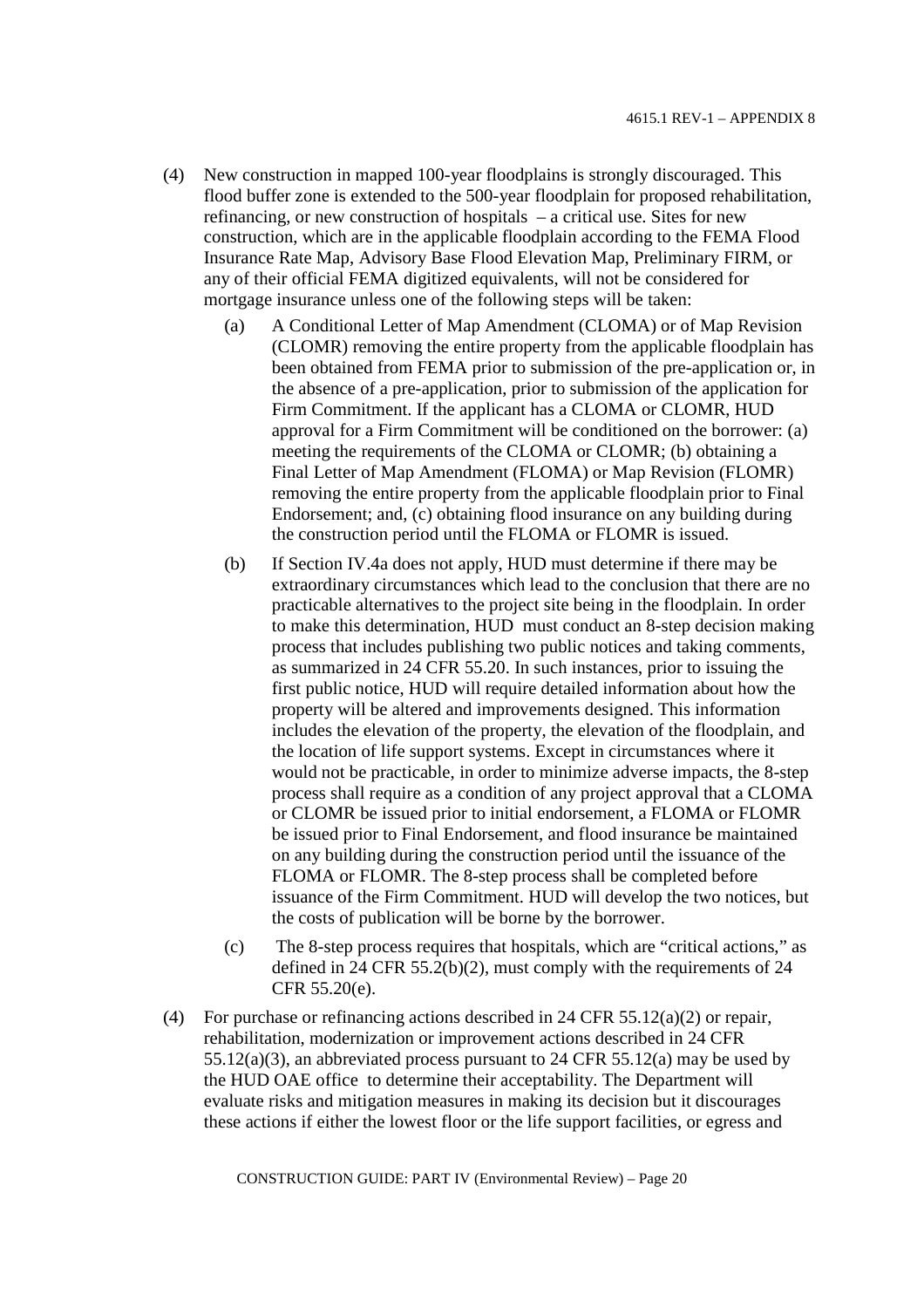(4) New construction in mapped 100-year floodplains is strongly discouraged. This flood buffer zone is extended to the 500-year floodplain for proposed rehabilitation, refinancing, or new construction of hospitals – a critical use. Sites for new construction, which are in the applicable floodplain according to the FEMA Flood Insurance Rate Map, Advisory Base Flood Elevation Map, Preliminary FIRM, or any of their official FEMA digitized equivalents, will not be considered for mortgage insurance unless one of the following steps will be taken:

   (a) A Conditional Letter of Map Amendment (CLOMA) or of Map Revision (CLOMR) removing the entire property from the applicable floodplain has been obtained from FEMA prior to submission of the pre-application or, in the absence of a pre-application, prior to submission of the application for Firm Commitment. If the applicant has a CLOMA or CLOMR, HUD approval for a Firm Commitment will be conditioned on the borrower: (a) meeting the requirements of the CLOMA or CLOMR; (b) obtaining a Final Letter of Map Amendment (FLOMA) or Map Revision (FLOMR) removing the entire property from the applicable floodplain prior to Final Endorsement; and, (c) obtaining flood insurance on any building during the construction period until the FLOMA or FLOMR is issued.

   (b) If Section IV.4a does not apply, HUD must determine if there may be extraordinary circumstances which lead to the conclusion that there are no practicable alternatives to the project site being in the floodplain. In order to make this determination, HUD must conduct an 8-step decision making process that includes publishing two public notices and taking comments, as summarized in 24 CFR 55.20. In such instances, prior to issuing the first public notice, HUD will require detailed information about how the property will be altered and improvements designed. This information includes the elevation of the property, the elevation of the floodplain, and the location of life support systems. Except in circumstances where it would not be practicable, in order to minimize adverse impacts, the 8-step process shall require as a condition of any project approval that a CLOMA or CLOMR be issued prior to initial endorsement, a FLOMA or FLOMR be issued prior to Final Endorsement, and flood insurance be maintained on any building during the construction period until the issuance of the FLOMA or FLOMR. The 8-step process shall be completed before issuance of the Firm Commitment. HUD will develop the two notices, but the costs of publication will be borne by the borrower.

   (c) The 8-step process requires that hospitals, which are "critical actions," as defined in 24 CFR 55.2(b)(2), must comply with the requirements of 24 CFR 55.20(e).

(4) For purchase or refinancing actions described in 24 CFR 55.12(a)(2) or repair, rehabilitation, modernization or improvement actions described in 24 CFR 55.12(a)(3), an abbreviated process pursuant to 24 CFR 55.12(a) may be used by the HUD OAE office to determine their acceptability. The Department will evaluate risks and mitigation measures in making its decision but it discourages these actions if either the lowest floor or the life support facilities, or egress and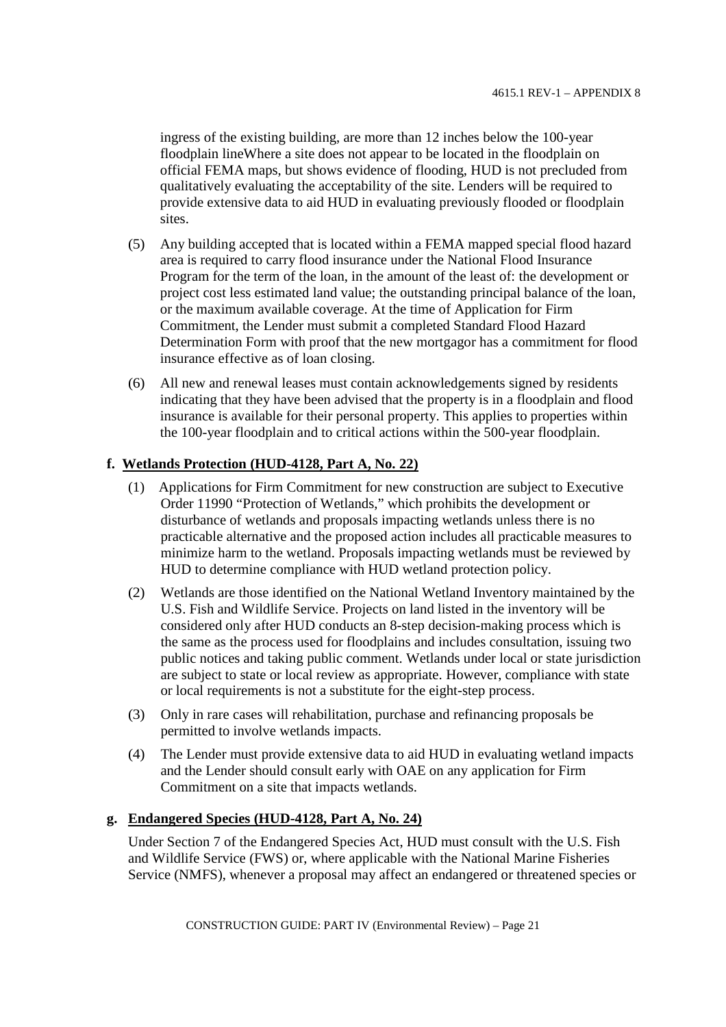ingress of the existing building, are more than 12 inches below the 100-year floodplain lineWhere a site does not appear to be located in the floodplain on official FEMA maps, but shows evidence of flooding, HUD is not precluded from qualitatively evaluating the acceptability of the site. Lenders will be required to provide extensive data to aid HUD in evaluating previously flooded or floodplain sites.

(5) Any building accepted that is located within a FEMA mapped special flood hazard area is required to carry flood insurance under the National Flood Insurance Program for the term of the loan, in the amount of the least of: the development or project cost less estimated land value; the outstanding principal balance of the loan, or the maximum available coverage. At the time of Application for Firm Commitment, the Lender must submit a completed Standard Flood Hazard Determination Form with proof that the new mortgagor has a commitment for flood insurance effective as of loan closing.

(6) All new and renewal leases must contain acknowledgements signed by residents indicating that they have been advised that the property is in a floodplain and flood insurance is available for their personal property. This applies to properties within the 100-year floodplain and to critical actions within the 500-year floodplain.

**f. Wetlands Protection (HUD-4128, Part A, No. 22)**

(1) Applications for Firm Commitment for new construction are subject to Executive Order 11990 "Protection of Wetlands," which prohibits the development or disturbance of wetlands and proposals impacting wetlands unless there is no practicable alternative and the proposed action includes all practicable measures to minimize harm to the wetland. Proposals impacting wetlands must be reviewed by HUD to determine compliance with HUD wetland protection policy.

(2) Wetlands are those identified on the National Wetland Inventory maintained by the U.S. Fish and Wildlife Service. Projects on land listed in the inventory will be considered only after HUD conducts an 8-step decision-making process which is the same as the process used for floodplains and includes consultation, issuing two public notices and taking public comment. Wetlands under local or state jurisdiction are subject to state or local review as appropriate. However, compliance with state or local requirements is not a substitute for the eight-step process.

(3) Only in rare cases will rehabilitation, purchase and refinancing proposals be permitted to involve wetlands impacts.

(4) The Lender must provide extensive data to aid HUD in evaluating wetland impacts and the Lender should consult early with OAE on any application for Firm Commitment on a site that impacts wetlands.

**g. Endangered Species (HUD-4128, Part A, No. 24)**

Under Section 7 of the Endangered Species Act, HUD must consult with the U.S. Fish and Wildlife Service (FWS) or, where applicable with the National Marine Fisheries Service (NMFS), whenever a proposal may affect an endangered or threatened species or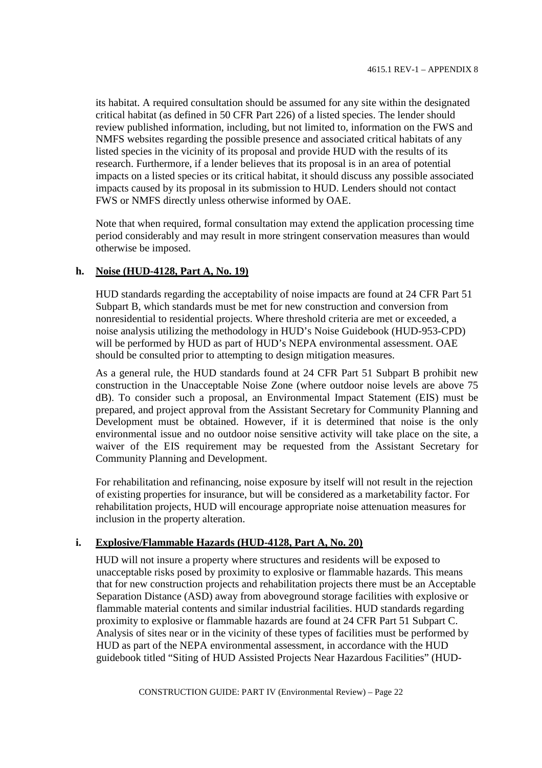its habitat. A required consultation should be assumed for any site within the designated critical habitat (as defined in 50 CFR Part 226) of a listed species. The lender should review published information, including, but not limited to, information on the FWS and NMFS websites regarding the possible presence and associated critical habitats of any listed species in the vicinity of its proposal and provide HUD with the results of its research. Furthermore, if a lender believes that its proposal is in an area of potential impacts on a listed species or its critical habitat, it should discuss any possible associated impacts caused by its proposal in its submission to HUD. Lenders should not contact FWS or NMFS directly unless otherwise informed by OAE.

Note that when required, formal consultation may extend the application processing time period considerably and may result in more stringent conservation measures than would otherwise be imposed.

**h. Noise (HUD-4128, Part A, No. 19)**

HUD standards regarding the acceptability of noise impacts are found at 24 CFR Part 51 Subpart B, which standards must be met for new construction and conversion from nonresidential to residential projects. Where threshold criteria are met or exceeded, a noise analysis utilizing the methodology in HUD's Noise Guidebook (HUD-953-CPD) will be performed by HUD as part of HUD's NEPA environmental assessment. OAE should be consulted prior to attempting to design mitigation measures.

As a general rule, the HUD standards found at 24 CFR Part 51 Subpart B prohibit new construction in the Unacceptable Noise Zone (where outdoor noise levels are above 75 dB). To consider such a proposal, an Environmental Impact Statement (EIS) must be prepared, and project approval from the Assistant Secretary for Community Planning and Development must be obtained. However, if it is determined that noise is the only environmental issue and no outdoor noise sensitive activity will take place on the site, a waiver of the EIS requirement may be requested from the Assistant Secretary for Community Planning and Development.

For rehabilitation and refinancing, noise exposure by itself will not result in the rejection of existing properties for insurance, but will be considered as a marketability factor. For rehabilitation projects, HUD will encourage appropriate noise attenuation measures for inclusion in the property alteration.

**i. Explosive/Flammable Hazards (HUD-4128, Part A, No. 20)**

HUD will not insure a property where structures and residents will be exposed to unacceptable risks posed by proximity to explosive or flammable hazards. This means that for new construction projects and rehabilitation projects there must be an Acceptable Separation Distance (ASD) away from aboveground storage facilities with explosive or flammable material contents and similar industrial facilities. HUD standards regarding proximity to explosive or flammable hazards are found at 24 CFR Part 51 Subpart C. Analysis of sites near or in the vicinity of these types of facilities must be performed by HUD as part of the NEPA environmental assessment, in accordance with the HUD guidebook titled "Siting of HUD Assisted Projects Near Hazardous Facilities" (HUD-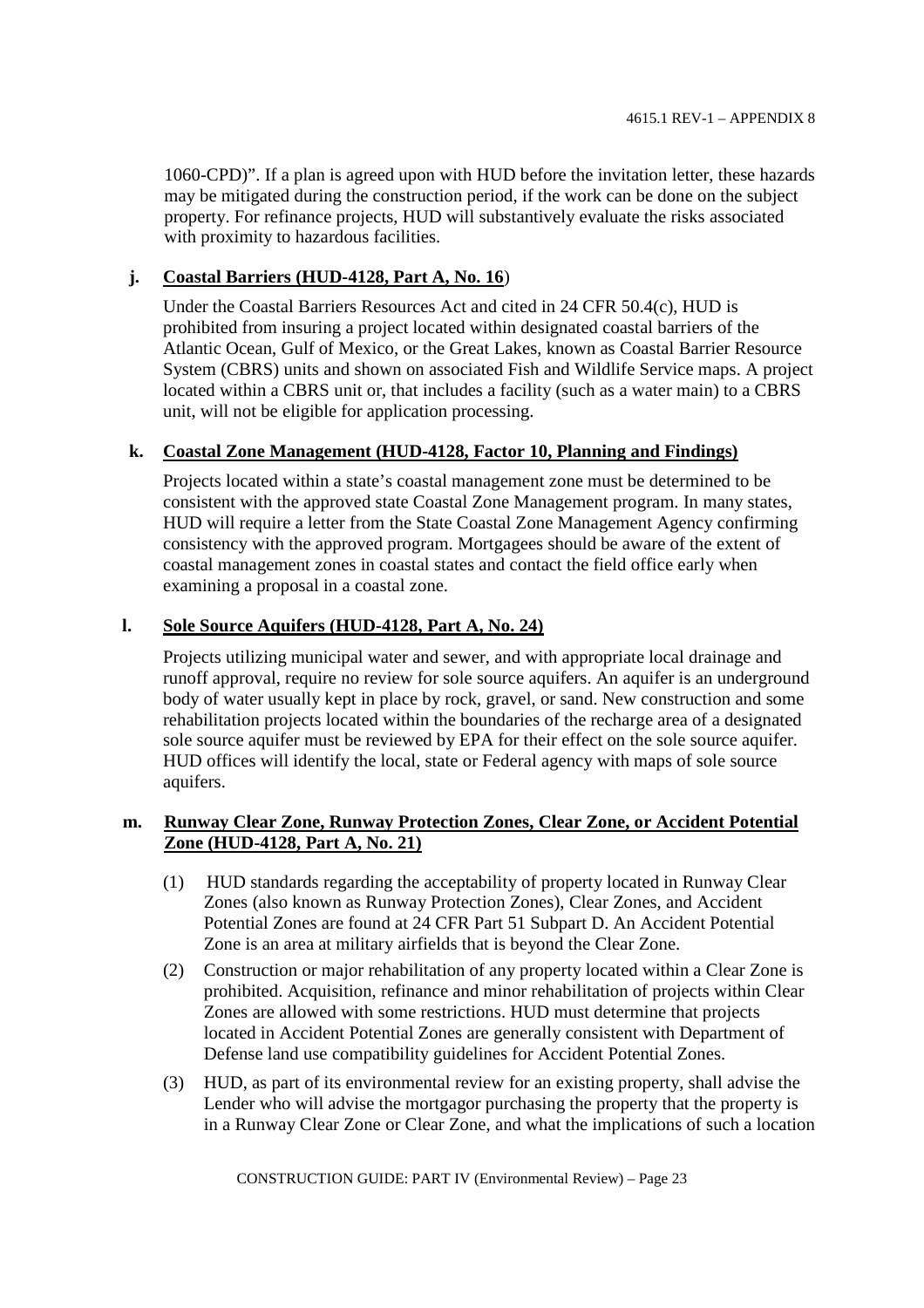1060-CPD)". If a plan is agreed upon with HUD before the invitation letter, these hazards may be mitigated during the construction period, if the work can be done on the subject property. For refinance projects, HUD will substantively evaluate the risks associated with proximity to hazardous facilities.

**j. Coastal Barriers (HUD-4128, Part A, No. 16)**

Under the Coastal Barriers Resources Act and cited in 24 CFR 50.4(c), HUD is prohibited from insuring a project located within designated coastal barriers of the Atlantic Ocean, Gulf of Mexico, or the Great Lakes, known as Coastal Barrier Resource System (CBRS) units and shown on associated Fish and Wildlife Service maps. A project located within a CBRS unit or, that includes a facility (such as a water main) to a CBRS unit, will not be eligible for application processing.

**k. Coastal Zone Management (HUD-4128, Factor 10, Planning and Findings)**

Projects located within a state's coastal management zone must be determined to be consistent with the approved state Coastal Zone Management program. In many states, HUD will require a letter from the State Coastal Zone Management Agency confirming consistency with the approved program. Mortgagees should be aware of the extent of coastal management zones in coastal states and contact the field office early when examining a proposal in a coastal zone.

**l. Sole Source Aquifers (HUD-4128, Part A, No. 24)**

Projects utilizing municipal water and sewer, and with appropriate local drainage and runoff approval, require no review for sole source aquifers. An aquifer is an underground body of water usually kept in place by rock, gravel, or sand. New construction and some rehabilitation projects located within the boundaries of the recharge area of a designated sole source aquifer must be reviewed by EPA for their effect on the sole source aquifer. HUD offices will identify the local, state or Federal agency with maps of sole source aquifers.

**m. Runway Clear Zone, Runway Protection Zones, Clear Zone, or Accident Potential Zone (HUD-4128, Part A, No. 21)**

(1) HUD standards regarding the acceptability of property located in Runway Clear Zones (also known as Runway Protection Zones), Clear Zones, and Accident Potential Zones are found at 24 CFR Part 51 Subpart D. An Accident Potential Zone is an area at military airfields that is beyond the Clear Zone.

(2) Construction or major rehabilitation of any property located within a Clear Zone is prohibited. Acquisition, refinance and minor rehabilitation of projects within Clear Zones are allowed with some restrictions. HUD must determine that projects located in Accident Potential Zones are generally consistent with Department of Defense land use compatibility guidelines for Accident Potential Zones.

(3) HUD, as part of its environmental review for an existing property, shall advise the Lender who will advise the mortgagor purchasing the property that the property is in a Runway Clear Zone or Clear Zone, and what the implications of such a location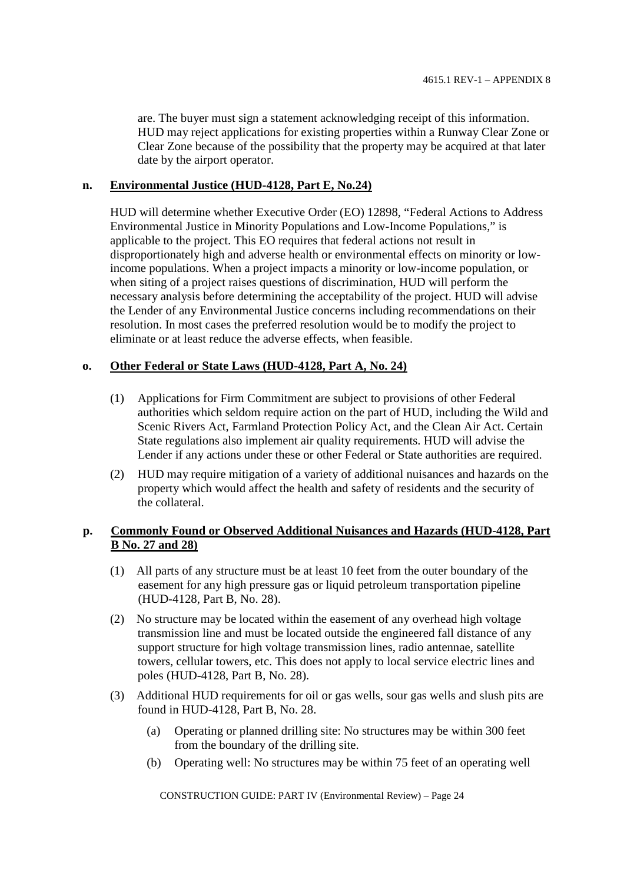are. The buyer must sign a statement acknowledging receipt of this information. HUD may reject applications for existing properties within a Runway Clear Zone or Clear Zone because of the possibility that the property may be acquired at that later date by the airport operator.

**n. Environmental Justice (HUD-4128, Part E, No.24)**

HUD will determine whether Executive Order (EO) 12898, "Federal Actions to Address Environmental Justice in Minority Populations and Low-Income Populations," is applicable to the project. This EO requires that federal actions not result in disproportionately high and adverse health or environmental effects on minority or low-income populations. When a project impacts a minority or low-income population, or when siting of a project raises questions of discrimination, HUD will perform the necessary analysis before determining the acceptability of the project. HUD will advise the Lender of any Environmental Justice concerns including recommendations on their resolution. In most cases the preferred resolution would be to modify the project to eliminate or at least reduce the adverse effects, when feasible.

**o. Other Federal or State Laws (HUD-4128, Part A, No. 24)**

(1) Applications for Firm Commitment are subject to provisions of other Federal authorities which seldom require action on the part of HUD, including the Wild and Scenic Rivers Act, Farmland Protection Policy Act, and the Clean Air Act. Certain State regulations also implement air quality requirements. HUD will advise the Lender if any actions under these or other Federal or State authorities are required.

(2) HUD may require mitigation of a variety of additional nuisances and hazards on the property which would affect the health and safety of residents and the security of the collateral.

**p. Commonly Found or Observed Additional Nuisances and Hazards (HUD-4128, Part B No. 27 and 28)**

(1) All parts of any structure must be at least 10 feet from the outer boundary of the easement for any high pressure gas or liquid petroleum transportation pipeline (HUD-4128, Part B, No. 28).

(2) No structure may be located within the easement of any overhead high voltage transmission line and must be located outside the engineered fall distance of any support structure for high voltage transmission lines, radio antennae, satellite towers, cellular towers, etc. This does not apply to local service electric lines and poles (HUD-4128, Part B, No. 28).

(3) Additional HUD requirements for oil or gas wells, sour gas wells and slush pits are found in HUD-4128, Part B, No. 28.

(a) Operating or planned drilling site: No structures may be within 300 feet from the boundary of the drilling site.

(b) Operating well: No structures may be within 75 feet of an operating well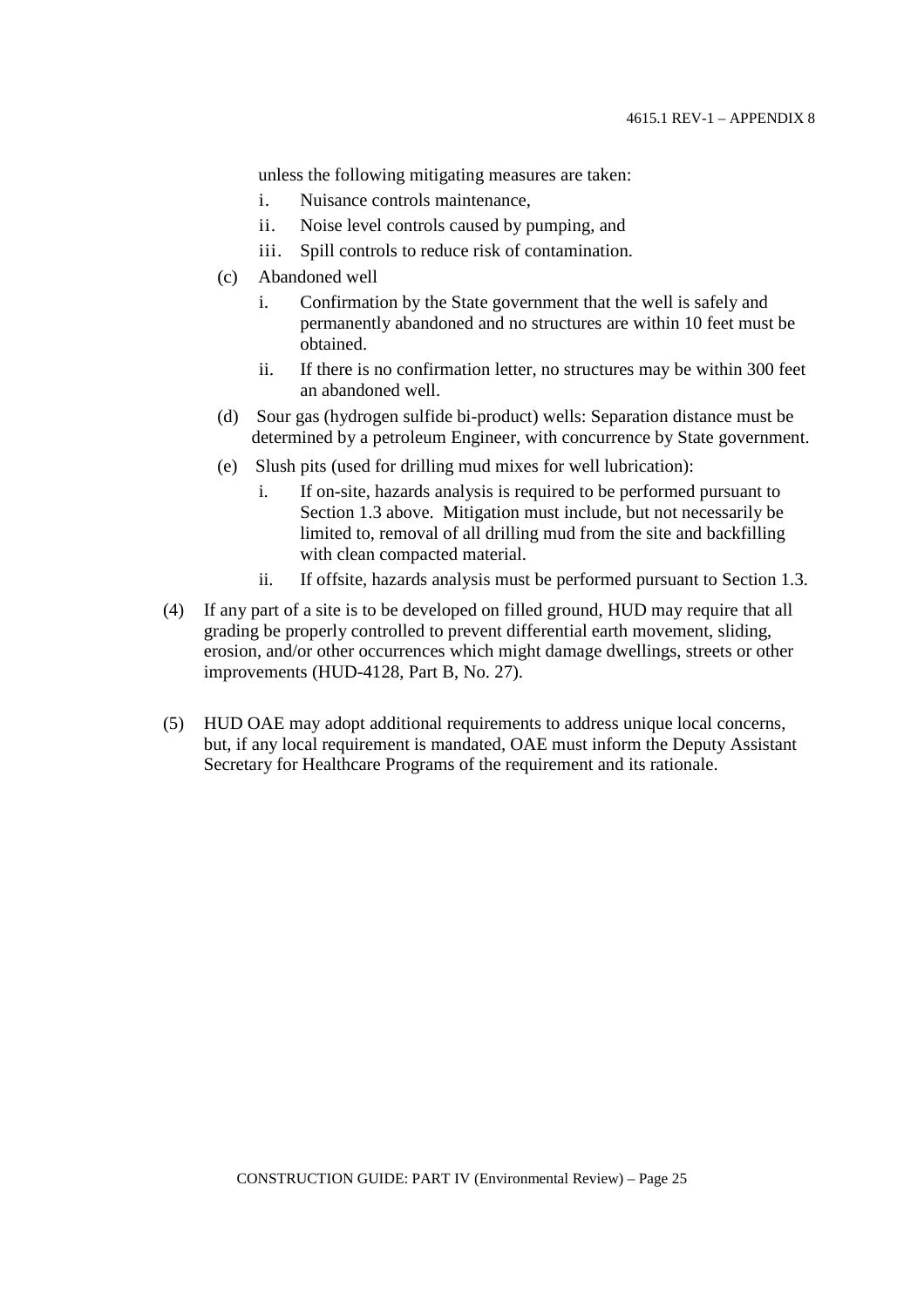unless the following mitigating measures are taken:

i. Nuisance controls maintenance,
ii. Noise level controls caused by pumping, and
iii. Spill controls to reduce risk of contamination.

(c) Abandoned well

i. Confirmation by the State government that the well is safely and permanently abandoned and no structures are within 10 feet must be obtained.
ii. If there is no confirmation letter, no structures may be within 300 feet an abandoned well.

(d) Sour gas (hydrogen sulfide bi-product) wells: Separation distance must be determined by a petroleum Engineer, with concurrence by State government.

(e) Slush pits (used for drilling mud mixes for well lubrication):

i. If on-site, hazards analysis is required to be performed pursuant to Section 1.3 above. Mitigation must include, but not necessarily be limited to, removal of all drilling mud from the site and backfilling with clean compacted material.
ii. If offsite, hazards analysis must be performed pursuant to Section 1.3.

(4) If any part of a site is to be developed on filled ground, HUD may require that all grading be properly controlled to prevent differential earth movement, sliding, erosion, and/or other occurrences which might damage dwellings, streets or other improvements (HUD-4128, Part B, No. 27).

(5) HUD OAE may adopt additional requirements to address unique local concerns, but, if any local requirement is mandated, OAE must inform the Deputy Assistant Secretary for Healthcare Programs of the requirement and its rationale.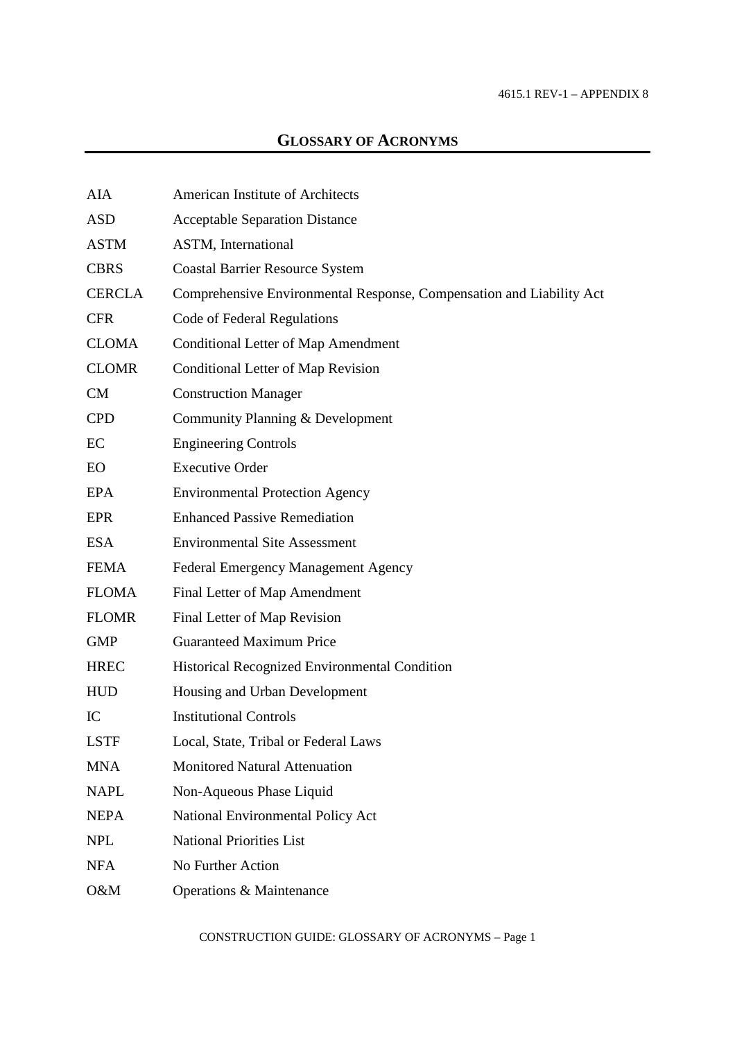## GLOSSARY OF ACRONYMS

| | |
|---|---|
| AIA | American Institute of Architects |
| ASD | Acceptable Separation Distance |
| ASTM | ASTM, International |
| CBRS | Coastal Barrier Resource System |
| CERCLA | Comprehensive Environmental Response, Compensation and Liability Act |
| CFR | Code of Federal Regulations |
| CLOMA | Conditional Letter of Map Amendment |
| CLOMR | Conditional Letter of Map Revision |
| CM | Construction Manager |
| CPD | Community Planning & Development |
| EC | Engineering Controls |
| EO | Executive Order |
| EPA | Environmental Protection Agency |
| EPR | Enhanced Passive Remediation |
| ESA | Environmental Site Assessment |
| FEMA | Federal Emergency Management Agency |
| FLOMA | Final Letter of Map Amendment |
| FLOMR | Final Letter of Map Revision |
| GMP | Guaranteed Maximum Price |
| HREC | Historical Recognized Environmental Condition |
| HUD | Housing and Urban Development |
| IC | Institutional Controls |
| LSTF | Local, State, Tribal or Federal Laws |
| MNA | Monitored Natural Attenuation |
| NAPL | Non-Aqueous Phase Liquid |
| NEPA | National Environmental Policy Act |
| NPL | National Priorities List |
| NFA | No Further Action |
| O&M | Operations & Maintenance |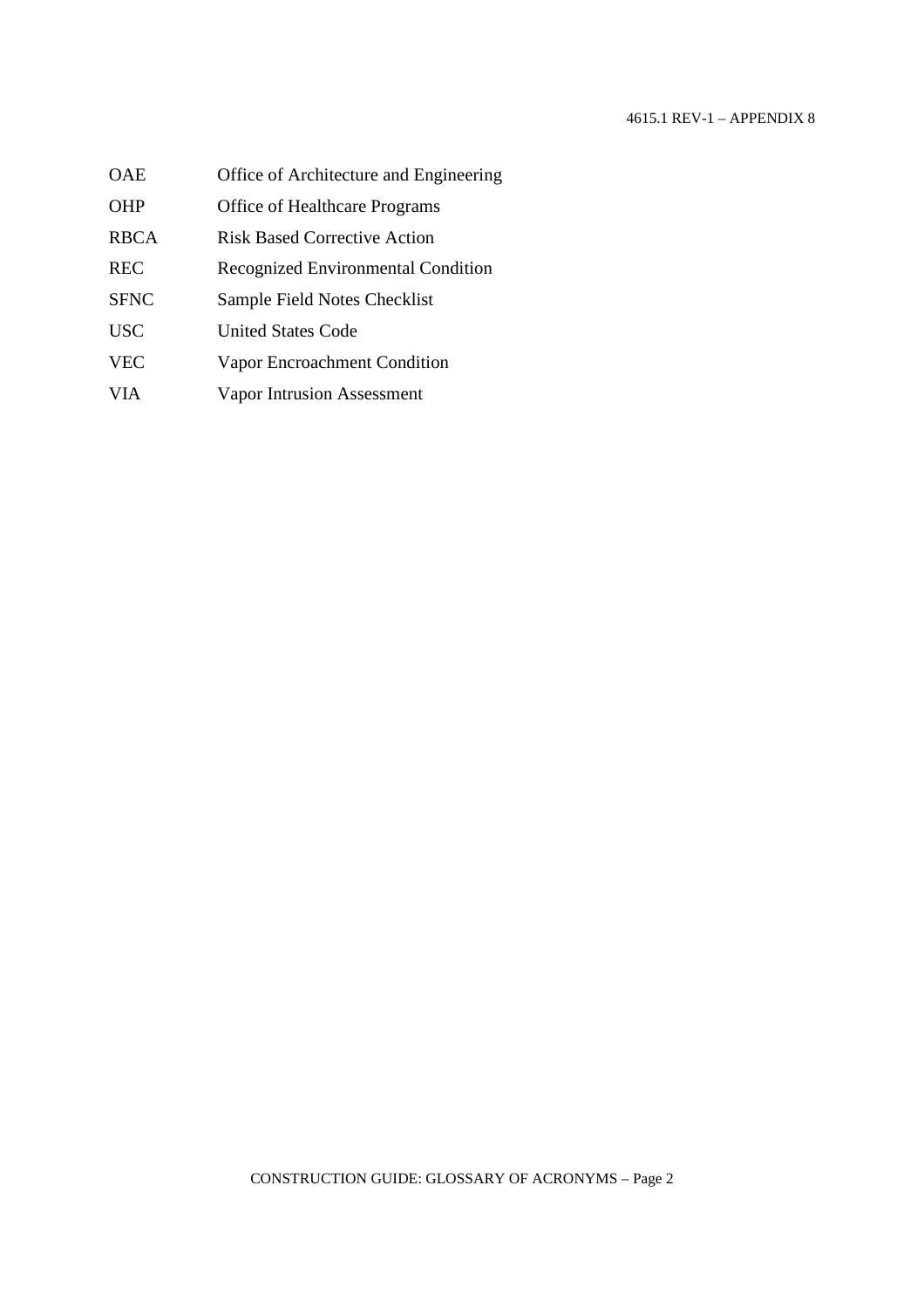| | |
|---|---|
| OAE | Office of Architecture and Engineering |
| OHP | Office of Healthcare Programs |
| RBCA | Risk Based Corrective Action |
| REC | Recognized Environmental Condition |
| SFNC | Sample Field Notes Checklist |
| USC | United States Code |
| VEC | Vapor Encroachment Condition |
| VIA | Vapor Intrusion Assessment |